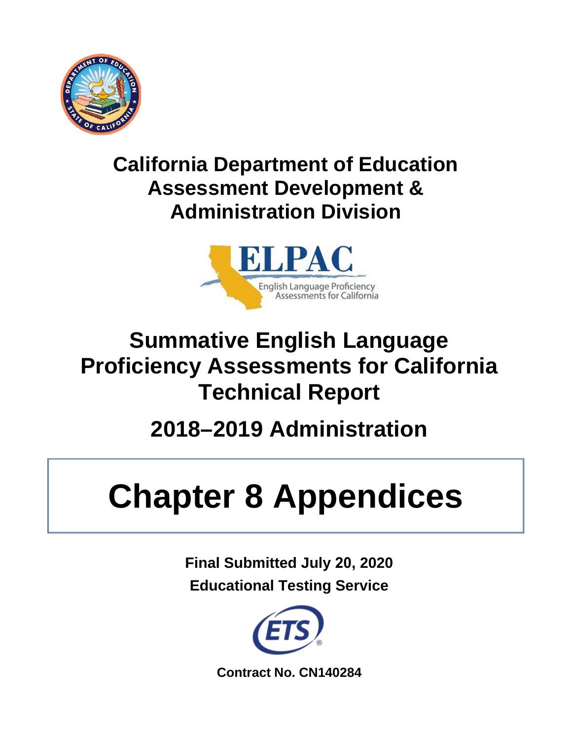# California Department of Education Assessment Development & Administration Division

ELPAC

English Language Proficiency Assessments for California

# Summative English Language Proficiency Assessments for California Technical Report

## 2018–2019 Administration

# Chapter 8 Appendices

**Final Submitted July 20, 2020**

**Educational Testing Service**

**Contract No. CN140284**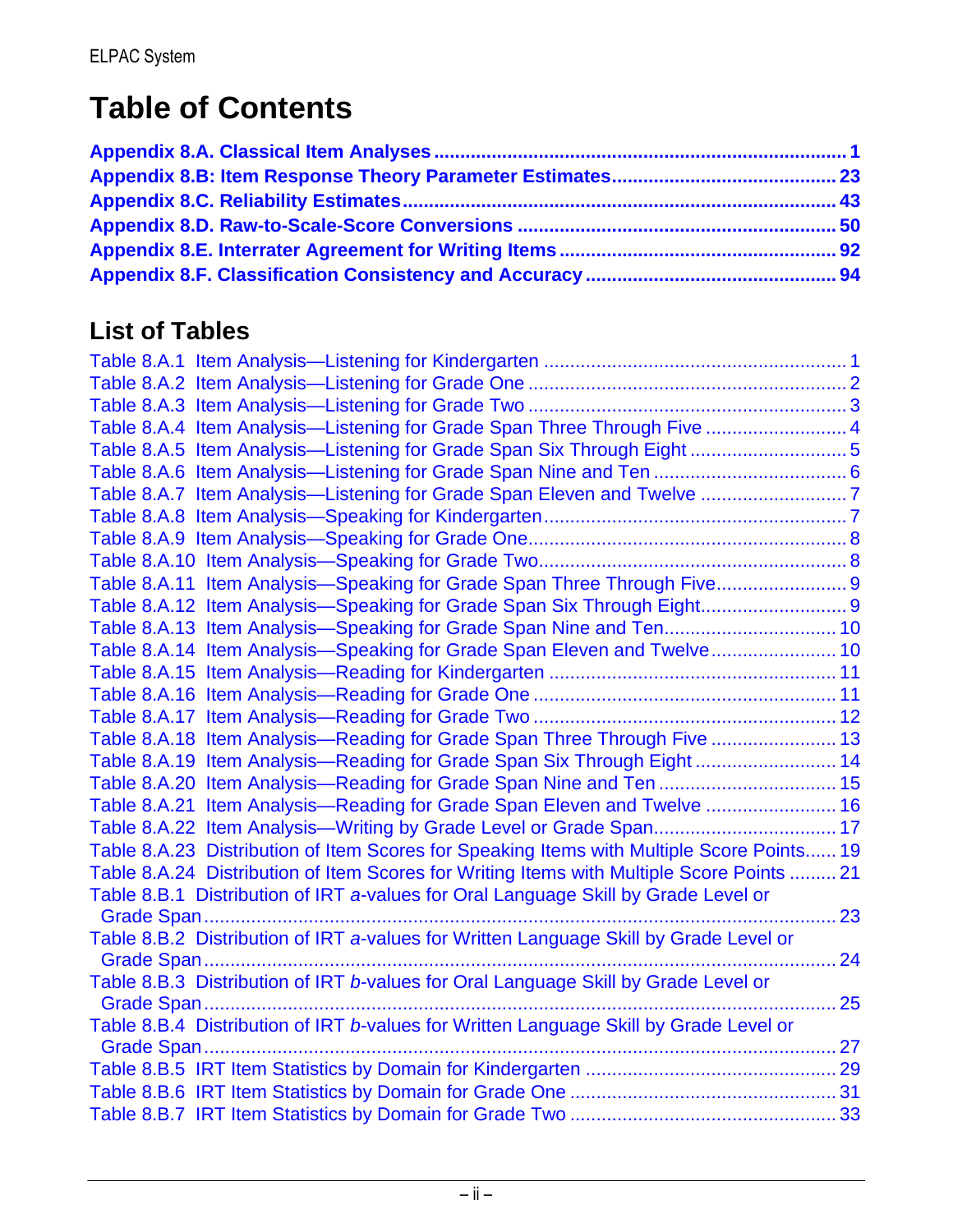# Table of Contents

**Appendix 8.A. Classical Item Analyses .............................................................................. 1**
**Appendix 8.B: Item Response Theory Parameter Estimates.......................................... 23**
**Appendix 8.C. Reliability Estimates................................................................................ 43**
**Appendix 8.D. Raw-to-Scale-Score Conversions ........................................................... 50**
**Appendix 8.E. Interrater Agreement for Writing Items ................................................... 92**
**Appendix 8.F. Classification Consistency and Accuracy ............................................... 94**

## List of Tables

Table 8.A.1 Item Analysis—Listening for Kindergarten ......................................................... 1
Table 8.A.2 Item Analysis—Listening for Grade One ............................................................ 2
Table 8.A.3 Item Analysis—Listening for Grade Two ............................................................ 3
Table 8.A.4 Item Analysis—Listening for Grade Span Three Through Five ........................... 4
Table 8.A.5 Item Analysis—Listening for Grade Span Six Through Eight .............................. 5
Table 8.A.6 Item Analysis—Listening for Grade Span Nine and Ten ..................................... 6
Table 8.A.7 Item Analysis—Listening for Grade Span Eleven and Twelve ............................ 7
Table 8.A.8 Item Analysis—Speaking for Kindergarten......................................................... 7
Table 8.A.9 Item Analysis—Speaking for Grade One............................................................ 8
Table 8.A.10 Item Analysis—Speaking for Grade Two.......................................................... 8
Table 8.A.11 Item Analysis—Speaking for Grade Span Three Through Five......................... 9
Table 8.A.12 Item Analysis—Speaking for Grade Span Six Through Eight............................ 9
Table 8.A.13 Item Analysis—Speaking for Grade Span Nine and Ten................................. 10
Table 8.A.14 Item Analysis—Speaking for Grade Span Eleven and Twelve........................ 10
Table 8.A.15 Item Analysis—Reading for Kindergarten ...................................................... 11
Table 8.A.16 Item Analysis—Reading for Grade One ......................................................... 11
Table 8.A.17 Item Analysis—Reading for Grade Two ......................................................... 12
Table 8.A.18 Item Analysis—Reading for Grade Span Three Through Five ........................ 13
Table 8.A.19 Item Analysis—Reading for Grade Span Six Through Eight ........................... 14
Table 8.A.20 Item Analysis—Reading for Grade Span Nine and Ten .................................. 15
Table 8.A.21 Item Analysis—Reading for Grade Span Eleven and Twelve ......................... 16
Table 8.A.22 Item Analysis—Writing by Grade Level or Grade Span................................... 17
Table 8.A.23 Distribution of Item Scores for Speaking Items with Multiple Score Points...... 19
Table 8.A.24 Distribution of Item Scores for Writing Items with Multiple Score Points ......... 21
Table 8.B.1 Distribution of IRT *a*-values for Oral Language Skill by Grade Level or Grade Span.......................................................................................................... 23
Table 8.B.2 Distribution of IRT *a*-values for Written Language Skill by Grade Level or Grade Span.......................................................................................................... 24
Table 8.B.3 Distribution of IRT *b*-values for Oral Language Skill by Grade Level or Grade Span.......................................................................................................... 25
Table 8.B.4 Distribution of IRT *b*-values for Written Language Skill by Grade Level or Grade Span.......................................................................................................... 27
Table 8.B.5 IRT Item Statistics by Domain for Kindergarten ............................................... 29
Table 8.B.6 IRT Item Statistics by Domain for Grade One .................................................. 31
Table 8.B.7 IRT Item Statistics by Domain for Grade Two .................................................. 33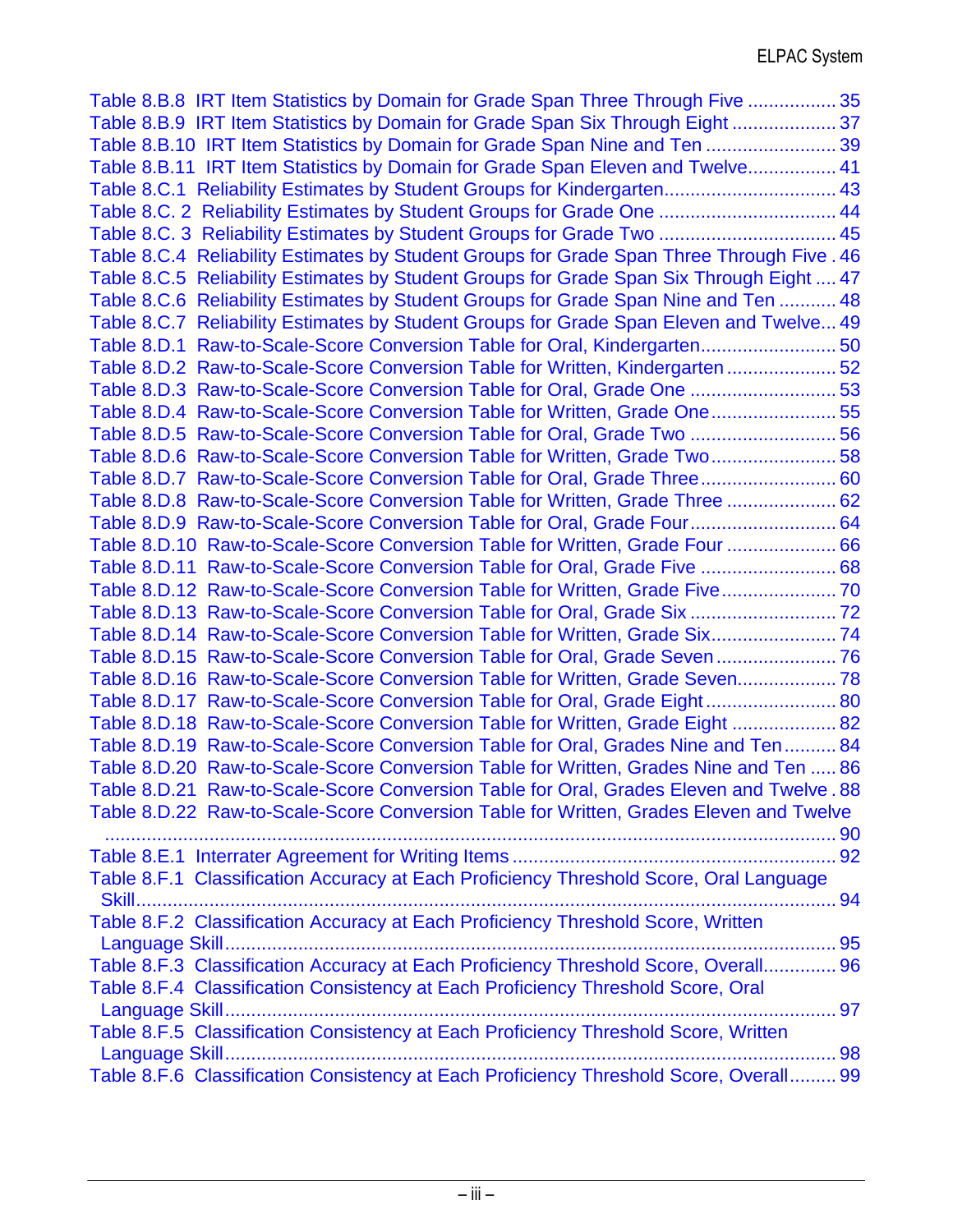Table 8.B.8 IRT Item Statistics by Domain for Grade Span Three Through Five ................. 35
Table 8.B.9 IRT Item Statistics by Domain for Grade Span Six Through Eight .................... 37
Table 8.B.10 IRT Item Statistics by Domain for Grade Span Nine and Ten ......................... 39
Table 8.B.11 IRT Item Statistics by Domain for Grade Span Eleven and Twelve................. 41
Table 8.C.1 Reliability Estimates by Student Groups for Kindergarten................................. 43
Table 8.C. 2 Reliability Estimates by Student Groups for Grade One .................................. 44
Table 8.C. 3 Reliability Estimates by Student Groups for Grade Two .................................. 45
Table 8.C.4 Reliability Estimates by Student Groups for Grade Span Three Through Five . 46
Table 8.C.5 Reliability Estimates by Student Groups for Grade Span Six Through Eight .... 47
Table 8.C.6 Reliability Estimates by Student Groups for Grade Span Nine and Ten ........... 48
Table 8.C.7 Reliability Estimates by Student Groups for Grade Span Eleven and Twelve... 49
Table 8.D.1 Raw-to-Scale-Score Conversion Table for Oral, Kindergarten.......................... 50
Table 8.D.2 Raw-to-Scale-Score Conversion Table for Written, Kindergarten ..................... 52
Table 8.D.3 Raw-to-Scale-Score Conversion Table for Oral, Grade One ............................ 53
Table 8.D.4 Raw-to-Scale-Score Conversion Table for Written, Grade One........................ 55
Table 8.D.5 Raw-to-Scale-Score Conversion Table for Oral, Grade Two ............................ 56
Table 8.D.6 Raw-to-Scale-Score Conversion Table for Written, Grade Two........................ 58
Table 8.D.7 Raw-to-Scale-Score Conversion Table for Oral, Grade Three.......................... 60
Table 8.D.8 Raw-to-Scale-Score Conversion Table for Written, Grade Three ..................... 62
Table 8.D.9 Raw-to-Scale-Score Conversion Table for Oral, Grade Four............................ 64
Table 8.D.10 Raw-to-Scale-Score Conversion Table for Written, Grade Four ..................... 66
Table 8.D.11 Raw-to-Scale-Score Conversion Table for Oral, Grade Five .......................... 68
Table 8.D.12 Raw-to-Scale-Score Conversion Table for Written, Grade Five...................... 70
Table 8.D.13 Raw-to-Scale-Score Conversion Table for Oral, Grade Six ............................ 72
Table 8.D.14 Raw-to-Scale-Score Conversion Table for Written, Grade Six........................ 74
Table 8.D.15 Raw-to-Scale-Score Conversion Table for Oral, Grade Seven ....................... 76
Table 8.D.16 Raw-to-Scale-Score Conversion Table for Written, Grade Seven................... 78
Table 8.D.17 Raw-to-Scale-Score Conversion Table for Oral, Grade Eight......................... 80
Table 8.D.18 Raw-to-Scale-Score Conversion Table for Written, Grade Eight .................... 82
Table 8.D.19 Raw-to-Scale-Score Conversion Table for Oral, Grades Nine and Ten.......... 84
Table 8.D.20 Raw-to-Scale-Score Conversion Table for Written, Grades Nine and Ten ..... 86
Table 8.D.21 Raw-to-Scale-Score Conversion Table for Oral, Grades Eleven and Twelve . 88
Table 8.D.22 Raw-to-Scale-Score Conversion Table for Written, Grades Eleven and Twelve ........................................................................................................................................ 90
Table 8.E.1 Interrater Agreement for Writing Items ............................................................. 92
Table 8.F.1 Classification Accuracy at Each Proficiency Threshold Score, Oral Language Skill........................................................................................................................................ 94
Table 8.F.2 Classification Accuracy at Each Proficiency Threshold Score, Written Language Skill.................................................................................................................... 95
Table 8.F.3 Classification Accuracy at Each Proficiency Threshold Score, Overall.............. 96
Table 8.F.4 Classification Consistency at Each Proficiency Threshold Score, Oral Language Skill.................................................................................................................... 97
Table 8.F.5 Classification Consistency at Each Proficiency Threshold Score, Written Language Skill.................................................................................................................... 98
Table 8.F.6 Classification Consistency at Each Proficiency Threshold Score, Overall......... 99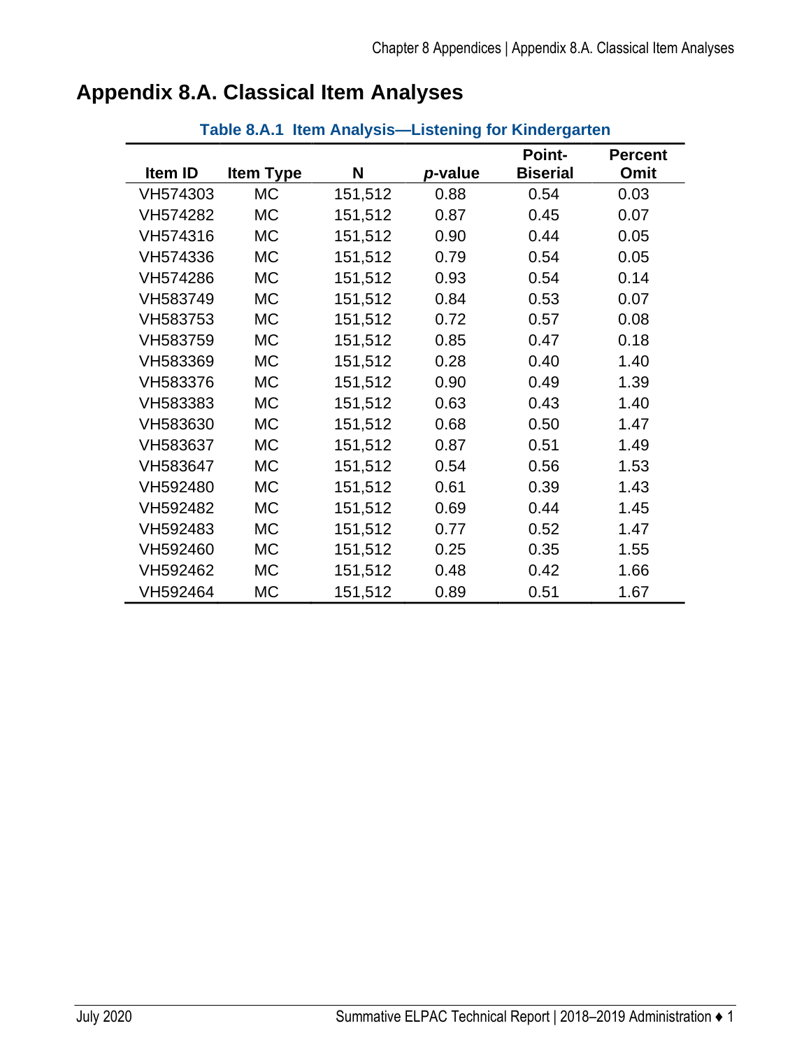# Appendix 8.A. Classical Item Analyses

**Table 8.A.1 Item Analysis—Listening for Kindergarten**

| Item ID | Item Type | N | *p*-value | Point-Biserial | Percent Omit |
|---|---|---|---|---|---|
| VH574303 | MC | 151,512 | 0.88 | 0.54 | 0.03 |
| VH574282 | MC | 151,512 | 0.87 | 0.45 | 0.07 |
| VH574316 | MC | 151,512 | 0.90 | 0.44 | 0.05 |
| VH574336 | MC | 151,512 | 0.79 | 0.54 | 0.05 |
| VH574286 | MC | 151,512 | 0.93 | 0.54 | 0.14 |
| VH583749 | MC | 151,512 | 0.84 | 0.53 | 0.07 |
| VH583753 | MC | 151,512 | 0.72 | 0.57 | 0.08 |
| VH583759 | MC | 151,512 | 0.85 | 0.47 | 0.18 |
| VH583369 | MC | 151,512 | 0.28 | 0.40 | 1.40 |
| VH583376 | MC | 151,512 | 0.90 | 0.49 | 1.39 |
| VH583383 | MC | 151,512 | 0.63 | 0.43 | 1.40 |
| VH583630 | MC | 151,512 | 0.68 | 0.50 | 1.47 |
| VH583637 | MC | 151,512 | 0.87 | 0.51 | 1.49 |
| VH583647 | MC | 151,512 | 0.54 | 0.56 | 1.53 |
| VH592480 | MC | 151,512 | 0.61 | 0.39 | 1.43 |
| VH592482 | MC | 151,512 | 0.69 | 0.44 | 1.45 |
| VH592483 | MC | 151,512 | 0.77 | 0.52 | 1.47 |
| VH592460 | MC | 151,512 | 0.25 | 0.35 | 1.55 |
| VH592462 | MC | 151,512 | 0.48 | 0.42 | 1.66 |
| VH592464 | MC | 151,512 | 0.89 | 0.51 | 1.67 |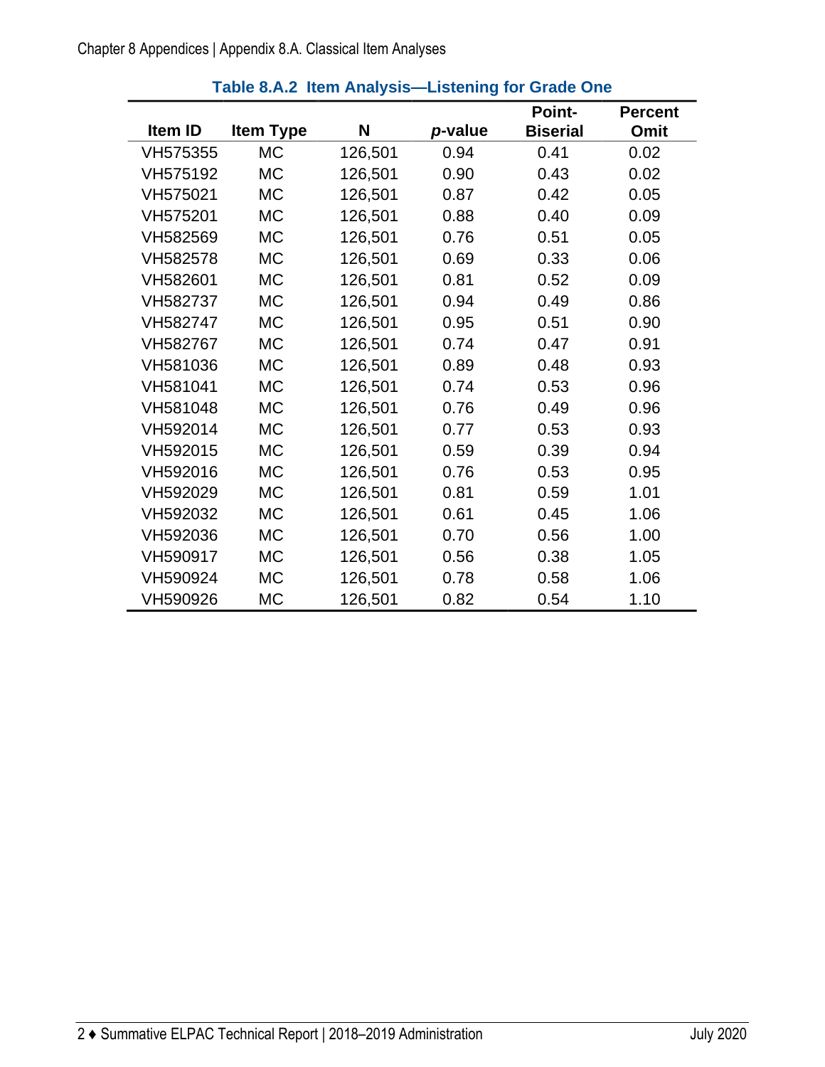**Table 8.A.2 Item Analysis—Listening for Grade One**

| Item ID | Item Type | N | *p*-value | Point-Biserial | Percent Omit |
|---|---|---|---|---|---|
| VH575355 | MC | 126,501 | 0.94 | 0.41 | 0.02 |
| VH575192 | MC | 126,501 | 0.90 | 0.43 | 0.02 |
| VH575021 | MC | 126,501 | 0.87 | 0.42 | 0.05 |
| VH575201 | MC | 126,501 | 0.88 | 0.40 | 0.09 |
| VH582569 | MC | 126,501 | 0.76 | 0.51 | 0.05 |
| VH582578 | MC | 126,501 | 0.69 | 0.33 | 0.06 |
| VH582601 | MC | 126,501 | 0.81 | 0.52 | 0.09 |
| VH582737 | MC | 126,501 | 0.94 | 0.49 | 0.86 |
| VH582747 | MC | 126,501 | 0.95 | 0.51 | 0.90 |
| VH582767 | MC | 126,501 | 0.74 | 0.47 | 0.91 |
| VH581036 | MC | 126,501 | 0.89 | 0.48 | 0.93 |
| VH581041 | MC | 126,501 | 0.74 | 0.53 | 0.96 |
| VH581048 | MC | 126,501 | 0.76 | 0.49 | 0.96 |
| VH592014 | MC | 126,501 | 0.77 | 0.53 | 0.93 |
| VH592015 | MC | 126,501 | 0.59 | 0.39 | 0.94 |
| VH592016 | MC | 126,501 | 0.76 | 0.53 | 0.95 |
| VH592029 | MC | 126,501 | 0.81 | 0.59 | 1.01 |
| VH592032 | MC | 126,501 | 0.61 | 0.45 | 1.06 |
| VH592036 | MC | 126,501 | 0.70 | 0.56 | 1.00 |
| VH590917 | MC | 126,501 | 0.56 | 0.38 | 1.05 |
| VH590924 | MC | 126,501 | 0.78 | 0.58 | 1.06 |
| VH590926 | MC | 126,501 | 0.82 | 0.54 | 1.10 |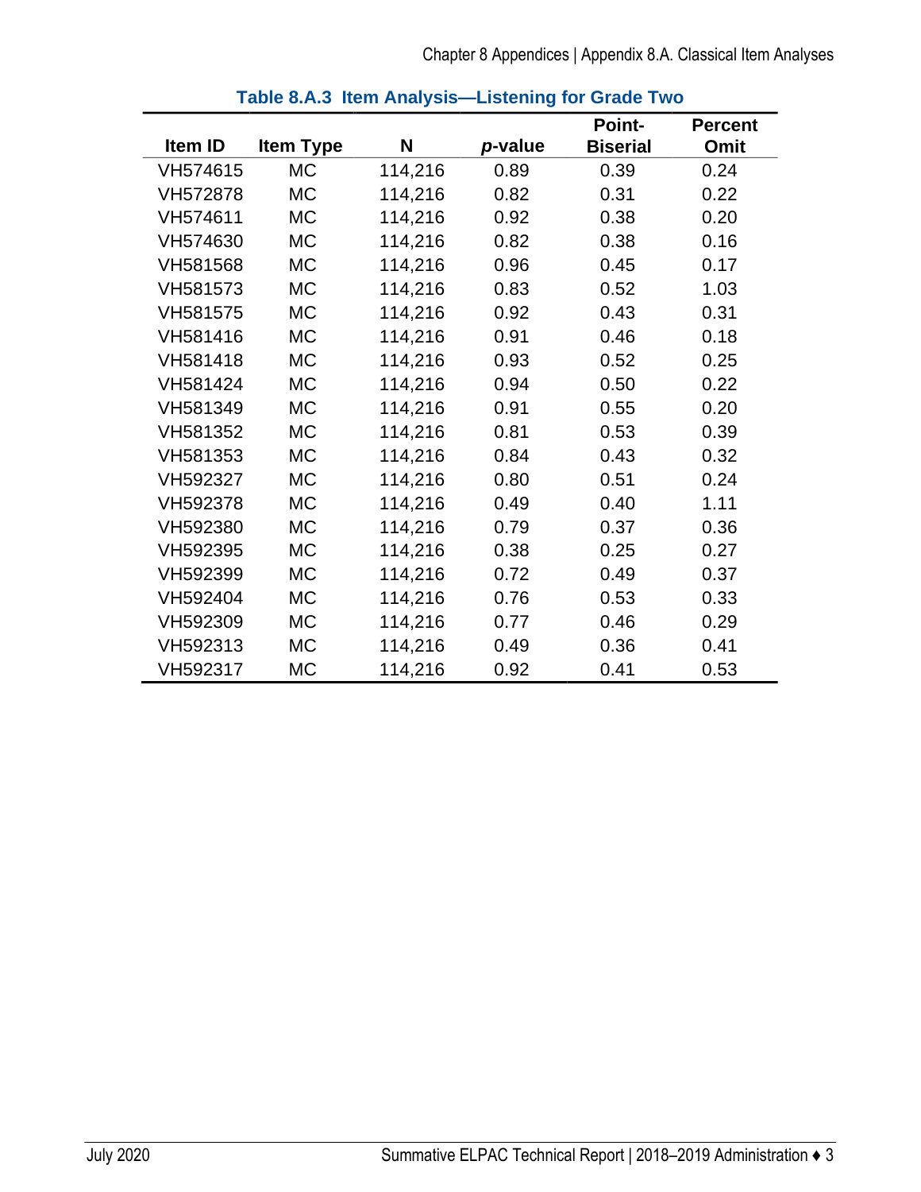**Table 8.A.3 Item Analysis—Listening for Grade Two**

| Item ID | Item Type | N | *p*-value | Point-Biserial | Percent Omit |
|---|---|---|---|---|---|
| VH574615 | MC | 114,216 | 0.89 | 0.39 | 0.24 |
| VH572878 | MC | 114,216 | 0.82 | 0.31 | 0.22 |
| VH574611 | MC | 114,216 | 0.92 | 0.38 | 0.20 |
| VH574630 | MC | 114,216 | 0.82 | 0.38 | 0.16 |
| VH581568 | MC | 114,216 | 0.96 | 0.45 | 0.17 |
| VH581573 | MC | 114,216 | 0.83 | 0.52 | 1.03 |
| VH581575 | MC | 114,216 | 0.92 | 0.43 | 0.31 |
| VH581416 | MC | 114,216 | 0.91 | 0.46 | 0.18 |
| VH581418 | MC | 114,216 | 0.93 | 0.52 | 0.25 |
| VH581424 | MC | 114,216 | 0.94 | 0.50 | 0.22 |
| VH581349 | MC | 114,216 | 0.91 | 0.55 | 0.20 |
| VH581352 | MC | 114,216 | 0.81 | 0.53 | 0.39 |
| VH581353 | MC | 114,216 | 0.84 | 0.43 | 0.32 |
| VH592327 | MC | 114,216 | 0.80 | 0.51 | 0.24 |
| VH592378 | MC | 114,216 | 0.49 | 0.40 | 1.11 |
| VH592380 | MC | 114,216 | 0.79 | 0.37 | 0.36 |
| VH592395 | MC | 114,216 | 0.38 | 0.25 | 0.27 |
| VH592399 | MC | 114,216 | 0.72 | 0.49 | 0.37 |
| VH592404 | MC | 114,216 | 0.76 | 0.53 | 0.33 |
| VH592309 | MC | 114,216 | 0.77 | 0.46 | 0.29 |
| VH592313 | MC | 114,216 | 0.49 | 0.36 | 0.41 |
| VH592317 | MC | 114,216 | 0.92 | 0.41 | 0.53 |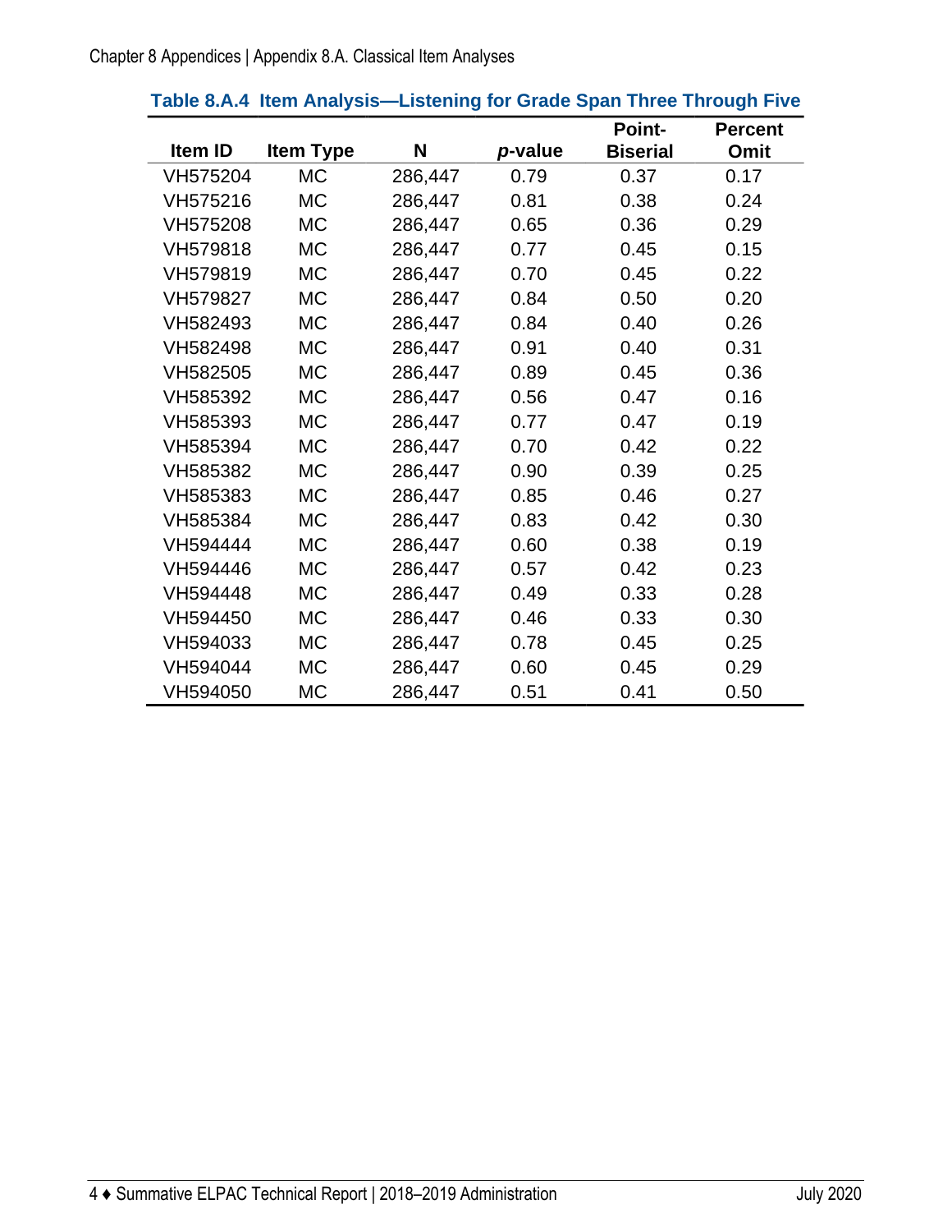**Table 8.A.4 Item Analysis—Listening for Grade Span Three Through Five**

| Item ID | Item Type | N | *p*-value | Point-Biserial | Percent Omit |
|---|---|---|---|---|---|
| VH575204 | MC | 286,447 | 0.79 | 0.37 | 0.17 |
| VH575216 | MC | 286,447 | 0.81 | 0.38 | 0.24 |
| VH575208 | MC | 286,447 | 0.65 | 0.36 | 0.29 |
| VH579818 | MC | 286,447 | 0.77 | 0.45 | 0.15 |
| VH579819 | MC | 286,447 | 0.70 | 0.45 | 0.22 |
| VH579827 | MC | 286,447 | 0.84 | 0.50 | 0.20 |
| VH582493 | MC | 286,447 | 0.84 | 0.40 | 0.26 |
| VH582498 | MC | 286,447 | 0.91 | 0.40 | 0.31 |
| VH582505 | MC | 286,447 | 0.89 | 0.45 | 0.36 |
| VH585392 | MC | 286,447 | 0.56 | 0.47 | 0.16 |
| VH585393 | MC | 286,447 | 0.77 | 0.47 | 0.19 |
| VH585394 | MC | 286,447 | 0.70 | 0.42 | 0.22 |
| VH585382 | MC | 286,447 | 0.90 | 0.39 | 0.25 |
| VH585383 | MC | 286,447 | 0.85 | 0.46 | 0.27 |
| VH585384 | MC | 286,447 | 0.83 | 0.42 | 0.30 |
| VH594444 | MC | 286,447 | 0.60 | 0.38 | 0.19 |
| VH594446 | MC | 286,447 | 0.57 | 0.42 | 0.23 |
| VH594448 | MC | 286,447 | 0.49 | 0.33 | 0.28 |
| VH594450 | MC | 286,447 | 0.46 | 0.33 | 0.30 |
| VH594033 | MC | 286,447 | 0.78 | 0.45 | 0.25 |
| VH594044 | MC | 286,447 | 0.60 | 0.45 | 0.29 |
| VH594050 | MC | 286,447 | 0.51 | 0.41 | 0.50 |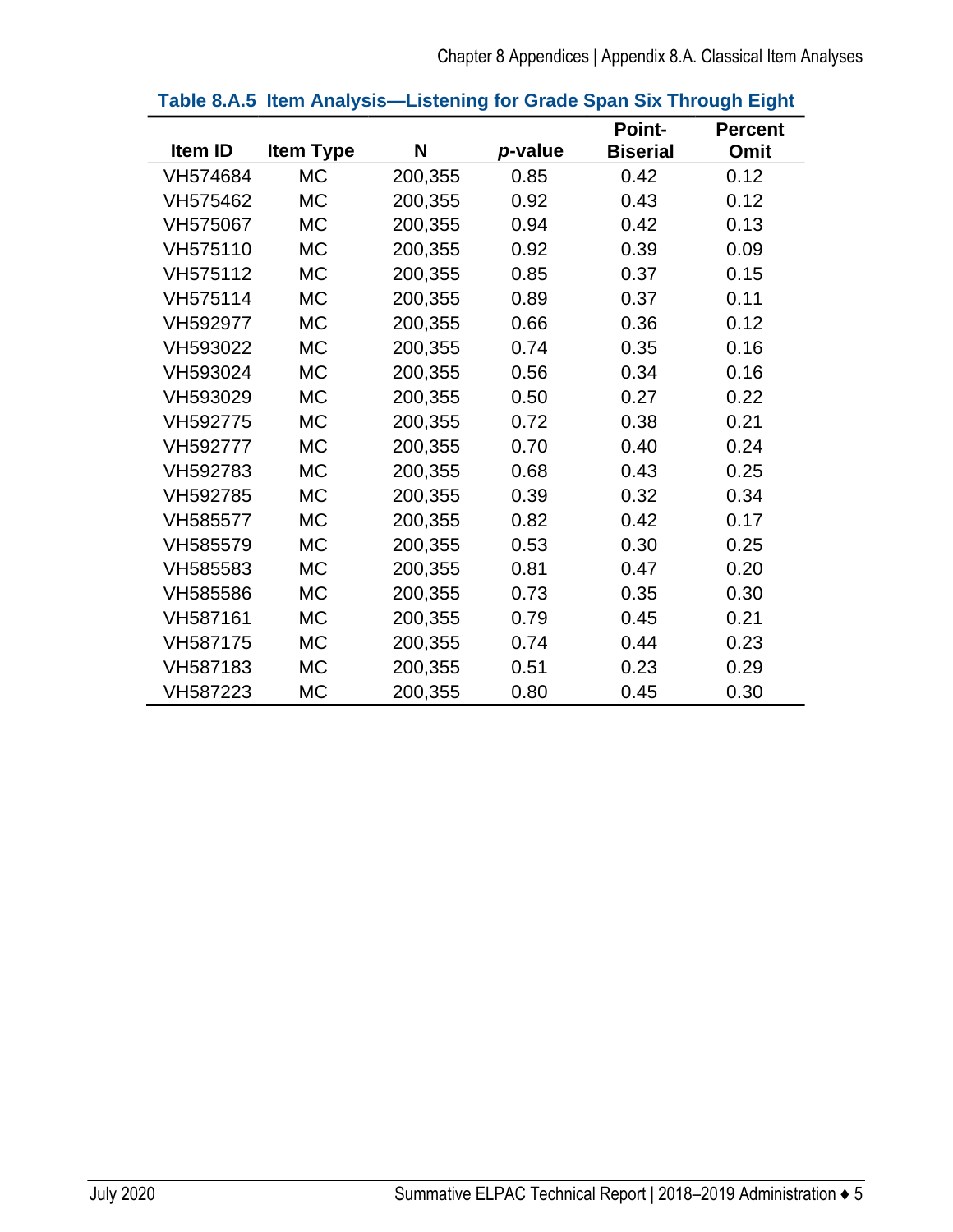**Table 8.A.5 Item Analysis—Listening for Grade Span Six Through Eight**

| Item ID | Item Type | N | *p*-value | Point-Biserial | Percent Omit |
|---|---|---|---|---|---|
| VH574684 | MC | 200,355 | 0.85 | 0.42 | 0.12 |
| VH575462 | MC | 200,355 | 0.92 | 0.43 | 0.12 |
| VH575067 | MC | 200,355 | 0.94 | 0.42 | 0.13 |
| VH575110 | MC | 200,355 | 0.92 | 0.39 | 0.09 |
| VH575112 | MC | 200,355 | 0.85 | 0.37 | 0.15 |
| VH575114 | MC | 200,355 | 0.89 | 0.37 | 0.11 |
| VH592977 | MC | 200,355 | 0.66 | 0.36 | 0.12 |
| VH593022 | MC | 200,355 | 0.74 | 0.35 | 0.16 |
| VH593024 | MC | 200,355 | 0.56 | 0.34 | 0.16 |
| VH593029 | MC | 200,355 | 0.50 | 0.27 | 0.22 |
| VH592775 | MC | 200,355 | 0.72 | 0.38 | 0.21 |
| VH592777 | MC | 200,355 | 0.70 | 0.40 | 0.24 |
| VH592783 | MC | 200,355 | 0.68 | 0.43 | 0.25 |
| VH592785 | MC | 200,355 | 0.39 | 0.32 | 0.34 |
| VH585577 | MC | 200,355 | 0.82 | 0.42 | 0.17 |
| VH585579 | MC | 200,355 | 0.53 | 0.30 | 0.25 |
| VH585583 | MC | 200,355 | 0.81 | 0.47 | 0.20 |
| VH585586 | MC | 200,355 | 0.73 | 0.35 | 0.30 |
| VH587161 | MC | 200,355 | 0.79 | 0.45 | 0.21 |
| VH587175 | MC | 200,355 | 0.74 | 0.44 | 0.23 |
| VH587183 | MC | 200,355 | 0.51 | 0.23 | 0.29 |
| VH587223 | MC | 200,355 | 0.80 | 0.45 | 0.30 |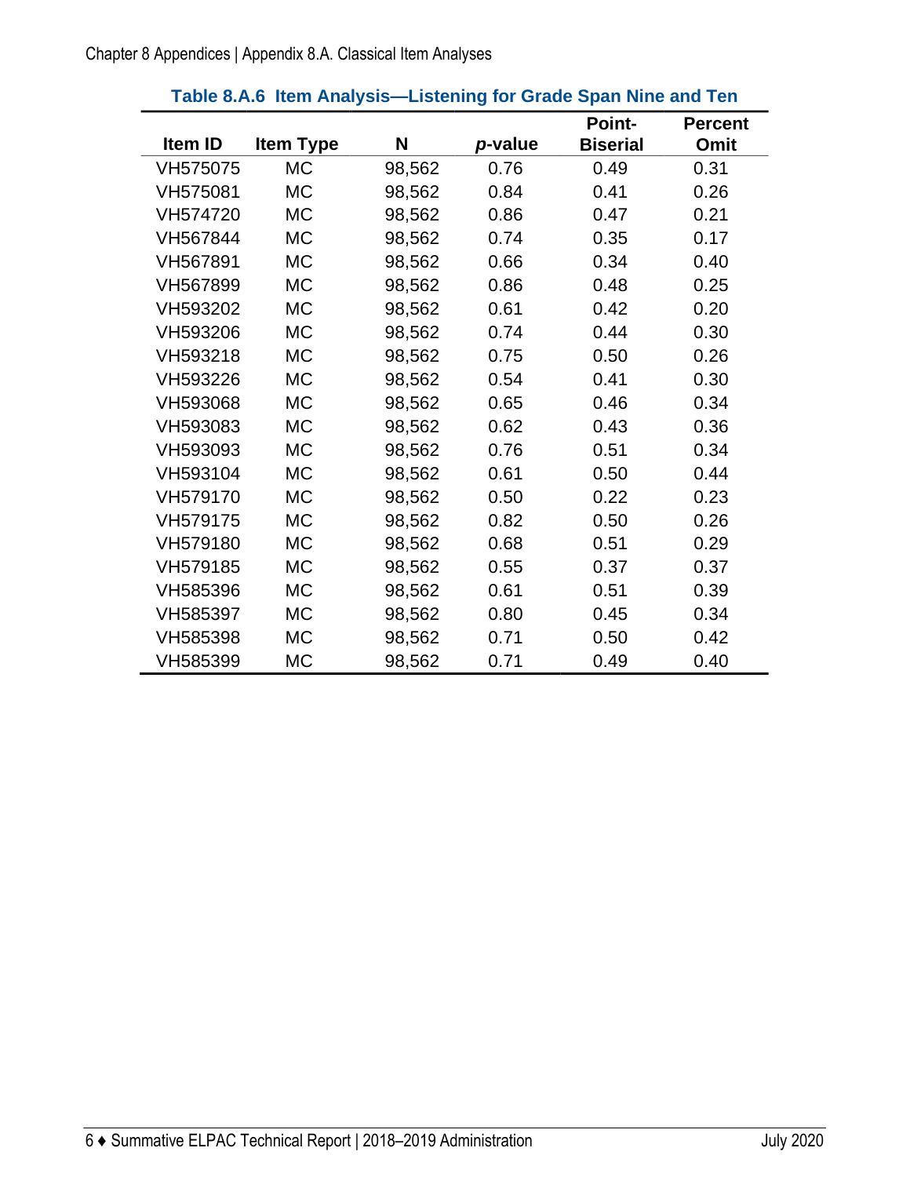**Table 8.A.6 Item Analysis—Listening for Grade Span Nine and Ten**

| Item ID | Item Type | N | *p*-value | Point-Biserial | Percent Omit |
|---|---|---|---|---|---|
| VH575075 | MC | 98,562 | 0.76 | 0.49 | 0.31 |
| VH575081 | MC | 98,562 | 0.84 | 0.41 | 0.26 |
| VH574720 | MC | 98,562 | 0.86 | 0.47 | 0.21 |
| VH567844 | MC | 98,562 | 0.74 | 0.35 | 0.17 |
| VH567891 | MC | 98,562 | 0.66 | 0.34 | 0.40 |
| VH567899 | MC | 98,562 | 0.86 | 0.48 | 0.25 |
| VH593202 | MC | 98,562 | 0.61 | 0.42 | 0.20 |
| VH593206 | MC | 98,562 | 0.74 | 0.44 | 0.30 |
| VH593218 | MC | 98,562 | 0.75 | 0.50 | 0.26 |
| VH593226 | MC | 98,562 | 0.54 | 0.41 | 0.30 |
| VH593068 | MC | 98,562 | 0.65 | 0.46 | 0.34 |
| VH593083 | MC | 98,562 | 0.62 | 0.43 | 0.36 |
| VH593093 | MC | 98,562 | 0.76 | 0.51 | 0.34 |
| VH593104 | MC | 98,562 | 0.61 | 0.50 | 0.44 |
| VH579170 | MC | 98,562 | 0.50 | 0.22 | 0.23 |
| VH579175 | MC | 98,562 | 0.82 | 0.50 | 0.26 |
| VH579180 | MC | 98,562 | 0.68 | 0.51 | 0.29 |
| VH579185 | MC | 98,562 | 0.55 | 0.37 | 0.37 |
| VH585396 | MC | 98,562 | 0.61 | 0.51 | 0.39 |
| VH585397 | MC | 98,562 | 0.80 | 0.45 | 0.34 |
| VH585398 | MC | 98,562 | 0.71 | 0.50 | 0.42 |
| VH585399 | MC | 98,562 | 0.71 | 0.49 | 0.40 |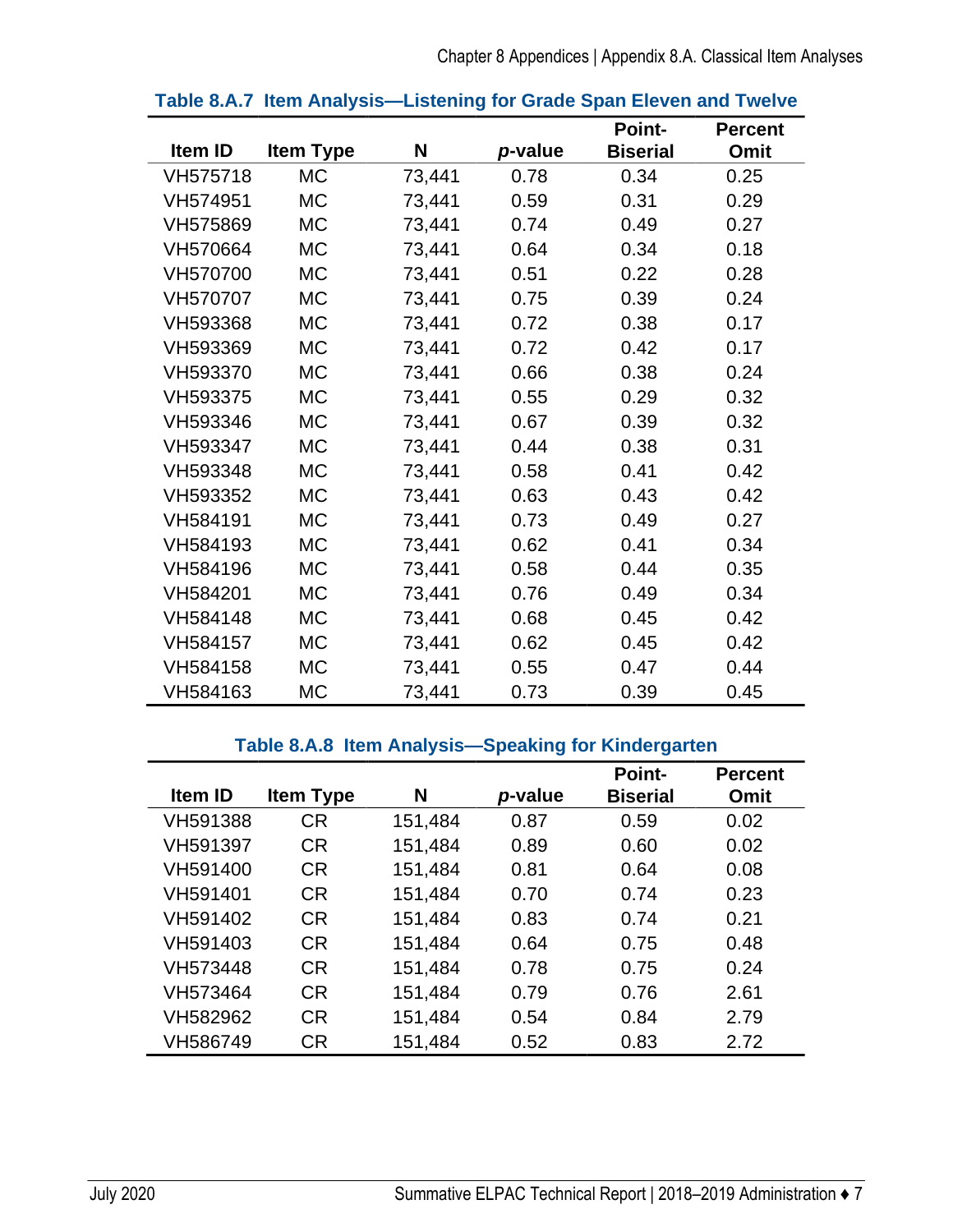**Table 8.A.7 Item Analysis—Listening for Grade Span Eleven and Twelve**

| Item ID | Item Type | N | *p*-value | Point-Biserial | Percent Omit |
|---|---|---|---|---|---|
| VH575718 | MC | 73,441 | 0.78 | 0.34 | 0.25 |
| VH574951 | MC | 73,441 | 0.59 | 0.31 | 0.29 |
| VH575869 | MC | 73,441 | 0.74 | 0.49 | 0.27 |
| VH570664 | MC | 73,441 | 0.64 | 0.34 | 0.18 |
| VH570700 | MC | 73,441 | 0.51 | 0.22 | 0.28 |
| VH570707 | MC | 73,441 | 0.75 | 0.39 | 0.24 |
| VH593368 | MC | 73,441 | 0.72 | 0.38 | 0.17 |
| VH593369 | MC | 73,441 | 0.72 | 0.42 | 0.17 |
| VH593370 | MC | 73,441 | 0.66 | 0.38 | 0.24 |
| VH593375 | MC | 73,441 | 0.55 | 0.29 | 0.32 |
| VH593346 | MC | 73,441 | 0.67 | 0.39 | 0.32 |
| VH593347 | MC | 73,441 | 0.44 | 0.38 | 0.31 |
| VH593348 | MC | 73,441 | 0.58 | 0.41 | 0.42 |
| VH593352 | MC | 73,441 | 0.63 | 0.43 | 0.42 |
| VH584191 | MC | 73,441 | 0.73 | 0.49 | 0.27 |
| VH584193 | MC | 73,441 | 0.62 | 0.41 | 0.34 |
| VH584196 | MC | 73,441 | 0.58 | 0.44 | 0.35 |
| VH584201 | MC | 73,441 | 0.76 | 0.49 | 0.34 |
| VH584148 | MC | 73,441 | 0.68 | 0.45 | 0.42 |
| VH584157 | MC | 73,441 | 0.62 | 0.45 | 0.42 |
| VH584158 | MC | 73,441 | 0.55 | 0.47 | 0.44 |
| VH584163 | MC | 73,441 | 0.73 | 0.39 | 0.45 |

**Table 8.A.8 Item Analysis—Speaking for Kindergarten**

| Item ID | Item Type | N | *p*-value | Point-Biserial | Percent Omit |
|---|---|---|---|---|---|
| VH591388 | CR | 151,484 | 0.87 | 0.59 | 0.02 |
| VH591397 | CR | 151,484 | 0.89 | 0.60 | 0.02 |
| VH591400 | CR | 151,484 | 0.81 | 0.64 | 0.08 |
| VH591401 | CR | 151,484 | 0.70 | 0.74 | 0.23 |
| VH591402 | CR | 151,484 | 0.83 | 0.74 | 0.21 |
| VH591403 | CR | 151,484 | 0.64 | 0.75 | 0.48 |
| VH573448 | CR | 151,484 | 0.78 | 0.75 | 0.24 |
| VH573464 | CR | 151,484 | 0.79 | 0.76 | 2.61 |
| VH582962 | CR | 151,484 | 0.54 | 0.84 | 2.79 |
| VH586749 | CR | 151,484 | 0.52 | 0.83 | 2.72 |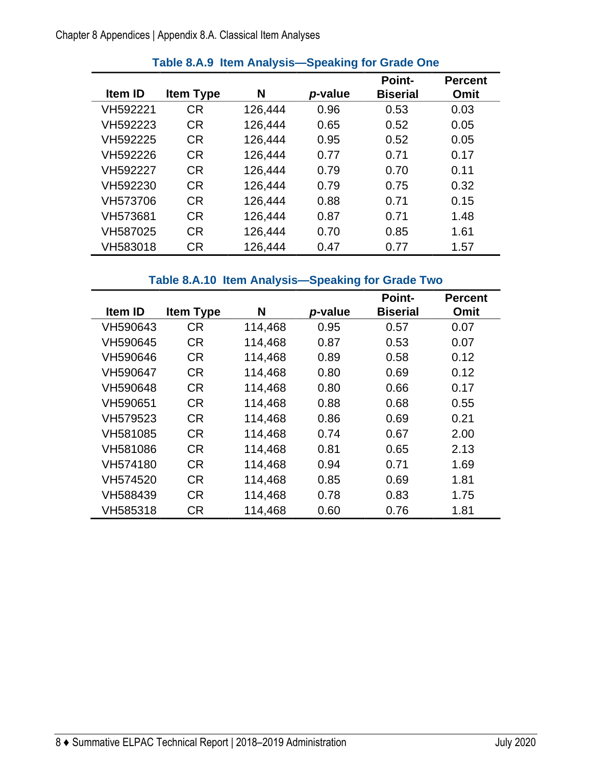### Table 8.A.9 Item Analysis—Speaking for Grade One

| Item ID | Item Type | N | *p*-value | Point-Biserial | Percent Omit |
|---|---|---|---|---|---|
| VH592221 | CR | 126,444 | 0.96 | 0.53 | 0.03 |
| VH592223 | CR | 126,444 | 0.65 | 0.52 | 0.05 |
| VH592225 | CR | 126,444 | 0.95 | 0.52 | 0.05 |
| VH592226 | CR | 126,444 | 0.77 | 0.71 | 0.17 |
| VH592227 | CR | 126,444 | 0.79 | 0.70 | 0.11 |
| VH592230 | CR | 126,444 | 0.79 | 0.75 | 0.32 |
| VH573706 | CR | 126,444 | 0.88 | 0.71 | 0.15 |
| VH573681 | CR | 126,444 | 0.87 | 0.71 | 1.48 |
| VH587025 | CR | 126,444 | 0.70 | 0.85 | 1.61 |
| VH583018 | CR | 126,444 | 0.47 | 0.77 | 1.57 |

### Table 8.A.10 Item Analysis—Speaking for Grade Two

| Item ID | Item Type | N | *p*-value | Point-Biserial | Percent Omit |
|---|---|---|---|---|---|
| VH590643 | CR | 114,468 | 0.95 | 0.57 | 0.07 |
| VH590645 | CR | 114,468 | 0.87 | 0.53 | 0.07 |
| VH590646 | CR | 114,468 | 0.89 | 0.58 | 0.12 |
| VH590647 | CR | 114,468 | 0.80 | 0.69 | 0.12 |
| VH590648 | CR | 114,468 | 0.80 | 0.66 | 0.17 |
| VH590651 | CR | 114,468 | 0.88 | 0.68 | 0.55 |
| VH579523 | CR | 114,468 | 0.86 | 0.69 | 0.21 |
| VH581085 | CR | 114,468 | 0.74 | 0.67 | 2.00 |
| VH581086 | CR | 114,468 | 0.81 | 0.65 | 2.13 |
| VH574180 | CR | 114,468 | 0.94 | 0.71 | 1.69 |
| VH574520 | CR | 114,468 | 0.85 | 0.69 | 1.81 |
| VH588439 | CR | 114,468 | 0.78 | 0.83 | 1.75 |
| VH585318 | CR | 114,468 | 0.60 | 0.76 | 1.81 |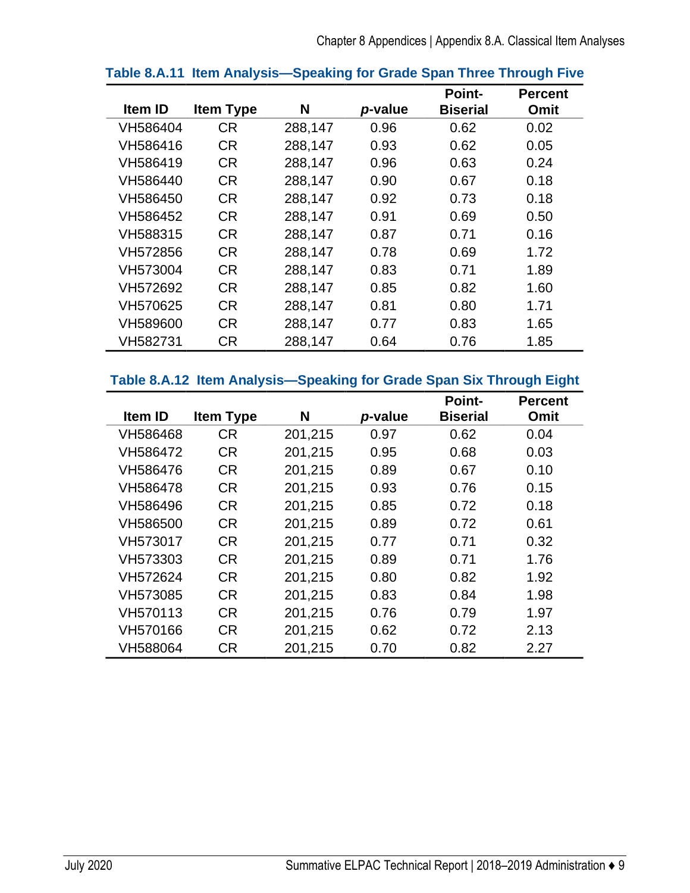### Table 8.A.11 Item Analysis—Speaking for Grade Span Three Through Five

| Item ID | Item Type | N | *p*-value | Point-Biserial | Percent Omit |
|---|---|---|---|---|---|
| VH586404 | CR | 288,147 | 0.96 | 0.62 | 0.02 |
| VH586416 | CR | 288,147 | 0.93 | 0.62 | 0.05 |
| VH586419 | CR | 288,147 | 0.96 | 0.63 | 0.24 |
| VH586440 | CR | 288,147 | 0.90 | 0.67 | 0.18 |
| VH586450 | CR | 288,147 | 0.92 | 0.73 | 0.18 |
| VH586452 | CR | 288,147 | 0.91 | 0.69 | 0.50 |
| VH588315 | CR | 288,147 | 0.87 | 0.71 | 0.16 |
| VH572856 | CR | 288,147 | 0.78 | 0.69 | 1.72 |
| VH573004 | CR | 288,147 | 0.83 | 0.71 | 1.89 |
| VH572692 | CR | 288,147 | 0.85 | 0.82 | 1.60 |
| VH570625 | CR | 288,147 | 0.81 | 0.80 | 1.71 |
| VH589600 | CR | 288,147 | 0.77 | 0.83 | 1.65 |
| VH582731 | CR | 288,147 | 0.64 | 0.76 | 1.85 |

### Table 8.A.12 Item Analysis—Speaking for Grade Span Six Through Eight

| Item ID | Item Type | N | *p*-value | Point-Biserial | Percent Omit |
|---|---|---|---|---|---|
| VH586468 | CR | 201,215 | 0.97 | 0.62 | 0.04 |
| VH586472 | CR | 201,215 | 0.95 | 0.68 | 0.03 |
| VH586476 | CR | 201,215 | 0.89 | 0.67 | 0.10 |
| VH586478 | CR | 201,215 | 0.93 | 0.76 | 0.15 |
| VH586496 | CR | 201,215 | 0.85 | 0.72 | 0.18 |
| VH586500 | CR | 201,215 | 0.89 | 0.72 | 0.61 |
| VH573017 | CR | 201,215 | 0.77 | 0.71 | 0.32 |
| VH573303 | CR | 201,215 | 0.89 | 0.71 | 1.76 |
| VH572624 | CR | 201,215 | 0.80 | 0.82 | 1.92 |
| VH573085 | CR | 201,215 | 0.83 | 0.84 | 1.98 |
| VH570113 | CR | 201,215 | 0.76 | 0.79 | 1.97 |
| VH570166 | CR | 201,215 | 0.62 | 0.72 | 2.13 |
| VH588064 | CR | 201,215 | 0.70 | 0.82 | 2.27 |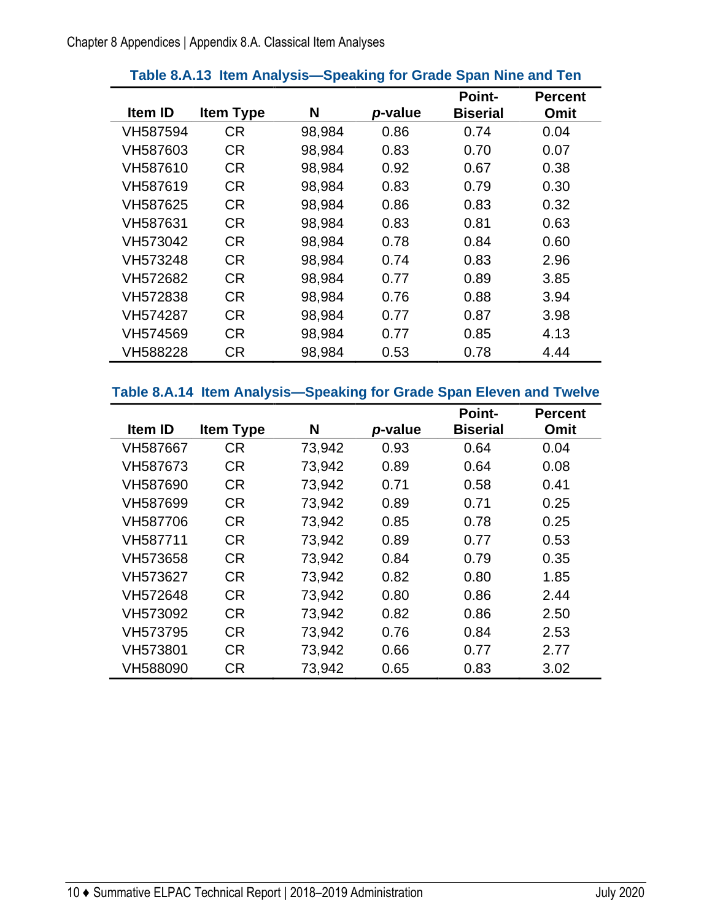**Table 8.A.13 Item Analysis—Speaking for Grade Span Nine and Ten**

| Item ID | Item Type | N | *p*-value | Point-Biserial | Percent Omit |
|---|---|---|---|---|---|
| VH587594 | CR | 98,984 | 0.86 | 0.74 | 0.04 |
| VH587603 | CR | 98,984 | 0.83 | 0.70 | 0.07 |
| VH587610 | CR | 98,984 | 0.92 | 0.67 | 0.38 |
| VH587619 | CR | 98,984 | 0.83 | 0.79 | 0.30 |
| VH587625 | CR | 98,984 | 0.86 | 0.83 | 0.32 |
| VH587631 | CR | 98,984 | 0.83 | 0.81 | 0.63 |
| VH573042 | CR | 98,984 | 0.78 | 0.84 | 0.60 |
| VH573248 | CR | 98,984 | 0.74 | 0.83 | 2.96 |
| VH572682 | CR | 98,984 | 0.77 | 0.89 | 3.85 |
| VH572838 | CR | 98,984 | 0.76 | 0.88 | 3.94 |
| VH574287 | CR | 98,984 | 0.77 | 0.87 | 3.98 |
| VH574569 | CR | 98,984 | 0.77 | 0.85 | 4.13 |
| VH588228 | CR | 98,984 | 0.53 | 0.78 | 4.44 |

**Table 8.A.14 Item Analysis—Speaking for Grade Span Eleven and Twelve**

| Item ID | Item Type | N | *p*-value | Point-Biserial | Percent Omit |
|---|---|---|---|---|---|
| VH587667 | CR | 73,942 | 0.93 | 0.64 | 0.04 |
| VH587673 | CR | 73,942 | 0.89 | 0.64 | 0.08 |
| VH587690 | CR | 73,942 | 0.71 | 0.58 | 0.41 |
| VH587699 | CR | 73,942 | 0.89 | 0.71 | 0.25 |
| VH587706 | CR | 73,942 | 0.85 | 0.78 | 0.25 |
| VH587711 | CR | 73,942 | 0.89 | 0.77 | 0.53 |
| VH573658 | CR | 73,942 | 0.84 | 0.79 | 0.35 |
| VH573627 | CR | 73,942 | 0.82 | 0.80 | 1.85 |
| VH572648 | CR | 73,942 | 0.80 | 0.86 | 2.44 |
| VH573092 | CR | 73,942 | 0.82 | 0.86 | 2.50 |
| VH573795 | CR | 73,942 | 0.76 | 0.84 | 2.53 |
| VH573801 | CR | 73,942 | 0.66 | 0.77 | 2.77 |
| VH588090 | CR | 73,942 | 0.65 | 0.83 | 3.02 |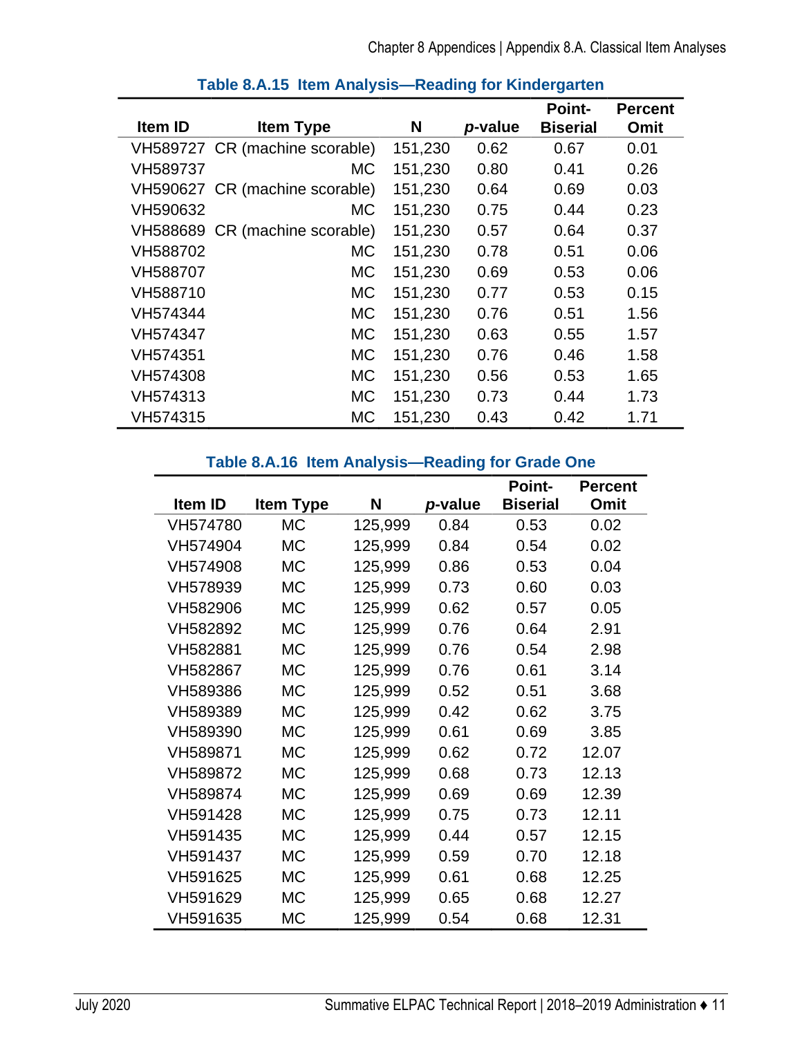**Table 8.A.15 Item Analysis—Reading for Kindergarten**

| Item ID | Item Type | N | *p*-value | Point-Biserial | Percent Omit |
|---|---|---|---|---|---|
| VH589727 | CR (machine scorable) | 151,230 | 0.62 | 0.67 | 0.01 |
| VH589737 | MC | 151,230 | 0.80 | 0.41 | 0.26 |
| VH590627 | CR (machine scorable) | 151,230 | 0.64 | 0.69 | 0.03 |
| VH590632 | MC | 151,230 | 0.75 | 0.44 | 0.23 |
| VH588689 | CR (machine scorable) | 151,230 | 0.57 | 0.64 | 0.37 |
| VH588702 | MC | 151,230 | 0.78 | 0.51 | 0.06 |
| VH588707 | MC | 151,230 | 0.69 | 0.53 | 0.06 |
| VH588710 | MC | 151,230 | 0.77 | 0.53 | 0.15 |
| VH574344 | MC | 151,230 | 0.76 | 0.51 | 1.56 |
| VH574347 | MC | 151,230 | 0.63 | 0.55 | 1.57 |
| VH574351 | MC | 151,230 | 0.76 | 0.46 | 1.58 |
| VH574308 | MC | 151,230 | 0.56 | 0.53 | 1.65 |
| VH574313 | MC | 151,230 | 0.73 | 0.44 | 1.73 |
| VH574315 | MC | 151,230 | 0.43 | 0.42 | 1.71 |

**Table 8.A.16 Item Analysis—Reading for Grade One**

| Item ID | Item Type | N | *p*-value | Point-Biserial | Percent Omit |
|---|---|---|---|---|---|
| VH574780 | MC | 125,999 | 0.84 | 0.53 | 0.02 |
| VH574904 | MC | 125,999 | 0.84 | 0.54 | 0.02 |
| VH574908 | MC | 125,999 | 0.86 | 0.53 | 0.04 |
| VH578939 | MC | 125,999 | 0.73 | 0.60 | 0.03 |
| VH582906 | MC | 125,999 | 0.62 | 0.57 | 0.05 |
| VH582892 | MC | 125,999 | 0.76 | 0.64 | 2.91 |
| VH582881 | MC | 125,999 | 0.76 | 0.54 | 2.98 |
| VH582867 | MC | 125,999 | 0.76 | 0.61 | 3.14 |
| VH589386 | MC | 125,999 | 0.52 | 0.51 | 3.68 |
| VH589389 | MC | 125,999 | 0.42 | 0.62 | 3.75 |
| VH589390 | MC | 125,999 | 0.61 | 0.69 | 3.85 |
| VH589871 | MC | 125,999 | 0.62 | 0.72 | 12.07 |
| VH589872 | MC | 125,999 | 0.68 | 0.73 | 12.13 |
| VH589874 | MC | 125,999 | 0.69 | 0.69 | 12.39 |
| VH591428 | MC | 125,999 | 0.75 | 0.73 | 12.11 |
| VH591435 | MC | 125,999 | 0.44 | 0.57 | 12.15 |
| VH591437 | MC | 125,999 | 0.59 | 0.70 | 12.18 |
| VH591625 | MC | 125,999 | 0.61 | 0.68 | 12.25 |
| VH591629 | MC | 125,999 | 0.65 | 0.68 | 12.27 |
| VH591635 | MC | 125,999 | 0.54 | 0.68 | 12.31 |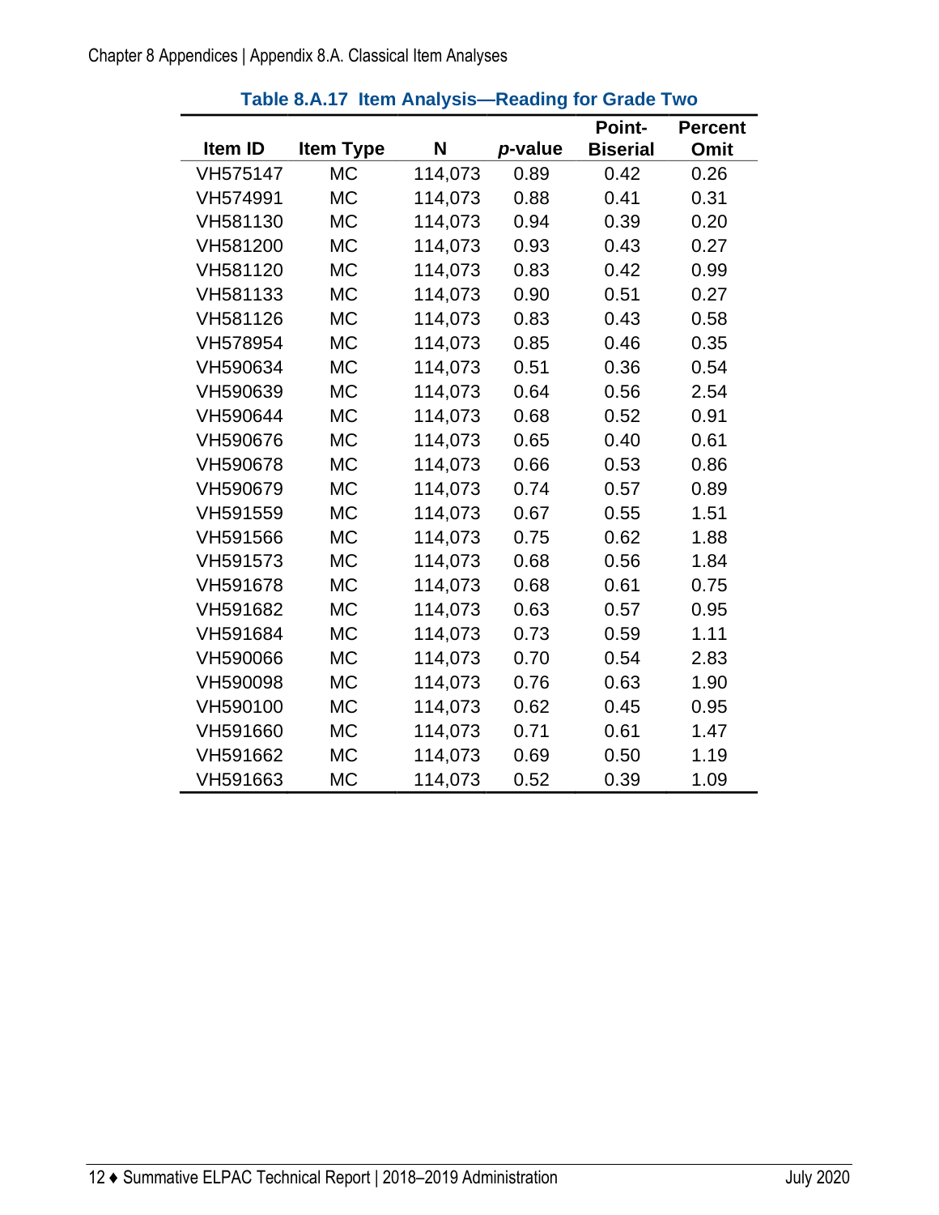**Table 8.A.17 Item Analysis—Reading for Grade Two**

| Item ID | Item Type | N | *p*-value | Point-Biserial | Percent Omit |
|---|---|---|---|---|---|
| VH575147 | MC | 114,073 | 0.89 | 0.42 | 0.26 |
| VH574991 | MC | 114,073 | 0.88 | 0.41 | 0.31 |
| VH581130 | MC | 114,073 | 0.94 | 0.39 | 0.20 |
| VH581200 | MC | 114,073 | 0.93 | 0.43 | 0.27 |
| VH581120 | MC | 114,073 | 0.83 | 0.42 | 0.99 |
| VH581133 | MC | 114,073 | 0.90 | 0.51 | 0.27 |
| VH581126 | MC | 114,073 | 0.83 | 0.43 | 0.58 |
| VH578954 | MC | 114,073 | 0.85 | 0.46 | 0.35 |
| VH590634 | MC | 114,073 | 0.51 | 0.36 | 0.54 |
| VH590639 | MC | 114,073 | 0.64 | 0.56 | 2.54 |
| VH590644 | MC | 114,073 | 0.68 | 0.52 | 0.91 |
| VH590676 | MC | 114,073 | 0.65 | 0.40 | 0.61 |
| VH590678 | MC | 114,073 | 0.66 | 0.53 | 0.86 |
| VH590679 | MC | 114,073 | 0.74 | 0.57 | 0.89 |
| VH591559 | MC | 114,073 | 0.67 | 0.55 | 1.51 |
| VH591566 | MC | 114,073 | 0.75 | 0.62 | 1.88 |
| VH591573 | MC | 114,073 | 0.68 | 0.56 | 1.84 |
| VH591678 | MC | 114,073 | 0.68 | 0.61 | 0.75 |
| VH591682 | MC | 114,073 | 0.63 | 0.57 | 0.95 |
| VH591684 | MC | 114,073 | 0.73 | 0.59 | 1.11 |
| VH590066 | MC | 114,073 | 0.70 | 0.54 | 2.83 |
| VH590098 | MC | 114,073 | 0.76 | 0.63 | 1.90 |
| VH590100 | MC | 114,073 | 0.62 | 0.45 | 0.95 |
| VH591660 | MC | 114,073 | 0.71 | 0.61 | 1.47 |
| VH591662 | MC | 114,073 | 0.69 | 0.50 | 1.19 |
| VH591663 | MC | 114,073 | 0.52 | 0.39 | 1.09 |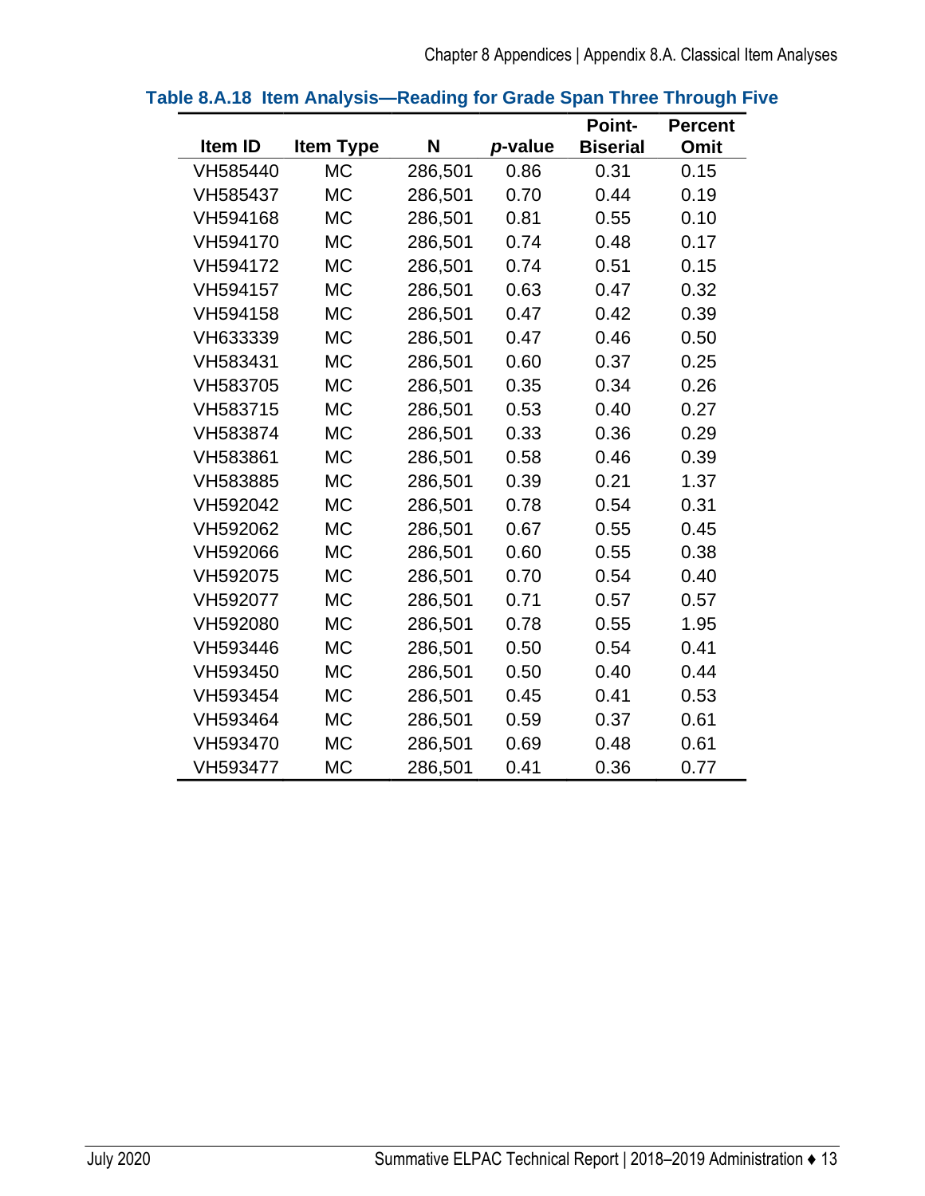**Table 8.A.18 Item Analysis—Reading for Grade Span Three Through Five**

| Item ID | Item Type | N | *p*-value | Point-Biserial | Percent Omit |
|---|---|---|---|---|---|
| VH585440 | MC | 286,501 | 0.86 | 0.31 | 0.15 |
| VH585437 | MC | 286,501 | 0.70 | 0.44 | 0.19 |
| VH594168 | MC | 286,501 | 0.81 | 0.55 | 0.10 |
| VH594170 | MC | 286,501 | 0.74 | 0.48 | 0.17 |
| VH594172 | MC | 286,501 | 0.74 | 0.51 | 0.15 |
| VH594157 | MC | 286,501 | 0.63 | 0.47 | 0.32 |
| VH594158 | MC | 286,501 | 0.47 | 0.42 | 0.39 |
| VH633339 | MC | 286,501 | 0.47 | 0.46 | 0.50 |
| VH583431 | MC | 286,501 | 0.60 | 0.37 | 0.25 |
| VH583705 | MC | 286,501 | 0.35 | 0.34 | 0.26 |
| VH583715 | MC | 286,501 | 0.53 | 0.40 | 0.27 |
| VH583874 | MC | 286,501 | 0.33 | 0.36 | 0.29 |
| VH583861 | MC | 286,501 | 0.58 | 0.46 | 0.39 |
| VH583885 | MC | 286,501 | 0.39 | 0.21 | 1.37 |
| VH592042 | MC | 286,501 | 0.78 | 0.54 | 0.31 |
| VH592062 | MC | 286,501 | 0.67 | 0.55 | 0.45 |
| VH592066 | MC | 286,501 | 0.60 | 0.55 | 0.38 |
| VH592075 | MC | 286,501 | 0.70 | 0.54 | 0.40 |
| VH592077 | MC | 286,501 | 0.71 | 0.57 | 0.57 |
| VH592080 | MC | 286,501 | 0.78 | 0.55 | 1.95 |
| VH593446 | MC | 286,501 | 0.50 | 0.54 | 0.41 |
| VH593450 | MC | 286,501 | 0.50 | 0.40 | 0.44 |
| VH593454 | MC | 286,501 | 0.45 | 0.41 | 0.53 |
| VH593464 | MC | 286,501 | 0.59 | 0.37 | 0.61 |
| VH593470 | MC | 286,501 | 0.69 | 0.48 | 0.61 |
| VH593477 | MC | 286,501 | 0.41 | 0.36 | 0.77 |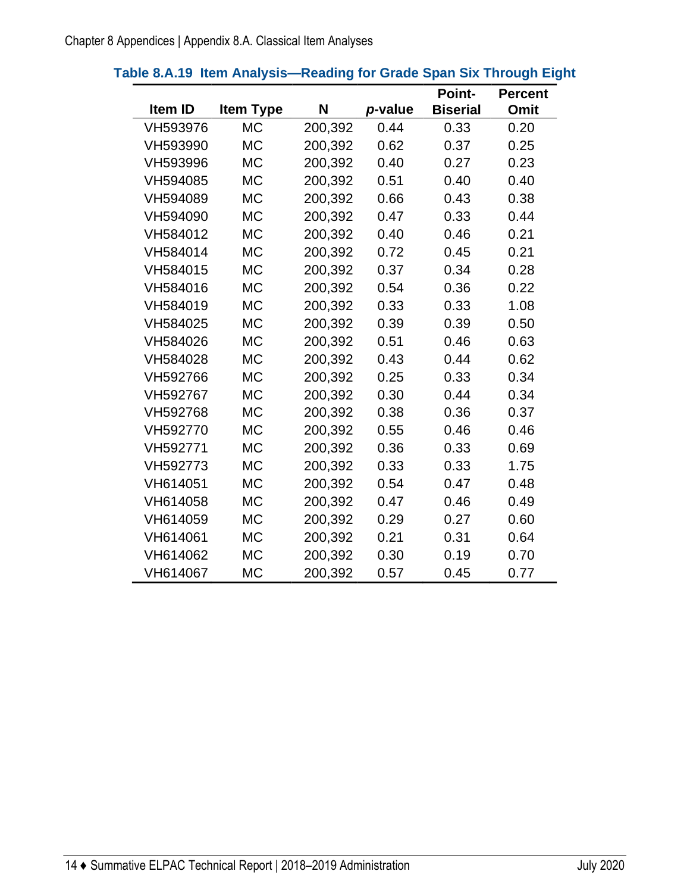### Table 8.A.19 Item Analysis—Reading for Grade Span Six Through Eight

| Item ID | Item Type | N | *p*-value | Point-Biserial | Percent Omit |
|---|---|---|---|---|---|
| VH593976 | MC | 200,392 | 0.44 | 0.33 | 0.20 |
| VH593990 | MC | 200,392 | 0.62 | 0.37 | 0.25 |
| VH593996 | MC | 200,392 | 0.40 | 0.27 | 0.23 |
| VH594085 | MC | 200,392 | 0.51 | 0.40 | 0.40 |
| VH594089 | MC | 200,392 | 0.66 | 0.43 | 0.38 |
| VH594090 | MC | 200,392 | 0.47 | 0.33 | 0.44 |
| VH584012 | MC | 200,392 | 0.40 | 0.46 | 0.21 |
| VH584014 | MC | 200,392 | 0.72 | 0.45 | 0.21 |
| VH584015 | MC | 200,392 | 0.37 | 0.34 | 0.28 |
| VH584016 | MC | 200,392 | 0.54 | 0.36 | 0.22 |
| VH584019 | MC | 200,392 | 0.33 | 0.33 | 1.08 |
| VH584025 | MC | 200,392 | 0.39 | 0.39 | 0.50 |
| VH584026 | MC | 200,392 | 0.51 | 0.46 | 0.63 |
| VH584028 | MC | 200,392 | 0.43 | 0.44 | 0.62 |
| VH592766 | MC | 200,392 | 0.25 | 0.33 | 0.34 |
| VH592767 | MC | 200,392 | 0.30 | 0.44 | 0.34 |
| VH592768 | MC | 200,392 | 0.38 | 0.36 | 0.37 |
| VH592770 | MC | 200,392 | 0.55 | 0.46 | 0.46 |
| VH592771 | MC | 200,392 | 0.36 | 0.33 | 0.69 |
| VH592773 | MC | 200,392 | 0.33 | 0.33 | 1.75 |
| VH614051 | MC | 200,392 | 0.54 | 0.47 | 0.48 |
| VH614058 | MC | 200,392 | 0.47 | 0.46 | 0.49 |
| VH614059 | MC | 200,392 | 0.29 | 0.27 | 0.60 |
| VH614061 | MC | 200,392 | 0.21 | 0.31 | 0.64 |
| VH614062 | MC | 200,392 | 0.30 | 0.19 | 0.70 |
| VH614067 | MC | 200,392 | 0.57 | 0.45 | 0.77 |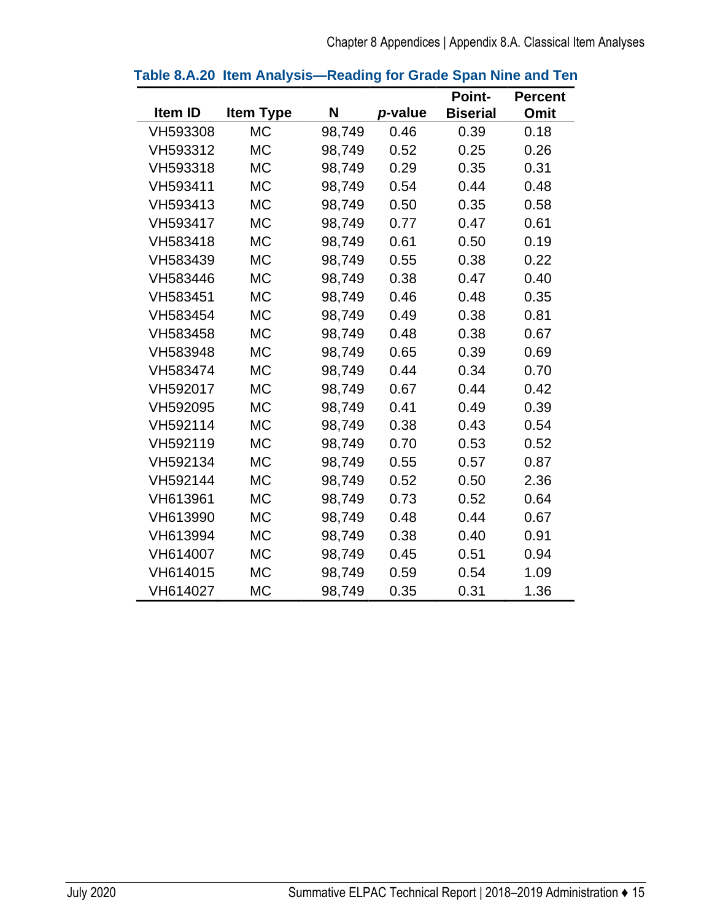**Table 8.A.20 Item Analysis—Reading for Grade Span Nine and Ten**

| Item ID | Item Type | N | *p*-value | Point-Biserial | Percent Omit |
|---|---|---|---|---|---|
| VH593308 | MC | 98,749 | 0.46 | 0.39 | 0.18 |
| VH593312 | MC | 98,749 | 0.52 | 0.25 | 0.26 |
| VH593318 | MC | 98,749 | 0.29 | 0.35 | 0.31 |
| VH593411 | MC | 98,749 | 0.54 | 0.44 | 0.48 |
| VH593413 | MC | 98,749 | 0.50 | 0.35 | 0.58 |
| VH593417 | MC | 98,749 | 0.77 | 0.47 | 0.61 |
| VH583418 | MC | 98,749 | 0.61 | 0.50 | 0.19 |
| VH583439 | MC | 98,749 | 0.55 | 0.38 | 0.22 |
| VH583446 | MC | 98,749 | 0.38 | 0.47 | 0.40 |
| VH583451 | MC | 98,749 | 0.46 | 0.48 | 0.35 |
| VH583454 | MC | 98,749 | 0.49 | 0.38 | 0.81 |
| VH583458 | MC | 98,749 | 0.48 | 0.38 | 0.67 |
| VH583948 | MC | 98,749 | 0.65 | 0.39 | 0.69 |
| VH583474 | MC | 98,749 | 0.44 | 0.34 | 0.70 |
| VH592017 | MC | 98,749 | 0.67 | 0.44 | 0.42 |
| VH592095 | MC | 98,749 | 0.41 | 0.49 | 0.39 |
| VH592114 | MC | 98,749 | 0.38 | 0.43 | 0.54 |
| VH592119 | MC | 98,749 | 0.70 | 0.53 | 0.52 |
| VH592134 | MC | 98,749 | 0.55 | 0.57 | 0.87 |
| VH592144 | MC | 98,749 | 0.52 | 0.50 | 2.36 |
| VH613961 | MC | 98,749 | 0.73 | 0.52 | 0.64 |
| VH613990 | MC | 98,749 | 0.48 | 0.44 | 0.67 |
| VH613994 | MC | 98,749 | 0.38 | 0.40 | 0.91 |
| VH614007 | MC | 98,749 | 0.45 | 0.51 | 0.94 |
| VH614015 | MC | 98,749 | 0.59 | 0.54 | 1.09 |
| VH614027 | MC | 98,749 | 0.35 | 0.31 | 1.36 |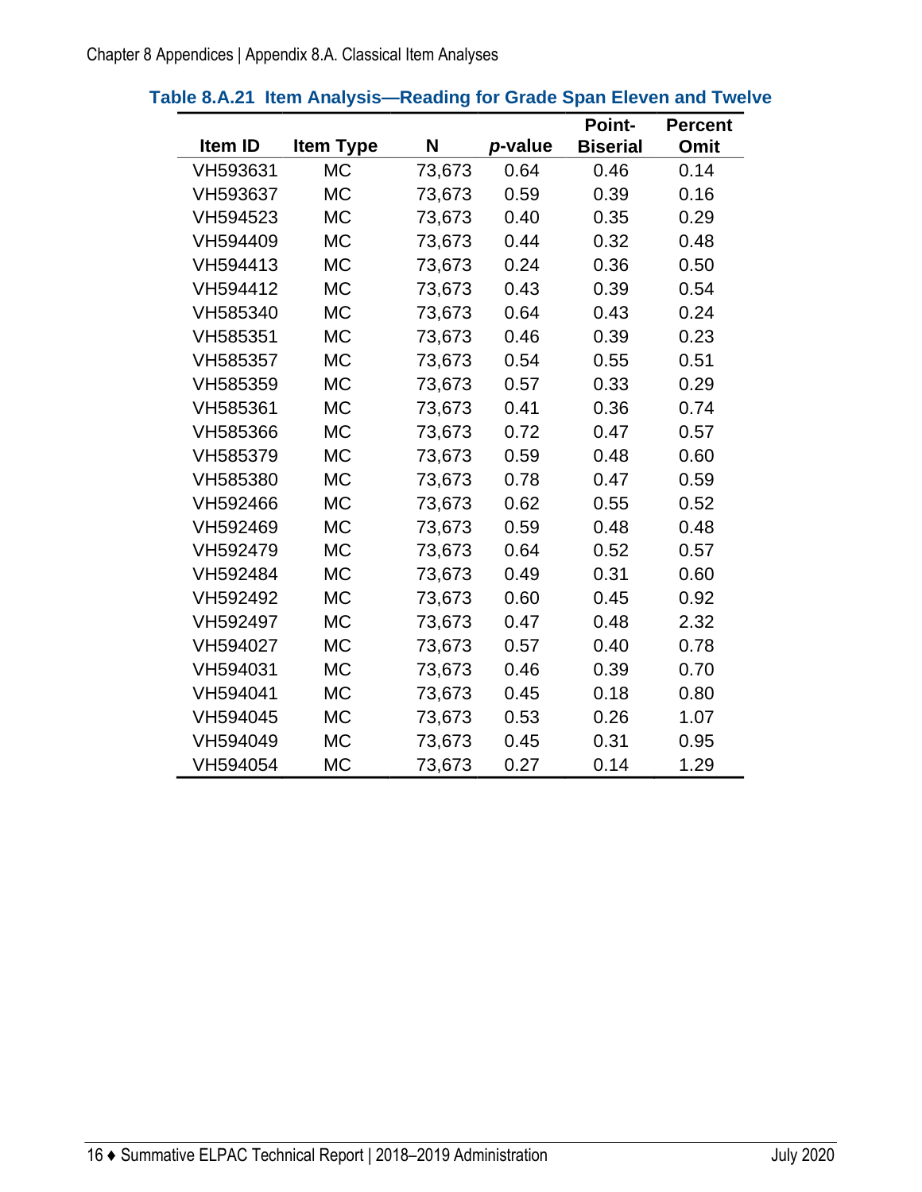### Table 8.A.21 Item Analysis—Reading for Grade Span Eleven and Twelve

| Item ID | Item Type | N | *p*-value | Point-Biserial | Percent Omit |
|---|---|---|---|---|---|
| VH593631 | MC | 73,673 | 0.64 | 0.46 | 0.14 |
| VH593637 | MC | 73,673 | 0.59 | 0.39 | 0.16 |
| VH594523 | MC | 73,673 | 0.40 | 0.35 | 0.29 |
| VH594409 | MC | 73,673 | 0.44 | 0.32 | 0.48 |
| VH594413 | MC | 73,673 | 0.24 | 0.36 | 0.50 |
| VH594412 | MC | 73,673 | 0.43 | 0.39 | 0.54 |
| VH585340 | MC | 73,673 | 0.64 | 0.43 | 0.24 |
| VH585351 | MC | 73,673 | 0.46 | 0.39 | 0.23 |
| VH585357 | MC | 73,673 | 0.54 | 0.55 | 0.51 |
| VH585359 | MC | 73,673 | 0.57 | 0.33 | 0.29 |
| VH585361 | MC | 73,673 | 0.41 | 0.36 | 0.74 |
| VH585366 | MC | 73,673 | 0.72 | 0.47 | 0.57 |
| VH585379 | MC | 73,673 | 0.59 | 0.48 | 0.60 |
| VH585380 | MC | 73,673 | 0.78 | 0.47 | 0.59 |
| VH592466 | MC | 73,673 | 0.62 | 0.55 | 0.52 |
| VH592469 | MC | 73,673 | 0.59 | 0.48 | 0.48 |
| VH592479 | MC | 73,673 | 0.64 | 0.52 | 0.57 |
| VH592484 | MC | 73,673 | 0.49 | 0.31 | 0.60 |
| VH592492 | MC | 73,673 | 0.60 | 0.45 | 0.92 |
| VH592497 | MC | 73,673 | 0.47 | 0.48 | 2.32 |
| VH594027 | MC | 73,673 | 0.57 | 0.40 | 0.78 |
| VH594031 | MC | 73,673 | 0.46 | 0.39 | 0.70 |
| VH594041 | MC | 73,673 | 0.45 | 0.18 | 0.80 |
| VH594045 | MC | 73,673 | 0.53 | 0.26 | 1.07 |
| VH594049 | MC | 73,673 | 0.45 | 0.31 | 0.95 |
| VH594054 | MC | 73,673 | 0.27 | 0.14 | 1.29 |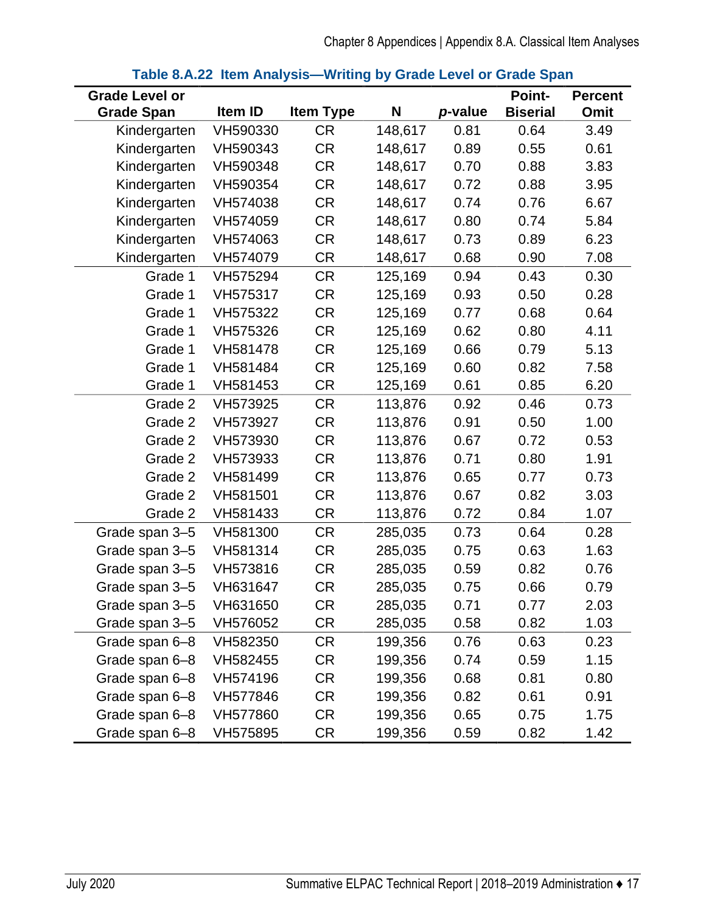**Table 8.A.22 Item Analysis—Writing by Grade Level or Grade Span**

| Grade Level or Grade Span | Item ID | Item Type | N | *p*-value | Point-Biserial | Percent Omit |
|---|---|---|---|---|---|---|
| Kindergarten | VH590330 | CR | 148,617 | 0.81 | 0.64 | 3.49 |
| Kindergarten | VH590343 | CR | 148,617 | 0.89 | 0.55 | 0.61 |
| Kindergarten | VH590348 | CR | 148,617 | 0.70 | 0.88 | 3.83 |
| Kindergarten | VH590354 | CR | 148,617 | 0.72 | 0.88 | 3.95 |
| Kindergarten | VH574038 | CR | 148,617 | 0.74 | 0.76 | 6.67 |
| Kindergarten | VH574059 | CR | 148,617 | 0.80 | 0.74 | 5.84 |
| Kindergarten | VH574063 | CR | 148,617 | 0.73 | 0.89 | 6.23 |
| Kindergarten | VH574079 | CR | 148,617 | 0.68 | 0.90 | 7.08 |
| Grade 1 | VH575294 | CR | 125,169 | 0.94 | 0.43 | 0.30 |
| Grade 1 | VH575317 | CR | 125,169 | 0.93 | 0.50 | 0.28 |
| Grade 1 | VH575322 | CR | 125,169 | 0.77 | 0.68 | 0.64 |
| Grade 1 | VH575326 | CR | 125,169 | 0.62 | 0.80 | 4.11 |
| Grade 1 | VH581478 | CR | 125,169 | 0.66 | 0.79 | 5.13 |
| Grade 1 | VH581484 | CR | 125,169 | 0.60 | 0.82 | 7.58 |
| Grade 1 | VH581453 | CR | 125,169 | 0.61 | 0.85 | 6.20 |
| Grade 2 | VH573925 | CR | 113,876 | 0.92 | 0.46 | 0.73 |
| Grade 2 | VH573927 | CR | 113,876 | 0.91 | 0.50 | 1.00 |
| Grade 2 | VH573930 | CR | 113,876 | 0.67 | 0.72 | 0.53 |
| Grade 2 | VH573933 | CR | 113,876 | 0.71 | 0.80 | 1.91 |
| Grade 2 | VH581499 | CR | 113,876 | 0.65 | 0.77 | 0.73 |
| Grade 2 | VH581501 | CR | 113,876 | 0.67 | 0.82 | 3.03 |
| Grade 2 | VH581433 | CR | 113,876 | 0.72 | 0.84 | 1.07 |
| Grade span 3–5 | VH581300 | CR | 285,035 | 0.73 | 0.64 | 0.28 |
| Grade span 3–5 | VH581314 | CR | 285,035 | 0.75 | 0.63 | 1.63 |
| Grade span 3–5 | VH573816 | CR | 285,035 | 0.59 | 0.82 | 0.76 |
| Grade span 3–5 | VH631647 | CR | 285,035 | 0.75 | 0.66 | 0.79 |
| Grade span 3–5 | VH631650 | CR | 285,035 | 0.71 | 0.77 | 2.03 |
| Grade span 3–5 | VH576052 | CR | 285,035 | 0.58 | 0.82 | 1.03 |
| Grade span 6–8 | VH582350 | CR | 199,356 | 0.76 | 0.63 | 0.23 |
| Grade span 6–8 | VH582455 | CR | 199,356 | 0.74 | 0.59 | 1.15 |
| Grade span 6–8 | VH574196 | CR | 199,356 | 0.68 | 0.81 | 0.80 |
| Grade span 6–8 | VH577846 | CR | 199,356 | 0.82 | 0.61 | 0.91 |
| Grade span 6–8 | VH577860 | CR | 199,356 | 0.65 | 0.75 | 1.75 |
| Grade span 6–8 | VH575895 | CR | 199,356 | 0.59 | 0.82 | 1.42 |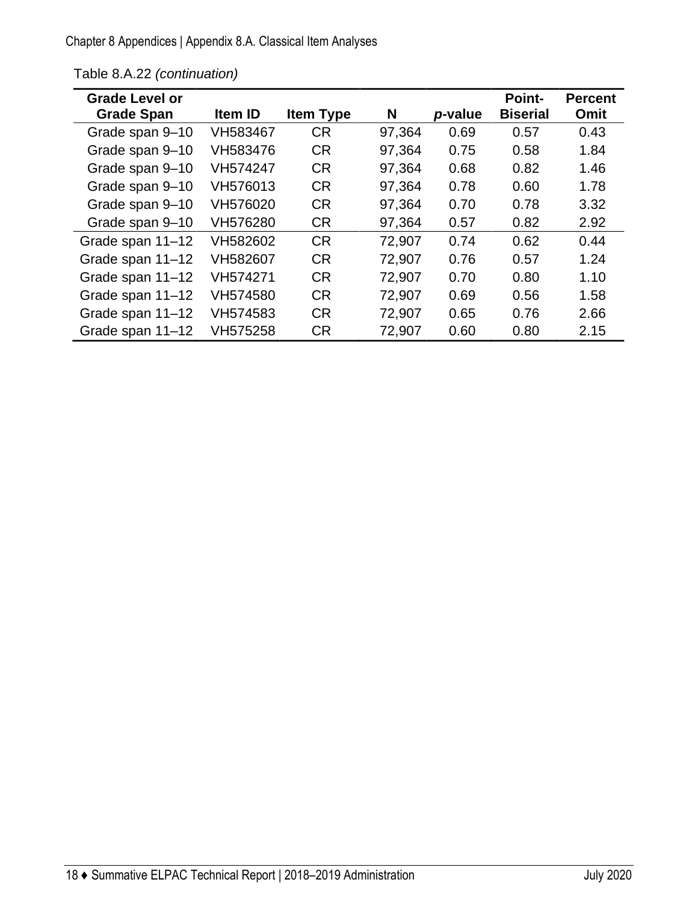Table 8.A.22 *(continuation)*

| Grade Level or Grade Span | Item ID | Item Type | N | *p*-value | Point-Biserial | Percent Omit |
|---|---|---|---|---|---|---|
| Grade span 9–10 | VH583467 | CR | 97,364 | 0.69 | 0.57 | 0.43 |
| Grade span 9–10 | VH583476 | CR | 97,364 | 0.75 | 0.58 | 1.84 |
| Grade span 9–10 | VH574247 | CR | 97,364 | 0.68 | 0.82 | 1.46 |
| Grade span 9–10 | VH576013 | CR | 97,364 | 0.78 | 0.60 | 1.78 |
| Grade span 9–10 | VH576020 | CR | 97,364 | 0.70 | 0.78 | 3.32 |
| Grade span 9–10 | VH576280 | CR | 97,364 | 0.57 | 0.82 | 2.92 |
| Grade span 11–12 | VH582602 | CR | 72,907 | 0.74 | 0.62 | 0.44 |
| Grade span 11–12 | VH582607 | CR | 72,907 | 0.76 | 0.57 | 1.24 |
| Grade span 11–12 | VH574271 | CR | 72,907 | 0.70 | 0.80 | 1.10 |
| Grade span 11–12 | VH574580 | CR | 72,907 | 0.69 | 0.56 | 1.58 |
| Grade span 11–12 | VH574583 | CR | 72,907 | 0.65 | 0.76 | 2.66 |
| Grade span 11–12 | VH575258 | CR | 72,907 | 0.60 | 0.80 | 2.15 |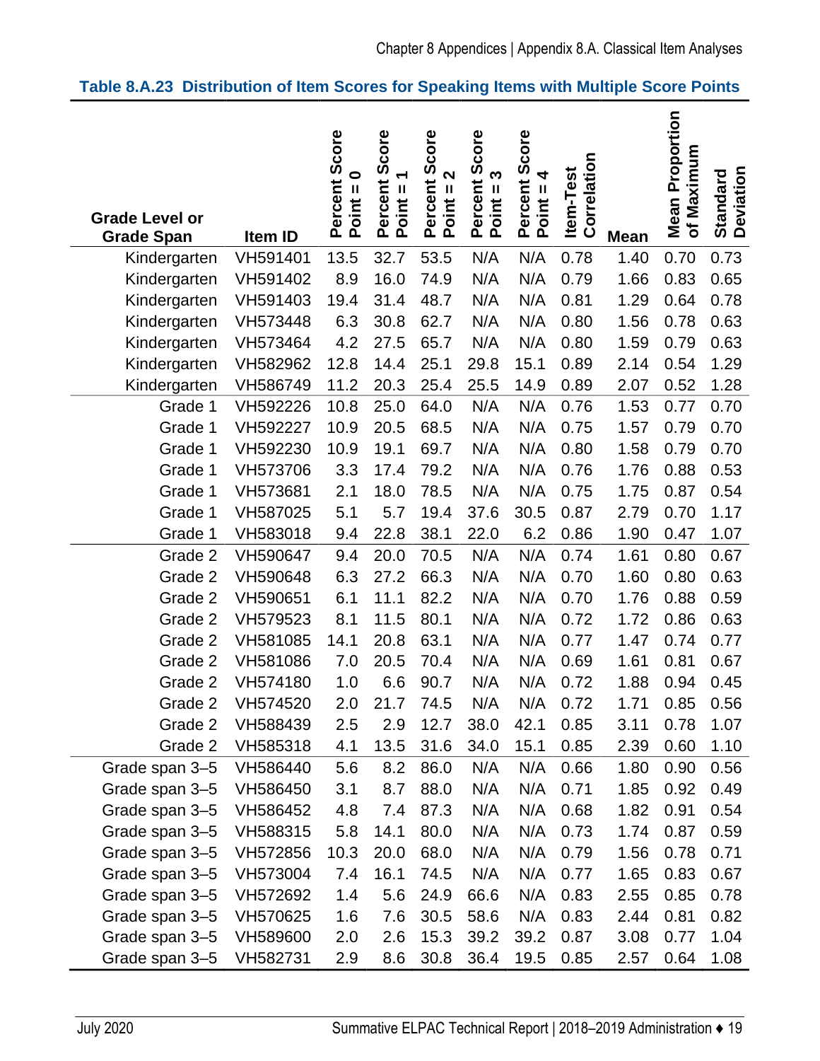**Table 8.A.23 Distribution of Item Scores for Speaking Items with Multiple Score Points**

| Grade Level or Grade Span | Item ID | Percent Score Point = 0 | Percent Score Point = 1 | Percent Score Point = 2 | Percent Score Point = 3 | Percent Score Point = 4 | Item-Test Correlation | Mean | Mean Proportion of Maximum | Standard Deviation |
|---|---|---|---|---|---|---|---|---|---|---|
| Kindergarten | VH591401 | 13.5 | 32.7 | 53.5 | N/A | N/A | 0.78 | 1.40 | 0.70 | 0.73 |
| Kindergarten | VH591402 | 8.9 | 16.0 | 74.9 | N/A | N/A | 0.79 | 1.66 | 0.83 | 0.65 |
| Kindergarten | VH591403 | 19.4 | 31.4 | 48.7 | N/A | N/A | 0.81 | 1.29 | 0.64 | 0.78 |
| Kindergarten | VH573448 | 6.3 | 30.8 | 62.7 | N/A | N/A | 0.80 | 1.56 | 0.78 | 0.63 |
| Kindergarten | VH573464 | 4.2 | 27.5 | 65.7 | N/A | N/A | 0.80 | 1.59 | 0.79 | 0.63 |
| Kindergarten | VH582962 | 12.8 | 14.4 | 25.1 | 29.8 | 15.1 | 0.89 | 2.14 | 0.54 | 1.29 |
| Kindergarten | VH586749 | 11.2 | 20.3 | 25.4 | 25.5 | 14.9 | 0.89 | 2.07 | 0.52 | 1.28 |
| Grade 1 | VH592226 | 10.8 | 25.0 | 64.0 | N/A | N/A | 0.76 | 1.53 | 0.77 | 0.70 |
| Grade 1 | VH592227 | 10.9 | 20.5 | 68.5 | N/A | N/A | 0.75 | 1.57 | 0.79 | 0.70 |
| Grade 1 | VH592230 | 10.9 | 19.1 | 69.7 | N/A | N/A | 0.80 | 1.58 | 0.79 | 0.70 |
| Grade 1 | VH573706 | 3.3 | 17.4 | 79.2 | N/A | N/A | 0.76 | 1.76 | 0.88 | 0.53 |
| Grade 1 | VH573681 | 2.1 | 18.0 | 78.5 | N/A | N/A | 0.75 | 1.75 | 0.87 | 0.54 |
| Grade 1 | VH587025 | 5.1 | 5.7 | 19.4 | 37.6 | 30.5 | 0.87 | 2.79 | 0.70 | 1.17 |
| Grade 1 | VH583018 | 9.4 | 22.8 | 38.1 | 22.0 | 6.2 | 0.86 | 1.90 | 0.47 | 1.07 |
| Grade 2 | VH590647 | 9.4 | 20.0 | 70.5 | N/A | N/A | 0.74 | 1.61 | 0.80 | 0.67 |
| Grade 2 | VH590648 | 6.3 | 27.2 | 66.3 | N/A | N/A | 0.70 | 1.60 | 0.80 | 0.63 |
| Grade 2 | VH590651 | 6.1 | 11.1 | 82.2 | N/A | N/A | 0.70 | 1.76 | 0.88 | 0.59 |
| Grade 2 | VH579523 | 8.1 | 11.5 | 80.1 | N/A | N/A | 0.72 | 1.72 | 0.86 | 0.63 |
| Grade 2 | VH581085 | 14.1 | 20.8 | 63.1 | N/A | N/A | 0.77 | 1.47 | 0.74 | 0.77 |
| Grade 2 | VH581086 | 7.0 | 20.5 | 70.4 | N/A | N/A | 0.69 | 1.61 | 0.81 | 0.67 |
| Grade 2 | VH574180 | 1.0 | 6.6 | 90.7 | N/A | N/A | 0.72 | 1.88 | 0.94 | 0.45 |
| Grade 2 | VH574520 | 2.0 | 21.7 | 74.5 | N/A | N/A | 0.72 | 1.71 | 0.85 | 0.56 |
| Grade 2 | VH588439 | 2.5 | 2.9 | 12.7 | 38.0 | 42.1 | 0.85 | 3.11 | 0.78 | 1.07 |
| Grade 2 | VH585318 | 4.1 | 13.5 | 31.6 | 34.0 | 15.1 | 0.85 | 2.39 | 0.60 | 1.10 |
| Grade span 3–5 | VH586440 | 5.6 | 8.2 | 86.0 | N/A | N/A | 0.66 | 1.80 | 0.90 | 0.56 |
| Grade span 3–5 | VH586450 | 3.1 | 8.7 | 88.0 | N/A | N/A | 0.71 | 1.85 | 0.92 | 0.49 |
| Grade span 3–5 | VH586452 | 4.8 | 7.4 | 87.3 | N/A | N/A | 0.68 | 1.82 | 0.91 | 0.54 |
| Grade span 3–5 | VH588315 | 5.8 | 14.1 | 80.0 | N/A | N/A | 0.73 | 1.74 | 0.87 | 0.59 |
| Grade span 3–5 | VH572856 | 10.3 | 20.0 | 68.0 | N/A | N/A | 0.79 | 1.56 | 0.78 | 0.71 |
| Grade span 3–5 | VH573004 | 7.4 | 16.1 | 74.5 | N/A | N/A | 0.77 | 1.65 | 0.83 | 0.67 |
| Grade span 3–5 | VH572692 | 1.4 | 5.6 | 24.9 | 66.6 | N/A | 0.83 | 2.55 | 0.85 | 0.78 |
| Grade span 3–5 | VH570625 | 1.6 | 7.6 | 30.5 | 58.6 | N/A | 0.83 | 2.44 | 0.81 | 0.82 |
| Grade span 3–5 | VH589600 | 2.0 | 2.6 | 15.3 | 39.2 | 39.2 | 0.87 | 3.08 | 0.77 | 1.04 |
| Grade span 3–5 | VH582731 | 2.9 | 8.6 | 30.8 | 36.4 | 19.5 | 0.85 | 2.57 | 0.64 | 1.08 |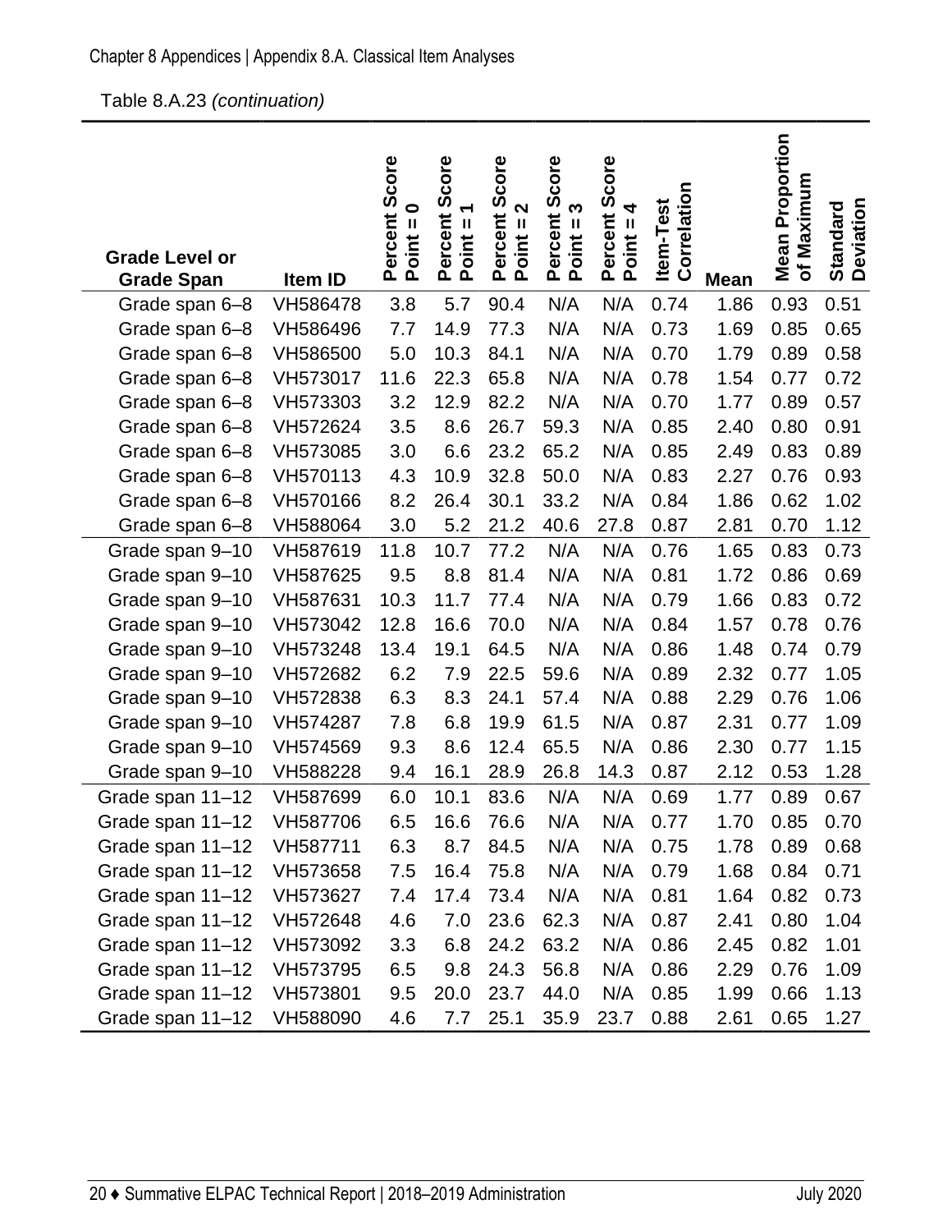Table 8.A.23 *(continuation)*

| Grade Level or Grade Span | Item ID | Percent Score Point = 0 | Percent Score Point = 1 | Percent Score Point = 2 | Percent Score Point = 3 | Percent Score Point = 4 | Item-Test Correlation | Mean | Mean Proportion of Maximum | Standard Deviation |
|---|---|---|---|---|---|---|---|---|---|---|
| Grade span 6–8 | VH586478 | 3.8 | 5.7 | 90.4 | N/A | N/A | 0.74 | 1.86 | 0.93 | 0.51 |
| Grade span 6–8 | VH586496 | 7.7 | 14.9 | 77.3 | N/A | N/A | 0.73 | 1.69 | 0.85 | 0.65 |
| Grade span 6–8 | VH586500 | 5.0 | 10.3 | 84.1 | N/A | N/A | 0.70 | 1.79 | 0.89 | 0.58 |
| Grade span 6–8 | VH573017 | 11.6 | 22.3 | 65.8 | N/A | N/A | 0.78 | 1.54 | 0.77 | 0.72 |
| Grade span 6–8 | VH573303 | 3.2 | 12.9 | 82.2 | N/A | N/A | 0.70 | 1.77 | 0.89 | 0.57 |
| Grade span 6–8 | VH572624 | 3.5 | 8.6 | 26.7 | 59.3 | N/A | 0.85 | 2.40 | 0.80 | 0.91 |
| Grade span 6–8 | VH573085 | 3.0 | 6.6 | 23.2 | 65.2 | N/A | 0.85 | 2.49 | 0.83 | 0.89 |
| Grade span 6–8 | VH570113 | 4.3 | 10.9 | 32.8 | 50.0 | N/A | 0.83 | 2.27 | 0.76 | 0.93 |
| Grade span 6–8 | VH570166 | 8.2 | 26.4 | 30.1 | 33.2 | N/A | 0.84 | 1.86 | 0.62 | 1.02 |
| Grade span 6–8 | VH588064 | 3.0 | 5.2 | 21.2 | 40.6 | 27.8 | 0.87 | 2.81 | 0.70 | 1.12 |
| Grade span 9–10 | VH587619 | 11.8 | 10.7 | 77.2 | N/A | N/A | 0.76 | 1.65 | 0.83 | 0.73 |
| Grade span 9–10 | VH587625 | 9.5 | 8.8 | 81.4 | N/A | N/A | 0.81 | 1.72 | 0.86 | 0.69 |
| Grade span 9–10 | VH587631 | 10.3 | 11.7 | 77.4 | N/A | N/A | 0.79 | 1.66 | 0.83 | 0.72 |
| Grade span 9–10 | VH573042 | 12.8 | 16.6 | 70.0 | N/A | N/A | 0.84 | 1.57 | 0.78 | 0.76 |
| Grade span 9–10 | VH573248 | 13.4 | 19.1 | 64.5 | N/A | N/A | 0.86 | 1.48 | 0.74 | 0.79 |
| Grade span 9–10 | VH572682 | 6.2 | 7.9 | 22.5 | 59.6 | N/A | 0.89 | 2.32 | 0.77 | 1.05 |
| Grade span 9–10 | VH572838 | 6.3 | 8.3 | 24.1 | 57.4 | N/A | 0.88 | 2.29 | 0.76 | 1.06 |
| Grade span 9–10 | VH574287 | 7.8 | 6.8 | 19.9 | 61.5 | N/A | 0.87 | 2.31 | 0.77 | 1.09 |
| Grade span 9–10 | VH574569 | 9.3 | 8.6 | 12.4 | 65.5 | N/A | 0.86 | 2.30 | 0.77 | 1.15 |
| Grade span 9–10 | VH588228 | 9.4 | 16.1 | 28.9 | 26.8 | 14.3 | 0.87 | 2.12 | 0.53 | 1.28 |
| Grade span 11–12 | VH587699 | 6.0 | 10.1 | 83.6 | N/A | N/A | 0.69 | 1.77 | 0.89 | 0.67 |
| Grade span 11–12 | VH587706 | 6.5 | 16.6 | 76.6 | N/A | N/A | 0.77 | 1.70 | 0.85 | 0.70 |
| Grade span 11–12 | VH587711 | 6.3 | 8.7 | 84.5 | N/A | N/A | 0.75 | 1.78 | 0.89 | 0.68 |
| Grade span 11–12 | VH573658 | 7.5 | 16.4 | 75.8 | N/A | N/A | 0.79 | 1.68 | 0.84 | 0.71 |
| Grade span 11–12 | VH573627 | 7.4 | 17.4 | 73.4 | N/A | N/A | 0.81 | 1.64 | 0.82 | 0.73 |
| Grade span 11–12 | VH572648 | 4.6 | 7.0 | 23.6 | 62.3 | N/A | 0.87 | 2.41 | 0.80 | 1.04 |
| Grade span 11–12 | VH573092 | 3.3 | 6.8 | 24.2 | 63.2 | N/A | 0.86 | 2.45 | 0.82 | 1.01 |
| Grade span 11–12 | VH573795 | 6.5 | 9.8 | 24.3 | 56.8 | N/A | 0.86 | 2.29 | 0.76 | 1.09 |
| Grade span 11–12 | VH573801 | 9.5 | 20.0 | 23.7 | 44.0 | N/A | 0.85 | 1.99 | 0.66 | 1.13 |
| Grade span 11–12 | VH588090 | 4.6 | 7.7 | 25.1 | 35.9 | 23.7 | 0.88 | 2.61 | 0.65 | 1.27 |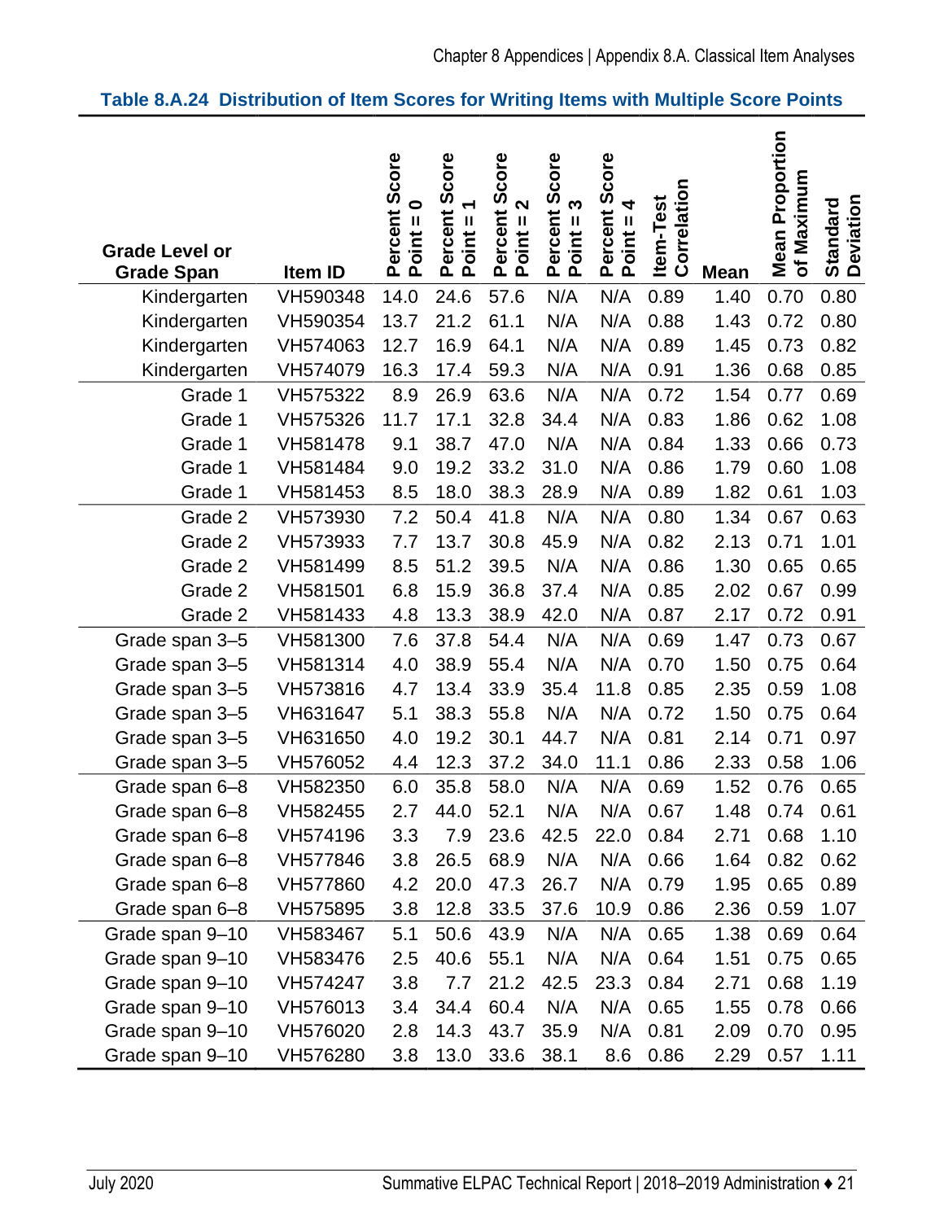**Table 8.A.24 Distribution of Item Scores for Writing Items with Multiple Score Points**

| Grade Level or Grade Span | Item ID | Percent Score Point = 0 | Percent Score Point = 1 | Percent Score Point = 2 | Percent Score Point = 3 | Percent Score Point = 4 | Item-Test Correlation | Mean | Mean Proportion of Maximum | Standard Deviation |
|---|---|---|---|---|---|---|---|---|---|---|
| Kindergarten | VH590348 | 14.0 | 24.6 | 57.6 | N/A | N/A | 0.89 | 1.40 | 0.70 | 0.80 |
| Kindergarten | VH590354 | 13.7 | 21.2 | 61.1 | N/A | N/A | 0.88 | 1.43 | 0.72 | 0.80 |
| Kindergarten | VH574063 | 12.7 | 16.9 | 64.1 | N/A | N/A | 0.89 | 1.45 | 0.73 | 0.82 |
| Kindergarten | VH574079 | 16.3 | 17.4 | 59.3 | N/A | N/A | 0.91 | 1.36 | 0.68 | 0.85 |
| Grade 1 | VH575322 | 8.9 | 26.9 | 63.6 | N/A | N/A | 0.72 | 1.54 | 0.77 | 0.69 |
| Grade 1 | VH575326 | 11.7 | 17.1 | 32.8 | 34.4 | N/A | 0.83 | 1.86 | 0.62 | 1.08 |
| Grade 1 | VH581478 | 9.1 | 38.7 | 47.0 | N/A | N/A | 0.84 | 1.33 | 0.66 | 0.73 |
| Grade 1 | VH581484 | 9.0 | 19.2 | 33.2 | 31.0 | N/A | 0.86 | 1.79 | 0.60 | 1.08 |
| Grade 1 | VH581453 | 8.5 | 18.0 | 38.3 | 28.9 | N/A | 0.89 | 1.82 | 0.61 | 1.03 |
| Grade 2 | VH573930 | 7.2 | 50.4 | 41.8 | N/A | N/A | 0.80 | 1.34 | 0.67 | 0.63 |
| Grade 2 | VH573933 | 7.7 | 13.7 | 30.8 | 45.9 | N/A | 0.82 | 2.13 | 0.71 | 1.01 |
| Grade 2 | VH581499 | 8.5 | 51.2 | 39.5 | N/A | N/A | 0.86 | 1.30 | 0.65 | 0.65 |
| Grade 2 | VH581501 | 6.8 | 15.9 | 36.8 | 37.4 | N/A | 0.85 | 2.02 | 0.67 | 0.99 |
| Grade 2 | VH581433 | 4.8 | 13.3 | 38.9 | 42.0 | N/A | 0.87 | 2.17 | 0.72 | 0.91 |
| Grade span 3–5 | VH581300 | 7.6 | 37.8 | 54.4 | N/A | N/A | 0.69 | 1.47 | 0.73 | 0.67 |
| Grade span 3–5 | VH581314 | 4.0 | 38.9 | 55.4 | N/A | N/A | 0.70 | 1.50 | 0.75 | 0.64 |
| Grade span 3–5 | VH573816 | 4.7 | 13.4 | 33.9 | 35.4 | 11.8 | 0.85 | 2.35 | 0.59 | 1.08 |
| Grade span 3–5 | VH631647 | 5.1 | 38.3 | 55.8 | N/A | N/A | 0.72 | 1.50 | 0.75 | 0.64 |
| Grade span 3–5 | VH631650 | 4.0 | 19.2 | 30.1 | 44.7 | N/A | 0.81 | 2.14 | 0.71 | 0.97 |
| Grade span 3–5 | VH576052 | 4.4 | 12.3 | 37.2 | 34.0 | 11.1 | 0.86 | 2.33 | 0.58 | 1.06 |
| Grade span 6–8 | VH582350 | 6.0 | 35.8 | 58.0 | N/A | N/A | 0.69 | 1.52 | 0.76 | 0.65 |
| Grade span 6–8 | VH582455 | 2.7 | 44.0 | 52.1 | N/A | N/A | 0.67 | 1.48 | 0.74 | 0.61 |
| Grade span 6–8 | VH574196 | 3.3 | 7.9 | 23.6 | 42.5 | 22.0 | 0.84 | 2.71 | 0.68 | 1.10 |
| Grade span 6–8 | VH577846 | 3.8 | 26.5 | 68.9 | N/A | N/A | 0.66 | 1.64 | 0.82 | 0.62 |
| Grade span 6–8 | VH577860 | 4.2 | 20.0 | 47.3 | 26.7 | N/A | 0.79 | 1.95 | 0.65 | 0.89 |
| Grade span 6–8 | VH575895 | 3.8 | 12.8 | 33.5 | 37.6 | 10.9 | 0.86 | 2.36 | 0.59 | 1.07 |
| Grade span 9–10 | VH583467 | 5.1 | 50.6 | 43.9 | N/A | N/A | 0.65 | 1.38 | 0.69 | 0.64 |
| Grade span 9–10 | VH583476 | 2.5 | 40.6 | 55.1 | N/A | N/A | 0.64 | 1.51 | 0.75 | 0.65 |
| Grade span 9–10 | VH574247 | 3.8 | 7.7 | 21.2 | 42.5 | 23.3 | 0.84 | 2.71 | 0.68 | 1.19 |
| Grade span 9–10 | VH576013 | 3.4 | 34.4 | 60.4 | N/A | N/A | 0.65 | 1.55 | 0.78 | 0.66 |
| Grade span 9–10 | VH576020 | 2.8 | 14.3 | 43.7 | 35.9 | N/A | 0.81 | 2.09 | 0.70 | 0.95 |
| Grade span 9–10 | VH576280 | 3.8 | 13.0 | 33.6 | 38.1 | 8.6 | 0.86 | 2.29 | 0.57 | 1.11 |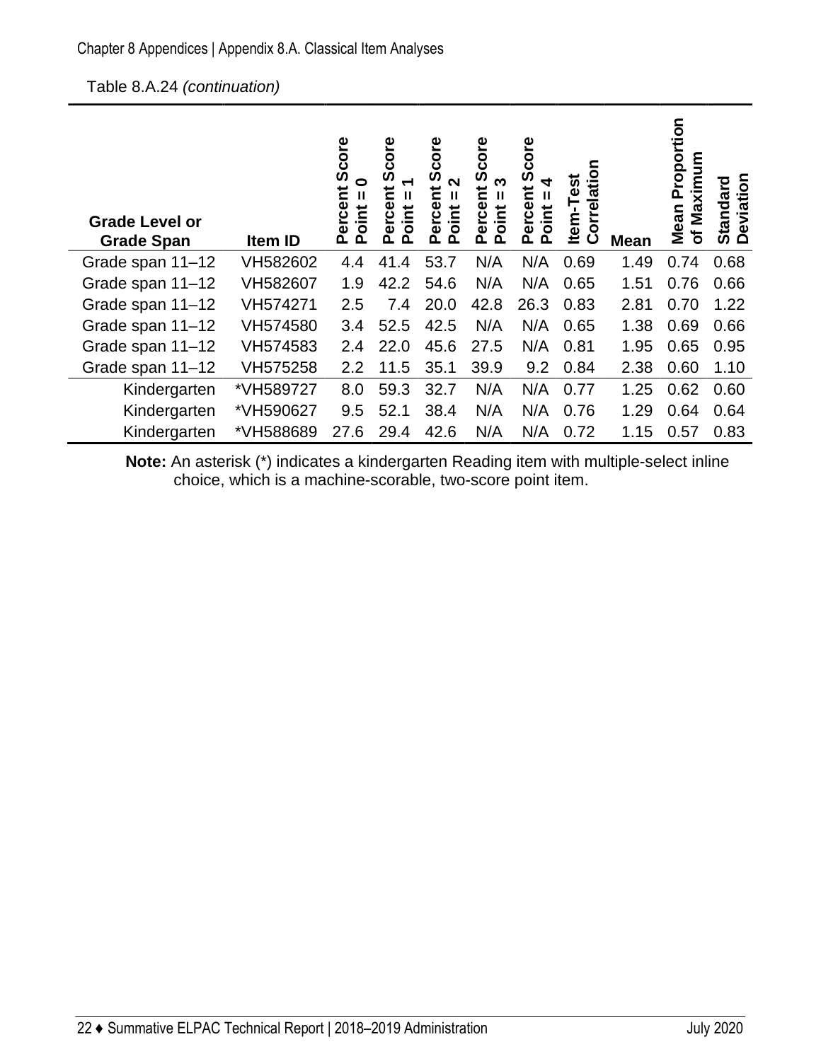Table 8.A.24 *(continuation)*

| Grade Level or Grade Span | Item ID | Percent Score Point = 0 | Percent Score Point = 1 | Percent Score Point = 2 | Percent Score Point = 3 | Percent Score Point = 4 | Item-Test Correlation | Mean | Mean Proportion of Maximum | Standard Deviation |
|---|---|---|---|---|---|---|---|---|---|---|
| Grade span 11–12 | VH582602 | 4.4 | 41.4 | 53.7 | N/A | N/A | 0.69 | 1.49 | 0.74 | 0.68 |
| Grade span 11–12 | VH582607 | 1.9 | 42.2 | 54.6 | N/A | N/A | 0.65 | 1.51 | 0.76 | 0.66 |
| Grade span 11–12 | VH574271 | 2.5 | 7.4 | 20.0 | 42.8 | 26.3 | 0.83 | 2.81 | 0.70 | 1.22 |
| Grade span 11–12 | VH574580 | 3.4 | 52.5 | 42.5 | N/A | N/A | 0.65 | 1.38 | 0.69 | 0.66 |
| Grade span 11–12 | VH574583 | 2.4 | 22.0 | 45.6 | 27.5 | N/A | 0.81 | 1.95 | 0.65 | 0.95 |
| Grade span 11–12 | VH575258 | 2.2 | 11.5 | 35.1 | 39.9 | 9.2 | 0.84 | 2.38 | 0.60 | 1.10 |
| Kindergarten | *VH589727 | 8.0 | 59.3 | 32.7 | N/A | N/A | 0.77 | 1.25 | 0.62 | 0.60 |
| Kindergarten | *VH590627 | 9.5 | 52.1 | 38.4 | N/A | N/A | 0.76 | 1.29 | 0.64 | 0.64 |
| Kindergarten | *VH588689 | 27.6 | 29.4 | 42.6 | N/A | N/A | 0.72 | 1.15 | 0.57 | 0.83 |

**Note:** An asterisk (*) indicates a kindergarten Reading item with multiple-select inline choice, which is a machine-scorable, two-score point item.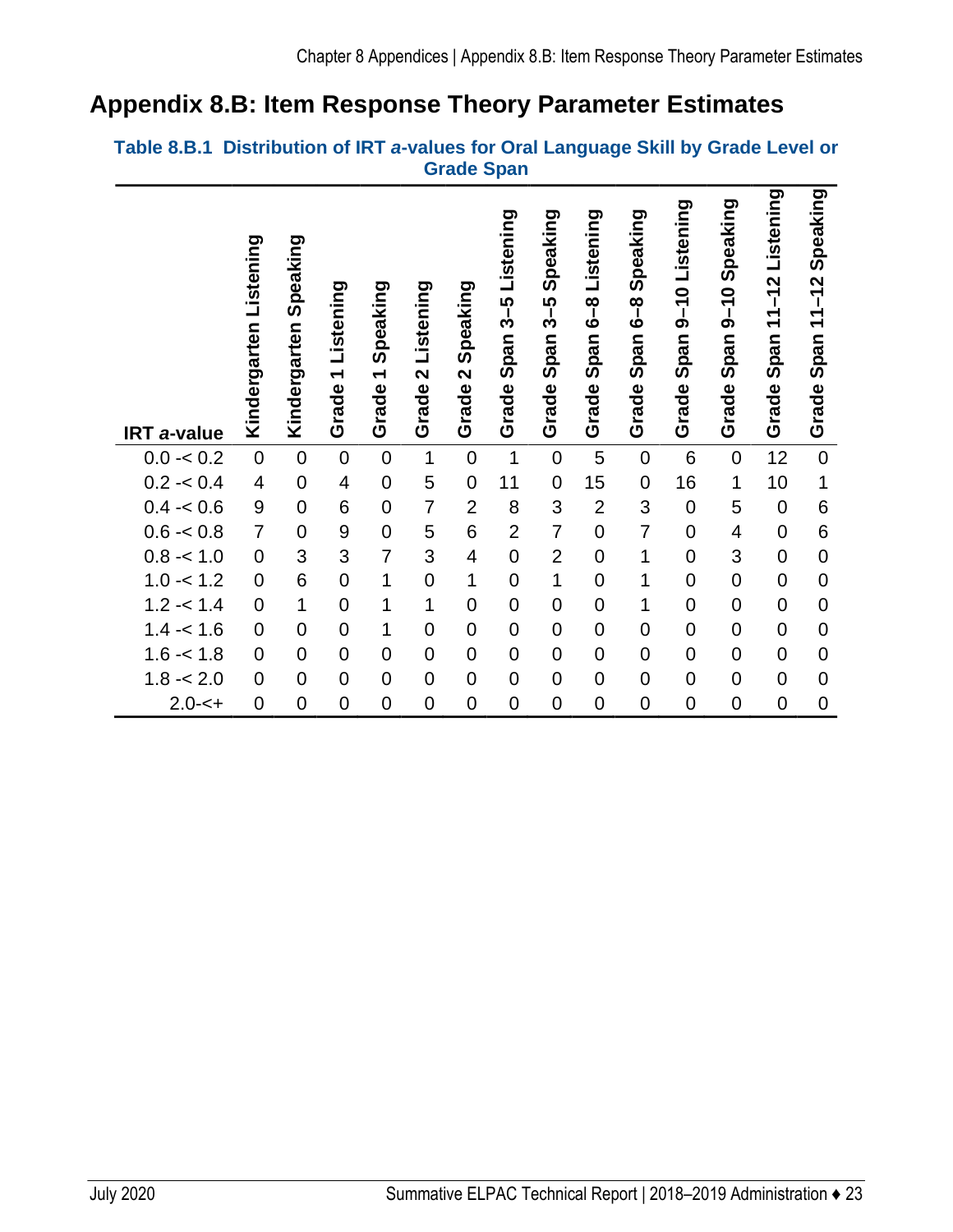# Appendix 8.B: Item Response Theory Parameter Estimates

**Table 8.B.1 Distribution of IRT *a*-values for Oral Language Skill by Grade Level or Grade Span**

| IRT *a*-value | Kindergarten Listening | Kindergarten Speaking | Grade 1 Listening | Grade 1 Speaking | Grade 2 Listening | Grade 2 Speaking | Grade Span 3–5 Listening | Grade Span 3–5 Speaking | Grade Span 6–8 Listening | Grade Span 6–8 Speaking | Grade Span 9–10 Listening | Grade Span 9–10 Speaking | Grade Span 11–12 Listening | Grade Span 11–12 Speaking |
|---|---|---|---|---|---|---|---|---|---|---|---|---|---|---|
| 0.0 -< 0.2 | 0 | 0 | 0 | 0 | 1 | 0 | 1 | 0 | 5 | 0 | 6 | 0 | 12 | 0 |
| 0.2 -< 0.4 | 4 | 0 | 4 | 0 | 5 | 0 | 11 | 0 | 15 | 0 | 16 | 1 | 10 | 1 |
| 0.4 -< 0.6 | 9 | 0 | 6 | 0 | 7 | 2 | 8 | 3 | 2 | 3 | 0 | 5 | 0 | 6 |
| 0.6 -< 0.8 | 7 | 0 | 9 | 0 | 5 | 6 | 2 | 7 | 0 | 7 | 0 | 4 | 0 | 6 |
| 0.8 -< 1.0 | 0 | 3 | 3 | 7 | 3 | 4 | 0 | 2 | 0 | 1 | 0 | 3 | 0 | 0 |
| 1.0 -< 1.2 | 0 | 6 | 0 | 1 | 0 | 1 | 0 | 1 | 0 | 1 | 0 | 0 | 0 | 0 |
| 1.2 -< 1.4 | 0 | 1 | 0 | 1 | 1 | 0 | 0 | 0 | 0 | 1 | 0 | 0 | 0 | 0 |
| 1.4 -< 1.6 | 0 | 0 | 0 | 1 | 0 | 0 | 0 | 0 | 0 | 0 | 0 | 0 | 0 | 0 |
| 1.6 -< 1.8 | 0 | 0 | 0 | 0 | 0 | 0 | 0 | 0 | 0 | 0 | 0 | 0 | 0 | 0 |
| 1.8 -< 2.0 | 0 | 0 | 0 | 0 | 0 | 0 | 0 | 0 | 0 | 0 | 0 | 0 | 0 | 0 |
| 2.0-<+ | 0 | 0 | 0 | 0 | 0 | 0 | 0 | 0 | 0 | 0 | 0 | 0 | 0 | 0 |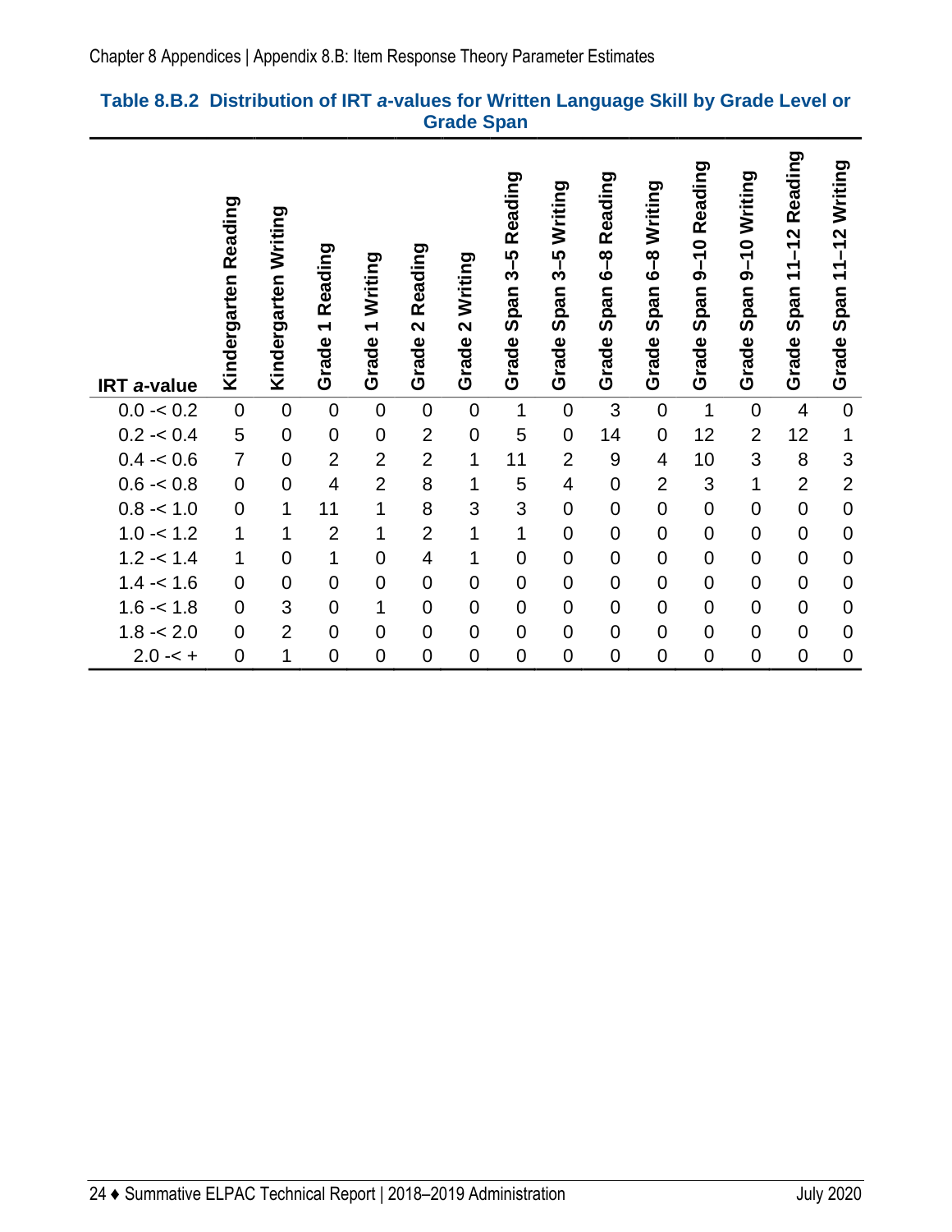**Table 8.B.2 Distribution of IRT *a*-values for Written Language Skill by Grade Level or Grade Span**

| IRT *a*-value | Kindergarten Reading | Kindergarten Writing | Grade 1 Reading | Grade 1 Writing | Grade 2 Reading | Grade 2 Writing | Grade Span 3–5 Reading | Grade Span 3–5 Writing | Grade Span 6–8 Reading | Grade Span 6–8 Writing | Grade Span 9–10 Reading | Grade Span 9–10 Writing | Grade Span 11–12 Reading | Grade Span 11–12 Writing |
|---|---|---|---|---|---|---|---|---|---|---|---|---|---|---|
| 0.0 -< 0.2 | 0 | 0 | 0 | 0 | 0 | 0 | 1 | 0 | 3 | 0 | 1 | 0 | 4 | 0 |
| 0.2 -< 0.4 | 5 | 0 | 0 | 0 | 2 | 0 | 5 | 0 | 14 | 0 | 12 | 2 | 12 | 1 |
| 0.4 -< 0.6 | 7 | 0 | 2 | 2 | 2 | 1 | 11 | 2 | 9 | 4 | 10 | 3 | 8 | 3 |
| 0.6 -< 0.8 | 0 | 0 | 4 | 2 | 8 | 1 | 5 | 4 | 0 | 2 | 3 | 1 | 2 | 2 |
| 0.8 -< 1.0 | 0 | 1 | 11 | 1 | 8 | 3 | 3 | 0 | 0 | 0 | 0 | 0 | 0 | 0 |
| 1.0 -< 1.2 | 1 | 1 | 2 | 1 | 2 | 1 | 1 | 0 | 0 | 0 | 0 | 0 | 0 | 0 |
| 1.2 -< 1.4 | 1 | 0 | 1 | 0 | 4 | 1 | 0 | 0 | 0 | 0 | 0 | 0 | 0 | 0 |
| 1.4 -< 1.6 | 0 | 0 | 0 | 0 | 0 | 0 | 0 | 0 | 0 | 0 | 0 | 0 | 0 | 0 |
| 1.6 -< 1.8 | 0 | 3 | 0 | 1 | 0 | 0 | 0 | 0 | 0 | 0 | 0 | 0 | 0 | 0 |
| 1.8 -< 2.0 | 0 | 2 | 0 | 0 | 0 | 0 | 0 | 0 | 0 | 0 | 0 | 0 | 0 | 0 |
| 2.0 -< + | 0 | 1 | 0 | 0 | 0 | 0 | 0 | 0 | 0 | 0 | 0 | 0 | 0 | 0 |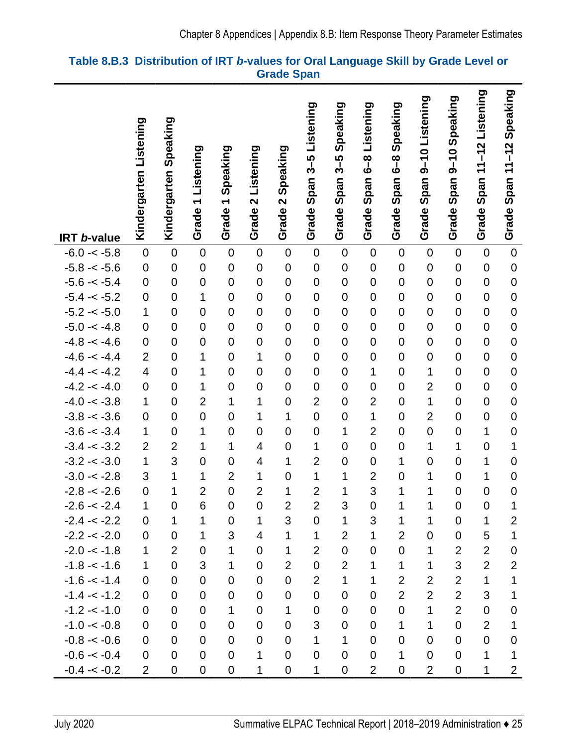**Table 8.B.3 Distribution of IRT *b*-values for Oral Language Skill by Grade Level or Grade Span**

| IRT *b*-value | Kindergarten Listening | Kindergarten Speaking | Grade 1 Listening | Grade 1 Speaking | Grade 2 Listening | Grade 2 Speaking | Grade Span 3–5 Listening | Grade Span 3–5 Speaking | Grade Span 6–8 Listening | Grade Span 6–8 Speaking | Grade Span 9–10 Listening | Grade Span 9–10 Speaking | Grade Span 11–12 Listening | Grade Span 11–12 Speaking |
|---|---|---|---|---|---|---|---|---|---|---|---|---|---|---|
| -6.0 -< -5.8 | 0 | 0 | 0 | 0 | 0 | 0 | 0 | 0 | 0 | 0 | 0 | 0 | 0 | 0 |
| -5.8 -< -5.6 | 0 | 0 | 0 | 0 | 0 | 0 | 0 | 0 | 0 | 0 | 0 | 0 | 0 | 0 |
| -5.6 -< -5.4 | 0 | 0 | 0 | 0 | 0 | 0 | 0 | 0 | 0 | 0 | 0 | 0 | 0 | 0 |
| -5.4 -< -5.2 | 0 | 0 | 1 | 0 | 0 | 0 | 0 | 0 | 0 | 0 | 0 | 0 | 0 | 0 |
| -5.2 -< -5.0 | 1 | 0 | 0 | 0 | 0 | 0 | 0 | 0 | 0 | 0 | 0 | 0 | 0 | 0 |
| -5.0 -< -4.8 | 0 | 0 | 0 | 0 | 0 | 0 | 0 | 0 | 0 | 0 | 0 | 0 | 0 | 0 |
| -4.8 -< -4.6 | 0 | 0 | 0 | 0 | 0 | 0 | 0 | 0 | 0 | 0 | 0 | 0 | 0 | 0 |
| -4.6 -< -4.4 | 2 | 0 | 1 | 0 | 1 | 0 | 0 | 0 | 0 | 0 | 0 | 0 | 0 | 0 |
| -4.4 -< -4.2 | 4 | 0 | 1 | 0 | 0 | 0 | 0 | 0 | 1 | 0 | 1 | 0 | 0 | 0 |
| -4.2 -< -4.0 | 0 | 0 | 1 | 0 | 0 | 0 | 0 | 0 | 0 | 0 | 2 | 0 | 0 | 0 |
| -4.0 -< -3.8 | 1 | 0 | 2 | 1 | 1 | 0 | 2 | 0 | 2 | 0 | 1 | 0 | 0 | 0 |
| -3.8 -< -3.6 | 0 | 0 | 0 | 0 | 1 | 1 | 0 | 0 | 1 | 0 | 2 | 0 | 0 | 0 |
| -3.6 -< -3.4 | 1 | 0 | 1 | 0 | 0 | 0 | 0 | 1 | 2 | 0 | 0 | 0 | 1 | 0 |
| -3.4 -< -3.2 | 2 | 2 | 1 | 1 | 4 | 0 | 1 | 0 | 0 | 0 | 1 | 1 | 0 | 1 |
| -3.2 -< -3.0 | 1 | 3 | 0 | 0 | 4 | 1 | 2 | 0 | 0 | 1 | 0 | 0 | 1 | 0 |
| -3.0 -< -2.8 | 3 | 1 | 1 | 2 | 1 | 0 | 1 | 1 | 2 | 0 | 1 | 0 | 1 | 0 |
| -2.8 -< -2.6 | 0 | 1 | 2 | 0 | 2 | 1 | 2 | 1 | 3 | 1 | 1 | 0 | 0 | 0 |
| -2.6 -< -2.4 | 1 | 0 | 6 | 0 | 0 | 2 | 2 | 3 | 0 | 1 | 1 | 0 | 0 | 1 |
| -2.4 -< -2.2 | 0 | 1 | 1 | 0 | 1 | 3 | 0 | 1 | 3 | 1 | 1 | 0 | 1 | 2 |
| -2.2 -< -2.0 | 0 | 0 | 1 | 3 | 4 | 1 | 1 | 2 | 1 | 2 | 0 | 0 | 5 | 1 |
| -2.0 -< -1.8 | 1 | 2 | 0 | 1 | 0 | 1 | 2 | 0 | 0 | 0 | 1 | 2 | 2 | 0 |
| -1.8 -< -1.6 | 1 | 0 | 3 | 1 | 0 | 2 | 0 | 2 | 1 | 1 | 1 | 3 | 2 | 2 |
| -1.6 -< -1.4 | 0 | 0 | 0 | 0 | 0 | 0 | 2 | 1 | 1 | 2 | 2 | 2 | 1 | 1 |
| -1.4 -< -1.2 | 0 | 0 | 0 | 0 | 0 | 0 | 0 | 0 | 0 | 2 | 2 | 2 | 3 | 1 |
| -1.2 -< -1.0 | 0 | 0 | 0 | 1 | 0 | 1 | 0 | 0 | 0 | 0 | 1 | 2 | 0 | 0 |
| -1.0 -< -0.8 | 0 | 0 | 0 | 0 | 0 | 0 | 3 | 0 | 0 | 1 | 1 | 0 | 2 | 1 |
| -0.8 -< -0.6 | 0 | 0 | 0 | 0 | 0 | 0 | 1 | 1 | 0 | 0 | 0 | 0 | 0 | 0 |
| -0.6 -< -0.4 | 0 | 0 | 0 | 0 | 1 | 0 | 0 | 0 | 0 | 1 | 0 | 0 | 1 | 1 |
| -0.4 -< -0.2 | 2 | 0 | 0 | 0 | 1 | 0 | 1 | 0 | 2 | 0 | 2 | 0 | 1 | 2 |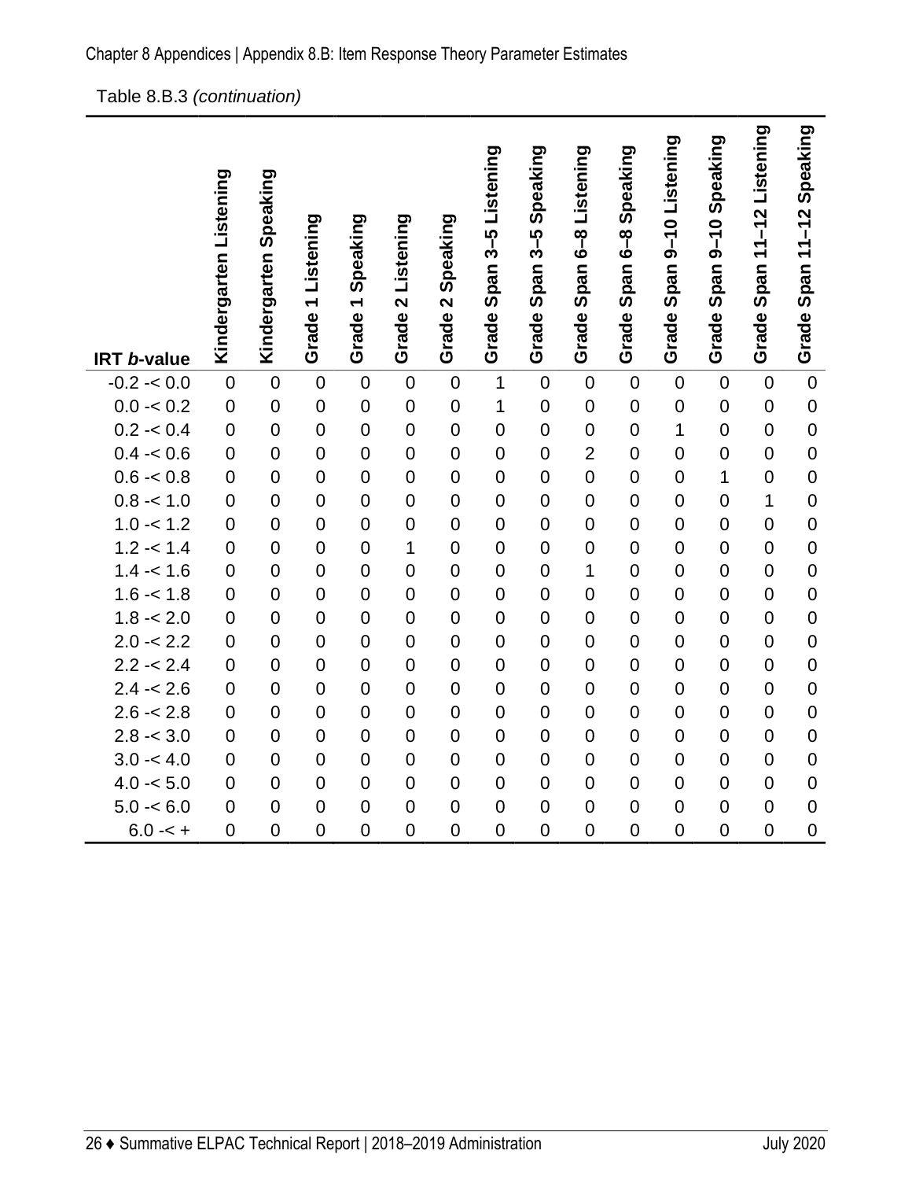Table 8.B.3 *(continuation)*

| IRT *b*-value | Kindergarten Listening | Kindergarten Speaking | Grade 1 Listening | Grade 1 Speaking | Grade 2 Listening | Grade 2 Speaking | Grade Span 3–5 Listening | Grade Span 3–5 Speaking | Grade Span 6–8 Listening | Grade Span 6–8 Speaking | Grade Span 9–10 Listening | Grade Span 9–10 Speaking | Grade Span 11–12 Listening | Grade Span 11–12 Speaking |
|---|---|---|---|---|---|---|---|---|---|---|---|---|---|---|
| -0.2 -< 0.0 | 0 | 0 | 0 | 0 | 0 | 0 | 1 | 0 | 0 | 0 | 0 | 0 | 0 | 0 |
| 0.0 -< 0.2 | 0 | 0 | 0 | 0 | 0 | 0 | 1 | 0 | 0 | 0 | 0 | 0 | 0 | 0 |
| 0.2 -< 0.4 | 0 | 0 | 0 | 0 | 0 | 0 | 0 | 0 | 0 | 0 | 1 | 0 | 0 | 0 |
| 0.4 -< 0.6 | 0 | 0 | 0 | 0 | 0 | 0 | 0 | 0 | 2 | 0 | 0 | 0 | 0 | 0 |
| 0.6 -< 0.8 | 0 | 0 | 0 | 0 | 0 | 0 | 0 | 0 | 0 | 0 | 0 | 1 | 0 | 0 |
| 0.8 -< 1.0 | 0 | 0 | 0 | 0 | 0 | 0 | 0 | 0 | 0 | 0 | 0 | 0 | 1 | 0 |
| 1.0 -< 1.2 | 0 | 0 | 0 | 0 | 0 | 0 | 0 | 0 | 0 | 0 | 0 | 0 | 0 | 0 |
| 1.2 -< 1.4 | 0 | 0 | 0 | 0 | 1 | 0 | 0 | 0 | 0 | 0 | 0 | 0 | 0 | 0 |
| 1.4 -< 1.6 | 0 | 0 | 0 | 0 | 0 | 0 | 0 | 0 | 1 | 0 | 0 | 0 | 0 | 0 |
| 1.6 -< 1.8 | 0 | 0 | 0 | 0 | 0 | 0 | 0 | 0 | 0 | 0 | 0 | 0 | 0 | 0 |
| 1.8 -< 2.0 | 0 | 0 | 0 | 0 | 0 | 0 | 0 | 0 | 0 | 0 | 0 | 0 | 0 | 0 |
| 2.0 -< 2.2 | 0 | 0 | 0 | 0 | 0 | 0 | 0 | 0 | 0 | 0 | 0 | 0 | 0 | 0 |
| 2.2 -< 2.4 | 0 | 0 | 0 | 0 | 0 | 0 | 0 | 0 | 0 | 0 | 0 | 0 | 0 | 0 |
| 2.4 -< 2.6 | 0 | 0 | 0 | 0 | 0 | 0 | 0 | 0 | 0 | 0 | 0 | 0 | 0 | 0 |
| 2.6 -< 2.8 | 0 | 0 | 0 | 0 | 0 | 0 | 0 | 0 | 0 | 0 | 0 | 0 | 0 | 0 |
| 2.8 -< 3.0 | 0 | 0 | 0 | 0 | 0 | 0 | 0 | 0 | 0 | 0 | 0 | 0 | 0 | 0 |
| 3.0 -< 4.0 | 0 | 0 | 0 | 0 | 0 | 0 | 0 | 0 | 0 | 0 | 0 | 0 | 0 | 0 |
| 4.0 -< 5.0 | 0 | 0 | 0 | 0 | 0 | 0 | 0 | 0 | 0 | 0 | 0 | 0 | 0 | 0 |
| 5.0 -< 6.0 | 0 | 0 | 0 | 0 | 0 | 0 | 0 | 0 | 0 | 0 | 0 | 0 | 0 | 0 |
| 6.0 -< + | 0 | 0 | 0 | 0 | 0 | 0 | 0 | 0 | 0 | 0 | 0 | 0 | 0 | 0 |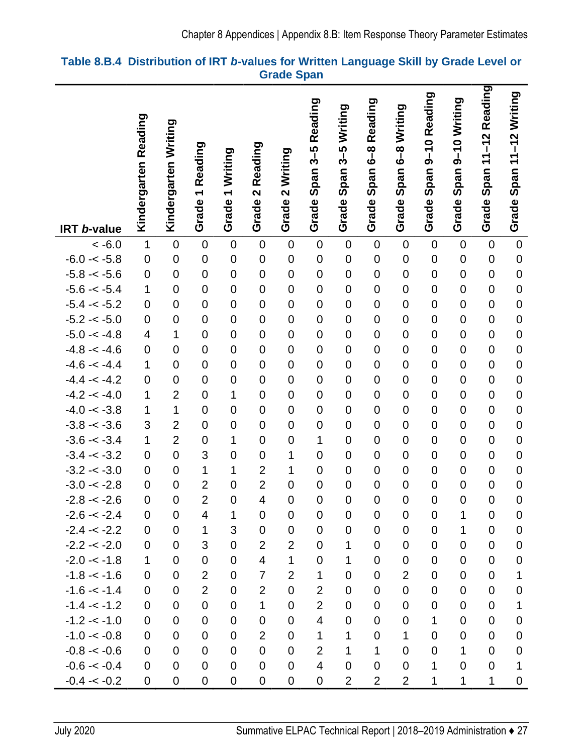**Table 8.B.4 Distribution of IRT *b*-values for Written Language Skill by Grade Level or Grade Span**

| IRT *b*-value | Kindergarten Reading | Kindergarten Writing | Grade 1 Reading | Grade 1 Writing | Grade 2 Reading | Grade 2 Writing | Grade Span 3–5 Reading | Grade Span 3–5 Writing | Grade Span 6–8 Reading | Grade Span 6–8 Writing | Grade Span 9–10 Reading | Grade Span 9–10 Writing | Grade Span 11–12 Reading | Grade Span 11–12 Writing |
|---|---|---|---|---|---|---|---|---|---|---|---|---|---|---|
| < -6.0 | 1 | 0 | 0 | 0 | 0 | 0 | 0 | 0 | 0 | 0 | 0 | 0 | 0 | 0 |
| -6.0 -< -5.8 | 0 | 0 | 0 | 0 | 0 | 0 | 0 | 0 | 0 | 0 | 0 | 0 | 0 | 0 |
| -5.8 -< -5.6 | 0 | 0 | 0 | 0 | 0 | 0 | 0 | 0 | 0 | 0 | 0 | 0 | 0 | 0 |
| -5.6 -< -5.4 | 1 | 0 | 0 | 0 | 0 | 0 | 0 | 0 | 0 | 0 | 0 | 0 | 0 | 0 |
| -5.4 -< -5.2 | 0 | 0 | 0 | 0 | 0 | 0 | 0 | 0 | 0 | 0 | 0 | 0 | 0 | 0 |
| -5.2 -< -5.0 | 0 | 0 | 0 | 0 | 0 | 0 | 0 | 0 | 0 | 0 | 0 | 0 | 0 | 0 |
| -5.0 -< -4.8 | 4 | 1 | 0 | 0 | 0 | 0 | 0 | 0 | 0 | 0 | 0 | 0 | 0 | 0 |
| -4.8 -< -4.6 | 0 | 0 | 0 | 0 | 0 | 0 | 0 | 0 | 0 | 0 | 0 | 0 | 0 | 0 |
| -4.6 -< -4.4 | 1 | 0 | 0 | 0 | 0 | 0 | 0 | 0 | 0 | 0 | 0 | 0 | 0 | 0 |
| -4.4 -< -4.2 | 0 | 0 | 0 | 0 | 0 | 0 | 0 | 0 | 0 | 0 | 0 | 0 | 0 | 0 |
| -4.2 -< -4.0 | 1 | 2 | 0 | 1 | 0 | 0 | 0 | 0 | 0 | 0 | 0 | 0 | 0 | 0 |
| -4.0 -< -3.8 | 1 | 1 | 0 | 0 | 0 | 0 | 0 | 0 | 0 | 0 | 0 | 0 | 0 | 0 |
| -3.8 -< -3.6 | 3 | 2 | 0 | 0 | 0 | 0 | 0 | 0 | 0 | 0 | 0 | 0 | 0 | 0 |
| -3.6 -< -3.4 | 1 | 2 | 0 | 1 | 0 | 0 | 1 | 0 | 0 | 0 | 0 | 0 | 0 | 0 |
| -3.4 -< -3.2 | 0 | 0 | 3 | 0 | 0 | 1 | 0 | 0 | 0 | 0 | 0 | 0 | 0 | 0 |
| -3.2 -< -3.0 | 0 | 0 | 1 | 1 | 2 | 1 | 0 | 0 | 0 | 0 | 0 | 0 | 0 | 0 |
| -3.0 -< -2.8 | 0 | 0 | 2 | 0 | 2 | 0 | 0 | 0 | 0 | 0 | 0 | 0 | 0 | 0 |
| -2.8 -< -2.6 | 0 | 0 | 2 | 0 | 4 | 0 | 0 | 0 | 0 | 0 | 0 | 0 | 0 | 0 |
| -2.6 -< -2.4 | 0 | 0 | 4 | 1 | 0 | 0 | 0 | 0 | 0 | 0 | 0 | 1 | 0 | 0 |
| -2.4 -< -2.2 | 0 | 0 | 1 | 3 | 0 | 0 | 0 | 0 | 0 | 0 | 0 | 1 | 0 | 0 |
| -2.2 -< -2.0 | 0 | 0 | 3 | 0 | 2 | 2 | 0 | 1 | 0 | 0 | 0 | 0 | 0 | 0 |
| -2.0 -< -1.8 | 1 | 0 | 0 | 0 | 4 | 1 | 0 | 1 | 0 | 0 | 0 | 0 | 0 | 0 |
| -1.8 -< -1.6 | 0 | 0 | 2 | 0 | 7 | 2 | 1 | 0 | 0 | 2 | 0 | 0 | 0 | 1 |
| -1.6 -< -1.4 | 0 | 0 | 2 | 0 | 2 | 0 | 2 | 0 | 0 | 0 | 0 | 0 | 0 | 0 |
| -1.4 -< -1.2 | 0 | 0 | 0 | 0 | 1 | 0 | 2 | 0 | 0 | 0 | 0 | 0 | 0 | 1 |
| -1.2 -< -1.0 | 0 | 0 | 0 | 0 | 0 | 0 | 4 | 0 | 0 | 0 | 1 | 0 | 0 | 0 |
| -1.0 -< -0.8 | 0 | 0 | 0 | 0 | 2 | 0 | 1 | 1 | 0 | 1 | 0 | 0 | 0 | 0 |
| -0.8 -< -0.6 | 0 | 0 | 0 | 0 | 0 | 0 | 2 | 1 | 1 | 0 | 0 | 1 | 0 | 0 |
| -0.6 -< -0.4 | 0 | 0 | 0 | 0 | 0 | 0 | 4 | 0 | 0 | 0 | 1 | 0 | 0 | 1 |
| -0.4 -< -0.2 | 0 | 0 | 0 | 0 | 0 | 0 | 0 | 2 | 2 | 2 | 1 | 1 | 1 | 0 |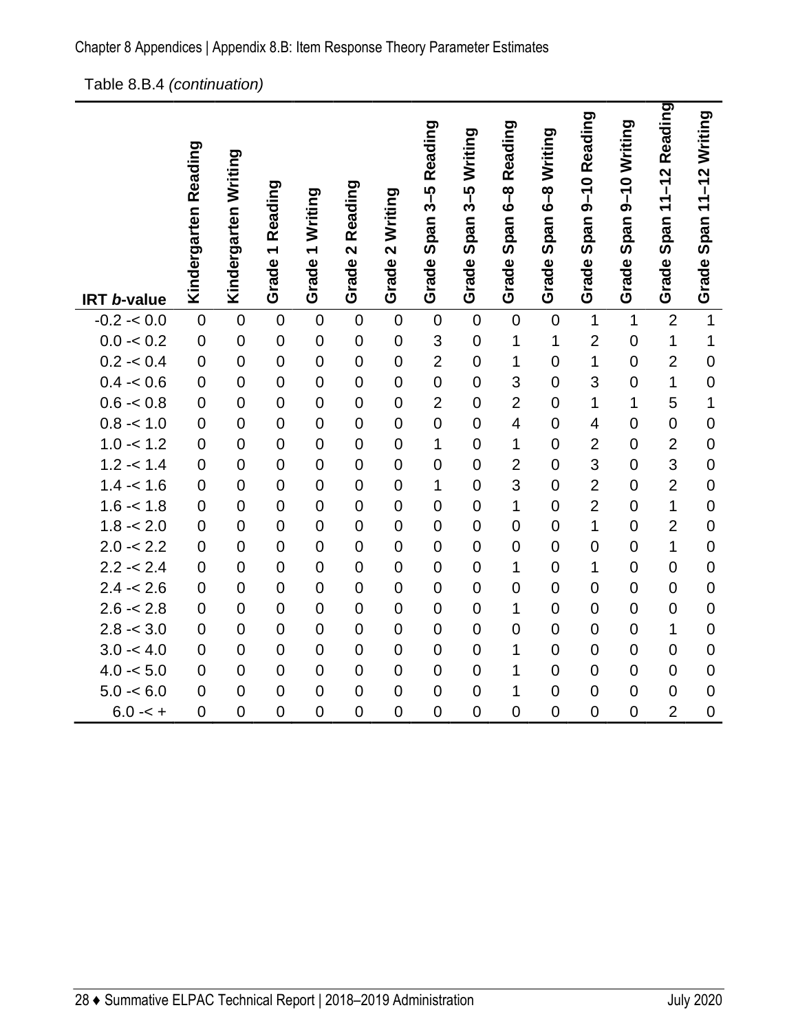Table 8.B.4 *(continuation)*

| IRT *b*-value | Kindergarten Reading | Kindergarten Writing | Grade 1 Reading | Grade 1 Writing | Grade 2 Reading | Grade 2 Writing | Grade Span 3–5 Reading | Grade Span 3–5 Writing | Grade Span 6–8 Reading | Grade Span 6–8 Writing | Grade Span 9–10 Reading | Grade Span 9–10 Writing | Grade Span 11–12 Reading | Grade Span 11–12 Writing |
|---|---|---|---|---|---|---|---|---|---|---|---|---|---|---|
| -0.2 -< 0.0 | 0 | 0 | 0 | 0 | 0 | 0 | 0 | 0 | 0 | 0 | 1 | 1 | 2 | 1 |
| 0.0 -< 0.2 | 0 | 0 | 0 | 0 | 0 | 0 | 3 | 0 | 1 | 1 | 2 | 0 | 1 | 1 |
| 0.2 -< 0.4 | 0 | 0 | 0 | 0 | 0 | 0 | 2 | 0 | 1 | 0 | 1 | 0 | 2 | 0 |
| 0.4 -< 0.6 | 0 | 0 | 0 | 0 | 0 | 0 | 0 | 0 | 3 | 0 | 3 | 0 | 1 | 0 |
| 0.6 -< 0.8 | 0 | 0 | 0 | 0 | 0 | 0 | 2 | 0 | 2 | 0 | 1 | 1 | 5 | 1 |
| 0.8 -< 1.0 | 0 | 0 | 0 | 0 | 0 | 0 | 0 | 0 | 4 | 0 | 4 | 0 | 0 | 0 |
| 1.0 -< 1.2 | 0 | 0 | 0 | 0 | 0 | 0 | 1 | 0 | 1 | 0 | 2 | 0 | 2 | 0 |
| 1.2 -< 1.4 | 0 | 0 | 0 | 0 | 0 | 0 | 0 | 0 | 2 | 0 | 3 | 0 | 3 | 0 |
| 1.4 -< 1.6 | 0 | 0 | 0 | 0 | 0 | 0 | 1 | 0 | 3 | 0 | 2 | 0 | 2 | 0 |
| 1.6 -< 1.8 | 0 | 0 | 0 | 0 | 0 | 0 | 0 | 0 | 1 | 0 | 2 | 0 | 1 | 0 |
| 1.8 -< 2.0 | 0 | 0 | 0 | 0 | 0 | 0 | 0 | 0 | 0 | 0 | 1 | 0 | 2 | 0 |
| 2.0 -< 2.2 | 0 | 0 | 0 | 0 | 0 | 0 | 0 | 0 | 0 | 0 | 0 | 0 | 1 | 0 |
| 2.2 -< 2.4 | 0 | 0 | 0 | 0 | 0 | 0 | 0 | 0 | 1 | 0 | 1 | 0 | 0 | 0 |
| 2.4 -< 2.6 | 0 | 0 | 0 | 0 | 0 | 0 | 0 | 0 | 0 | 0 | 0 | 0 | 0 | 0 |
| 2.6 -< 2.8 | 0 | 0 | 0 | 0 | 0 | 0 | 0 | 0 | 1 | 0 | 0 | 0 | 0 | 0 |
| 2.8 -< 3.0 | 0 | 0 | 0 | 0 | 0 | 0 | 0 | 0 | 0 | 0 | 0 | 0 | 1 | 0 |
| 3.0 -< 4.0 | 0 | 0 | 0 | 0 | 0 | 0 | 0 | 0 | 1 | 0 | 0 | 0 | 0 | 0 |
| 4.0 -< 5.0 | 0 | 0 | 0 | 0 | 0 | 0 | 0 | 0 | 1 | 0 | 0 | 0 | 0 | 0 |
| 5.0 -< 6.0 | 0 | 0 | 0 | 0 | 0 | 0 | 0 | 0 | 1 | 0 | 0 | 0 | 0 | 0 |
| 6.0 -< + | 0 | 0 | 0 | 0 | 0 | 0 | 0 | 0 | 0 | 0 | 0 | 0 | 2 | 0 |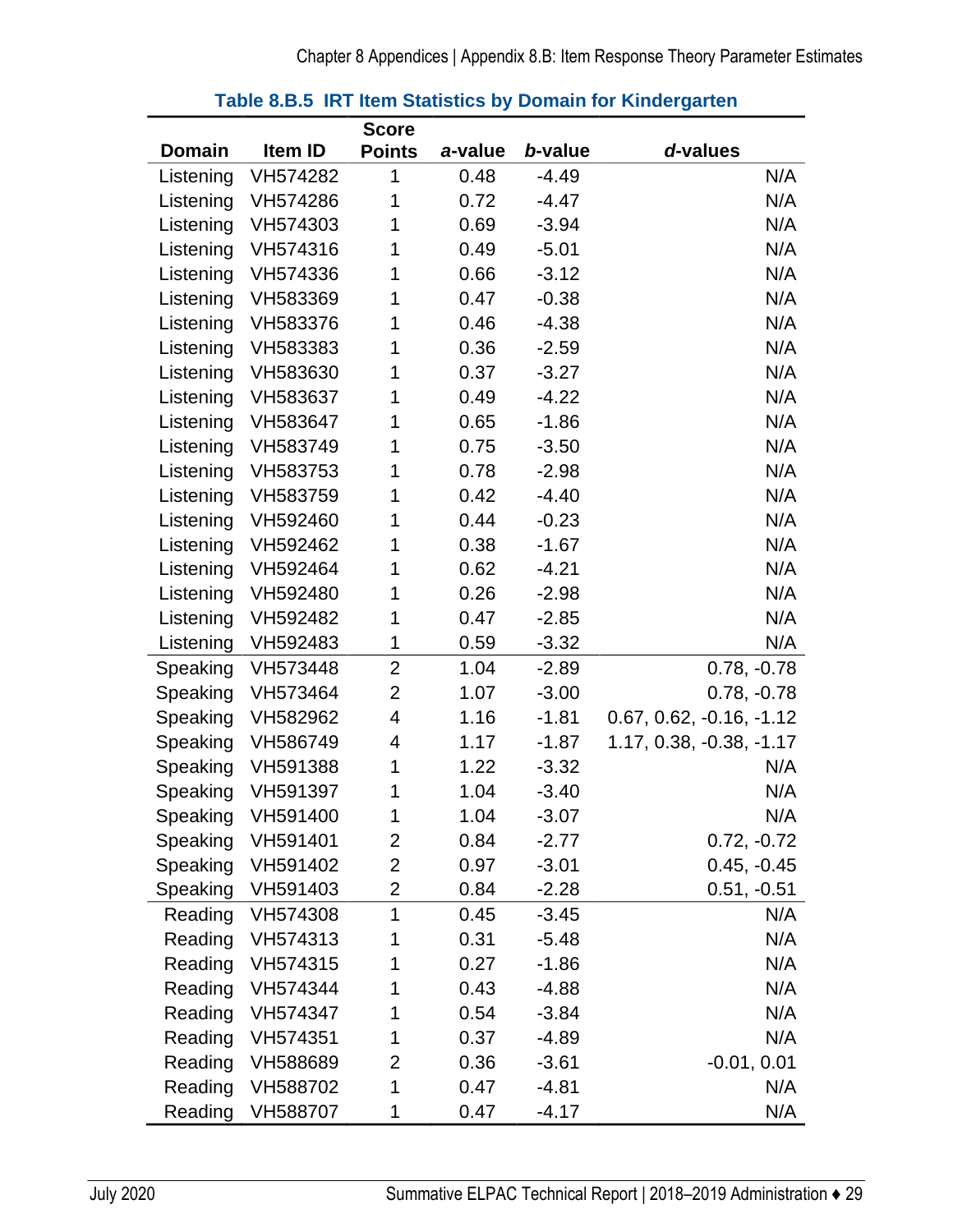### Table 8.B.5 IRT Item Statistics by Domain for Kindergarten

| Domain | Item ID | Score Points | *a*-value | *b*-value | *d*-values |
|---|---|---|---|---|---|
| Listening | VH574282 | 1 | 0.48 | -4.49 | N/A |
| Listening | VH574286 | 1 | 0.72 | -4.47 | N/A |
| Listening | VH574303 | 1 | 0.69 | -3.94 | N/A |
| Listening | VH574316 | 1 | 0.49 | -5.01 | N/A |
| Listening | VH574336 | 1 | 0.66 | -3.12 | N/A |
| Listening | VH583369 | 1 | 0.47 | -0.38 | N/A |
| Listening | VH583376 | 1 | 0.46 | -4.38 | N/A |
| Listening | VH583383 | 1 | 0.36 | -2.59 | N/A |
| Listening | VH583630 | 1 | 0.37 | -3.27 | N/A |
| Listening | VH583637 | 1 | 0.49 | -4.22 | N/A |
| Listening | VH583647 | 1 | 0.65 | -1.86 | N/A |
| Listening | VH583749 | 1 | 0.75 | -3.50 | N/A |
| Listening | VH583753 | 1 | 0.78 | -2.98 | N/A |
| Listening | VH583759 | 1 | 0.42 | -4.40 | N/A |
| Listening | VH592460 | 1 | 0.44 | -0.23 | N/A |
| Listening | VH592462 | 1 | 0.38 | -1.67 | N/A |
| Listening | VH592464 | 1 | 0.62 | -4.21 | N/A |
| Listening | VH592480 | 1 | 0.26 | -2.98 | N/A |
| Listening | VH592482 | 1 | 0.47 | -2.85 | N/A |
| Listening | VH592483 | 1 | 0.59 | -3.32 | N/A |
| Speaking | VH573448 | 2 | 1.04 | -2.89 | 0.78, -0.78 |
| Speaking | VH573464 | 2 | 1.07 | -3.00 | 0.78, -0.78 |
| Speaking | VH582962 | 4 | 1.16 | -1.81 | 0.67, 0.62, -0.16, -1.12 |
| Speaking | VH586749 | 4 | 1.17 | -1.87 | 1.17, 0.38, -0.38, -1.17 |
| Speaking | VH591388 | 1 | 1.22 | -3.32 | N/A |
| Speaking | VH591397 | 1 | 1.04 | -3.40 | N/A |
| Speaking | VH591400 | 1 | 1.04 | -3.07 | N/A |
| Speaking | VH591401 | 2 | 0.84 | -2.77 | 0.72, -0.72 |
| Speaking | VH591402 | 2 | 0.97 | -3.01 | 0.45, -0.45 |
| Speaking | VH591403 | 2 | 0.84 | -2.28 | 0.51, -0.51 |
| Reading | VH574308 | 1 | 0.45 | -3.45 | N/A |
| Reading | VH574313 | 1 | 0.31 | -5.48 | N/A |
| Reading | VH574315 | 1 | 0.27 | -1.86 | N/A |
| Reading | VH574344 | 1 | 0.43 | -4.88 | N/A |
| Reading | VH574347 | 1 | 0.54 | -3.84 | N/A |
| Reading | VH574351 | 1 | 0.37 | -4.89 | N/A |
| Reading | VH588689 | 2 | 0.36 | -3.61 | -0.01, 0.01 |
| Reading | VH588702 | 1 | 0.47 | -4.81 | N/A |
| Reading | VH588707 | 1 | 0.47 | -4.17 | N/A |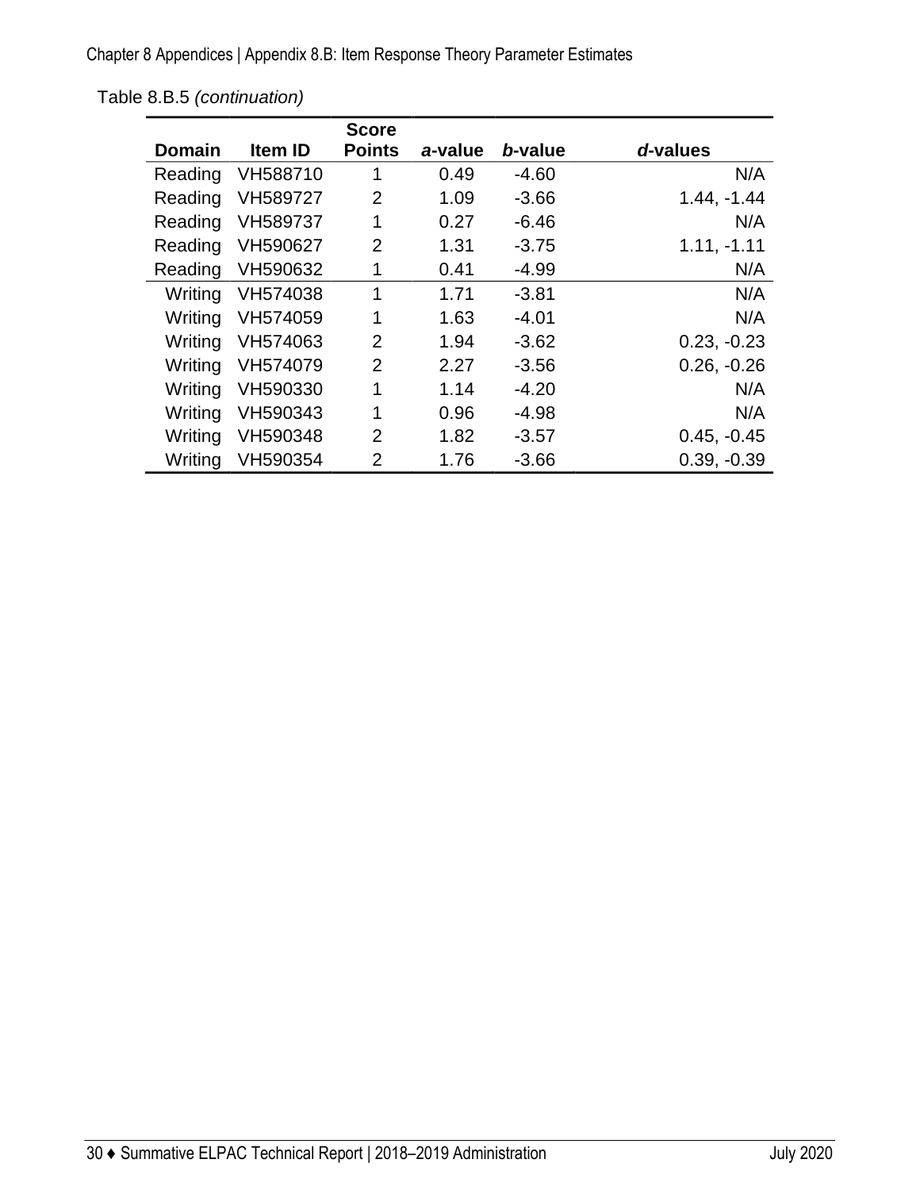Table 8.B.5 *(continuation)*

| Domain | Item ID | Score Points | *a*-value | *b*-value | *d*-values |
|---|---|---|---|---|---|
| Reading | VH588710 | 1 | 0.49 | -4.60 | N/A |
| Reading | VH589727 | 2 | 1.09 | -3.66 | 1.44, -1.44 |
| Reading | VH589737 | 1 | 0.27 | -6.46 | N/A |
| Reading | VH590627 | 2 | 1.31 | -3.75 | 1.11, -1.11 |
| Reading | VH590632 | 1 | 0.41 | -4.99 | N/A |
| Writing | VH574038 | 1 | 1.71 | -3.81 | N/A |
| Writing | VH574059 | 1 | 1.63 | -4.01 | N/A |
| Writing | VH574063 | 2 | 1.94 | -3.62 | 0.23, -0.23 |
| Writing | VH574079 | 2 | 2.27 | -3.56 | 0.26, -0.26 |
| Writing | VH590330 | 1 | 1.14 | -4.20 | N/A |
| Writing | VH590343 | 1 | 0.96 | -4.98 | N/A |
| Writing | VH590348 | 2 | 1.82 | -3.57 | 0.45, -0.45 |
| Writing | VH590354 | 2 | 1.76 | -3.66 | 0.39, -0.39 |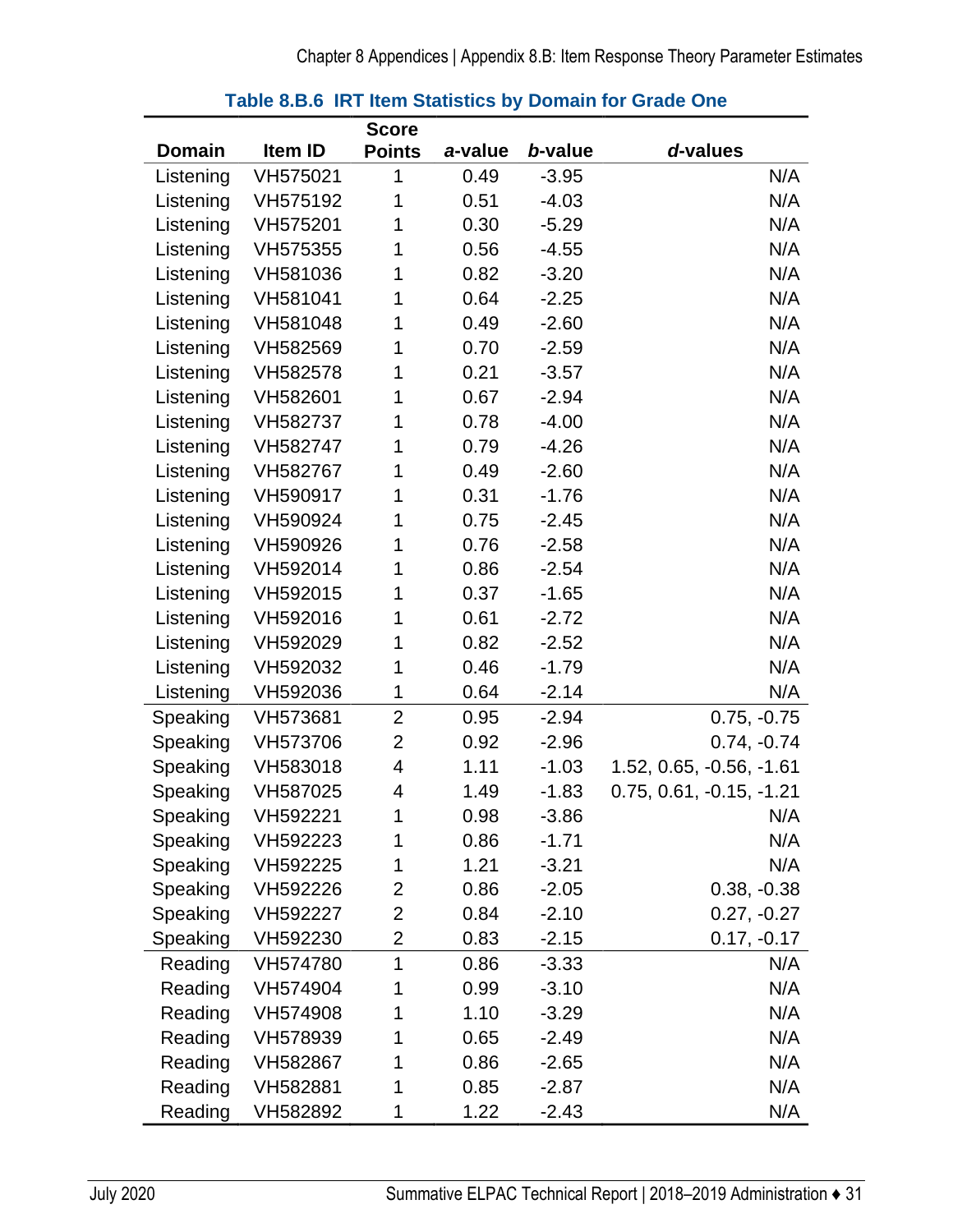**Table 8.B.6 IRT Item Statistics by Domain for Grade One**

| Domain | Item ID | Score Points | *a*-value | *b*-value | *d*-values |
|---|---|---|---|---|---|
| Listening | VH575021 | 1 | 0.49 | -3.95 | N/A |
| Listening | VH575192 | 1 | 0.51 | -4.03 | N/A |
| Listening | VH575201 | 1 | 0.30 | -5.29 | N/A |
| Listening | VH575355 | 1 | 0.56 | -4.55 | N/A |
| Listening | VH581036 | 1 | 0.82 | -3.20 | N/A |
| Listening | VH581041 | 1 | 0.64 | -2.25 | N/A |
| Listening | VH581048 | 1 | 0.49 | -2.60 | N/A |
| Listening | VH582569 | 1 | 0.70 | -2.59 | N/A |
| Listening | VH582578 | 1 | 0.21 | -3.57 | N/A |
| Listening | VH582601 | 1 | 0.67 | -2.94 | N/A |
| Listening | VH582737 | 1 | 0.78 | -4.00 | N/A |
| Listening | VH582747 | 1 | 0.79 | -4.26 | N/A |
| Listening | VH582767 | 1 | 0.49 | -2.60 | N/A |
| Listening | VH590917 | 1 | 0.31 | -1.76 | N/A |
| Listening | VH590924 | 1 | 0.75 | -2.45 | N/A |
| Listening | VH590926 | 1 | 0.76 | -2.58 | N/A |
| Listening | VH592014 | 1 | 0.86 | -2.54 | N/A |
| Listening | VH592015 | 1 | 0.37 | -1.65 | N/A |
| Listening | VH592016 | 1 | 0.61 | -2.72 | N/A |
| Listening | VH592029 | 1 | 0.82 | -2.52 | N/A |
| Listening | VH592032 | 1 | 0.46 | -1.79 | N/A |
| Listening | VH592036 | 1 | 0.64 | -2.14 | N/A |
| Speaking | VH573681 | 2 | 0.95 | -2.94 | 0.75, -0.75 |
| Speaking | VH573706 | 2 | 0.92 | -2.96 | 0.74, -0.74 |
| Speaking | VH583018 | 4 | 1.11 | -1.03 | 1.52, 0.65, -0.56, -1.61 |
| Speaking | VH587025 | 4 | 1.49 | -1.83 | 0.75, 0.61, -0.15, -1.21 |
| Speaking | VH592221 | 1 | 0.98 | -3.86 | N/A |
| Speaking | VH592223 | 1 | 0.86 | -1.71 | N/A |
| Speaking | VH592225 | 1 | 1.21 | -3.21 | N/A |
| Speaking | VH592226 | 2 | 0.86 | -2.05 | 0.38, -0.38 |
| Speaking | VH592227 | 2 | 0.84 | -2.10 | 0.27, -0.27 |
| Speaking | VH592230 | 2 | 0.83 | -2.15 | 0.17, -0.17 |
| Reading | VH574780 | 1 | 0.86 | -3.33 | N/A |
| Reading | VH574904 | 1 | 0.99 | -3.10 | N/A |
| Reading | VH574908 | 1 | 1.10 | -3.29 | N/A |
| Reading | VH578939 | 1 | 0.65 | -2.49 | N/A |
| Reading | VH582867 | 1 | 0.86 | -2.65 | N/A |
| Reading | VH582881 | 1 | 0.85 | -2.87 | N/A |
| Reading | VH582892 | 1 | 1.22 | -2.43 | N/A |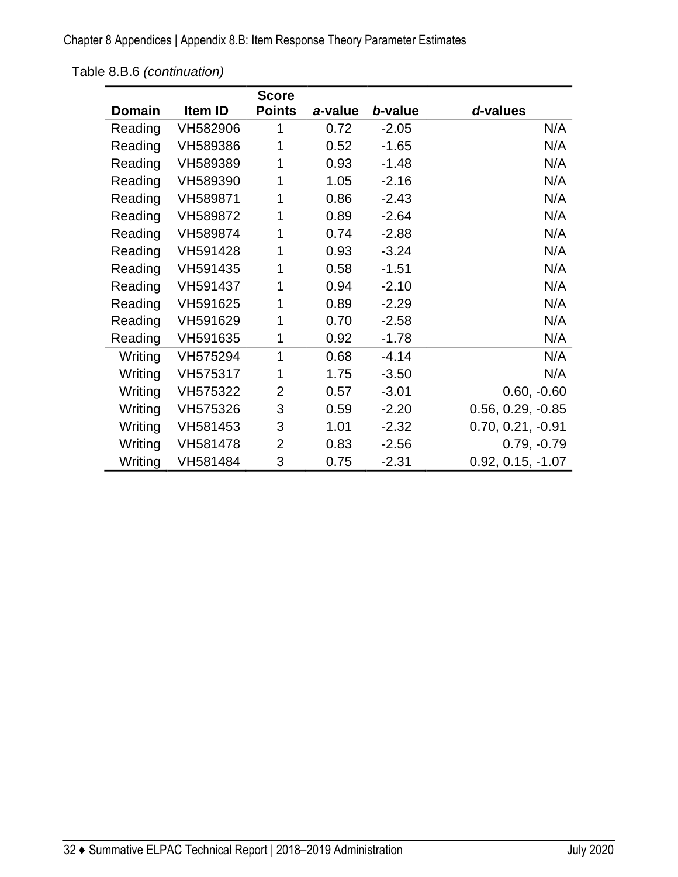Table 8.B.6 *(continuation)*

| Domain | Item ID | Score Points | *a*-value | *b*-value | *d*-values |
|---|---|---|---|---|---|
| Reading | VH582906 | 1 | 0.72 | -2.05 | N/A |
| Reading | VH589386 | 1 | 0.52 | -1.65 | N/A |
| Reading | VH589389 | 1 | 0.93 | -1.48 | N/A |
| Reading | VH589390 | 1 | 1.05 | -2.16 | N/A |
| Reading | VH589871 | 1 | 0.86 | -2.43 | N/A |
| Reading | VH589872 | 1 | 0.89 | -2.64 | N/A |
| Reading | VH589874 | 1 | 0.74 | -2.88 | N/A |
| Reading | VH591428 | 1 | 0.93 | -3.24 | N/A |
| Reading | VH591435 | 1 | 0.58 | -1.51 | N/A |
| Reading | VH591437 | 1 | 0.94 | -2.10 | N/A |
| Reading | VH591625 | 1 | 0.89 | -2.29 | N/A |
| Reading | VH591629 | 1 | 0.70 | -2.58 | N/A |
| Reading | VH591635 | 1 | 0.92 | -1.78 | N/A |
| Writing | VH575294 | 1 | 0.68 | -4.14 | N/A |
| Writing | VH575317 | 1 | 1.75 | -3.50 | N/A |
| Writing | VH575322 | 2 | 0.57 | -3.01 | 0.60, -0.60 |
| Writing | VH575326 | 3 | 0.59 | -2.20 | 0.56, 0.29, -0.85 |
| Writing | VH581453 | 3 | 1.01 | -2.32 | 0.70, 0.21, -0.91 |
| Writing | VH581478 | 2 | 0.83 | -2.56 | 0.79, -0.79 |
| Writing | VH581484 | 3 | 0.75 | -2.31 | 0.92, 0.15, -1.07 |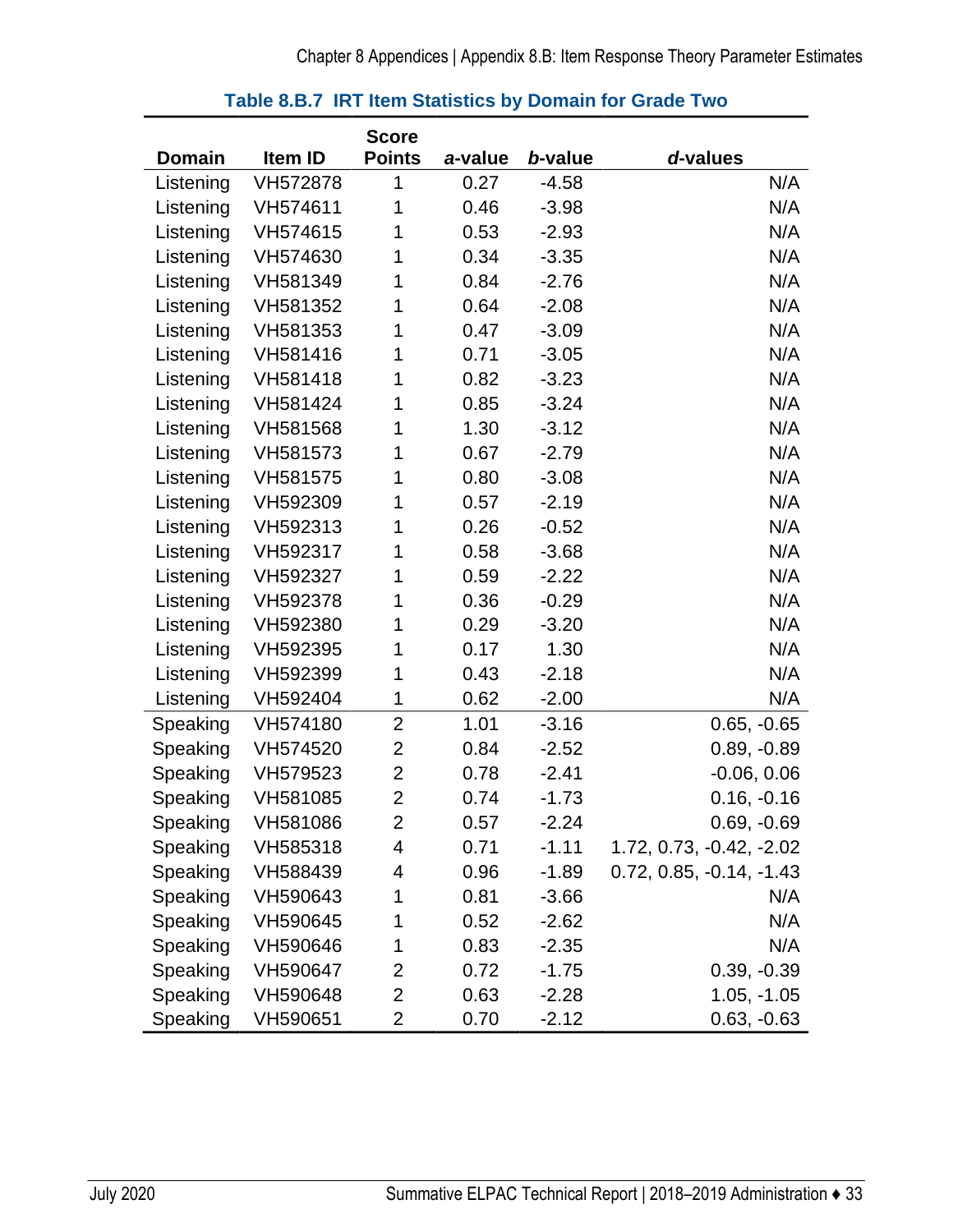**Table 8.B.7 IRT Item Statistics by Domain for Grade Two**

| Domain | Item ID | Score Points | *a*-value | *b*-value | *d*-values |
|---|---|---|---|---|---|
| Listening | VH572878 | 1 | 0.27 | -4.58 | N/A |
| Listening | VH574611 | 1 | 0.46 | -3.98 | N/A |
| Listening | VH574615 | 1 | 0.53 | -2.93 | N/A |
| Listening | VH574630 | 1 | 0.34 | -3.35 | N/A |
| Listening | VH581349 | 1 | 0.84 | -2.76 | N/A |
| Listening | VH581352 | 1 | 0.64 | -2.08 | N/A |
| Listening | VH581353 | 1 | 0.47 | -3.09 | N/A |
| Listening | VH581416 | 1 | 0.71 | -3.05 | N/A |
| Listening | VH581418 | 1 | 0.82 | -3.23 | N/A |
| Listening | VH581424 | 1 | 0.85 | -3.24 | N/A |
| Listening | VH581568 | 1 | 1.30 | -3.12 | N/A |
| Listening | VH581573 | 1 | 0.67 | -2.79 | N/A |
| Listening | VH581575 | 1 | 0.80 | -3.08 | N/A |
| Listening | VH592309 | 1 | 0.57 | -2.19 | N/A |
| Listening | VH592313 | 1 | 0.26 | -0.52 | N/A |
| Listening | VH592317 | 1 | 0.58 | -3.68 | N/A |
| Listening | VH592327 | 1 | 0.59 | -2.22 | N/A |
| Listening | VH592378 | 1 | 0.36 | -0.29 | N/A |
| Listening | VH592380 | 1 | 0.29 | -3.20 | N/A |
| Listening | VH592395 | 1 | 0.17 | 1.30 | N/A |
| Listening | VH592399 | 1 | 0.43 | -2.18 | N/A |
| Listening | VH592404 | 1 | 0.62 | -2.00 | N/A |
| Speaking | VH574180 | 2 | 1.01 | -3.16 | 0.65, -0.65 |
| Speaking | VH574520 | 2 | 0.84 | -2.52 | 0.89, -0.89 |
| Speaking | VH579523 | 2 | 0.78 | -2.41 | -0.06, 0.06 |
| Speaking | VH581085 | 2 | 0.74 | -1.73 | 0.16, -0.16 |
| Speaking | VH581086 | 2 | 0.57 | -2.24 | 0.69, -0.69 |
| Speaking | VH585318 | 4 | 0.71 | -1.11 | 1.72, 0.73, -0.42, -2.02 |
| Speaking | VH588439 | 4 | 0.96 | -1.89 | 0.72, 0.85, -0.14, -1.43 |
| Speaking | VH590643 | 1 | 0.81 | -3.66 | N/A |
| Speaking | VH590645 | 1 | 0.52 | -2.62 | N/A |
| Speaking | VH590646 | 1 | 0.83 | -2.35 | N/A |
| Speaking | VH590647 | 2 | 0.72 | -1.75 | 0.39, -0.39 |
| Speaking | VH590648 | 2 | 0.63 | -2.28 | 1.05, -1.05 |
| Speaking | VH590651 | 2 | 0.70 | -2.12 | 0.63, -0.63 |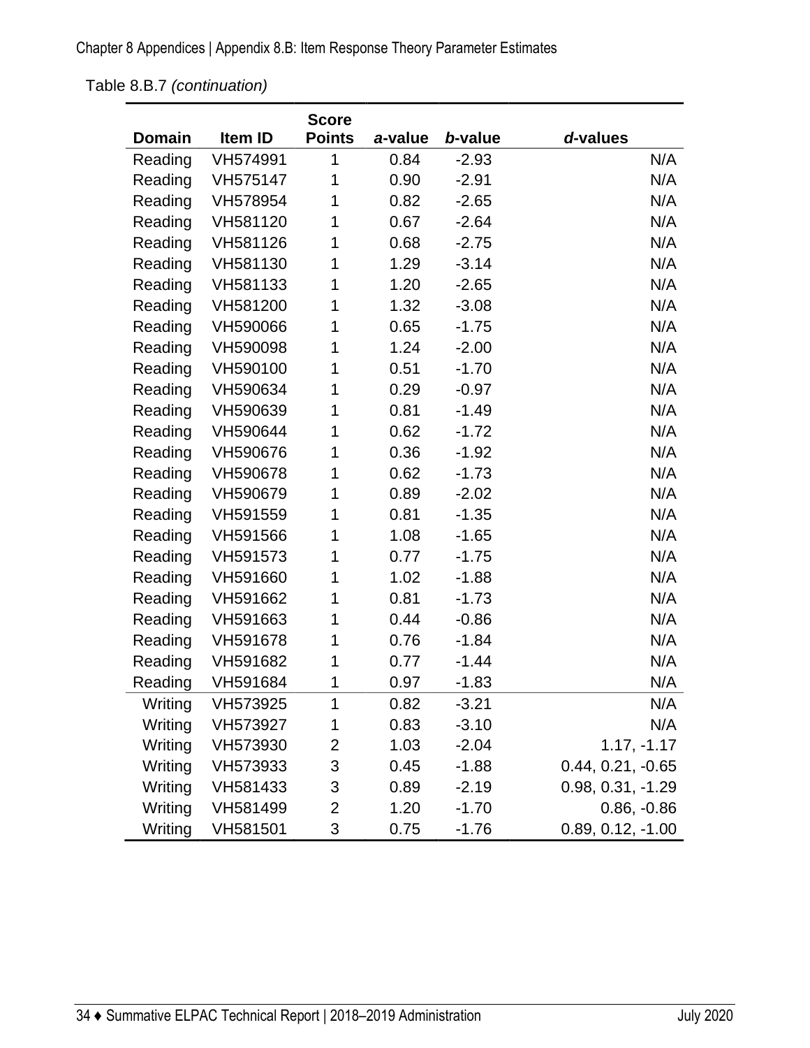Table 8.B.7 *(continuation)*

| Domain | Item ID | Score Points | *a*-value | *b*-value | *d*-values |
|---|---|---|---|---|---|
| Reading | VH574991 | 1 | 0.84 | -2.93 | N/A |
| Reading | VH575147 | 1 | 0.90 | -2.91 | N/A |
| Reading | VH578954 | 1 | 0.82 | -2.65 | N/A |
| Reading | VH581120 | 1 | 0.67 | -2.64 | N/A |
| Reading | VH581126 | 1 | 0.68 | -2.75 | N/A |
| Reading | VH581130 | 1 | 1.29 | -3.14 | N/A |
| Reading | VH581133 | 1 | 1.20 | -2.65 | N/A |
| Reading | VH581200 | 1 | 1.32 | -3.08 | N/A |
| Reading | VH590066 | 1 | 0.65 | -1.75 | N/A |
| Reading | VH590098 | 1 | 1.24 | -2.00 | N/A |
| Reading | VH590100 | 1 | 0.51 | -1.70 | N/A |
| Reading | VH590634 | 1 | 0.29 | -0.97 | N/A |
| Reading | VH590639 | 1 | 0.81 | -1.49 | N/A |
| Reading | VH590644 | 1 | 0.62 | -1.72 | N/A |
| Reading | VH590676 | 1 | 0.36 | -1.92 | N/A |
| Reading | VH590678 | 1 | 0.62 | -1.73 | N/A |
| Reading | VH590679 | 1 | 0.89 | -2.02 | N/A |
| Reading | VH591559 | 1 | 0.81 | -1.35 | N/A |
| Reading | VH591566 | 1 | 1.08 | -1.65 | N/A |
| Reading | VH591573 | 1 | 0.77 | -1.75 | N/A |
| Reading | VH591660 | 1 | 1.02 | -1.88 | N/A |
| Reading | VH591662 | 1 | 0.81 | -1.73 | N/A |
| Reading | VH591663 | 1 | 0.44 | -0.86 | N/A |
| Reading | VH591678 | 1 | 0.76 | -1.84 | N/A |
| Reading | VH591682 | 1 | 0.77 | -1.44 | N/A |
| Reading | VH591684 | 1 | 0.97 | -1.83 | N/A |
| Writing | VH573925 | 1 | 0.82 | -3.21 | N/A |
| Writing | VH573927 | 1 | 0.83 | -3.10 | N/A |
| Writing | VH573930 | 2 | 1.03 | -2.04 | 1.17, -1.17 |
| Writing | VH573933 | 3 | 0.45 | -1.88 | 0.44, 0.21, -0.65 |
| Writing | VH581433 | 3 | 0.89 | -2.19 | 0.98, 0.31, -1.29 |
| Writing | VH581499 | 2 | 1.20 | -1.70 | 0.86, -0.86 |
| Writing | VH581501 | 3 | 0.75 | -1.76 | 0.89, 0.12, -1.00 |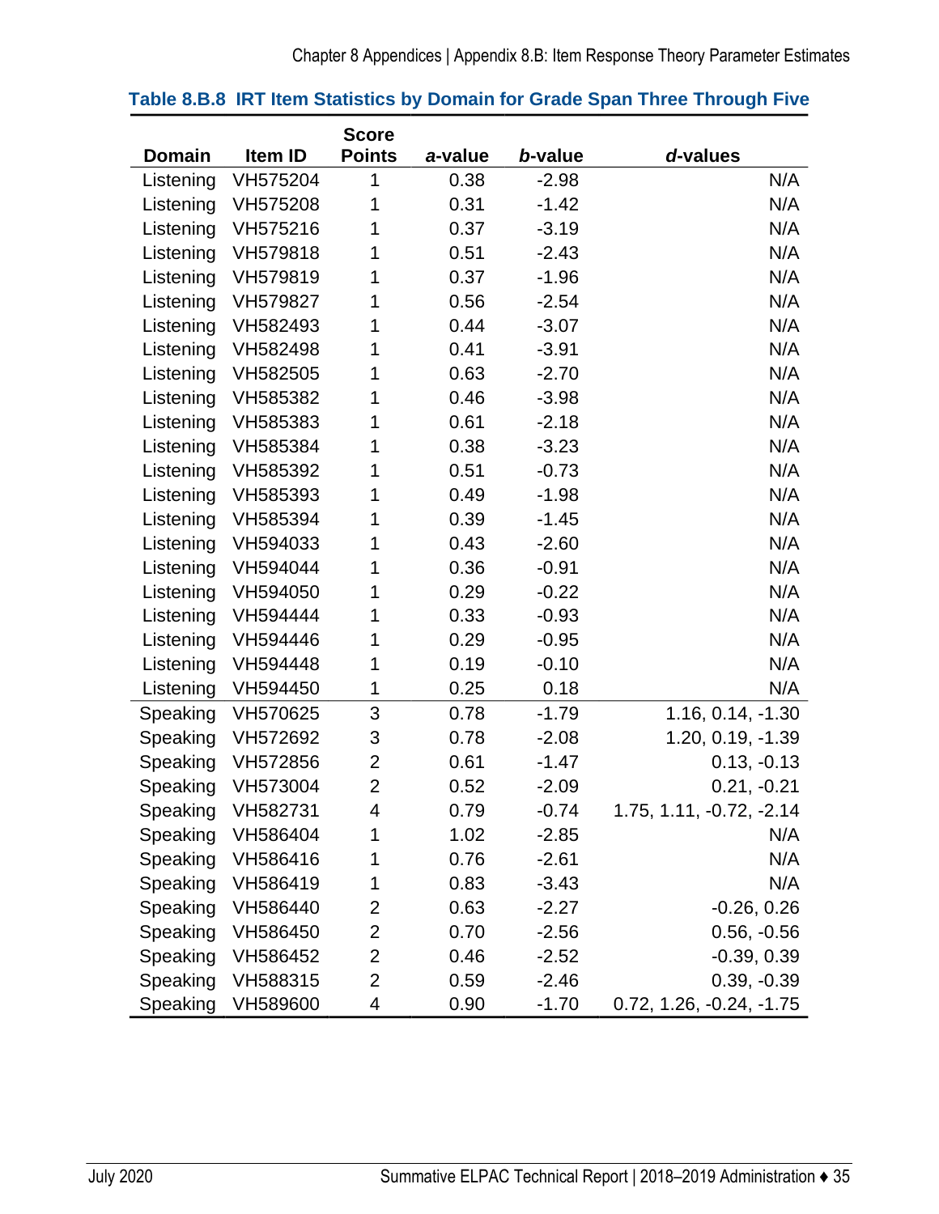**Table 8.B.8 IRT Item Statistics by Domain for Grade Span Three Through Five**

| Domain | Item ID | Score Points | *a*-value | *b*-value | *d*-values |
|---|---|---|---|---|---|
| Listening | VH575204 | 1 | 0.38 | -2.98 | N/A |
| Listening | VH575208 | 1 | 0.31 | -1.42 | N/A |
| Listening | VH575216 | 1 | 0.37 | -3.19 | N/A |
| Listening | VH579818 | 1 | 0.51 | -2.43 | N/A |
| Listening | VH579819 | 1 | 0.37 | -1.96 | N/A |
| Listening | VH579827 | 1 | 0.56 | -2.54 | N/A |
| Listening | VH582493 | 1 | 0.44 | -3.07 | N/A |
| Listening | VH582498 | 1 | 0.41 | -3.91 | N/A |
| Listening | VH582505 | 1 | 0.63 | -2.70 | N/A |
| Listening | VH585382 | 1 | 0.46 | -3.98 | N/A |
| Listening | VH585383 | 1 | 0.61 | -2.18 | N/A |
| Listening | VH585384 | 1 | 0.38 | -3.23 | N/A |
| Listening | VH585392 | 1 | 0.51 | -0.73 | N/A |
| Listening | VH585393 | 1 | 0.49 | -1.98 | N/A |
| Listening | VH585394 | 1 | 0.39 | -1.45 | N/A |
| Listening | VH594033 | 1 | 0.43 | -2.60 | N/A |
| Listening | VH594044 | 1 | 0.36 | -0.91 | N/A |
| Listening | VH594050 | 1 | 0.29 | -0.22 | N/A |
| Listening | VH594444 | 1 | 0.33 | -0.93 | N/A |
| Listening | VH594446 | 1 | 0.29 | -0.95 | N/A |
| Listening | VH594448 | 1 | 0.19 | -0.10 | N/A |
| Listening | VH594450 | 1 | 0.25 | 0.18 | N/A |
| Speaking | VH570625 | 3 | 0.78 | -1.79 | 1.16, 0.14, -1.30 |
| Speaking | VH572692 | 3 | 0.78 | -2.08 | 1.20, 0.19, -1.39 |
| Speaking | VH572856 | 2 | 0.61 | -1.47 | 0.13, -0.13 |
| Speaking | VH573004 | 2 | 0.52 | -2.09 | 0.21, -0.21 |
| Speaking | VH582731 | 4 | 0.79 | -0.74 | 1.75, 1.11, -0.72, -2.14 |
| Speaking | VH586404 | 1 | 1.02 | -2.85 | N/A |
| Speaking | VH586416 | 1 | 0.76 | -2.61 | N/A |
| Speaking | VH586419 | 1 | 0.83 | -3.43 | N/A |
| Speaking | VH586440 | 2 | 0.63 | -2.27 | -0.26, 0.26 |
| Speaking | VH586450 | 2 | 0.70 | -2.56 | 0.56, -0.56 |
| Speaking | VH586452 | 2 | 0.46 | -2.52 | -0.39, 0.39 |
| Speaking | VH588315 | 2 | 0.59 | -2.46 | 0.39, -0.39 |
| Speaking | VH589600 | 4 | 0.90 | -1.70 | 0.72, 1.26, -0.24, -1.75 |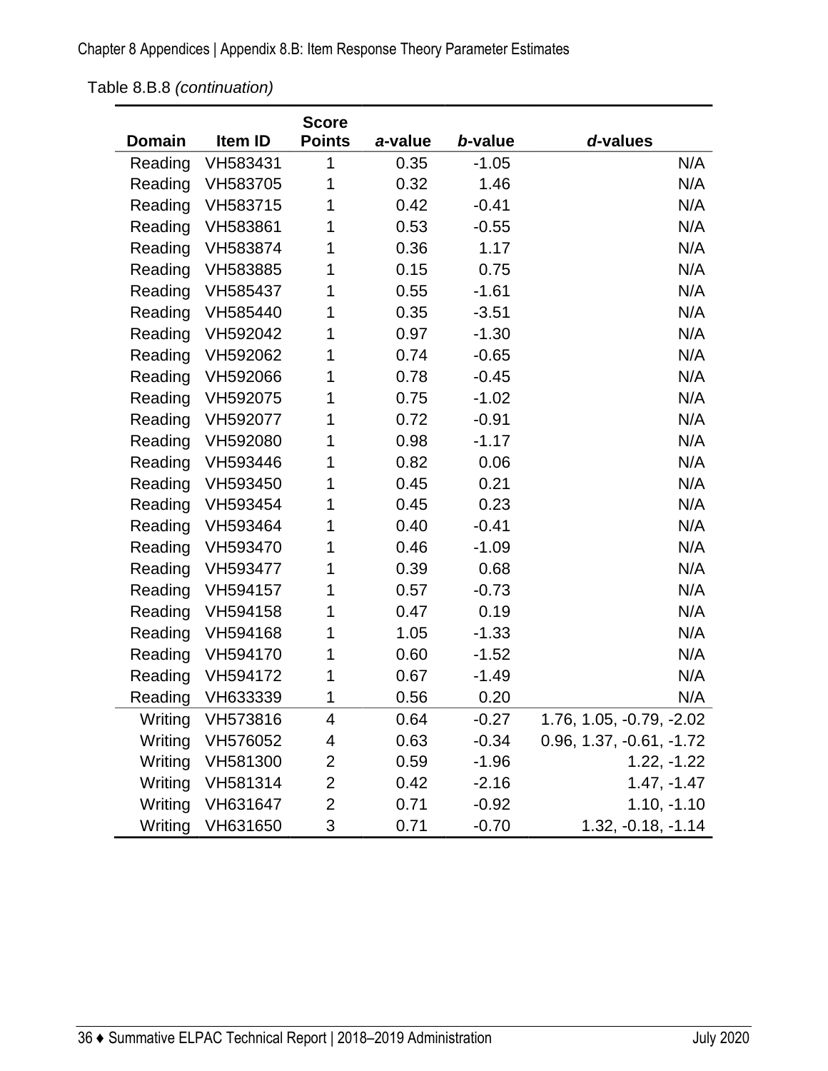Table 8.B.8 *(continuation)*

| Domain | Item ID | Score Points | *a*-value | *b*-value | *d*-values |
|---|---|---|---|---|---|
| Reading | VH583431 | 1 | 0.35 | -1.05 | N/A |
| Reading | VH583705 | 1 | 0.32 | 1.46 | N/A |
| Reading | VH583715 | 1 | 0.42 | -0.41 | N/A |
| Reading | VH583861 | 1 | 0.53 | -0.55 | N/A |
| Reading | VH583874 | 1 | 0.36 | 1.17 | N/A |
| Reading | VH583885 | 1 | 0.15 | 0.75 | N/A |
| Reading | VH585437 | 1 | 0.55 | -1.61 | N/A |
| Reading | VH585440 | 1 | 0.35 | -3.51 | N/A |
| Reading | VH592042 | 1 | 0.97 | -1.30 | N/A |
| Reading | VH592062 | 1 | 0.74 | -0.65 | N/A |
| Reading | VH592066 | 1 | 0.78 | -0.45 | N/A |
| Reading | VH592075 | 1 | 0.75 | -1.02 | N/A |
| Reading | VH592077 | 1 | 0.72 | -0.91 | N/A |
| Reading | VH592080 | 1 | 0.98 | -1.17 | N/A |
| Reading | VH593446 | 1 | 0.82 | 0.06 | N/A |
| Reading | VH593450 | 1 | 0.45 | 0.21 | N/A |
| Reading | VH593454 | 1 | 0.45 | 0.23 | N/A |
| Reading | VH593464 | 1 | 0.40 | -0.41 | N/A |
| Reading | VH593470 | 1 | 0.46 | -1.09 | N/A |
| Reading | VH593477 | 1 | 0.39 | 0.68 | N/A |
| Reading | VH594157 | 1 | 0.57 | -0.73 | N/A |
| Reading | VH594158 | 1 | 0.47 | 0.19 | N/A |
| Reading | VH594168 | 1 | 1.05 | -1.33 | N/A |
| Reading | VH594170 | 1 | 0.60 | -1.52 | N/A |
| Reading | VH594172 | 1 | 0.67 | -1.49 | N/A |
| Reading | VH633339 | 1 | 0.56 | 0.20 | N/A |
| Writing | VH573816 | 4 | 0.64 | -0.27 | 1.76, 1.05, -0.79, -2.02 |
| Writing | VH576052 | 4 | 0.63 | -0.34 | 0.96, 1.37, -0.61, -1.72 |
| Writing | VH581300 | 2 | 0.59 | -1.96 | 1.22, -1.22 |
| Writing | VH581314 | 2 | 0.42 | -2.16 | 1.47, -1.47 |
| Writing | VH631647 | 2 | 0.71 | -0.92 | 1.10, -1.10 |
| Writing | VH631650 | 3 | 0.71 | -0.70 | 1.32, -0.18, -1.14 |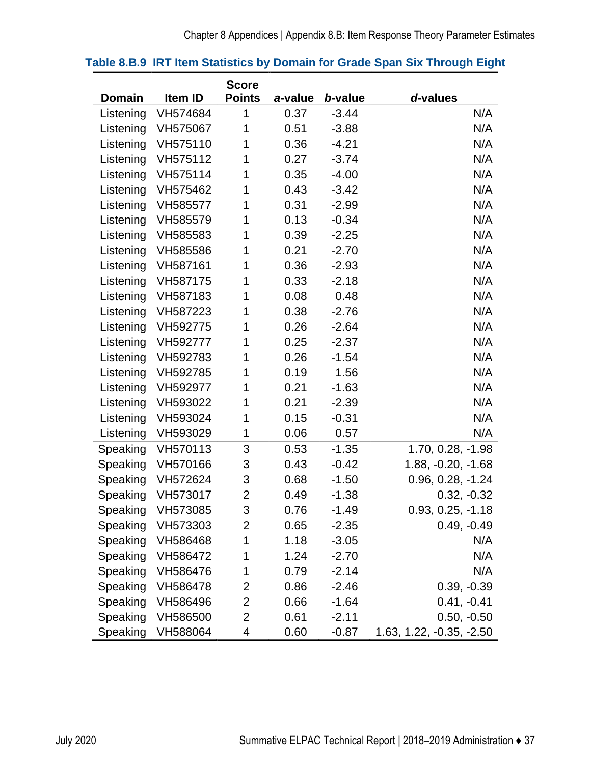### Table 8.B.9 IRT Item Statistics by Domain for Grade Span Six Through Eight

| Domain | Item ID | Score Points | *a*-value | *b*-value | *d*-values |
|---|---|---|---|---|---|
| Listening | VH574684 | 1 | 0.37 | -3.44 | N/A |
| Listening | VH575067 | 1 | 0.51 | -3.88 | N/A |
| Listening | VH575110 | 1 | 0.36 | -4.21 | N/A |
| Listening | VH575112 | 1 | 0.27 | -3.74 | N/A |
| Listening | VH575114 | 1 | 0.35 | -4.00 | N/A |
| Listening | VH575462 | 1 | 0.43 | -3.42 | N/A |
| Listening | VH585577 | 1 | 0.31 | -2.99 | N/A |
| Listening | VH585579 | 1 | 0.13 | -0.34 | N/A |
| Listening | VH585583 | 1 | 0.39 | -2.25 | N/A |
| Listening | VH585586 | 1 | 0.21 | -2.70 | N/A |
| Listening | VH587161 | 1 | 0.36 | -2.93 | N/A |
| Listening | VH587175 | 1 | 0.33 | -2.18 | N/A |
| Listening | VH587183 | 1 | 0.08 | 0.48 | N/A |
| Listening | VH587223 | 1 | 0.38 | -2.76 | N/A |
| Listening | VH592775 | 1 | 0.26 | -2.64 | N/A |
| Listening | VH592777 | 1 | 0.25 | -2.37 | N/A |
| Listening | VH592783 | 1 | 0.26 | -1.54 | N/A |
| Listening | VH592785 | 1 | 0.19 | 1.56 | N/A |
| Listening | VH592977 | 1 | 0.21 | -1.63 | N/A |
| Listening | VH593022 | 1 | 0.21 | -2.39 | N/A |
| Listening | VH593024 | 1 | 0.15 | -0.31 | N/A |
| Listening | VH593029 | 1 | 0.06 | 0.57 | N/A |
| Speaking | VH570113 | 3 | 0.53 | -1.35 | 1.70, 0.28, -1.98 |
| Speaking | VH570166 | 3 | 0.43 | -0.42 | 1.88, -0.20, -1.68 |
| Speaking | VH572624 | 3 | 0.68 | -1.50 | 0.96, 0.28, -1.24 |
| Speaking | VH573017 | 2 | 0.49 | -1.38 | 0.32, -0.32 |
| Speaking | VH573085 | 3 | 0.76 | -1.49 | 0.93, 0.25, -1.18 |
| Speaking | VH573303 | 2 | 0.65 | -2.35 | 0.49, -0.49 |
| Speaking | VH586468 | 1 | 1.18 | -3.05 | N/A |
| Speaking | VH586472 | 1 | 1.24 | -2.70 | N/A |
| Speaking | VH586476 | 1 | 0.79 | -2.14 | N/A |
| Speaking | VH586478 | 2 | 0.86 | -2.46 | 0.39, -0.39 |
| Speaking | VH586496 | 2 | 0.66 | -1.64 | 0.41, -0.41 |
| Speaking | VH586500 | 2 | 0.61 | -2.11 | 0.50, -0.50 |
| Speaking | VH588064 | 4 | 0.60 | -0.87 | 1.63, 1.22, -0.35, -2.50 |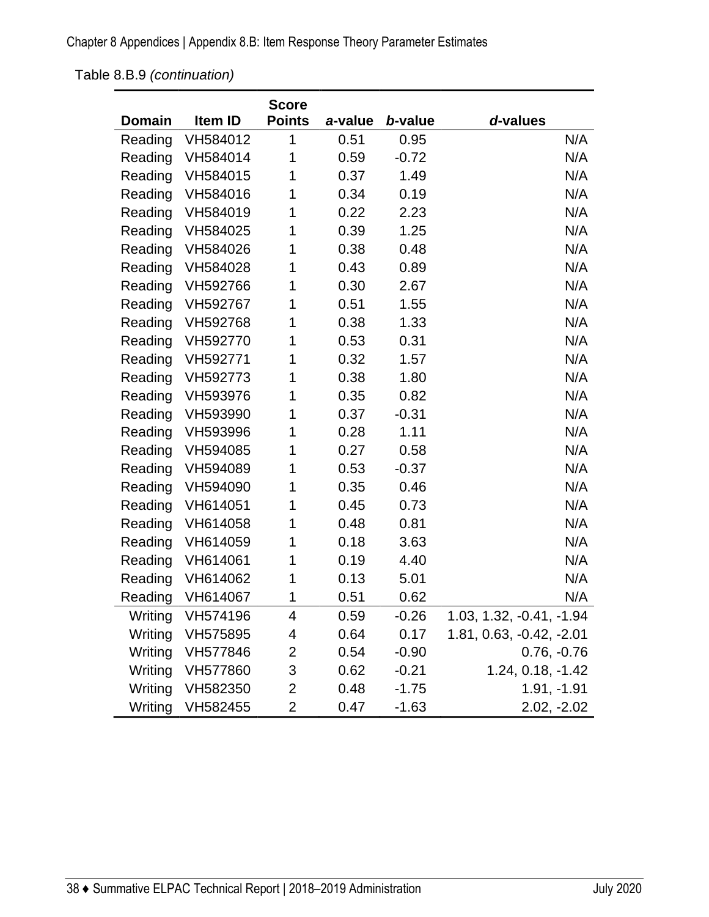Table 8.B.9 *(continuation)*

| Domain | Item ID | Score Points | *a*-value | *b*-value | *d*-values |
|---|---|---|---|---|---|
| Reading | VH584012 | 1 | 0.51 | 0.95 | N/A |
| Reading | VH584014 | 1 | 0.59 | -0.72 | N/A |
| Reading | VH584015 | 1 | 0.37 | 1.49 | N/A |
| Reading | VH584016 | 1 | 0.34 | 0.19 | N/A |
| Reading | VH584019 | 1 | 0.22 | 2.23 | N/A |
| Reading | VH584025 | 1 | 0.39 | 1.25 | N/A |
| Reading | VH584026 | 1 | 0.38 | 0.48 | N/A |
| Reading | VH584028 | 1 | 0.43 | 0.89 | N/A |
| Reading | VH592766 | 1 | 0.30 | 2.67 | N/A |
| Reading | VH592767 | 1 | 0.51 | 1.55 | N/A |
| Reading | VH592768 | 1 | 0.38 | 1.33 | N/A |
| Reading | VH592770 | 1 | 0.53 | 0.31 | N/A |
| Reading | VH592771 | 1 | 0.32 | 1.57 | N/A |
| Reading | VH592773 | 1 | 0.38 | 1.80 | N/A |
| Reading | VH593976 | 1 | 0.35 | 0.82 | N/A |
| Reading | VH593990 | 1 | 0.37 | -0.31 | N/A |
| Reading | VH593996 | 1 | 0.28 | 1.11 | N/A |
| Reading | VH594085 | 1 | 0.27 | 0.58 | N/A |
| Reading | VH594089 | 1 | 0.53 | -0.37 | N/A |
| Reading | VH594090 | 1 | 0.35 | 0.46 | N/A |
| Reading | VH614051 | 1 | 0.45 | 0.73 | N/A |
| Reading | VH614058 | 1 | 0.48 | 0.81 | N/A |
| Reading | VH614059 | 1 | 0.18 | 3.63 | N/A |
| Reading | VH614061 | 1 | 0.19 | 4.40 | N/A |
| Reading | VH614062 | 1 | 0.13 | 5.01 | N/A |
| Reading | VH614067 | 1 | 0.51 | 0.62 | N/A |
| Writing | VH574196 | 4 | 0.59 | -0.26 | 1.03, 1.32, -0.41, -1.94 |
| Writing | VH575895 | 4 | 0.64 | 0.17 | 1.81, 0.63, -0.42, -2.01 |
| Writing | VH577846 | 2 | 0.54 | -0.90 | 0.76, -0.76 |
| Writing | VH577860 | 3 | 0.62 | -0.21 | 1.24, 0.18, -1.42 |
| Writing | VH582350 | 2 | 0.48 | -1.75 | 1.91, -1.91 |
| Writing | VH582455 | 2 | 0.47 | -1.63 | 2.02, -2.02 |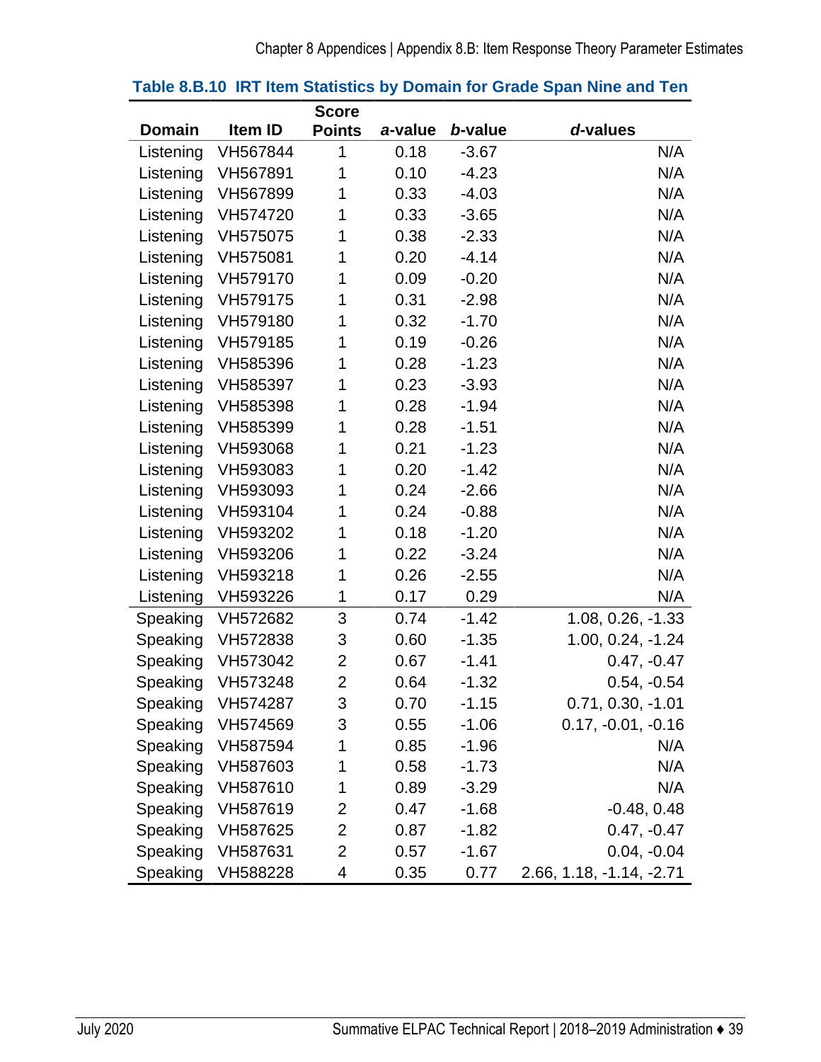**Table 8.B.10 IRT Item Statistics by Domain for Grade Span Nine and Ten**

| Domain | Item ID | Score Points | *a*-value | *b*-value | *d*-values |
|---|---|---|---|---|---|
| Listening | VH567844 | 1 | 0.18 | -3.67 | N/A |
| Listening | VH567891 | 1 | 0.10 | -4.23 | N/A |
| Listening | VH567899 | 1 | 0.33 | -4.03 | N/A |
| Listening | VH574720 | 1 | 0.33 | -3.65 | N/A |
| Listening | VH575075 | 1 | 0.38 | -2.33 | N/A |
| Listening | VH575081 | 1 | 0.20 | -4.14 | N/A |
| Listening | VH579170 | 1 | 0.09 | -0.20 | N/A |
| Listening | VH579175 | 1 | 0.31 | -2.98 | N/A |
| Listening | VH579180 | 1 | 0.32 | -1.70 | N/A |
| Listening | VH579185 | 1 | 0.19 | -0.26 | N/A |
| Listening | VH585396 | 1 | 0.28 | -1.23 | N/A |
| Listening | VH585397 | 1 | 0.23 | -3.93 | N/A |
| Listening | VH585398 | 1 | 0.28 | -1.94 | N/A |
| Listening | VH585399 | 1 | 0.28 | -1.51 | N/A |
| Listening | VH593068 | 1 | 0.21 | -1.23 | N/A |
| Listening | VH593083 | 1 | 0.20 | -1.42 | N/A |
| Listening | VH593093 | 1 | 0.24 | -2.66 | N/A |
| Listening | VH593104 | 1 | 0.24 | -0.88 | N/A |
| Listening | VH593202 | 1 | 0.18 | -1.20 | N/A |
| Listening | VH593206 | 1 | 0.22 | -3.24 | N/A |
| Listening | VH593218 | 1 | 0.26 | -2.55 | N/A |
| Listening | VH593226 | 1 | 0.17 | 0.29 | N/A |
| Speaking | VH572682 | 3 | 0.74 | -1.42 | 1.08, 0.26, -1.33 |
| Speaking | VH572838 | 3 | 0.60 | -1.35 | 1.00, 0.24, -1.24 |
| Speaking | VH573042 | 2 | 0.67 | -1.41 | 0.47, -0.47 |
| Speaking | VH573248 | 2 | 0.64 | -1.32 | 0.54, -0.54 |
| Speaking | VH574287 | 3 | 0.70 | -1.15 | 0.71, 0.30, -1.01 |
| Speaking | VH574569 | 3 | 0.55 | -1.06 | 0.17, -0.01, -0.16 |
| Speaking | VH587594 | 1 | 0.85 | -1.96 | N/A |
| Speaking | VH587603 | 1 | 0.58 | -1.73 | N/A |
| Speaking | VH587610 | 1 | 0.89 | -3.29 | N/A |
| Speaking | VH587619 | 2 | 0.47 | -1.68 | -0.48, 0.48 |
| Speaking | VH587625 | 2 | 0.87 | -1.82 | 0.47, -0.47 |
| Speaking | VH587631 | 2 | 0.57 | -1.67 | 0.04, -0.04 |
| Speaking | VH588228 | 4 | 0.35 | 0.77 | 2.66, 1.18, -1.14, -2.71 |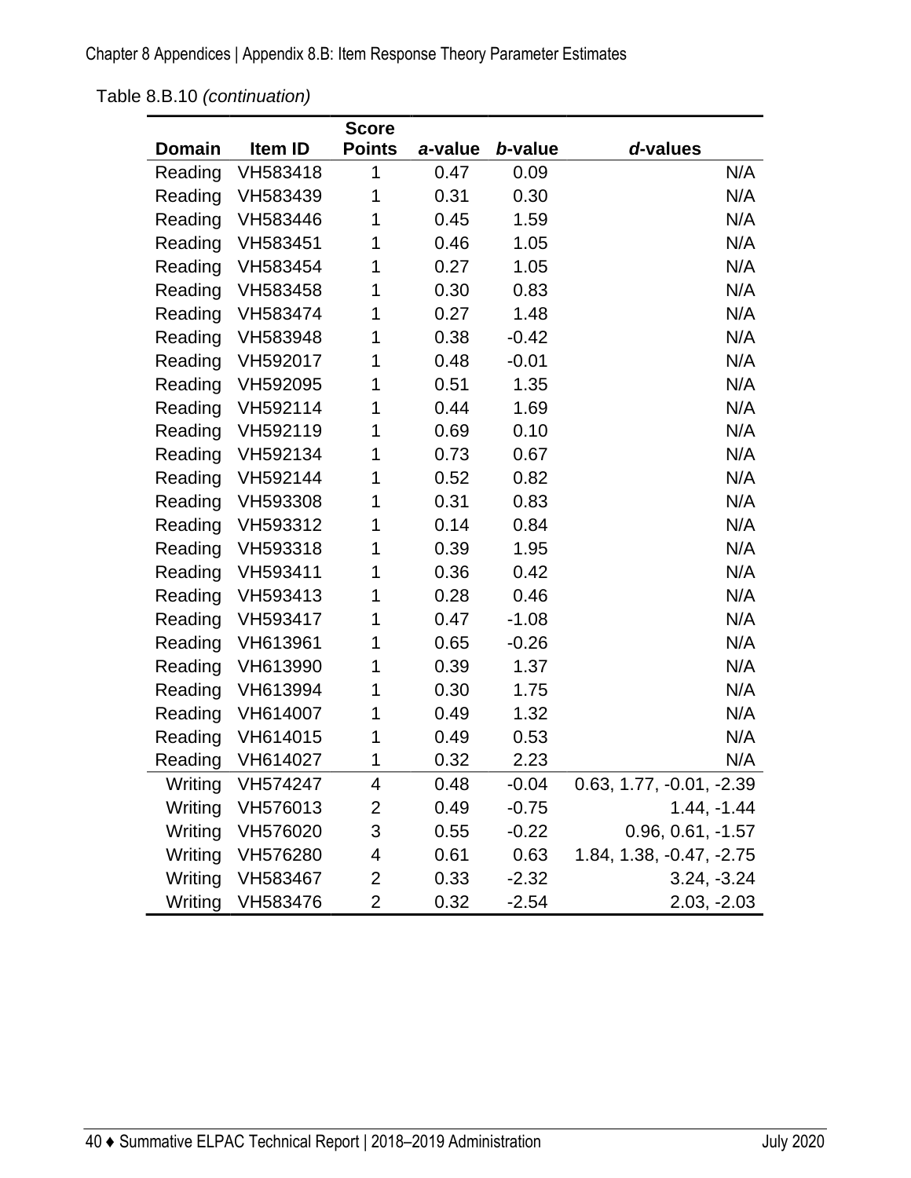Table 8.B.10 *(continuation)*

| Domain | Item ID | Score Points | *a*-value | *b*-value | *d*-values |
|---|---|---|---|---|---|
| Reading | VH583418 | 1 | 0.47 | 0.09 | N/A |
| Reading | VH583439 | 1 | 0.31 | 0.30 | N/A |
| Reading | VH583446 | 1 | 0.45 | 1.59 | N/A |
| Reading | VH583451 | 1 | 0.46 | 1.05 | N/A |
| Reading | VH583454 | 1 | 0.27 | 1.05 | N/A |
| Reading | VH583458 | 1 | 0.30 | 0.83 | N/A |
| Reading | VH583474 | 1 | 0.27 | 1.48 | N/A |
| Reading | VH583948 | 1 | 0.38 | -0.42 | N/A |
| Reading | VH592017 | 1 | 0.48 | -0.01 | N/A |
| Reading | VH592095 | 1 | 0.51 | 1.35 | N/A |
| Reading | VH592114 | 1 | 0.44 | 1.69 | N/A |
| Reading | VH592119 | 1 | 0.69 | 0.10 | N/A |
| Reading | VH592134 | 1 | 0.73 | 0.67 | N/A |
| Reading | VH592144 | 1 | 0.52 | 0.82 | N/A |
| Reading | VH593308 | 1 | 0.31 | 0.83 | N/A |
| Reading | VH593312 | 1 | 0.14 | 0.84 | N/A |
| Reading | VH593318 | 1 | 0.39 | 1.95 | N/A |
| Reading | VH593411 | 1 | 0.36 | 0.42 | N/A |
| Reading | VH593413 | 1 | 0.28 | 0.46 | N/A |
| Reading | VH593417 | 1 | 0.47 | -1.08 | N/A |
| Reading | VH613961 | 1 | 0.65 | -0.26 | N/A |
| Reading | VH613990 | 1 | 0.39 | 1.37 | N/A |
| Reading | VH613994 | 1 | 0.30 | 1.75 | N/A |
| Reading | VH614007 | 1 | 0.49 | 1.32 | N/A |
| Reading | VH614015 | 1 | 0.49 | 0.53 | N/A |
| Reading | VH614027 | 1 | 0.32 | 2.23 | N/A |
| Writing | VH574247 | 4 | 0.48 | -0.04 | 0.63, 1.77, -0.01, -2.39 |
| Writing | VH576013 | 2 | 0.49 | -0.75 | 1.44, -1.44 |
| Writing | VH576020 | 3 | 0.55 | -0.22 | 0.96, 0.61, -1.57 |
| Writing | VH576280 | 4 | 0.61 | 0.63 | 1.84, 1.38, -0.47, -2.75 |
| Writing | VH583467 | 2 | 0.33 | -2.32 | 3.24, -3.24 |
| Writing | VH583476 | 2 | 0.32 | -2.54 | 2.03, -2.03 |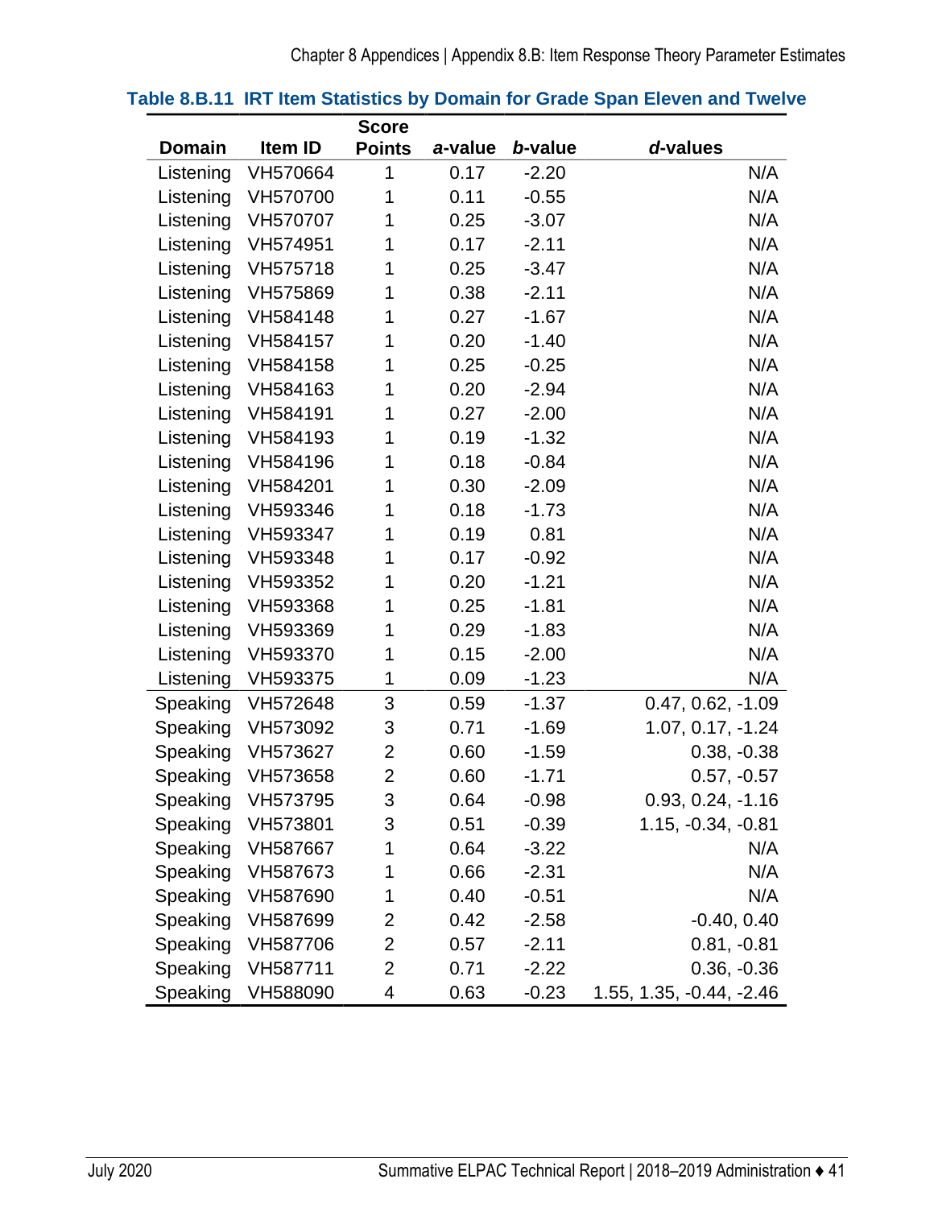**Table 8.B.11 IRT Item Statistics by Domain for Grade Span Eleven and Twelve**

| Domain | Item ID | Score Points | *a*-value | *b*-value | *d*-values |
|---|---|---|---|---|---|
| Listening | VH570664 | 1 | 0.17 | -2.20 | N/A |
| Listening | VH570700 | 1 | 0.11 | -0.55 | N/A |
| Listening | VH570707 | 1 | 0.25 | -3.07 | N/A |
| Listening | VH574951 | 1 | 0.17 | -2.11 | N/A |
| Listening | VH575718 | 1 | 0.25 | -3.47 | N/A |
| Listening | VH575869 | 1 | 0.38 | -2.11 | N/A |
| Listening | VH584148 | 1 | 0.27 | -1.67 | N/A |
| Listening | VH584157 | 1 | 0.20 | -1.40 | N/A |
| Listening | VH584158 | 1 | 0.25 | -0.25 | N/A |
| Listening | VH584163 | 1 | 0.20 | -2.94 | N/A |
| Listening | VH584191 | 1 | 0.27 | -2.00 | N/A |
| Listening | VH584193 | 1 | 0.19 | -1.32 | N/A |
| Listening | VH584196 | 1 | 0.18 | -0.84 | N/A |
| Listening | VH584201 | 1 | 0.30 | -2.09 | N/A |
| Listening | VH593346 | 1 | 0.18 | -1.73 | N/A |
| Listening | VH593347 | 1 | 0.19 | 0.81 | N/A |
| Listening | VH593348 | 1 | 0.17 | -0.92 | N/A |
| Listening | VH593352 | 1 | 0.20 | -1.21 | N/A |
| Listening | VH593368 | 1 | 0.25 | -1.81 | N/A |
| Listening | VH593369 | 1 | 0.29 | -1.83 | N/A |
| Listening | VH593370 | 1 | 0.15 | -2.00 | N/A |
| Listening | VH593375 | 1 | 0.09 | -1.23 | N/A |
| Speaking | VH572648 | 3 | 0.59 | -1.37 | 0.47, 0.62, -1.09 |
| Speaking | VH573092 | 3 | 0.71 | -1.69 | 1.07, 0.17, -1.24 |
| Speaking | VH573627 | 2 | 0.60 | -1.59 | 0.38, -0.38 |
| Speaking | VH573658 | 2 | 0.60 | -1.71 | 0.57, -0.57 |
| Speaking | VH573795 | 3 | 0.64 | -0.98 | 0.93, 0.24, -1.16 |
| Speaking | VH573801 | 3 | 0.51 | -0.39 | 1.15, -0.34, -0.81 |
| Speaking | VH587667 | 1 | 0.64 | -3.22 | N/A |
| Speaking | VH587673 | 1 | 0.66 | -2.31 | N/A |
| Speaking | VH587690 | 1 | 0.40 | -0.51 | N/A |
| Speaking | VH587699 | 2 | 0.42 | -2.58 | -0.40, 0.40 |
| Speaking | VH587706 | 2 | 0.57 | -2.11 | 0.81, -0.81 |
| Speaking | VH587711 | 2 | 0.71 | -2.22 | 0.36, -0.36 |
| Speaking | VH588090 | 4 | 0.63 | -0.23 | 1.55, 1.35, -0.44, -2.46 |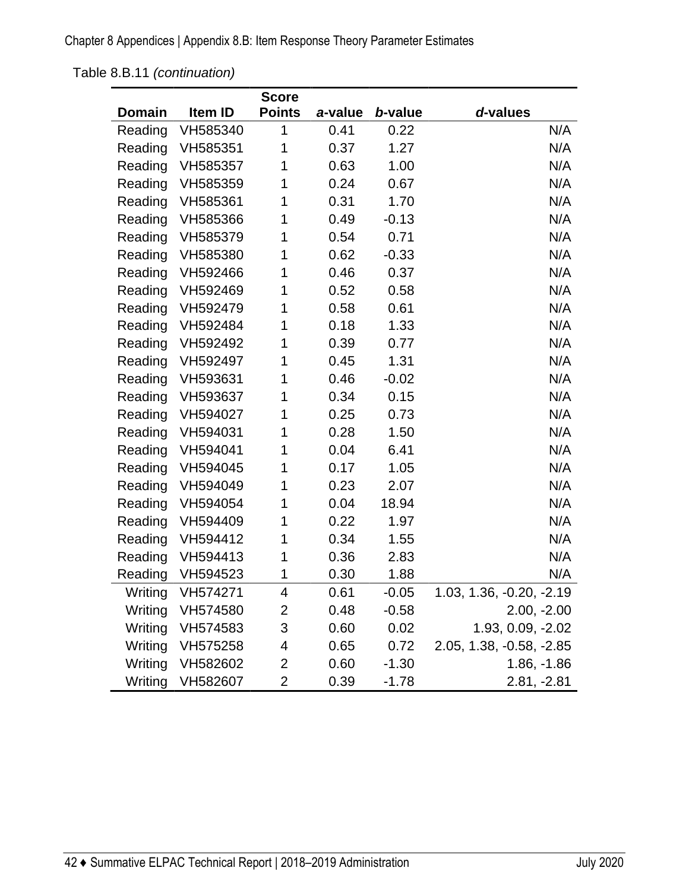Table 8.B.11 *(continuation)*

| Domain | Item ID | Score Points | *a*-value | *b*-value | *d*-values |
|---|---|---|---|---|---|
| Reading | VH585340 | 1 | 0.41 | 0.22 | N/A |
| Reading | VH585351 | 1 | 0.37 | 1.27 | N/A |
| Reading | VH585357 | 1 | 0.63 | 1.00 | N/A |
| Reading | VH585359 | 1 | 0.24 | 0.67 | N/A |
| Reading | VH585361 | 1 | 0.31 | 1.70 | N/A |
| Reading | VH585366 | 1 | 0.49 | -0.13 | N/A |
| Reading | VH585379 | 1 | 0.54 | 0.71 | N/A |
| Reading | VH585380 | 1 | 0.62 | -0.33 | N/A |
| Reading | VH592466 | 1 | 0.46 | 0.37 | N/A |
| Reading | VH592469 | 1 | 0.52 | 0.58 | N/A |
| Reading | VH592479 | 1 | 0.58 | 0.61 | N/A |
| Reading | VH592484 | 1 | 0.18 | 1.33 | N/A |
| Reading | VH592492 | 1 | 0.39 | 0.77 | N/A |
| Reading | VH592497 | 1 | 0.45 | 1.31 | N/A |
| Reading | VH593631 | 1 | 0.46 | -0.02 | N/A |
| Reading | VH593637 | 1 | 0.34 | 0.15 | N/A |
| Reading | VH594027 | 1 | 0.25 | 0.73 | N/A |
| Reading | VH594031 | 1 | 0.28 | 1.50 | N/A |
| Reading | VH594041 | 1 | 0.04 | 6.41 | N/A |
| Reading | VH594045 | 1 | 0.17 | 1.05 | N/A |
| Reading | VH594049 | 1 | 0.23 | 2.07 | N/A |
| Reading | VH594054 | 1 | 0.04 | 18.94 | N/A |
| Reading | VH594409 | 1 | 0.22 | 1.97 | N/A |
| Reading | VH594412 | 1 | 0.34 | 1.55 | N/A |
| Reading | VH594413 | 1 | 0.36 | 2.83 | N/A |
| Reading | VH594523 | 1 | 0.30 | 1.88 | N/A |
| Writing | VH574271 | 4 | 0.61 | -0.05 | 1.03, 1.36, -0.20, -2.19 |
| Writing | VH574580 | 2 | 0.48 | -0.58 | 2.00, -2.00 |
| Writing | VH574583 | 3 | 0.60 | 0.02 | 1.93, 0.09, -2.02 |
| Writing | VH575258 | 4 | 0.65 | 0.72 | 2.05, 1.38, -0.58, -2.85 |
| Writing | VH582602 | 2 | 0.60 | -1.30 | 1.86, -1.86 |
| Writing | VH582607 | 2 | 0.39 | -1.78 | 2.81, -2.81 |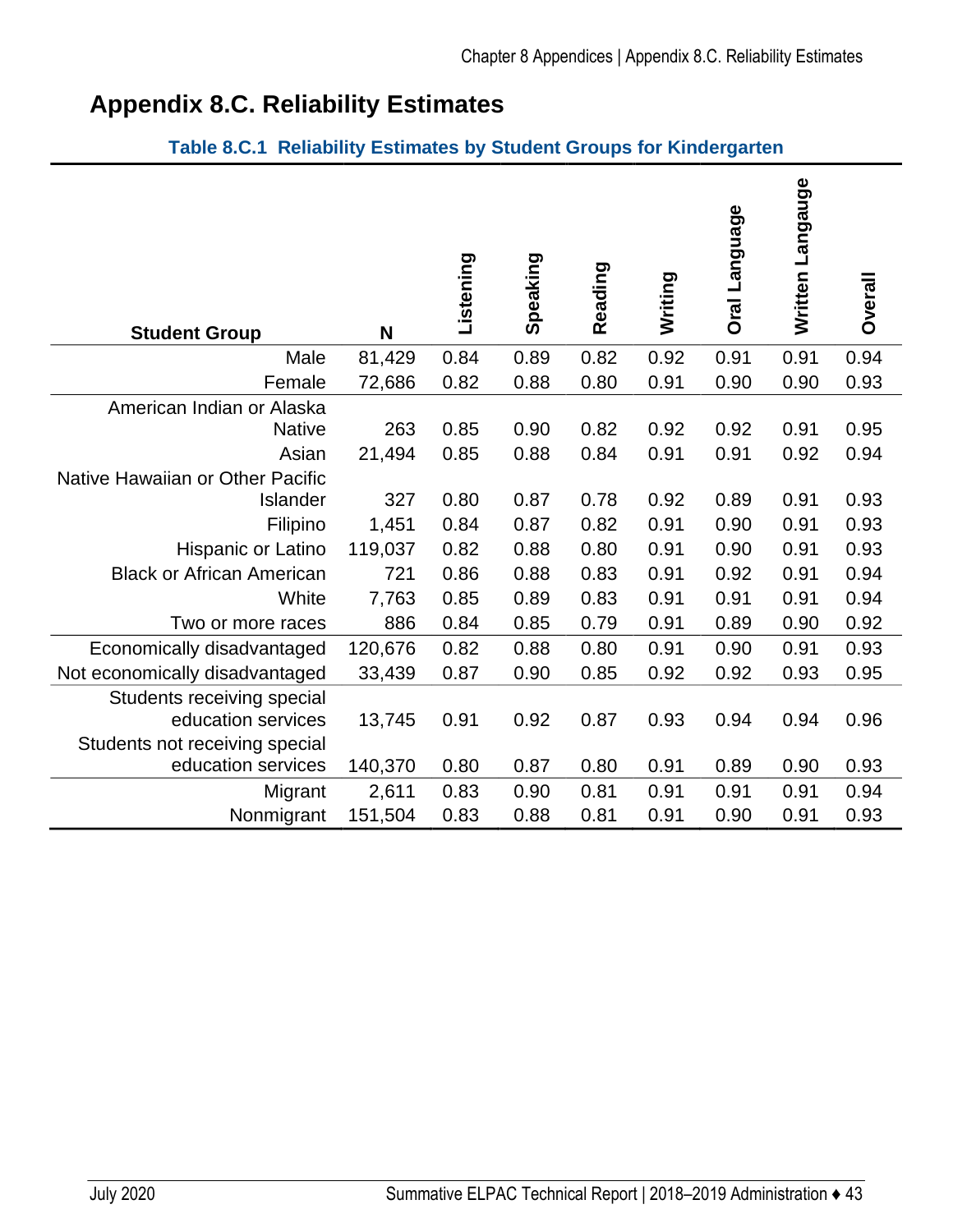# Appendix 8.C. Reliability Estimates

**Table 8.C.1 Reliability Estimates by Student Groups for Kindergarten**

| Student Group | N | Listening | Speaking | Reading | Writing | Oral Language | Written Langauge | Overall |
|---|---|---|---|---|---|---|---|---|
| Male | 81,429 | 0.84 | 0.89 | 0.82 | 0.92 | 0.91 | 0.91 | 0.94 |
| Female | 72,686 | 0.82 | 0.88 | 0.80 | 0.91 | 0.90 | 0.90 | 0.93 |
| American Indian or Alaska Native | 263 | 0.85 | 0.90 | 0.82 | 0.92 | 0.92 | 0.91 | 0.95 |
| Asian | 21,494 | 0.85 | 0.88 | 0.84 | 0.91 | 0.91 | 0.92 | 0.94 |
| Native Hawaiian or Other Pacific Islander | 327 | 0.80 | 0.87 | 0.78 | 0.92 | 0.89 | 0.91 | 0.93 |
| Filipino | 1,451 | 0.84 | 0.87 | 0.82 | 0.91 | 0.90 | 0.91 | 0.93 |
| Hispanic or Latino | 119,037 | 0.82 | 0.88 | 0.80 | 0.91 | 0.90 | 0.91 | 0.93 |
| Black or African American | 721 | 0.86 | 0.88 | 0.83 | 0.91 | 0.92 | 0.91 | 0.94 |
| White | 7,763 | 0.85 | 0.89 | 0.83 | 0.91 | 0.91 | 0.91 | 0.94 |
| Two or more races | 886 | 0.84 | 0.85 | 0.79 | 0.91 | 0.89 | 0.90 | 0.92 |
| Economically disadvantaged | 120,676 | 0.82 | 0.88 | 0.80 | 0.91 | 0.90 | 0.91 | 0.93 |
| Not economically disadvantaged | 33,439 | 0.87 | 0.90 | 0.85 | 0.92 | 0.92 | 0.93 | 0.95 |
| Students receiving special education services | 13,745 | 0.91 | 0.92 | 0.87 | 0.93 | 0.94 | 0.94 | 0.96 |
| Students not receiving special education services | 140,370 | 0.80 | 0.87 | 0.80 | 0.91 | 0.89 | 0.90 | 0.93 |
| Migrant | 2,611 | 0.83 | 0.90 | 0.81 | 0.91 | 0.91 | 0.91 | 0.94 |
| Nonmigrant | 151,504 | 0.83 | 0.88 | 0.81 | 0.91 | 0.90 | 0.91 | 0.93 |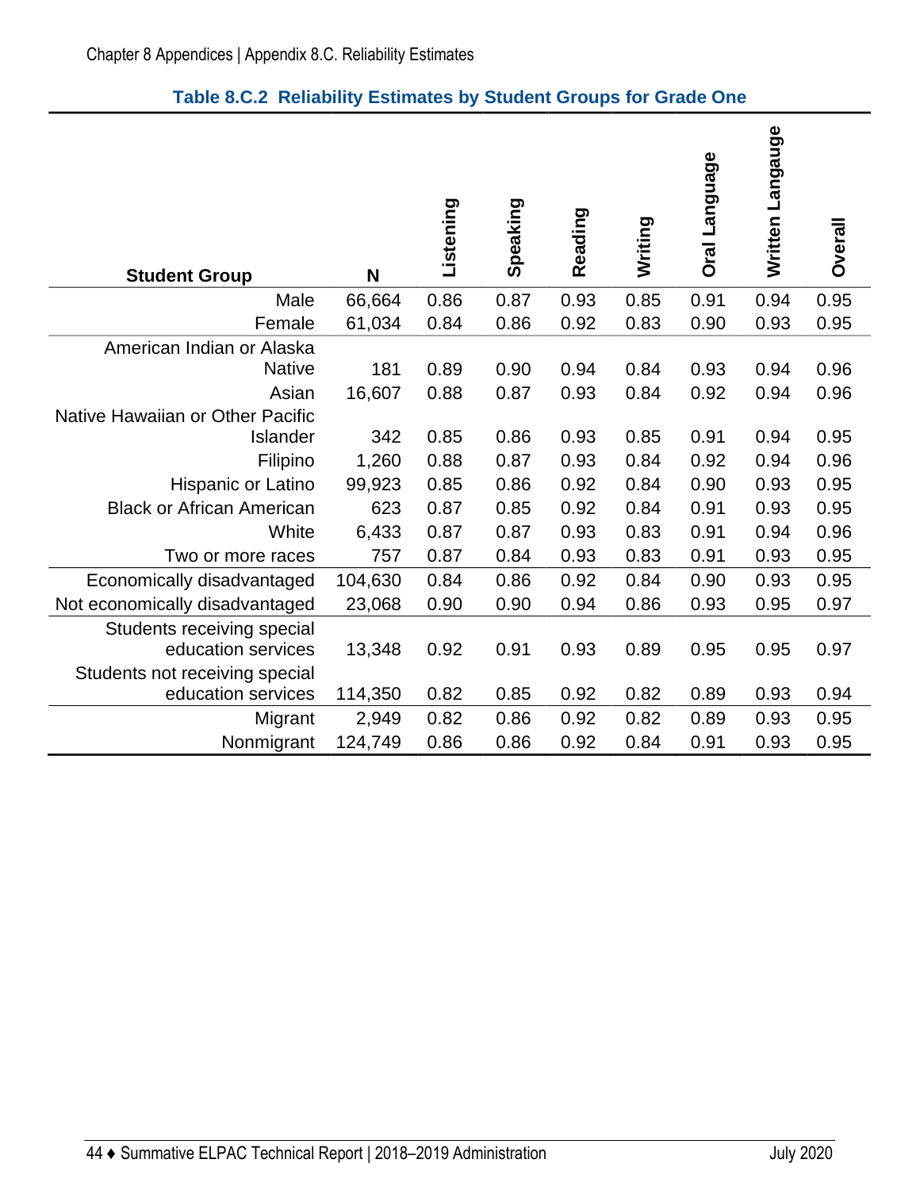**Table 8.C.2 Reliability Estimates by Student Groups for Grade One**

| Student Group | N | Listening | Speaking | Reading | Writing | Oral Language | Written Langauge | Overall |
|---|---|---|---|---|---|---|---|---|
| Male | 66,664 | 0.86 | 0.87 | 0.93 | 0.85 | 0.91 | 0.94 | 0.95 |
| Female | 61,034 | 0.84 | 0.86 | 0.92 | 0.83 | 0.90 | 0.93 | 0.95 |
| American Indian or Alaska Native | 181 | 0.89 | 0.90 | 0.94 | 0.84 | 0.93 | 0.94 | 0.96 |
| Asian | 16,607 | 0.88 | 0.87 | 0.93 | 0.84 | 0.92 | 0.94 | 0.96 |
| Native Hawaiian or Other Pacific Islander | 342 | 0.85 | 0.86 | 0.93 | 0.85 | 0.91 | 0.94 | 0.95 |
| Filipino | 1,260 | 0.88 | 0.87 | 0.93 | 0.84 | 0.92 | 0.94 | 0.96 |
| Hispanic or Latino | 99,923 | 0.85 | 0.86 | 0.92 | 0.84 | 0.90 | 0.93 | 0.95 |
| Black or African American | 623 | 0.87 | 0.85 | 0.92 | 0.84 | 0.91 | 0.93 | 0.95 |
| White | 6,433 | 0.87 | 0.87 | 0.93 | 0.83 | 0.91 | 0.94 | 0.96 |
| Two or more races | 757 | 0.87 | 0.84 | 0.93 | 0.83 | 0.91 | 0.93 | 0.95 |
| Economically disadvantaged | 104,630 | 0.84 | 0.86 | 0.92 | 0.84 | 0.90 | 0.93 | 0.95 |
| Not economically disadvantaged | 23,068 | 0.90 | 0.90 | 0.94 | 0.86 | 0.93 | 0.95 | 0.97 |
| Students receiving special education services | 13,348 | 0.92 | 0.91 | 0.93 | 0.89 | 0.95 | 0.95 | 0.97 |
| Students not receiving special education services | 114,350 | 0.82 | 0.85 | 0.92 | 0.82 | 0.89 | 0.93 | 0.94 |
| Migrant | 2,949 | 0.82 | 0.86 | 0.92 | 0.82 | 0.89 | 0.93 | 0.95 |
| Nonmigrant | 124,749 | 0.86 | 0.86 | 0.92 | 0.84 | 0.91 | 0.93 | 0.95 |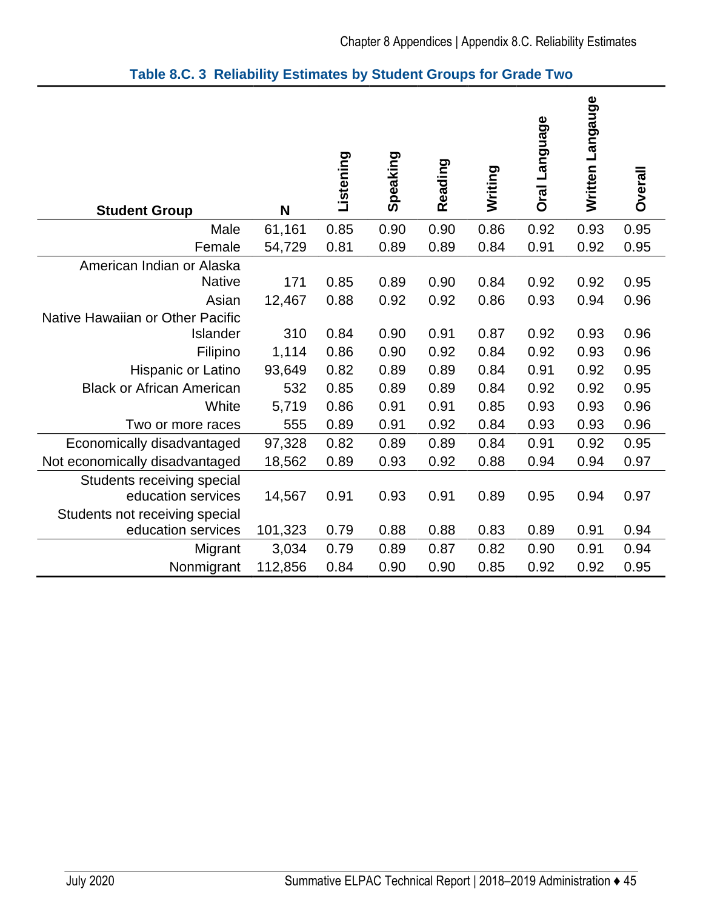**Table 8.C. 3 Reliability Estimates by Student Groups for Grade Two**

| Student Group | N | Listening | Speaking | Reading | Writing | Oral Language | Written Langauge | Overall |
|---|---|---|---|---|---|---|---|---|
| Male | 61,161 | 0.85 | 0.90 | 0.90 | 0.86 | 0.92 | 0.93 | 0.95 |
| Female | 54,729 | 0.81 | 0.89 | 0.89 | 0.84 | 0.91 | 0.92 | 0.95 |
| American Indian or Alaska Native | 171 | 0.85 | 0.89 | 0.90 | 0.84 | 0.92 | 0.92 | 0.95 |
| Asian | 12,467 | 0.88 | 0.92 | 0.92 | 0.86 | 0.93 | 0.94 | 0.96 |
| Native Hawaiian or Other Pacific Islander | 310 | 0.84 | 0.90 | 0.91 | 0.87 | 0.92 | 0.93 | 0.96 |
| Filipino | 1,114 | 0.86 | 0.90 | 0.92 | 0.84 | 0.92 | 0.93 | 0.96 |
| Hispanic or Latino | 93,649 | 0.82 | 0.89 | 0.89 | 0.84 | 0.91 | 0.92 | 0.95 |
| Black or African American | 532 | 0.85 | 0.89 | 0.89 | 0.84 | 0.92 | 0.92 | 0.95 |
| White | 5,719 | 0.86 | 0.91 | 0.91 | 0.85 | 0.93 | 0.93 | 0.96 |
| Two or more races | 555 | 0.89 | 0.91 | 0.92 | 0.84 | 0.93 | 0.93 | 0.96 |
| Economically disadvantaged | 97,328 | 0.82 | 0.89 | 0.89 | 0.84 | 0.91 | 0.92 | 0.95 |
| Not economically disadvantaged | 18,562 | 0.89 | 0.93 | 0.92 | 0.88 | 0.94 | 0.94 | 0.97 |
| Students receiving special education services | 14,567 | 0.91 | 0.93 | 0.91 | 0.89 | 0.95 | 0.94 | 0.97 |
| Students not receiving special education services | 101,323 | 0.79 | 0.88 | 0.88 | 0.83 | 0.89 | 0.91 | 0.94 |
| Migrant | 3,034 | 0.79 | 0.89 | 0.87 | 0.82 | 0.90 | 0.91 | 0.94 |
| Nonmigrant | 112,856 | 0.84 | 0.90 | 0.90 | 0.85 | 0.92 | 0.92 | 0.95 |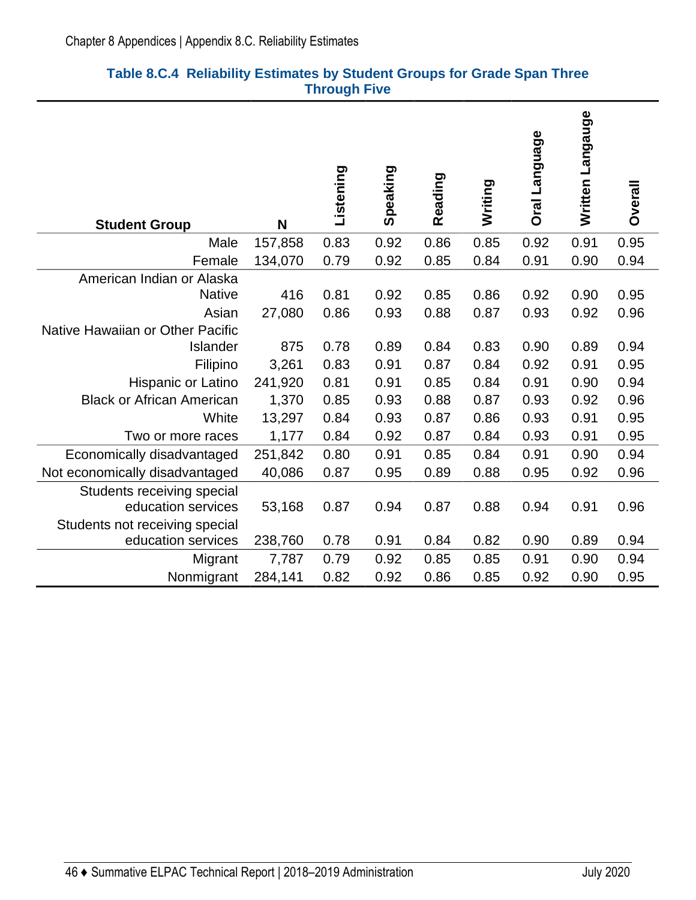### Table 8.C.4 Reliability Estimates by Student Groups for Grade Span Three Through Five

| Student Group | N | Listening | Speaking | Reading | Writing | Oral Language | Written Langauge | Overall |
|---|---|---|---|---|---|---|---|---|
| Male | 157,858 | 0.83 | 0.92 | 0.86 | 0.85 | 0.92 | 0.91 | 0.95 |
| Female | 134,070 | 0.79 | 0.92 | 0.85 | 0.84 | 0.91 | 0.90 | 0.94 |
| American Indian or Alaska Native | 416 | 0.81 | 0.92 | 0.85 | 0.86 | 0.92 | 0.90 | 0.95 |
| Asian | 27,080 | 0.86 | 0.93 | 0.88 | 0.87 | 0.93 | 0.92 | 0.96 |
| Native Hawaiian or Other Pacific Islander | 875 | 0.78 | 0.89 | 0.84 | 0.83 | 0.90 | 0.89 | 0.94 |
| Filipino | 3,261 | 0.83 | 0.91 | 0.87 | 0.84 | 0.92 | 0.91 | 0.95 |
| Hispanic or Latino | 241,920 | 0.81 | 0.91 | 0.85 | 0.84 | 0.91 | 0.90 | 0.94 |
| Black or African American | 1,370 | 0.85 | 0.93 | 0.88 | 0.87 | 0.93 | 0.92 | 0.96 |
| White | 13,297 | 0.84 | 0.93 | 0.87 | 0.86 | 0.93 | 0.91 | 0.95 |
| Two or more races | 1,177 | 0.84 | 0.92 | 0.87 | 0.84 | 0.93 | 0.91 | 0.95 |
| Economically disadvantaged | 251,842 | 0.80 | 0.91 | 0.85 | 0.84 | 0.91 | 0.90 | 0.94 |
| Not economically disadvantaged | 40,086 | 0.87 | 0.95 | 0.89 | 0.88 | 0.95 | 0.92 | 0.96 |
| Students receiving special education services | 53,168 | 0.87 | 0.94 | 0.87 | 0.88 | 0.94 | 0.91 | 0.96 |
| Students not receiving special education services | 238,760 | 0.78 | 0.91 | 0.84 | 0.82 | 0.90 | 0.89 | 0.94 |
| Migrant | 7,787 | 0.79 | 0.92 | 0.85 | 0.85 | 0.91 | 0.90 | 0.94 |
| Nonmigrant | 284,141 | 0.82 | 0.92 | 0.86 | 0.85 | 0.92 | 0.90 | 0.95 |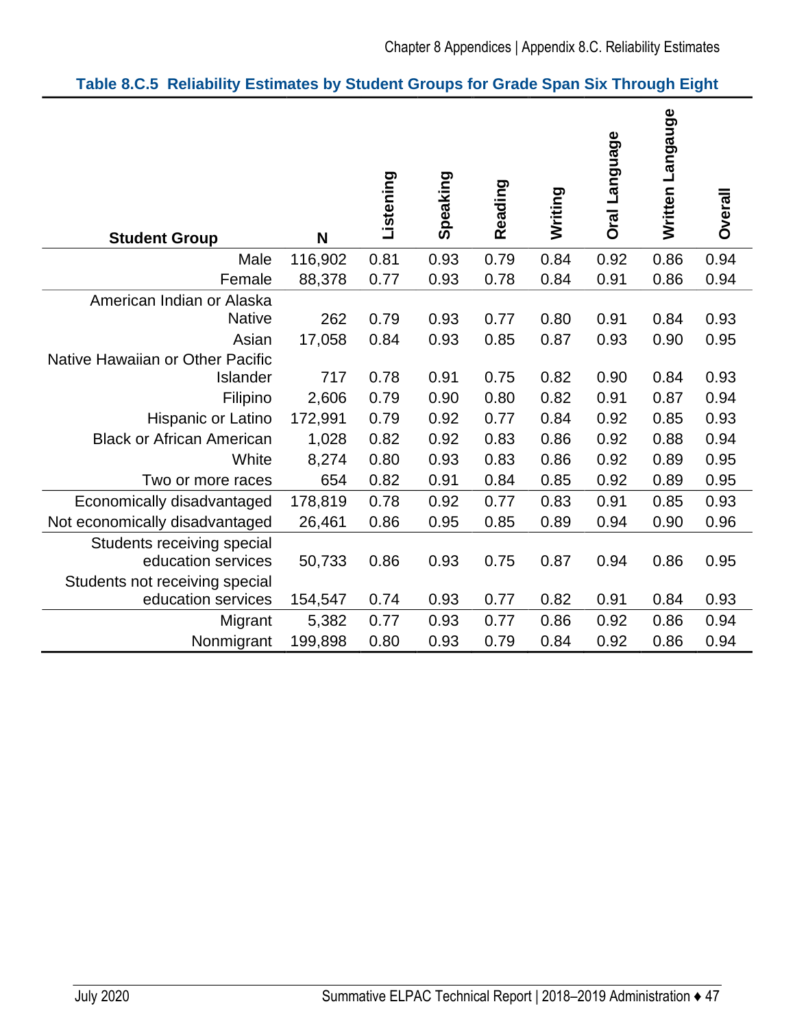**Table 8.C.5 Reliability Estimates by Student Groups for Grade Span Six Through Eight**

| Student Group | N | Listening | Speaking | Reading | Writing | Oral Language | Written Langauge | Overall |
|---|---|---|---|---|---|---|---|---|
| Male | 116,902 | 0.81 | 0.93 | 0.79 | 0.84 | 0.92 | 0.86 | 0.94 |
| Female | 88,378 | 0.77 | 0.93 | 0.78 | 0.84 | 0.91 | 0.86 | 0.94 |
| American Indian or Alaska Native | 262 | 0.79 | 0.93 | 0.77 | 0.80 | 0.91 | 0.84 | 0.93 |
| Asian | 17,058 | 0.84 | 0.93 | 0.85 | 0.87 | 0.93 | 0.90 | 0.95 |
| Native Hawaiian or Other Pacific Islander | 717 | 0.78 | 0.91 | 0.75 | 0.82 | 0.90 | 0.84 | 0.93 |
| Filipino | 2,606 | 0.79 | 0.90 | 0.80 | 0.82 | 0.91 | 0.87 | 0.94 |
| Hispanic or Latino | 172,991 | 0.79 | 0.92 | 0.77 | 0.84 | 0.92 | 0.85 | 0.93 |
| Black or African American | 1,028 | 0.82 | 0.92 | 0.83 | 0.86 | 0.92 | 0.88 | 0.94 |
| White | 8,274 | 0.80 | 0.93 | 0.83 | 0.86 | 0.92 | 0.89 | 0.95 |
| Two or more races | 654 | 0.82 | 0.91 | 0.84 | 0.85 | 0.92 | 0.89 | 0.95 |
| Economically disadvantaged | 178,819 | 0.78 | 0.92 | 0.77 | 0.83 | 0.91 | 0.85 | 0.93 |
| Not economically disadvantaged | 26,461 | 0.86 | 0.95 | 0.85 | 0.89 | 0.94 | 0.90 | 0.96 |
| Students receiving special education services | 50,733 | 0.86 | 0.93 | 0.75 | 0.87 | 0.94 | 0.86 | 0.95 |
| Students not receiving special education services | 154,547 | 0.74 | 0.93 | 0.77 | 0.82 | 0.91 | 0.84 | 0.93 |
| Migrant | 5,382 | 0.77 | 0.93 | 0.77 | 0.86 | 0.92 | 0.86 | 0.94 |
| Nonmigrant | 199,898 | 0.80 | 0.93 | 0.79 | 0.84 | 0.92 | 0.86 | 0.94 |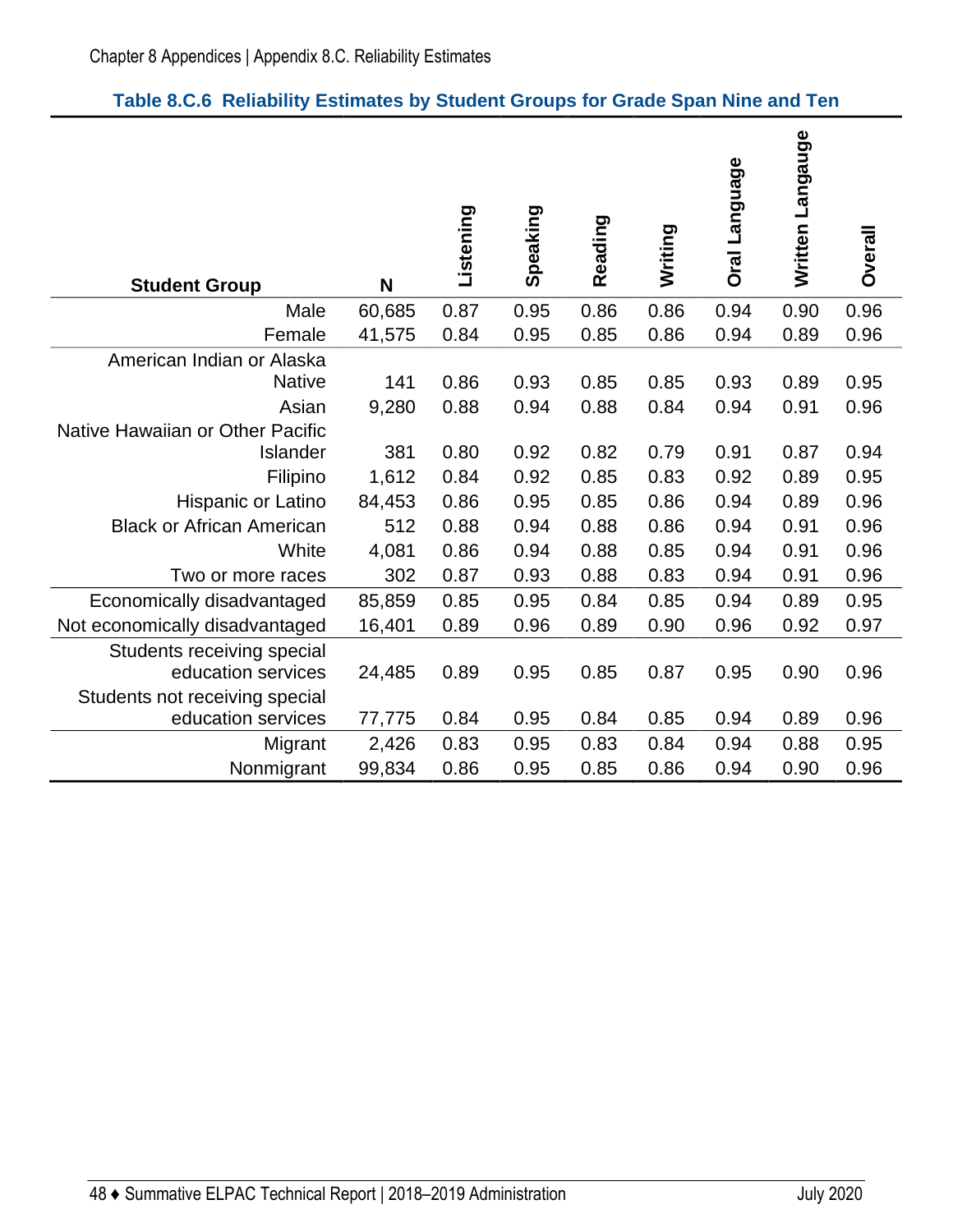### Table 8.C.6 Reliability Estimates by Student Groups for Grade Span Nine and Ten

| Student Group | N | Listening | Speaking | Reading | Writing | Oral Language | Written Langauge | Overall |
|---|---|---|---|---|---|---|---|---|
| Male | 60,685 | 0.87 | 0.95 | 0.86 | 0.86 | 0.94 | 0.90 | 0.96 |
| Female | 41,575 | 0.84 | 0.95 | 0.85 | 0.86 | 0.94 | 0.89 | 0.96 |
| American Indian or Alaska Native | 141 | 0.86 | 0.93 | 0.85 | 0.85 | 0.93 | 0.89 | 0.95 |
| Asian | 9,280 | 0.88 | 0.94 | 0.88 | 0.84 | 0.94 | 0.91 | 0.96 |
| Native Hawaiian or Other Pacific Islander | 381 | 0.80 | 0.92 | 0.82 | 0.79 | 0.91 | 0.87 | 0.94 |
| Filipino | 1,612 | 0.84 | 0.92 | 0.85 | 0.83 | 0.92 | 0.89 | 0.95 |
| Hispanic or Latino | 84,453 | 0.86 | 0.95 | 0.85 | 0.86 | 0.94 | 0.89 | 0.96 |
| Black or African American | 512 | 0.88 | 0.94 | 0.88 | 0.86 | 0.94 | 0.91 | 0.96 |
| White | 4,081 | 0.86 | 0.94 | 0.88 | 0.85 | 0.94 | 0.91 | 0.96 |
| Two or more races | 302 | 0.87 | 0.93 | 0.88 | 0.83 | 0.94 | 0.91 | 0.96 |
| Economically disadvantaged | 85,859 | 0.85 | 0.95 | 0.84 | 0.85 | 0.94 | 0.89 | 0.95 |
| Not economically disadvantaged | 16,401 | 0.89 | 0.96 | 0.89 | 0.90 | 0.96 | 0.92 | 0.97 |
| Students receiving special education services | 24,485 | 0.89 | 0.95 | 0.85 | 0.87 | 0.95 | 0.90 | 0.96 |
| Students not receiving special education services | 77,775 | 0.84 | 0.95 | 0.84 | 0.85 | 0.94 | 0.89 | 0.96 |
| Migrant | 2,426 | 0.83 | 0.95 | 0.83 | 0.84 | 0.94 | 0.88 | 0.95 |
| Nonmigrant | 99,834 | 0.86 | 0.95 | 0.85 | 0.86 | 0.94 | 0.90 | 0.96 |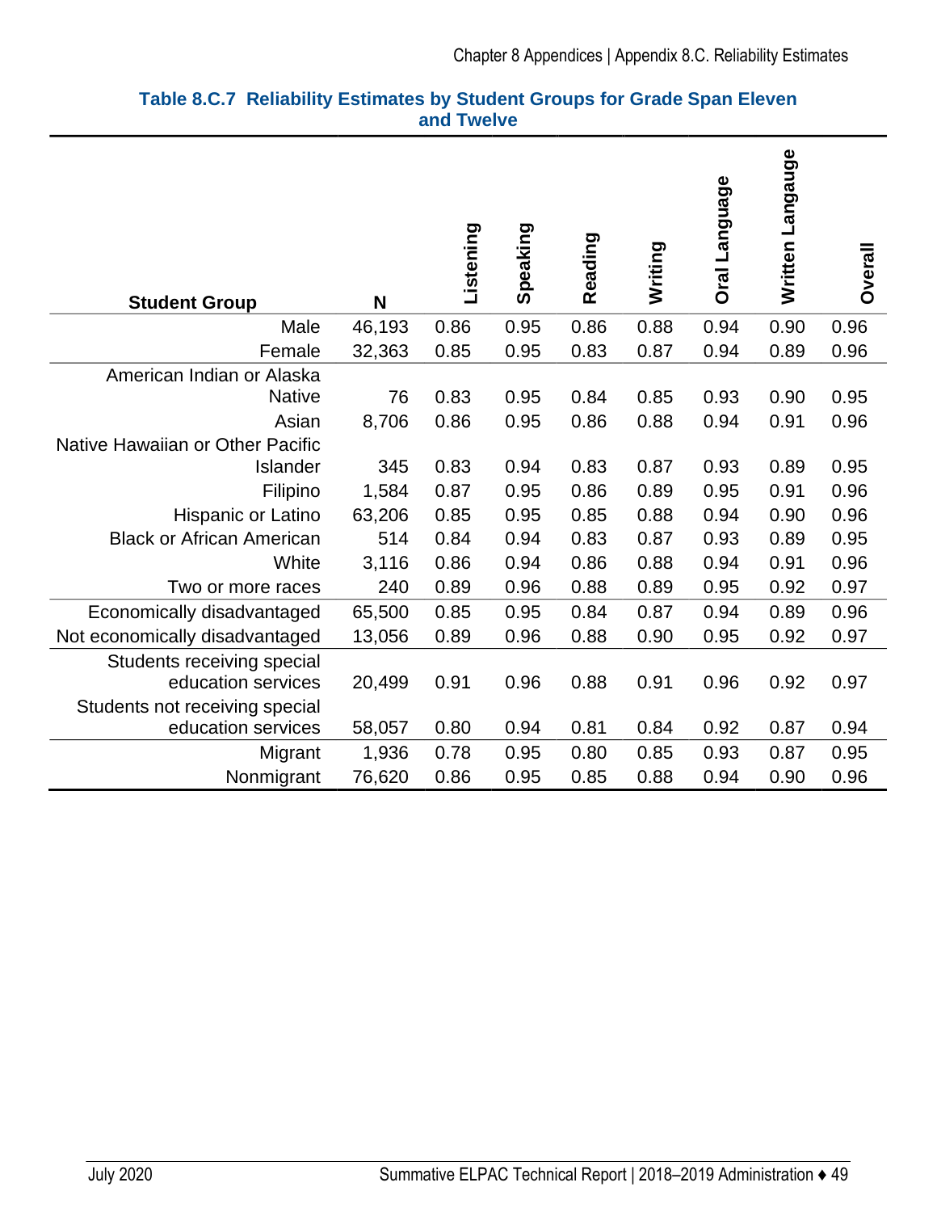**Table 8.C.7 Reliability Estimates by Student Groups for Grade Span Eleven and Twelve**

| Student Group | N | Listening | Speaking | Reading | Writing | Oral Language | Written Langauge | Overall |
|---|---|---|---|---|---|---|---|---|
| Male | 46,193 | 0.86 | 0.95 | 0.86 | 0.88 | 0.94 | 0.90 | 0.96 |
| Female | 32,363 | 0.85 | 0.95 | 0.83 | 0.87 | 0.94 | 0.89 | 0.96 |
| American Indian or Alaska Native | 76 | 0.83 | 0.95 | 0.84 | 0.85 | 0.93 | 0.90 | 0.95 |
| Asian | 8,706 | 0.86 | 0.95 | 0.86 | 0.88 | 0.94 | 0.91 | 0.96 |
| Native Hawaiian or Other Pacific Islander | 345 | 0.83 | 0.94 | 0.83 | 0.87 | 0.93 | 0.89 | 0.95 |
| Filipino | 1,584 | 0.87 | 0.95 | 0.86 | 0.89 | 0.95 | 0.91 | 0.96 |
| Hispanic or Latino | 63,206 | 0.85 | 0.95 | 0.85 | 0.88 | 0.94 | 0.90 | 0.96 |
| Black or African American | 514 | 0.84 | 0.94 | 0.83 | 0.87 | 0.93 | 0.89 | 0.95 |
| White | 3,116 | 0.86 | 0.94 | 0.86 | 0.88 | 0.94 | 0.91 | 0.96 |
| Two or more races | 240 | 0.89 | 0.96 | 0.88 | 0.89 | 0.95 | 0.92 | 0.97 |
| Economically disadvantaged | 65,500 | 0.85 | 0.95 | 0.84 | 0.87 | 0.94 | 0.89 | 0.96 |
| Not economically disadvantaged | 13,056 | 0.89 | 0.96 | 0.88 | 0.90 | 0.95 | 0.92 | 0.97 |
| Students receiving special education services | 20,499 | 0.91 | 0.96 | 0.88 | 0.91 | 0.96 | 0.92 | 0.97 |
| Students not receiving special education services | 58,057 | 0.80 | 0.94 | 0.81 | 0.84 | 0.92 | 0.87 | 0.94 |
| Migrant | 1,936 | 0.78 | 0.95 | 0.80 | 0.85 | 0.93 | 0.87 | 0.95 |
| Nonmigrant | 76,620 | 0.86 | 0.95 | 0.85 | 0.88 | 0.94 | 0.90 | 0.96 |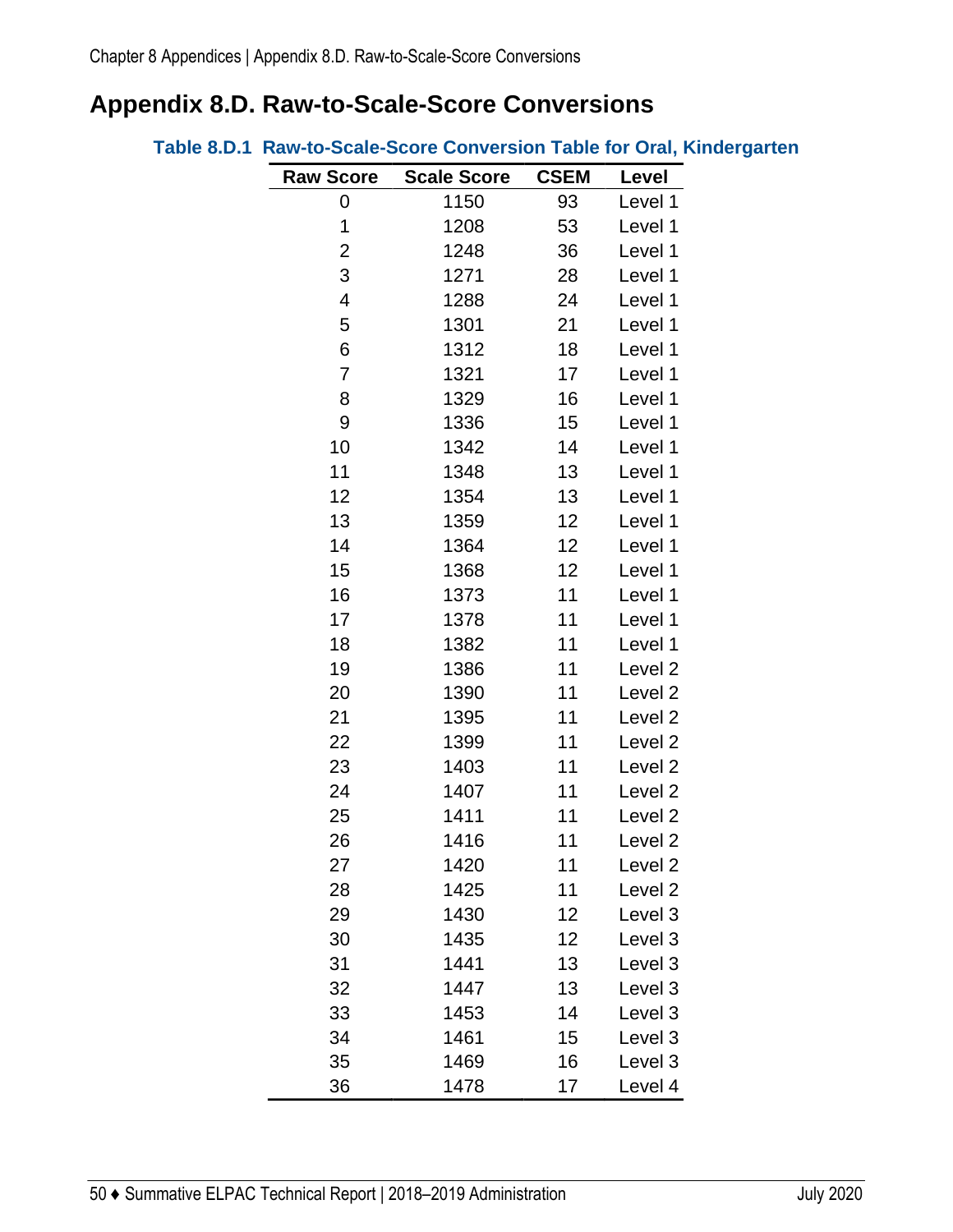## Appendix 8.D. Raw-to-Scale-Score Conversions

**Table 8.D.1 Raw-to-Scale-Score Conversion Table for Oral, Kindergarten**

| Raw Score | Scale Score | CSEM | Level |
|---|---|---|---|
| 0 | 1150 | 93 | Level 1 |
| 1 | 1208 | 53 | Level 1 |
| 2 | 1248 | 36 | Level 1 |
| 3 | 1271 | 28 | Level 1 |
| 4 | 1288 | 24 | Level 1 |
| 5 | 1301 | 21 | Level 1 |
| 6 | 1312 | 18 | Level 1 |
| 7 | 1321 | 17 | Level 1 |
| 8 | 1329 | 16 | Level 1 |
| 9 | 1336 | 15 | Level 1 |
| 10 | 1342 | 14 | Level 1 |
| 11 | 1348 | 13 | Level 1 |
| 12 | 1354 | 13 | Level 1 |
| 13 | 1359 | 12 | Level 1 |
| 14 | 1364 | 12 | Level 1 |
| 15 | 1368 | 12 | Level 1 |
| 16 | 1373 | 11 | Level 1 |
| 17 | 1378 | 11 | Level 1 |
| 18 | 1382 | 11 | Level 1 |
| 19 | 1386 | 11 | Level 2 |
| 20 | 1390 | 11 | Level 2 |
| 21 | 1395 | 11 | Level 2 |
| 22 | 1399 | 11 | Level 2 |
| 23 | 1403 | 11 | Level 2 |
| 24 | 1407 | 11 | Level 2 |
| 25 | 1411 | 11 | Level 2 |
| 26 | 1416 | 11 | Level 2 |
| 27 | 1420 | 11 | Level 2 |
| 28 | 1425 | 11 | Level 2 |
| 29 | 1430 | 12 | Level 3 |
| 30 | 1435 | 12 | Level 3 |
| 31 | 1441 | 13 | Level 3 |
| 32 | 1447 | 13 | Level 3 |
| 33 | 1453 | 14 | Level 3 |
| 34 | 1461 | 15 | Level 3 |
| 35 | 1469 | 16 | Level 3 |
| 36 | 1478 | 17 | Level 4 |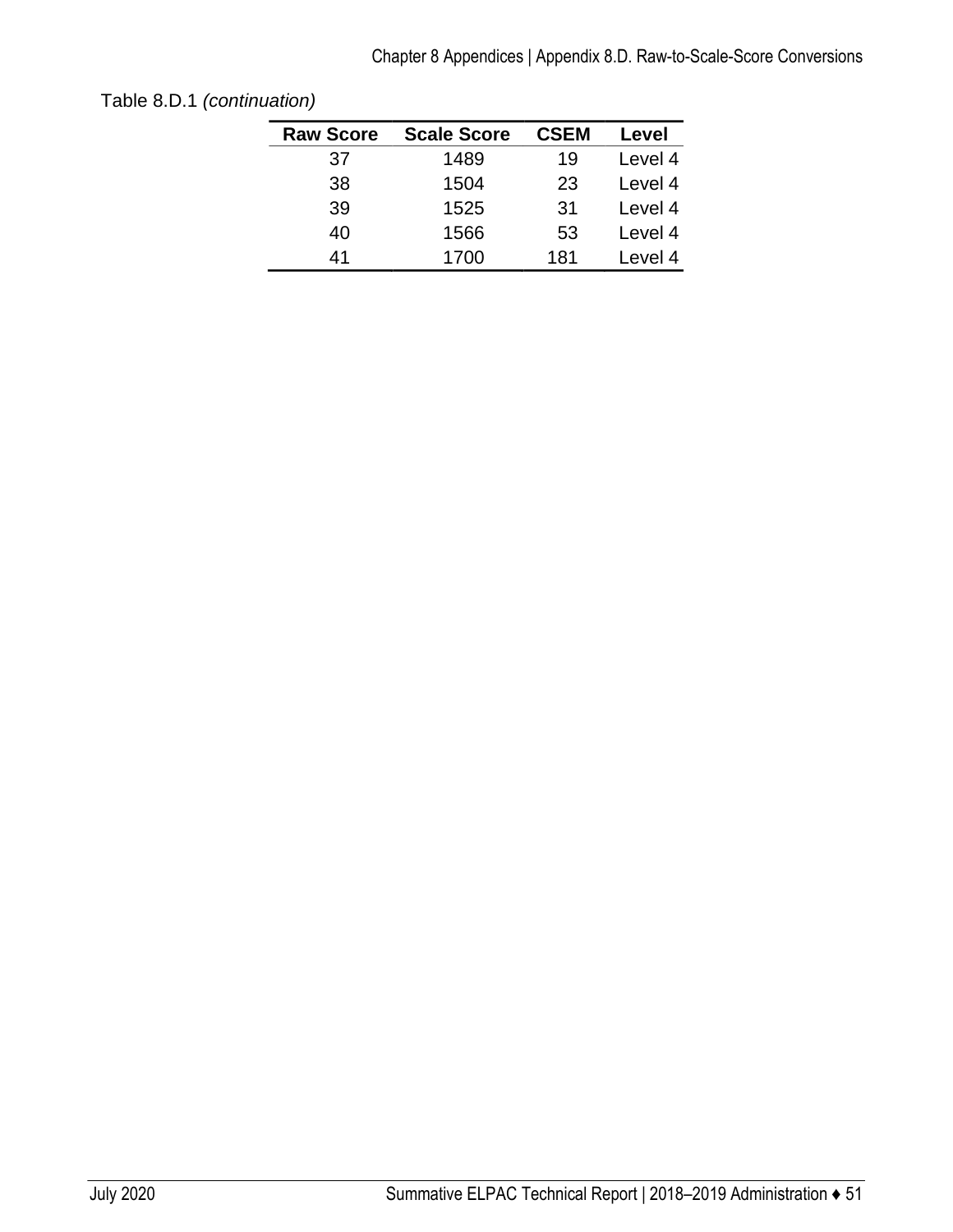Table 8.D.1 *(continuation)*

| Raw Score | Scale Score | CSEM | Level |
|---|---|---|---|
| 37 | 1489 | 19 | Level 4 |
| 38 | 1504 | 23 | Level 4 |
| 39 | 1525 | 31 | Level 4 |
| 40 | 1566 | 53 | Level 4 |
| 41 | 1700 | 181 | Level 4 |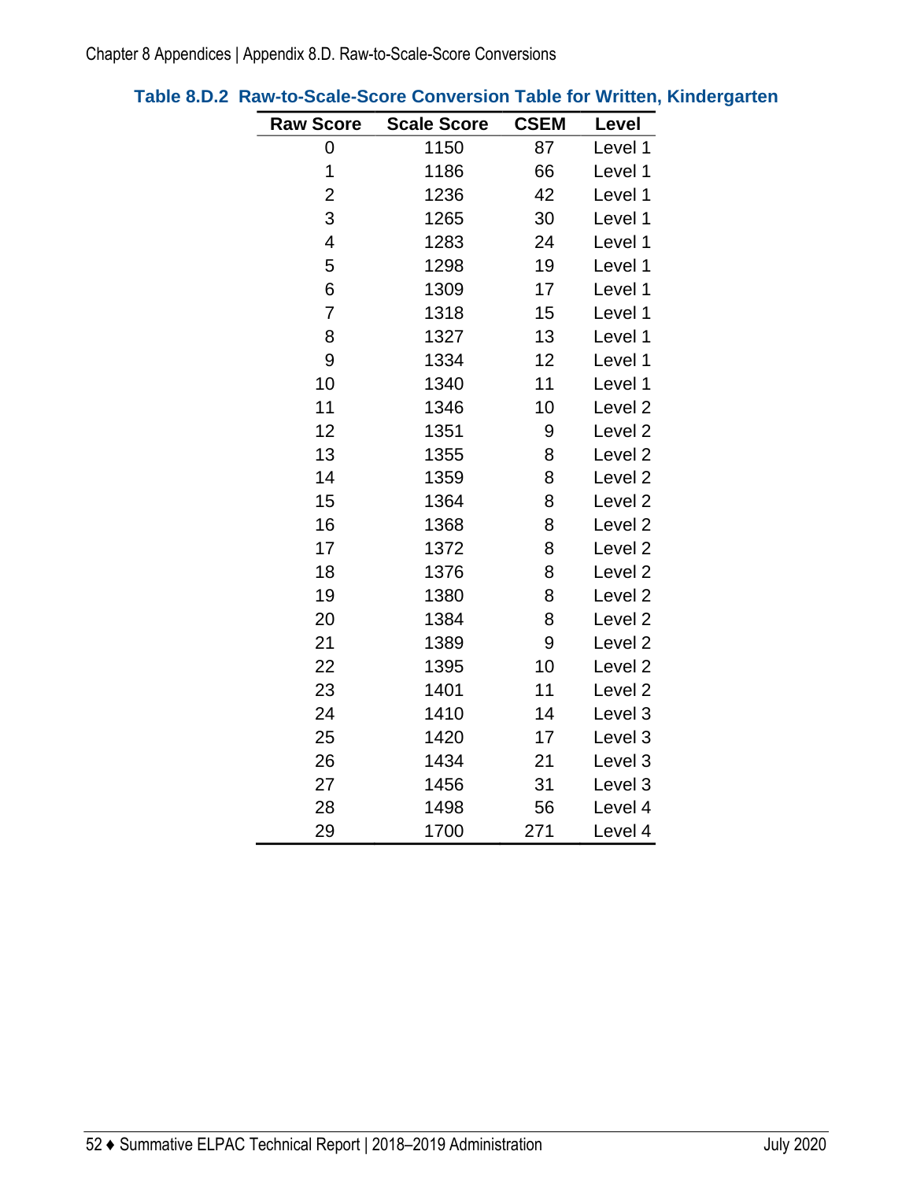**Table 8.D.2 Raw-to-Scale-Score Conversion Table for Written, Kindergarten**

| Raw Score | Scale Score | CSEM | Level |
|---|---|---|---|
| 0 | 1150 | 87 | Level 1 |
| 1 | 1186 | 66 | Level 1 |
| 2 | 1236 | 42 | Level 1 |
| 3 | 1265 | 30 | Level 1 |
| 4 | 1283 | 24 | Level 1 |
| 5 | 1298 | 19 | Level 1 |
| 6 | 1309 | 17 | Level 1 |
| 7 | 1318 | 15 | Level 1 |
| 8 | 1327 | 13 | Level 1 |
| 9 | 1334 | 12 | Level 1 |
| 10 | 1340 | 11 | Level 1 |
| 11 | 1346 | 10 | Level 2 |
| 12 | 1351 | 9 | Level 2 |
| 13 | 1355 | 8 | Level 2 |
| 14 | 1359 | 8 | Level 2 |
| 15 | 1364 | 8 | Level 2 |
| 16 | 1368 | 8 | Level 2 |
| 17 | 1372 | 8 | Level 2 |
| 18 | 1376 | 8 | Level 2 |
| 19 | 1380 | 8 | Level 2 |
| 20 | 1384 | 8 | Level 2 |
| 21 | 1389 | 9 | Level 2 |
| 22 | 1395 | 10 | Level 2 |
| 23 | 1401 | 11 | Level 2 |
| 24 | 1410 | 14 | Level 3 |
| 25 | 1420 | 17 | Level 3 |
| 26 | 1434 | 21 | Level 3 |
| 27 | 1456 | 31 | Level 3 |
| 28 | 1498 | 56 | Level 4 |
| 29 | 1700 | 271 | Level 4 |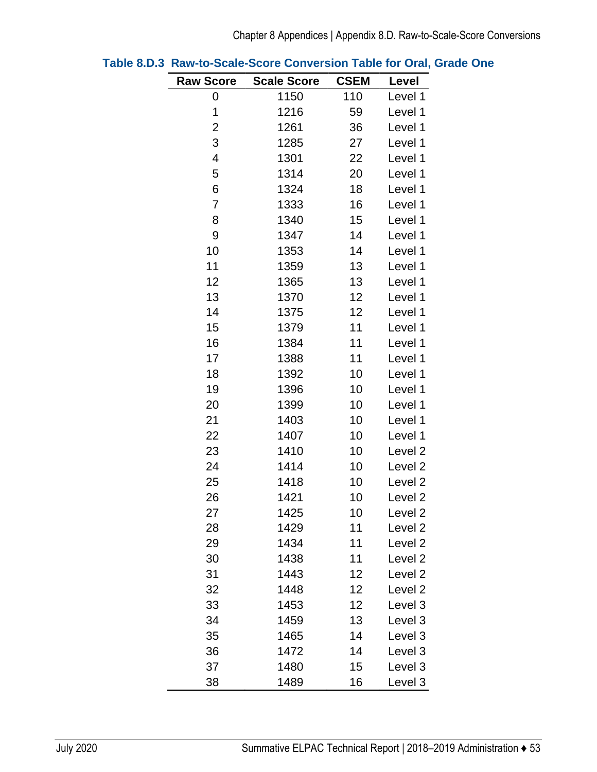**Table 8.D.3 Raw-to-Scale-Score Conversion Table for Oral, Grade One**

| Raw Score | Scale Score | CSEM | Level |
|---|---|---|---|
| 0 | 1150 | 110 | Level 1 |
| 1 | 1216 | 59 | Level 1 |
| 2 | 1261 | 36 | Level 1 |
| 3 | 1285 | 27 | Level 1 |
| 4 | 1301 | 22 | Level 1 |
| 5 | 1314 | 20 | Level 1 |
| 6 | 1324 | 18 | Level 1 |
| 7 | 1333 | 16 | Level 1 |
| 8 | 1340 | 15 | Level 1 |
| 9 | 1347 | 14 | Level 1 |
| 10 | 1353 | 14 | Level 1 |
| 11 | 1359 | 13 | Level 1 |
| 12 | 1365 | 13 | Level 1 |
| 13 | 1370 | 12 | Level 1 |
| 14 | 1375 | 12 | Level 1 |
| 15 | 1379 | 11 | Level 1 |
| 16 | 1384 | 11 | Level 1 |
| 17 | 1388 | 11 | Level 1 |
| 18 | 1392 | 10 | Level 1 |
| 19 | 1396 | 10 | Level 1 |
| 20 | 1399 | 10 | Level 1 |
| 21 | 1403 | 10 | Level 1 |
| 22 | 1407 | 10 | Level 1 |
| 23 | 1410 | 10 | Level 2 |
| 24 | 1414 | 10 | Level 2 |
| 25 | 1418 | 10 | Level 2 |
| 26 | 1421 | 10 | Level 2 |
| 27 | 1425 | 10 | Level 2 |
| 28 | 1429 | 11 | Level 2 |
| 29 | 1434 | 11 | Level 2 |
| 30 | 1438 | 11 | Level 2 |
| 31 | 1443 | 12 | Level 2 |
| 32 | 1448 | 12 | Level 2 |
| 33 | 1453 | 12 | Level 3 |
| 34 | 1459 | 13 | Level 3 |
| 35 | 1465 | 14 | Level 3 |
| 36 | 1472 | 14 | Level 3 |
| 37 | 1480 | 15 | Level 3 |
| 38 | 1489 | 16 | Level 3 |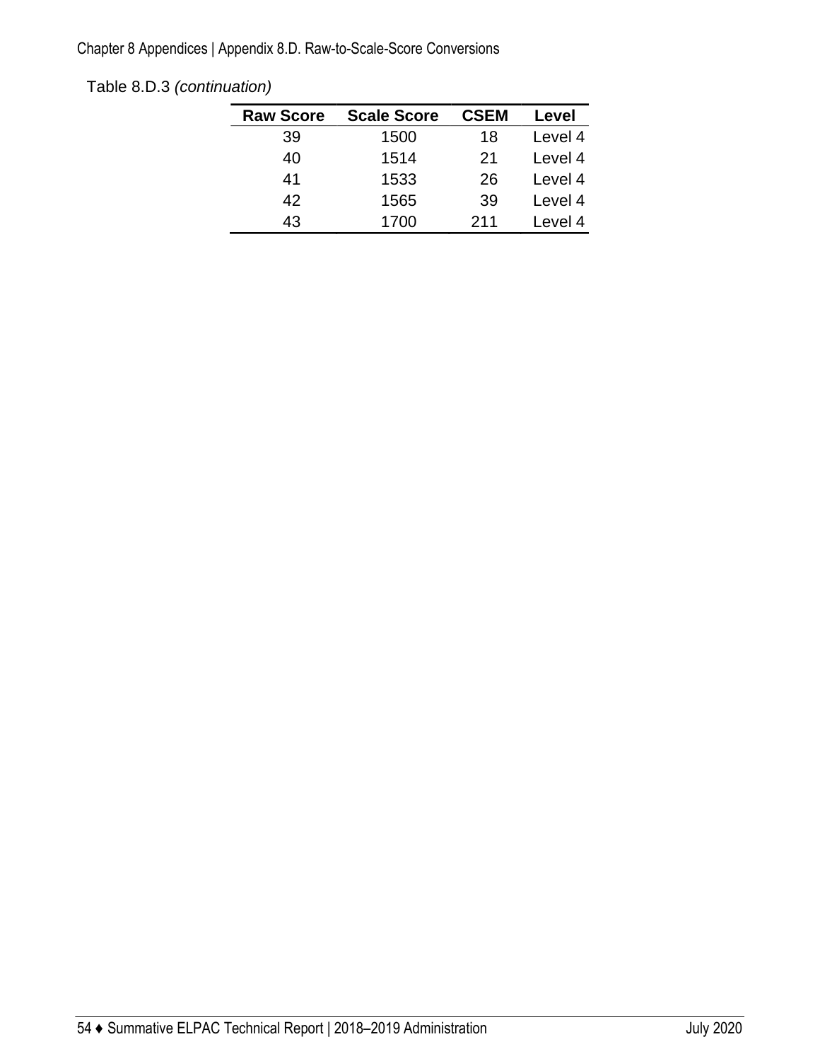Table 8.D.3 *(continuation)*

| Raw Score | Scale Score | CSEM | Level |
|---|---|---|---|
| 39 | 1500 | 18 | Level 4 |
| 40 | 1514 | 21 | Level 4 |
| 41 | 1533 | 26 | Level 4 |
| 42 | 1565 | 39 | Level 4 |
| 43 | 1700 | 211 | Level 4 |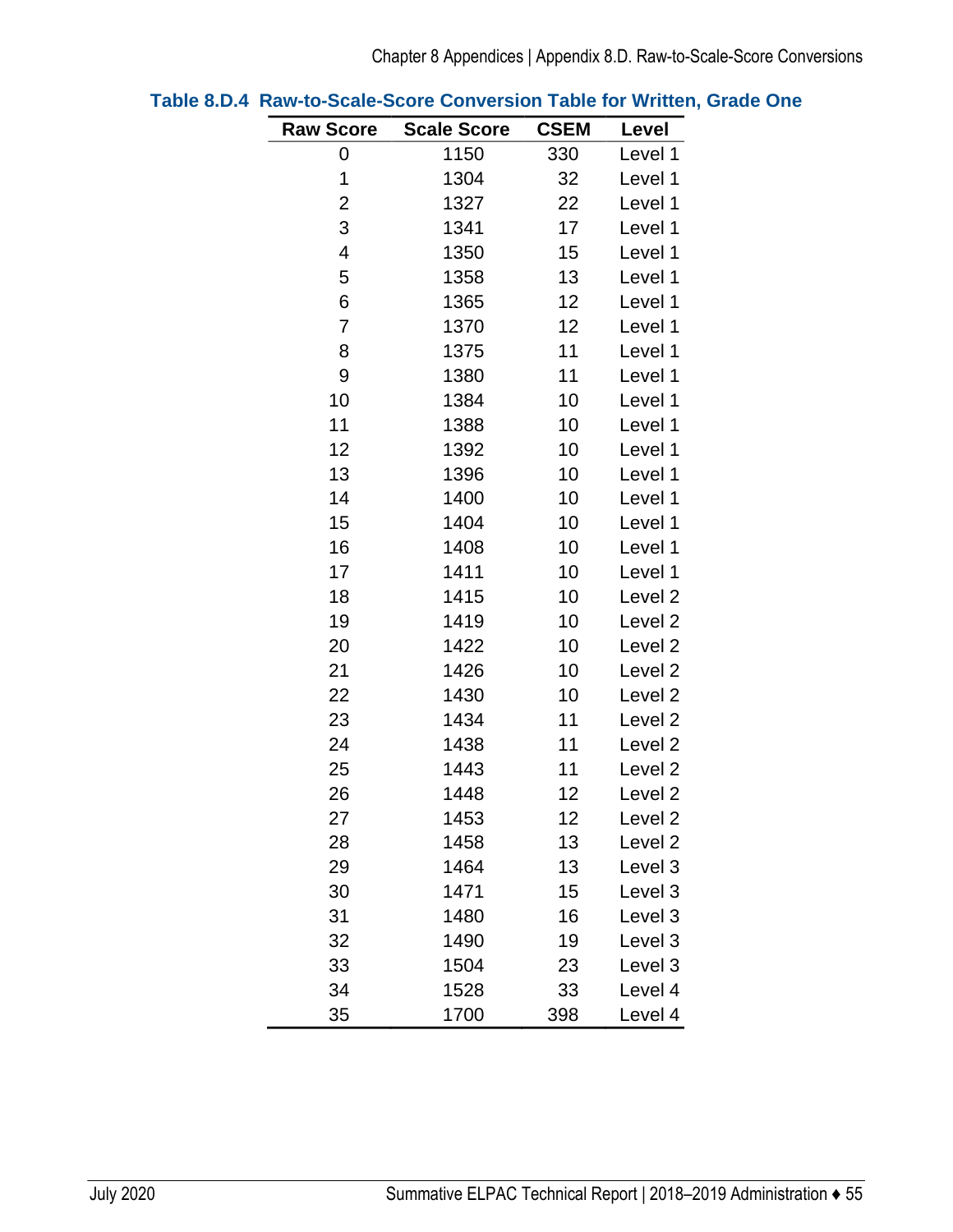**Table 8.D.4 Raw-to-Scale-Score Conversion Table for Written, Grade One**

| Raw Score | Scale Score | CSEM | Level |
|---|---|---|---|
| 0 | 1150 | 330 | Level 1 |
| 1 | 1304 | 32 | Level 1 |
| 2 | 1327 | 22 | Level 1 |
| 3 | 1341 | 17 | Level 1 |
| 4 | 1350 | 15 | Level 1 |
| 5 | 1358 | 13 | Level 1 |
| 6 | 1365 | 12 | Level 1 |
| 7 | 1370 | 12 | Level 1 |
| 8 | 1375 | 11 | Level 1 |
| 9 | 1380 | 11 | Level 1 |
| 10 | 1384 | 10 | Level 1 |
| 11 | 1388 | 10 | Level 1 |
| 12 | 1392 | 10 | Level 1 |
| 13 | 1396 | 10 | Level 1 |
| 14 | 1400 | 10 | Level 1 |
| 15 | 1404 | 10 | Level 1 |
| 16 | 1408 | 10 | Level 1 |
| 17 | 1411 | 10 | Level 1 |
| 18 | 1415 | 10 | Level 2 |
| 19 | 1419 | 10 | Level 2 |
| 20 | 1422 | 10 | Level 2 |
| 21 | 1426 | 10 | Level 2 |
| 22 | 1430 | 10 | Level 2 |
| 23 | 1434 | 11 | Level 2 |
| 24 | 1438 | 11 | Level 2 |
| 25 | 1443 | 11 | Level 2 |
| 26 | 1448 | 12 | Level 2 |
| 27 | 1453 | 12 | Level 2 |
| 28 | 1458 | 13 | Level 2 |
| 29 | 1464 | 13 | Level 3 |
| 30 | 1471 | 15 | Level 3 |
| 31 | 1480 | 16 | Level 3 |
| 32 | 1490 | 19 | Level 3 |
| 33 | 1504 | 23 | Level 3 |
| 34 | 1528 | 33 | Level 4 |
| 35 | 1700 | 398 | Level 4 |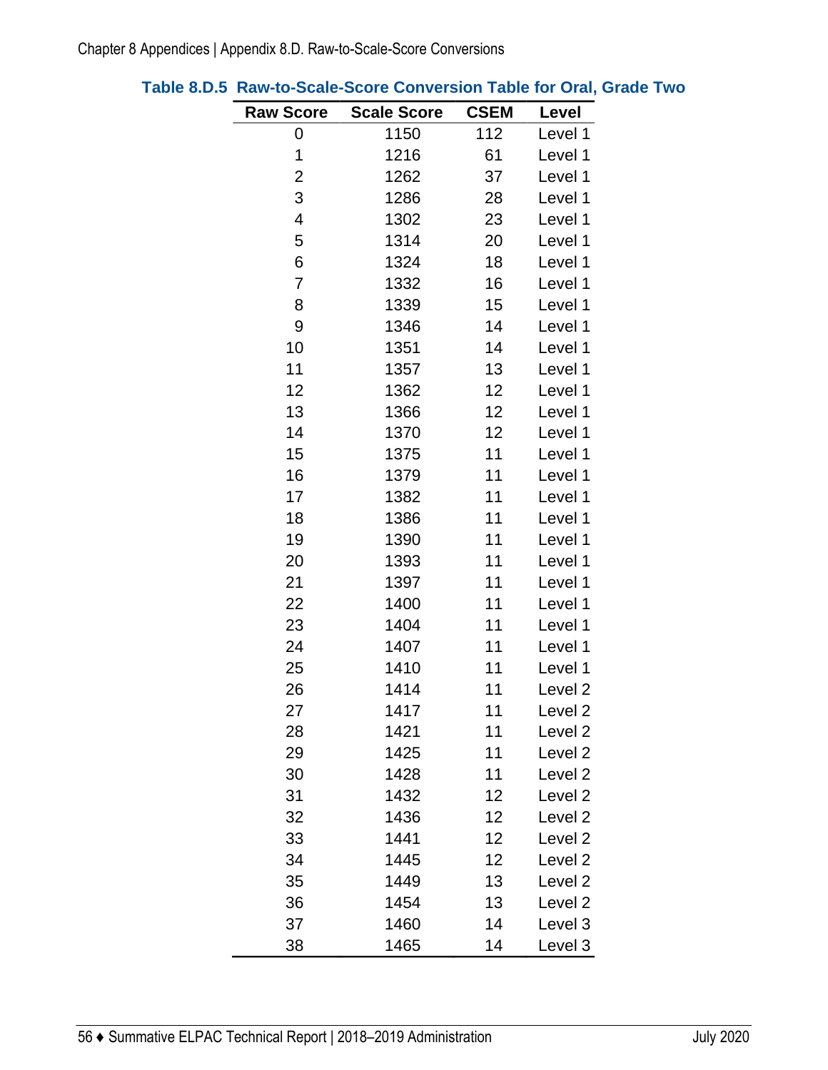**Table 8.D.5 Raw-to-Scale-Score Conversion Table for Oral, Grade Two**

| Raw Score | Scale Score | CSEM | Level |
|---|---|---|---|
| 0 | 1150 | 112 | Level 1 |
| 1 | 1216 | 61 | Level 1 |
| 2 | 1262 | 37 | Level 1 |
| 3 | 1286 | 28 | Level 1 |
| 4 | 1302 | 23 | Level 1 |
| 5 | 1314 | 20 | Level 1 |
| 6 | 1324 | 18 | Level 1 |
| 7 | 1332 | 16 | Level 1 |
| 8 | 1339 | 15 | Level 1 |
| 9 | 1346 | 14 | Level 1 |
| 10 | 1351 | 14 | Level 1 |
| 11 | 1357 | 13 | Level 1 |
| 12 | 1362 | 12 | Level 1 |
| 13 | 1366 | 12 | Level 1 |
| 14 | 1370 | 12 | Level 1 |
| 15 | 1375 | 11 | Level 1 |
| 16 | 1379 | 11 | Level 1 |
| 17 | 1382 | 11 | Level 1 |
| 18 | 1386 | 11 | Level 1 |
| 19 | 1390 | 11 | Level 1 |
| 20 | 1393 | 11 | Level 1 |
| 21 | 1397 | 11 | Level 1 |
| 22 | 1400 | 11 | Level 1 |
| 23 | 1404 | 11 | Level 1 |
| 24 | 1407 | 11 | Level 1 |
| 25 | 1410 | 11 | Level 1 |
| 26 | 1414 | 11 | Level 2 |
| 27 | 1417 | 11 | Level 2 |
| 28 | 1421 | 11 | Level 2 |
| 29 | 1425 | 11 | Level 2 |
| 30 | 1428 | 11 | Level 2 |
| 31 | 1432 | 12 | Level 2 |
| 32 | 1436 | 12 | Level 2 |
| 33 | 1441 | 12 | Level 2 |
| 34 | 1445 | 12 | Level 2 |
| 35 | 1449 | 13 | Level 2 |
| 36 | 1454 | 13 | Level 2 |
| 37 | 1460 | 14 | Level 3 |
| 38 | 1465 | 14 | Level 3 |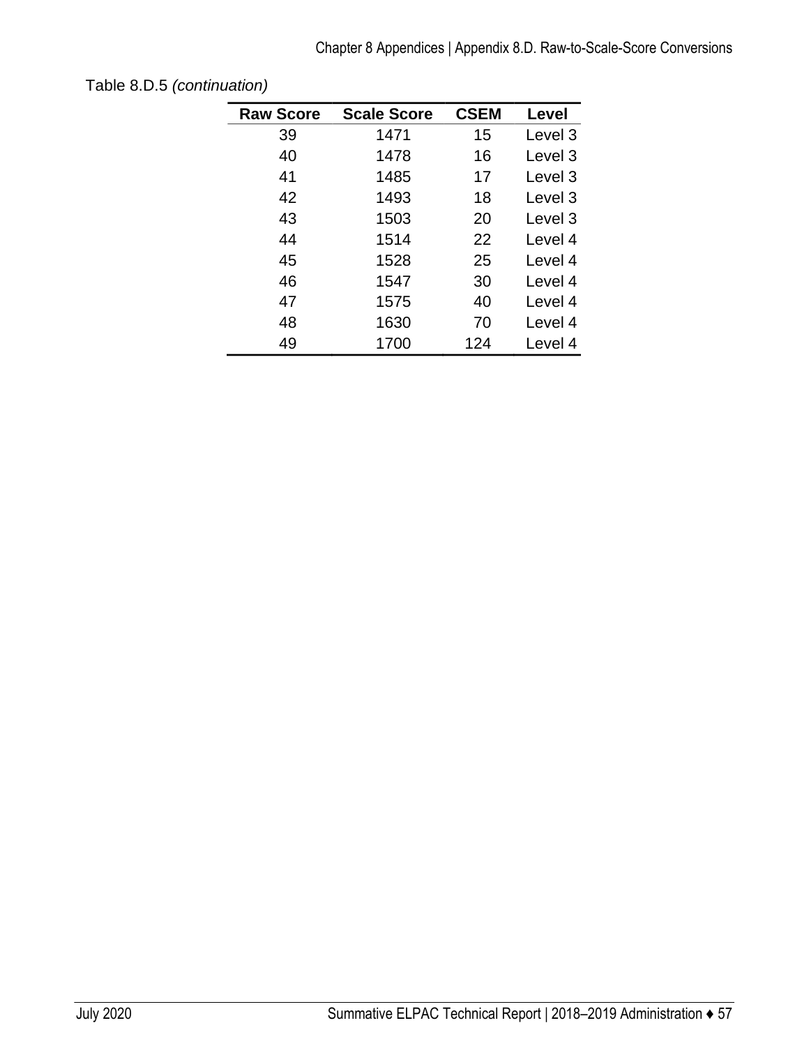Table 8.D.5 *(continuation)*

| Raw Score | Scale Score | CSEM | Level |
|---|---|---|---|
| 39 | 1471 | 15 | Level 3 |
| 40 | 1478 | 16 | Level 3 |
| 41 | 1485 | 17 | Level 3 |
| 42 | 1493 | 18 | Level 3 |
| 43 | 1503 | 20 | Level 3 |
| 44 | 1514 | 22 | Level 4 |
| 45 | 1528 | 25 | Level 4 |
| 46 | 1547 | 30 | Level 4 |
| 47 | 1575 | 40 | Level 4 |
| 48 | 1630 | 70 | Level 4 |
| 49 | 1700 | 124 | Level 4 |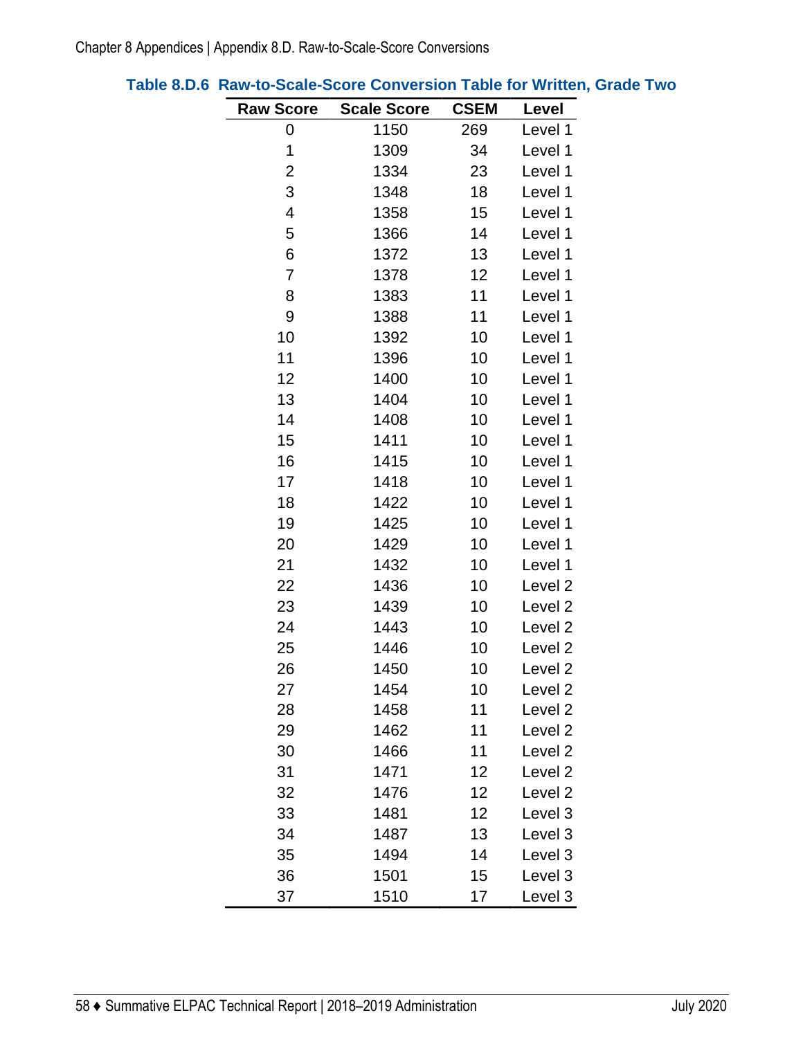**Table 8.D.6 Raw-to-Scale-Score Conversion Table for Written, Grade Two**

| Raw Score | Scale Score | CSEM | Level |
|---|---|---|---|
| 0 | 1150 | 269 | Level 1 |
| 1 | 1309 | 34 | Level 1 |
| 2 | 1334 | 23 | Level 1 |
| 3 | 1348 | 18 | Level 1 |
| 4 | 1358 | 15 | Level 1 |
| 5 | 1366 | 14 | Level 1 |
| 6 | 1372 | 13 | Level 1 |
| 7 | 1378 | 12 | Level 1 |
| 8 | 1383 | 11 | Level 1 |
| 9 | 1388 | 11 | Level 1 |
| 10 | 1392 | 10 | Level 1 |
| 11 | 1396 | 10 | Level 1 |
| 12 | 1400 | 10 | Level 1 |
| 13 | 1404 | 10 | Level 1 |
| 14 | 1408 | 10 | Level 1 |
| 15 | 1411 | 10 | Level 1 |
| 16 | 1415 | 10 | Level 1 |
| 17 | 1418 | 10 | Level 1 |
| 18 | 1422 | 10 | Level 1 |
| 19 | 1425 | 10 | Level 1 |
| 20 | 1429 | 10 | Level 1 |
| 21 | 1432 | 10 | Level 1 |
| 22 | 1436 | 10 | Level 2 |
| 23 | 1439 | 10 | Level 2 |
| 24 | 1443 | 10 | Level 2 |
| 25 | 1446 | 10 | Level 2 |
| 26 | 1450 | 10 | Level 2 |
| 27 | 1454 | 10 | Level 2 |
| 28 | 1458 | 11 | Level 2 |
| 29 | 1462 | 11 | Level 2 |
| 30 | 1466 | 11 | Level 2 |
| 31 | 1471 | 12 | Level 2 |
| 32 | 1476 | 12 | Level 2 |
| 33 | 1481 | 12 | Level 3 |
| 34 | 1487 | 13 | Level 3 |
| 35 | 1494 | 14 | Level 3 |
| 36 | 1501 | 15 | Level 3 |
| 37 | 1510 | 17 | Level 3 |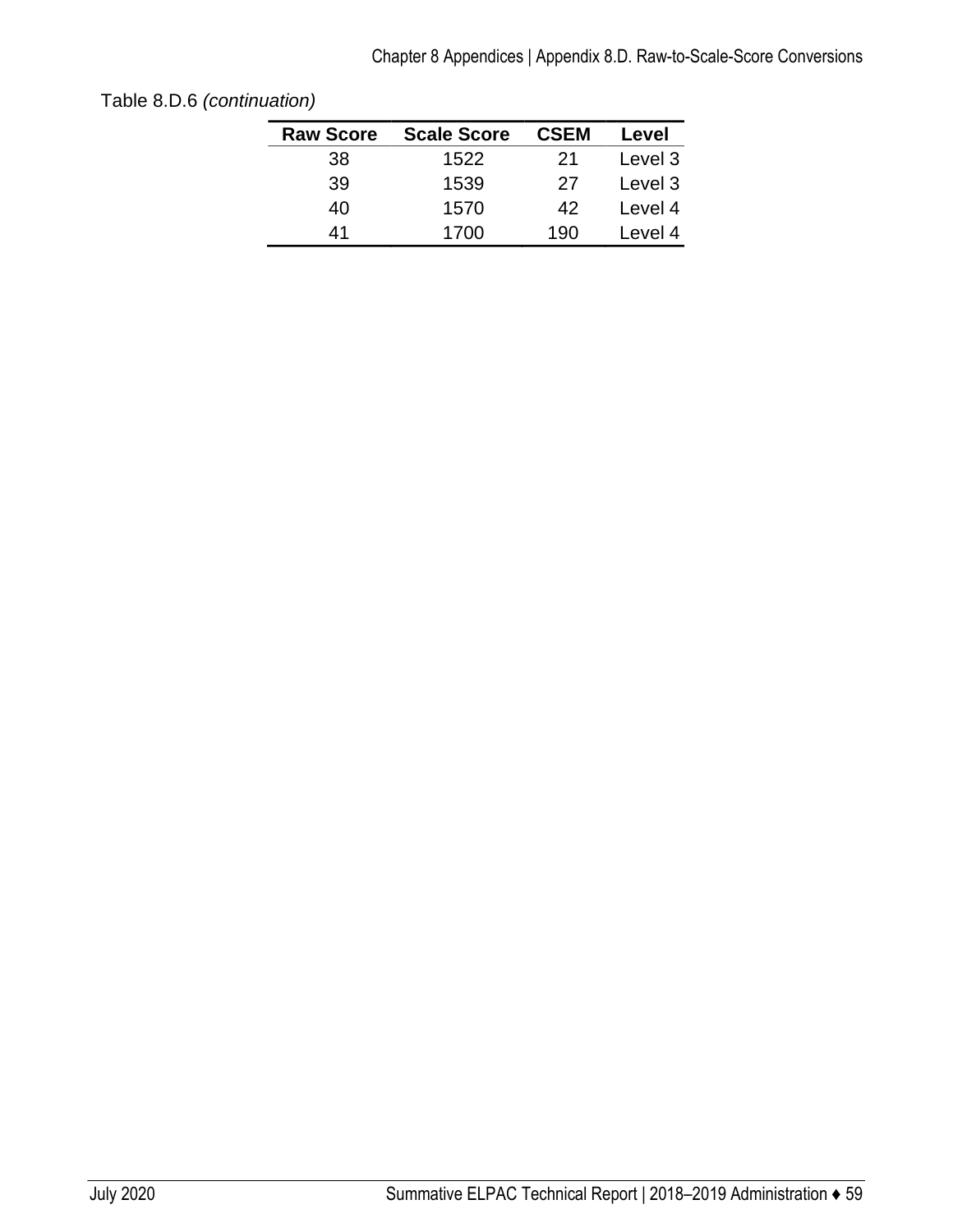Table 8.D.6 *(continuation)*

| Raw Score | Scale Score | CSEM | Level |
|---|---|---|---|
| 38 | 1522 | 21 | Level 3 |
| 39 | 1539 | 27 | Level 3 |
| 40 | 1570 | 42 | Level 4 |
| 41 | 1700 | 190 | Level 4 |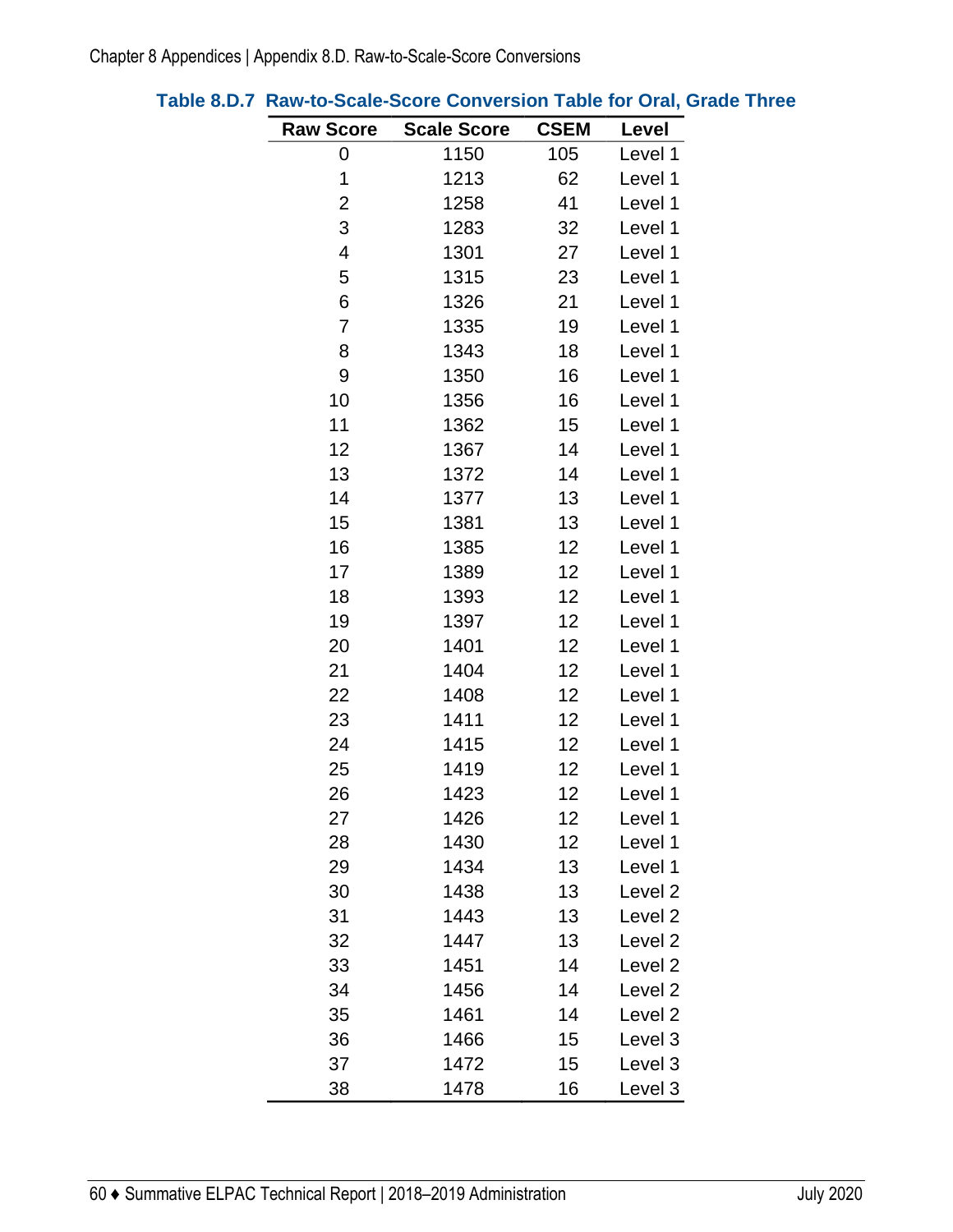**Table 8.D.7 Raw-to-Scale-Score Conversion Table for Oral, Grade Three**

| Raw Score | Scale Score | CSEM | Level |
|---|---|---|---|
| 0 | 1150 | 105 | Level 1 |
| 1 | 1213 | 62 | Level 1 |
| 2 | 1258 | 41 | Level 1 |
| 3 | 1283 | 32 | Level 1 |
| 4 | 1301 | 27 | Level 1 |
| 5 | 1315 | 23 | Level 1 |
| 6 | 1326 | 21 | Level 1 |
| 7 | 1335 | 19 | Level 1 |
| 8 | 1343 | 18 | Level 1 |
| 9 | 1350 | 16 | Level 1 |
| 10 | 1356 | 16 | Level 1 |
| 11 | 1362 | 15 | Level 1 |
| 12 | 1367 | 14 | Level 1 |
| 13 | 1372 | 14 | Level 1 |
| 14 | 1377 | 13 | Level 1 |
| 15 | 1381 | 13 | Level 1 |
| 16 | 1385 | 12 | Level 1 |
| 17 | 1389 | 12 | Level 1 |
| 18 | 1393 | 12 | Level 1 |
| 19 | 1397 | 12 | Level 1 |
| 20 | 1401 | 12 | Level 1 |
| 21 | 1404 | 12 | Level 1 |
| 22 | 1408 | 12 | Level 1 |
| 23 | 1411 | 12 | Level 1 |
| 24 | 1415 | 12 | Level 1 |
| 25 | 1419 | 12 | Level 1 |
| 26 | 1423 | 12 | Level 1 |
| 27 | 1426 | 12 | Level 1 |
| 28 | 1430 | 12 | Level 1 |
| 29 | 1434 | 13 | Level 1 |
| 30 | 1438 | 13 | Level 2 |
| 31 | 1443 | 13 | Level 2 |
| 32 | 1447 | 13 | Level 2 |
| 33 | 1451 | 14 | Level 2 |
| 34 | 1456 | 14 | Level 2 |
| 35 | 1461 | 14 | Level 2 |
| 36 | 1466 | 15 | Level 3 |
| 37 | 1472 | 15 | Level 3 |
| 38 | 1478 | 16 | Level 3 |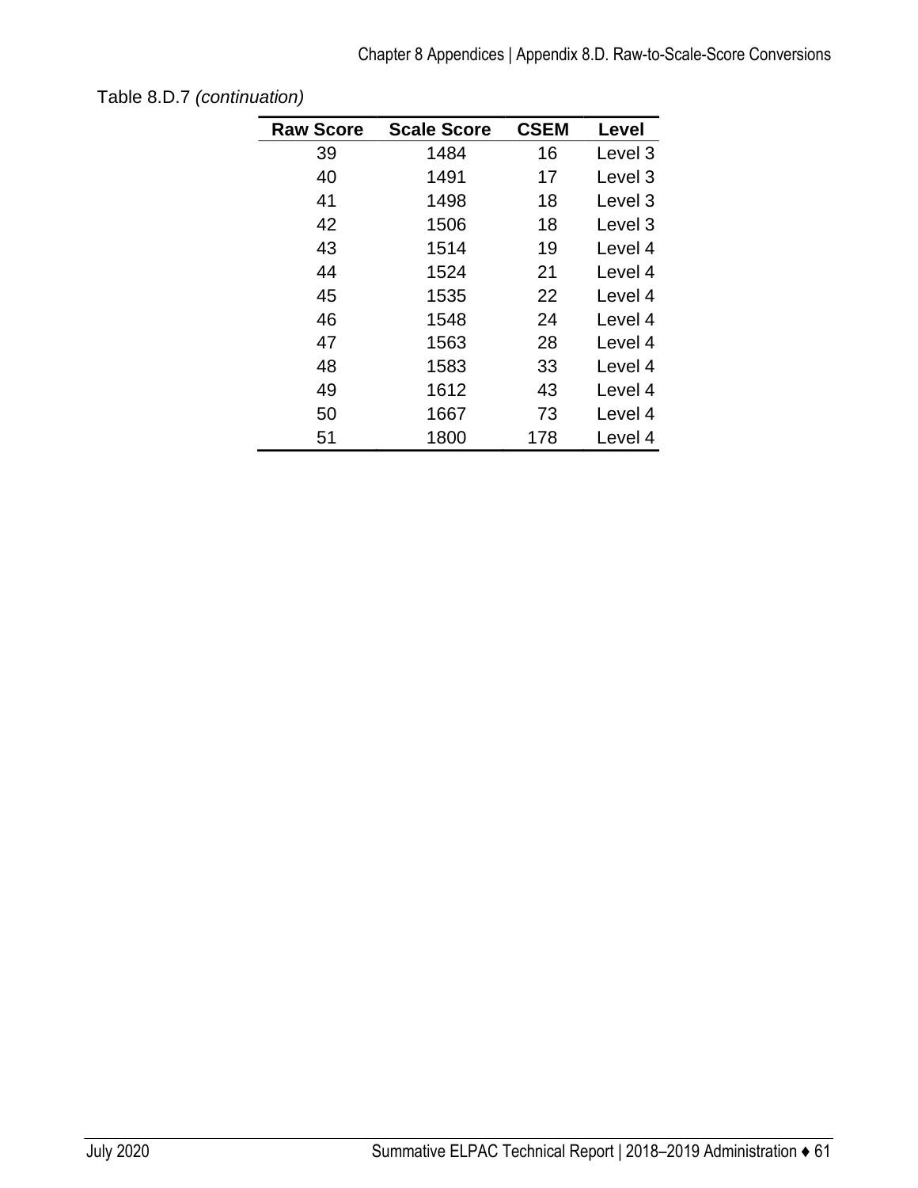Table 8.D.7 *(continuation)*

| Raw Score | Scale Score | CSEM | Level |
|---|---|---|---|
| 39 | 1484 | 16 | Level 3 |
| 40 | 1491 | 17 | Level 3 |
| 41 | 1498 | 18 | Level 3 |
| 42 | 1506 | 18 | Level 3 |
| 43 | 1514 | 19 | Level 4 |
| 44 | 1524 | 21 | Level 4 |
| 45 | 1535 | 22 | Level 4 |
| 46 | 1548 | 24 | Level 4 |
| 47 | 1563 | 28 | Level 4 |
| 48 | 1583 | 33 | Level 4 |
| 49 | 1612 | 43 | Level 4 |
| 50 | 1667 | 73 | Level 4 |
| 51 | 1800 | 178 | Level 4 |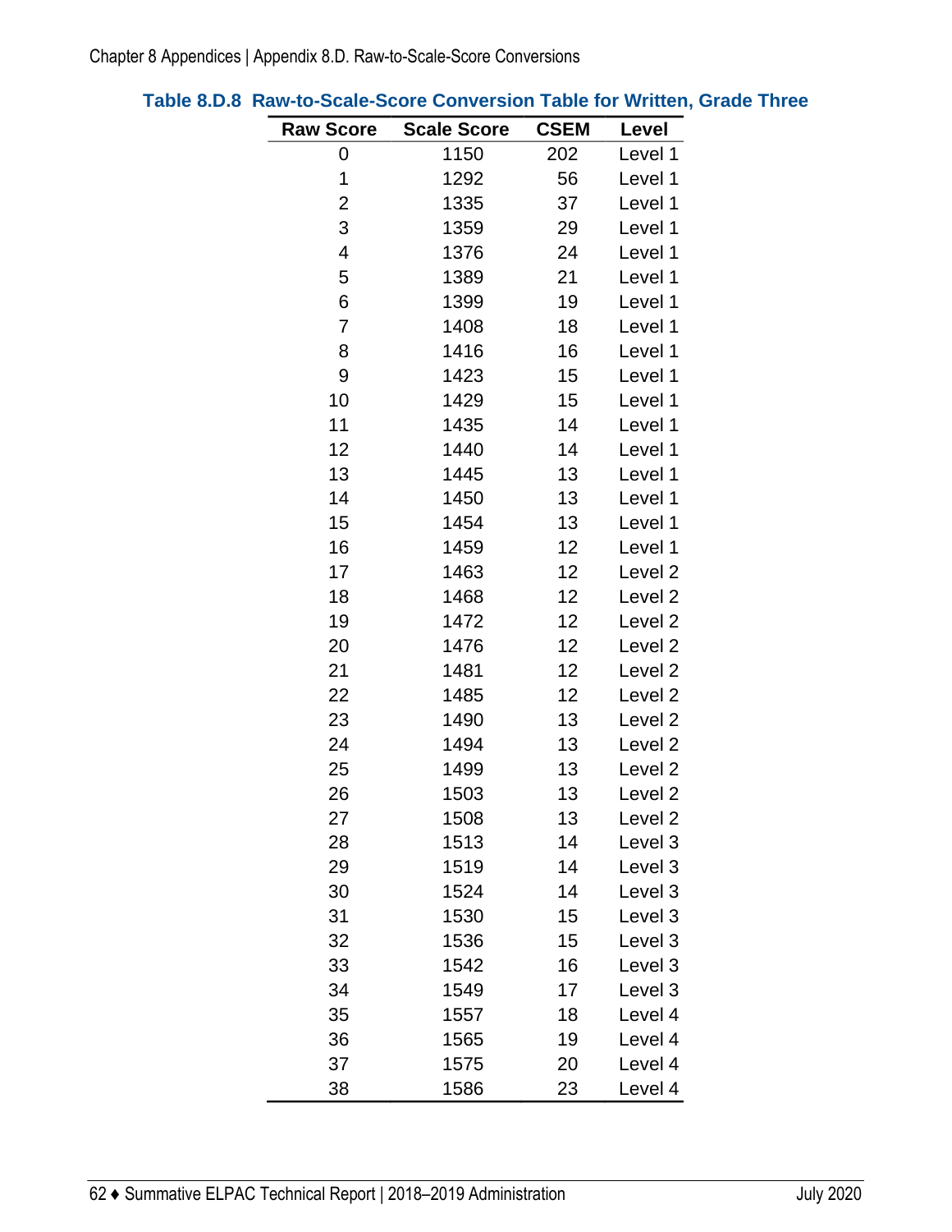**Table 8.D.8 Raw-to-Scale-Score Conversion Table for Written, Grade Three**

| Raw Score | Scale Score | CSEM | Level |
|---|---|---|---|
| 0 | 1150 | 202 | Level 1 |
| 1 | 1292 | 56 | Level 1 |
| 2 | 1335 | 37 | Level 1 |
| 3 | 1359 | 29 | Level 1 |
| 4 | 1376 | 24 | Level 1 |
| 5 | 1389 | 21 | Level 1 |
| 6 | 1399 | 19 | Level 1 |
| 7 | 1408 | 18 | Level 1 |
| 8 | 1416 | 16 | Level 1 |
| 9 | 1423 | 15 | Level 1 |
| 10 | 1429 | 15 | Level 1 |
| 11 | 1435 | 14 | Level 1 |
| 12 | 1440 | 14 | Level 1 |
| 13 | 1445 | 13 | Level 1 |
| 14 | 1450 | 13 | Level 1 |
| 15 | 1454 | 13 | Level 1 |
| 16 | 1459 | 12 | Level 1 |
| 17 | 1463 | 12 | Level 2 |
| 18 | 1468 | 12 | Level 2 |
| 19 | 1472 | 12 | Level 2 |
| 20 | 1476 | 12 | Level 2 |
| 21 | 1481 | 12 | Level 2 |
| 22 | 1485 | 12 | Level 2 |
| 23 | 1490 | 13 | Level 2 |
| 24 | 1494 | 13 | Level 2 |
| 25 | 1499 | 13 | Level 2 |
| 26 | 1503 | 13 | Level 2 |
| 27 | 1508 | 13 | Level 2 |
| 28 | 1513 | 14 | Level 3 |
| 29 | 1519 | 14 | Level 3 |
| 30 | 1524 | 14 | Level 3 |
| 31 | 1530 | 15 | Level 3 |
| 32 | 1536 | 15 | Level 3 |
| 33 | 1542 | 16 | Level 3 |
| 34 | 1549 | 17 | Level 3 |
| 35 | 1557 | 18 | Level 4 |
| 36 | 1565 | 19 | Level 4 |
| 37 | 1575 | 20 | Level 4 |
| 38 | 1586 | 23 | Level 4 |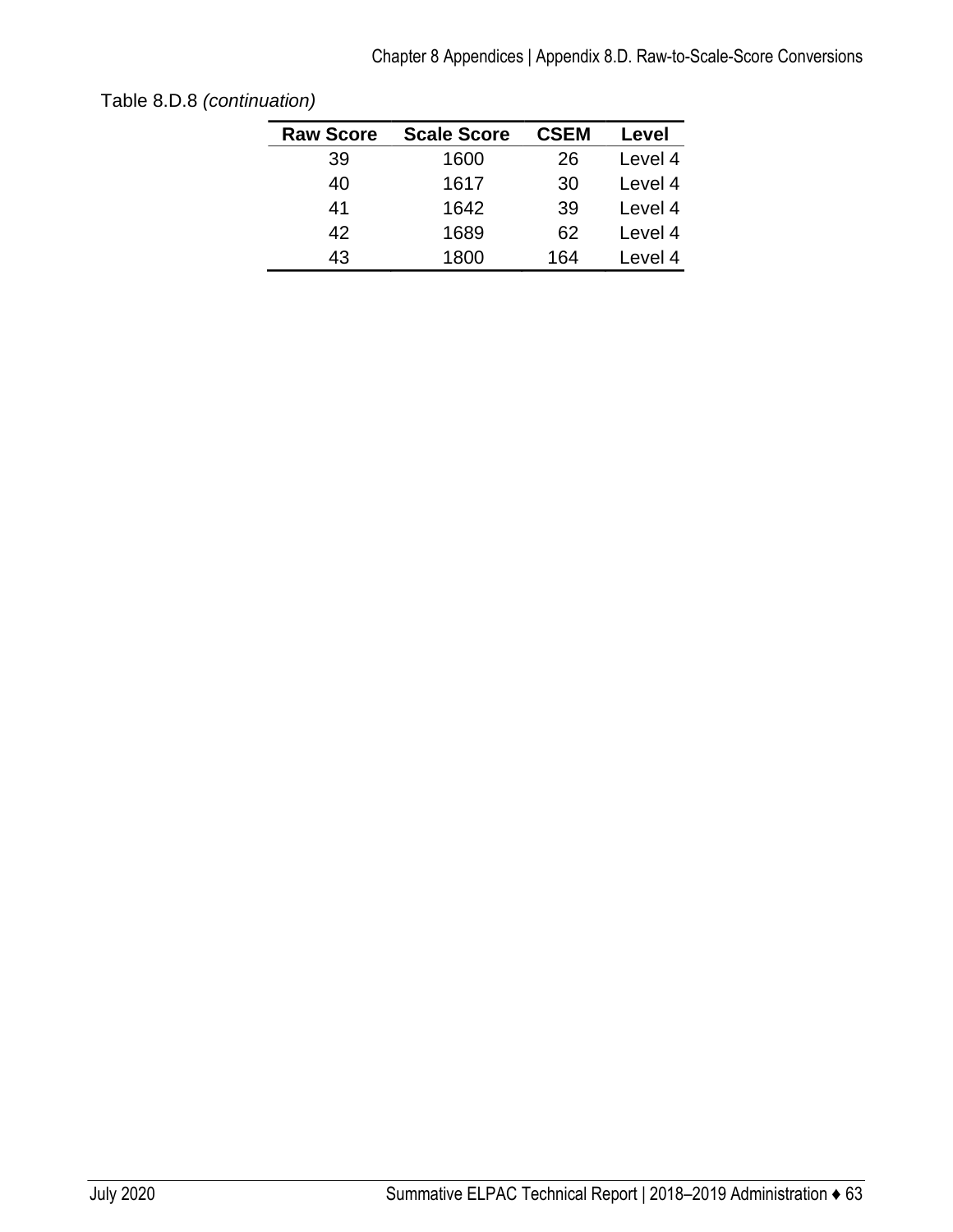Table 8.D.8 *(continuation)*

| Raw Score | Scale Score | CSEM | Level |
|---|---|---|---|
| 39 | 1600 | 26 | Level 4 |
| 40 | 1617 | 30 | Level 4 |
| 41 | 1642 | 39 | Level 4 |
| 42 | 1689 | 62 | Level 4 |
| 43 | 1800 | 164 | Level 4 |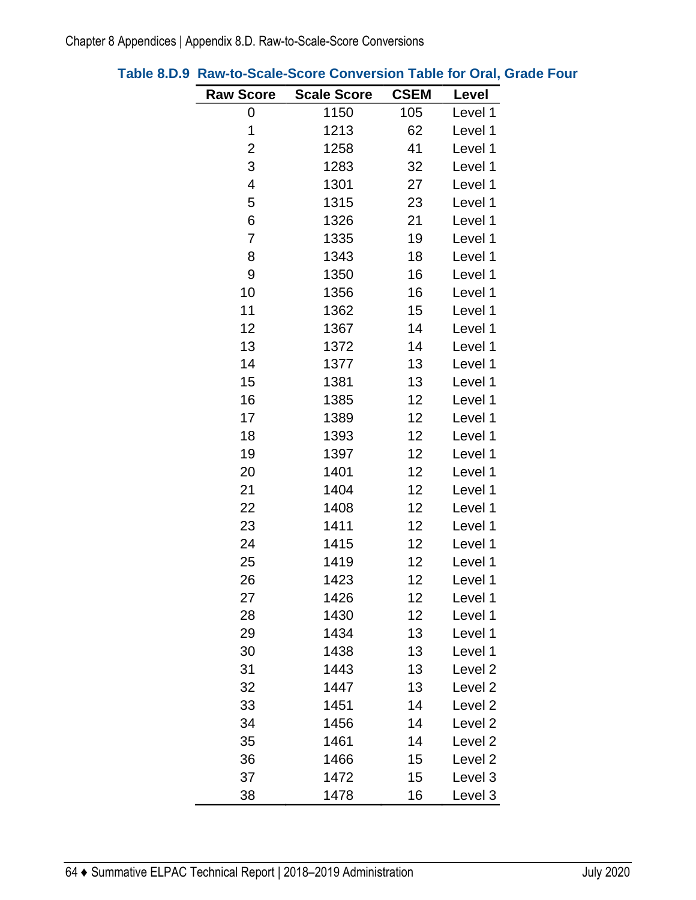**Table 8.D.9 Raw-to-Scale-Score Conversion Table for Oral, Grade Four**

| Raw Score | Scale Score | CSEM | Level |
|---|---|---|---|
| 0 | 1150 | 105 | Level 1 |
| 1 | 1213 | 62 | Level 1 |
| 2 | 1258 | 41 | Level 1 |
| 3 | 1283 | 32 | Level 1 |
| 4 | 1301 | 27 | Level 1 |
| 5 | 1315 | 23 | Level 1 |
| 6 | 1326 | 21 | Level 1 |
| 7 | 1335 | 19 | Level 1 |
| 8 | 1343 | 18 | Level 1 |
| 9 | 1350 | 16 | Level 1 |
| 10 | 1356 | 16 | Level 1 |
| 11 | 1362 | 15 | Level 1 |
| 12 | 1367 | 14 | Level 1 |
| 13 | 1372 | 14 | Level 1 |
| 14 | 1377 | 13 | Level 1 |
| 15 | 1381 | 13 | Level 1 |
| 16 | 1385 | 12 | Level 1 |
| 17 | 1389 | 12 | Level 1 |
| 18 | 1393 | 12 | Level 1 |
| 19 | 1397 | 12 | Level 1 |
| 20 | 1401 | 12 | Level 1 |
| 21 | 1404 | 12 | Level 1 |
| 22 | 1408 | 12 | Level 1 |
| 23 | 1411 | 12 | Level 1 |
| 24 | 1415 | 12 | Level 1 |
| 25 | 1419 | 12 | Level 1 |
| 26 | 1423 | 12 | Level 1 |
| 27 | 1426 | 12 | Level 1 |
| 28 | 1430 | 12 | Level 1 |
| 29 | 1434 | 13 | Level 1 |
| 30 | 1438 | 13 | Level 1 |
| 31 | 1443 | 13 | Level 2 |
| 32 | 1447 | 13 | Level 2 |
| 33 | 1451 | 14 | Level 2 |
| 34 | 1456 | 14 | Level 2 |
| 35 | 1461 | 14 | Level 2 |
| 36 | 1466 | 15 | Level 2 |
| 37 | 1472 | 15 | Level 3 |
| 38 | 1478 | 16 | Level 3 |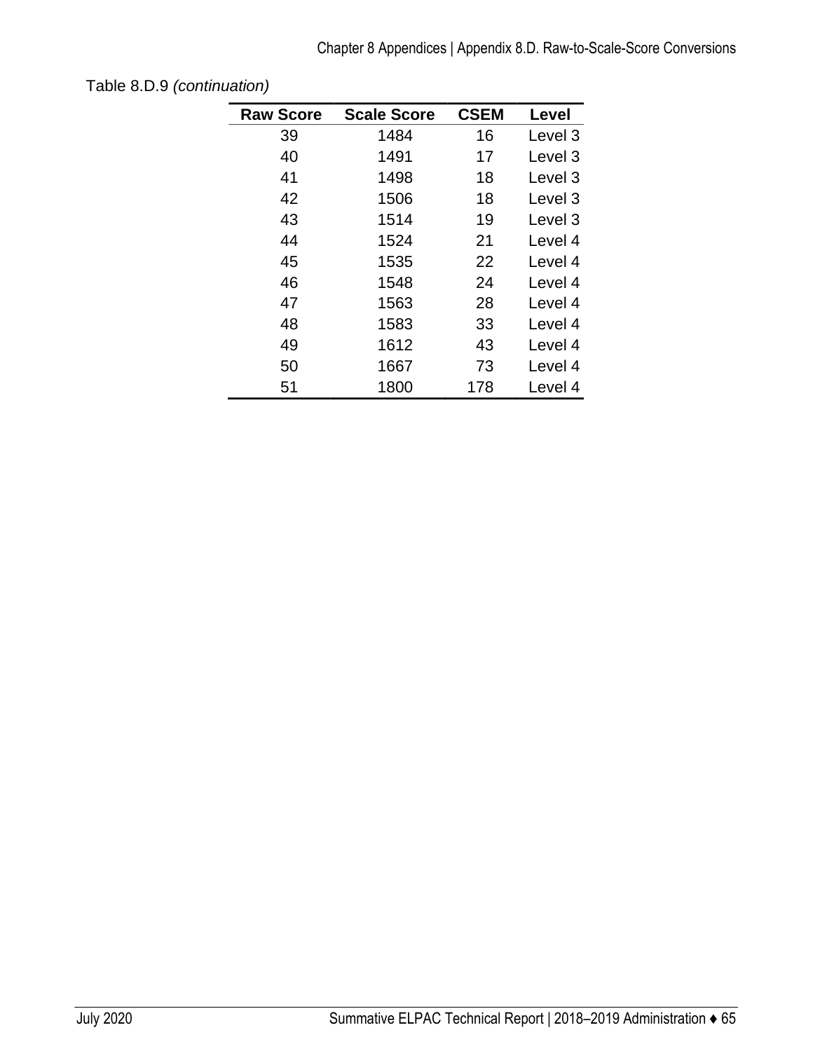Table 8.D.9 *(continuation)*

| Raw Score | Scale Score | CSEM | Level |
|---|---|---|---|
| 39 | 1484 | 16 | Level 3 |
| 40 | 1491 | 17 | Level 3 |
| 41 | 1498 | 18 | Level 3 |
| 42 | 1506 | 18 | Level 3 |
| 43 | 1514 | 19 | Level 3 |
| 44 | 1524 | 21 | Level 4 |
| 45 | 1535 | 22 | Level 4 |
| 46 | 1548 | 24 | Level 4 |
| 47 | 1563 | 28 | Level 4 |
| 48 | 1583 | 33 | Level 4 |
| 49 | 1612 | 43 | Level 4 |
| 50 | 1667 | 73 | Level 4 |
| 51 | 1800 | 178 | Level 4 |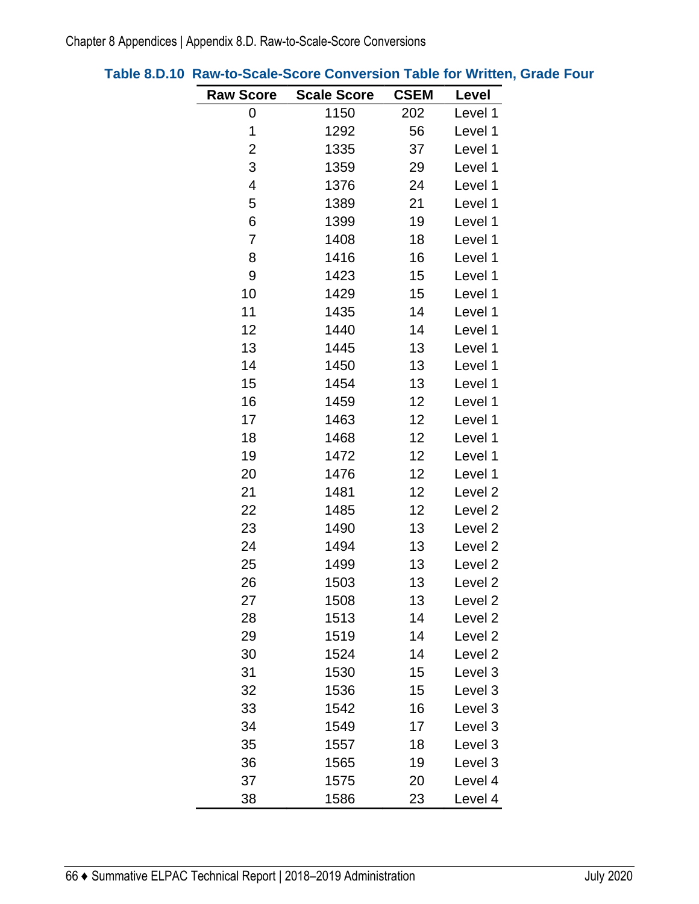### Table 8.D.10  Raw-to-Scale-Score Conversion Table for Written, Grade Four

| Raw Score | Scale Score | CSEM | Level |
|---|---|---|---|
| 0 | 1150 | 202 | Level 1 |
| 1 | 1292 | 56 | Level 1 |
| 2 | 1335 | 37 | Level 1 |
| 3 | 1359 | 29 | Level 1 |
| 4 | 1376 | 24 | Level 1 |
| 5 | 1389 | 21 | Level 1 |
| 6 | 1399 | 19 | Level 1 |
| 7 | 1408 | 18 | Level 1 |
| 8 | 1416 | 16 | Level 1 |
| 9 | 1423 | 15 | Level 1 |
| 10 | 1429 | 15 | Level 1 |
| 11 | 1435 | 14 | Level 1 |
| 12 | 1440 | 14 | Level 1 |
| 13 | 1445 | 13 | Level 1 |
| 14 | 1450 | 13 | Level 1 |
| 15 | 1454 | 13 | Level 1 |
| 16 | 1459 | 12 | Level 1 |
| 17 | 1463 | 12 | Level 1 |
| 18 | 1468 | 12 | Level 1 |
| 19 | 1472 | 12 | Level 1 |
| 20 | 1476 | 12 | Level 1 |
| 21 | 1481 | 12 | Level 2 |
| 22 | 1485 | 12 | Level 2 |
| 23 | 1490 | 13 | Level 2 |
| 24 | 1494 | 13 | Level 2 |
| 25 | 1499 | 13 | Level 2 |
| 26 | 1503 | 13 | Level 2 |
| 27 | 1508 | 13 | Level 2 |
| 28 | 1513 | 14 | Level 2 |
| 29 | 1519 | 14 | Level 2 |
| 30 | 1524 | 14 | Level 2 |
| 31 | 1530 | 15 | Level 3 |
| 32 | 1536 | 15 | Level 3 |
| 33 | 1542 | 16 | Level 3 |
| 34 | 1549 | 17 | Level 3 |
| 35 | 1557 | 18 | Level 3 |
| 36 | 1565 | 19 | Level 3 |
| 37 | 1575 | 20 | Level 4 |
| 38 | 1586 | 23 | Level 4 |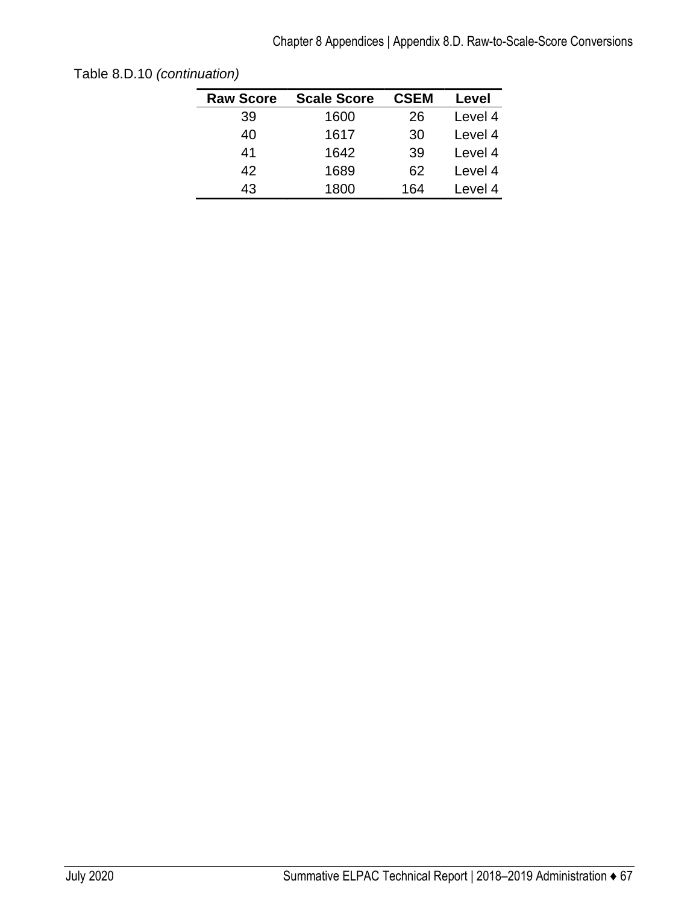Table 8.D.10 *(continuation)*

| Raw Score | Scale Score | CSEM | Level |
|---|---|---|---|
| 39 | 1600 | 26 | Level 4 |
| 40 | 1617 | 30 | Level 4 |
| 41 | 1642 | 39 | Level 4 |
| 42 | 1689 | 62 | Level 4 |
| 43 | 1800 | 164 | Level 4 |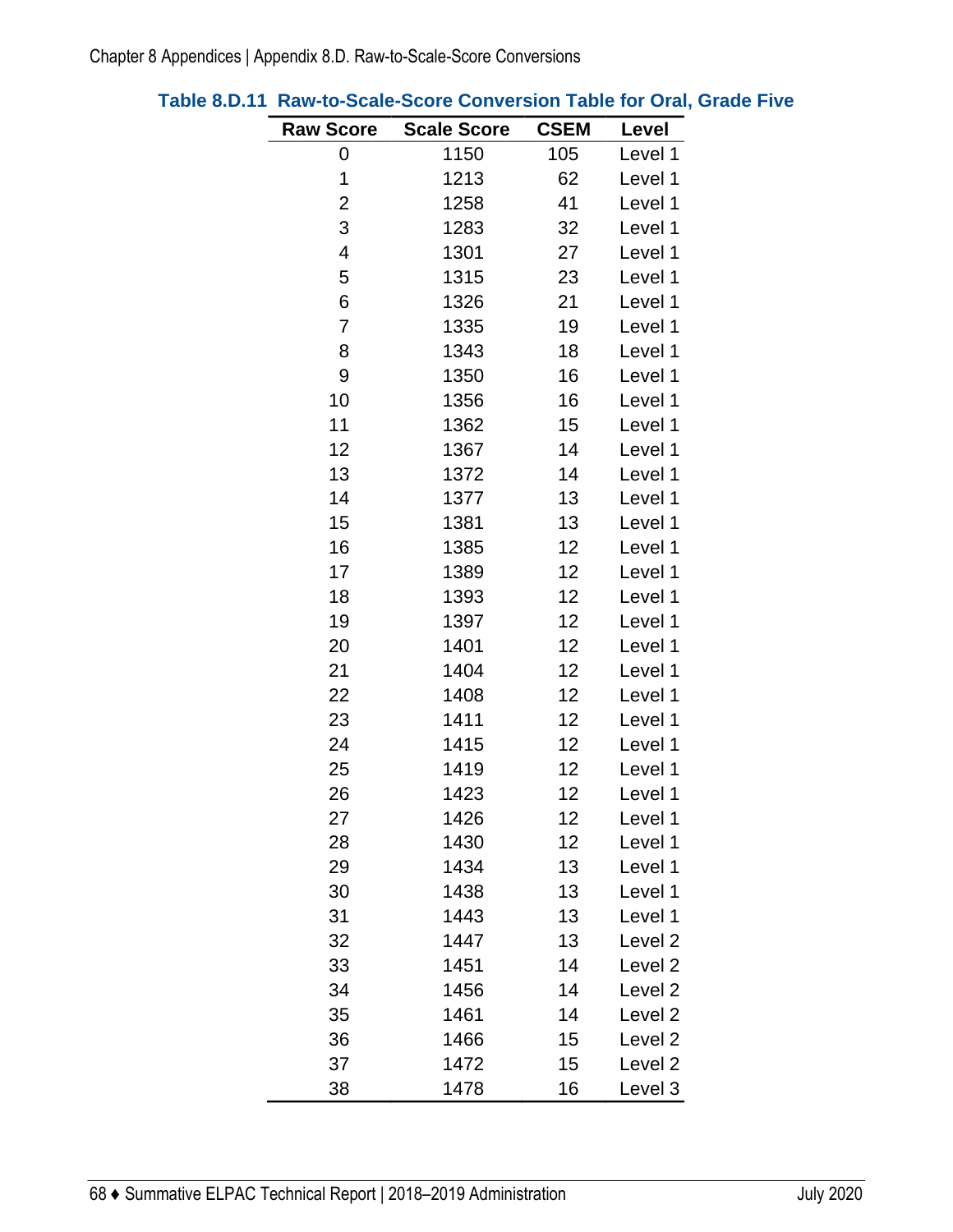**Table 8.D.11 Raw-to-Scale-Score Conversion Table for Oral, Grade Five**

| Raw Score | Scale Score | CSEM | Level |
|---|---|---|---|
| 0 | 1150 | 105 | Level 1 |
| 1 | 1213 | 62 | Level 1 |
| 2 | 1258 | 41 | Level 1 |
| 3 | 1283 | 32 | Level 1 |
| 4 | 1301 | 27 | Level 1 |
| 5 | 1315 | 23 | Level 1 |
| 6 | 1326 | 21 | Level 1 |
| 7 | 1335 | 19 | Level 1 |
| 8 | 1343 | 18 | Level 1 |
| 9 | 1350 | 16 | Level 1 |
| 10 | 1356 | 16 | Level 1 |
| 11 | 1362 | 15 | Level 1 |
| 12 | 1367 | 14 | Level 1 |
| 13 | 1372 | 14 | Level 1 |
| 14 | 1377 | 13 | Level 1 |
| 15 | 1381 | 13 | Level 1 |
| 16 | 1385 | 12 | Level 1 |
| 17 | 1389 | 12 | Level 1 |
| 18 | 1393 | 12 | Level 1 |
| 19 | 1397 | 12 | Level 1 |
| 20 | 1401 | 12 | Level 1 |
| 21 | 1404 | 12 | Level 1 |
| 22 | 1408 | 12 | Level 1 |
| 23 | 1411 | 12 | Level 1 |
| 24 | 1415 | 12 | Level 1 |
| 25 | 1419 | 12 | Level 1 |
| 26 | 1423 | 12 | Level 1 |
| 27 | 1426 | 12 | Level 1 |
| 28 | 1430 | 12 | Level 1 |
| 29 | 1434 | 13 | Level 1 |
| 30 | 1438 | 13 | Level 1 |
| 31 | 1443 | 13 | Level 1 |
| 32 | 1447 | 13 | Level 2 |
| 33 | 1451 | 14 | Level 2 |
| 34 | 1456 | 14 | Level 2 |
| 35 | 1461 | 14 | Level 2 |
| 36 | 1466 | 15 | Level 2 |
| 37 | 1472 | 15 | Level 2 |
| 38 | 1478 | 16 | Level 3 |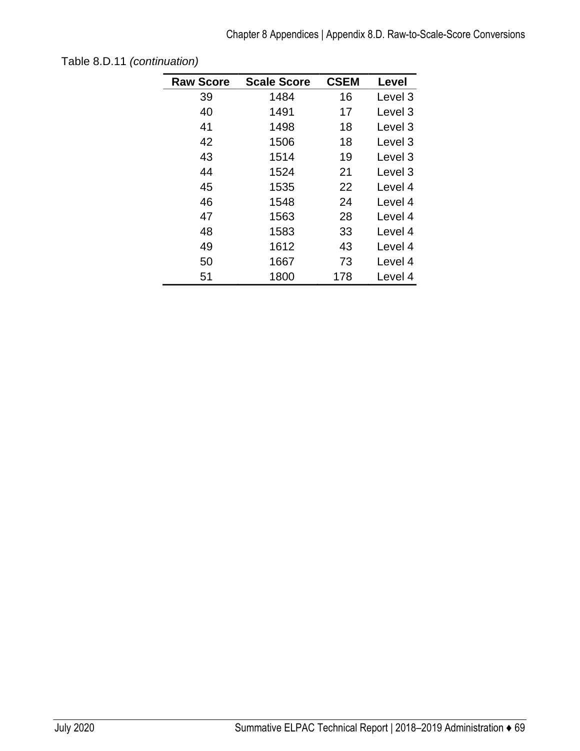Table 8.D.11 *(continuation)*

| Raw Score | Scale Score | CSEM | Level |
|---|---|---|---|
| 39 | 1484 | 16 | Level 3 |
| 40 | 1491 | 17 | Level 3 |
| 41 | 1498 | 18 | Level 3 |
| 42 | 1506 | 18 | Level 3 |
| 43 | 1514 | 19 | Level 3 |
| 44 | 1524 | 21 | Level 3 |
| 45 | 1535 | 22 | Level 4 |
| 46 | 1548 | 24 | Level 4 |
| 47 | 1563 | 28 | Level 4 |
| 48 | 1583 | 33 | Level 4 |
| 49 | 1612 | 43 | Level 4 |
| 50 | 1667 | 73 | Level 4 |
| 51 | 1800 | 178 | Level 4 |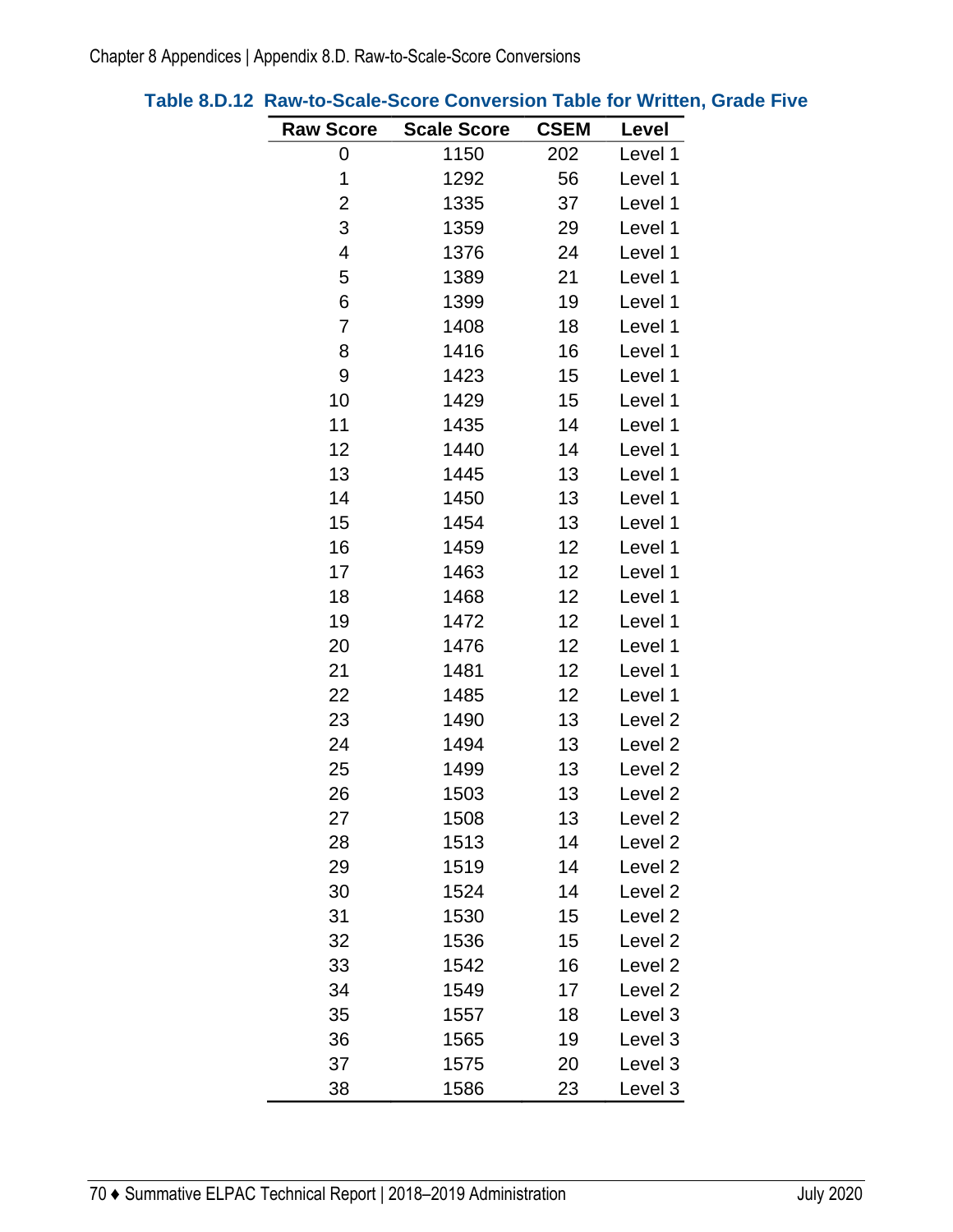**Table 8.D.12 Raw-to-Scale-Score Conversion Table for Written, Grade Five**

| Raw Score | Scale Score | CSEM | Level |
|---|---|---|---|
| 0 | 1150 | 202 | Level 1 |
| 1 | 1292 | 56 | Level 1 |
| 2 | 1335 | 37 | Level 1 |
| 3 | 1359 | 29 | Level 1 |
| 4 | 1376 | 24 | Level 1 |
| 5 | 1389 | 21 | Level 1 |
| 6 | 1399 | 19 | Level 1 |
| 7 | 1408 | 18 | Level 1 |
| 8 | 1416 | 16 | Level 1 |
| 9 | 1423 | 15 | Level 1 |
| 10 | 1429 | 15 | Level 1 |
| 11 | 1435 | 14 | Level 1 |
| 12 | 1440 | 14 | Level 1 |
| 13 | 1445 | 13 | Level 1 |
| 14 | 1450 | 13 | Level 1 |
| 15 | 1454 | 13 | Level 1 |
| 16 | 1459 | 12 | Level 1 |
| 17 | 1463 | 12 | Level 1 |
| 18 | 1468 | 12 | Level 1 |
| 19 | 1472 | 12 | Level 1 |
| 20 | 1476 | 12 | Level 1 |
| 21 | 1481 | 12 | Level 1 |
| 22 | 1485 | 12 | Level 1 |
| 23 | 1490 | 13 | Level 2 |
| 24 | 1494 | 13 | Level 2 |
| 25 | 1499 | 13 | Level 2 |
| 26 | 1503 | 13 | Level 2 |
| 27 | 1508 | 13 | Level 2 |
| 28 | 1513 | 14 | Level 2 |
| 29 | 1519 | 14 | Level 2 |
| 30 | 1524 | 14 | Level 2 |
| 31 | 1530 | 15 | Level 2 |
| 32 | 1536 | 15 | Level 2 |
| 33 | 1542 | 16 | Level 2 |
| 34 | 1549 | 17 | Level 2 |
| 35 | 1557 | 18 | Level 3 |
| 36 | 1565 | 19 | Level 3 |
| 37 | 1575 | 20 | Level 3 |
| 38 | 1586 | 23 | Level 3 |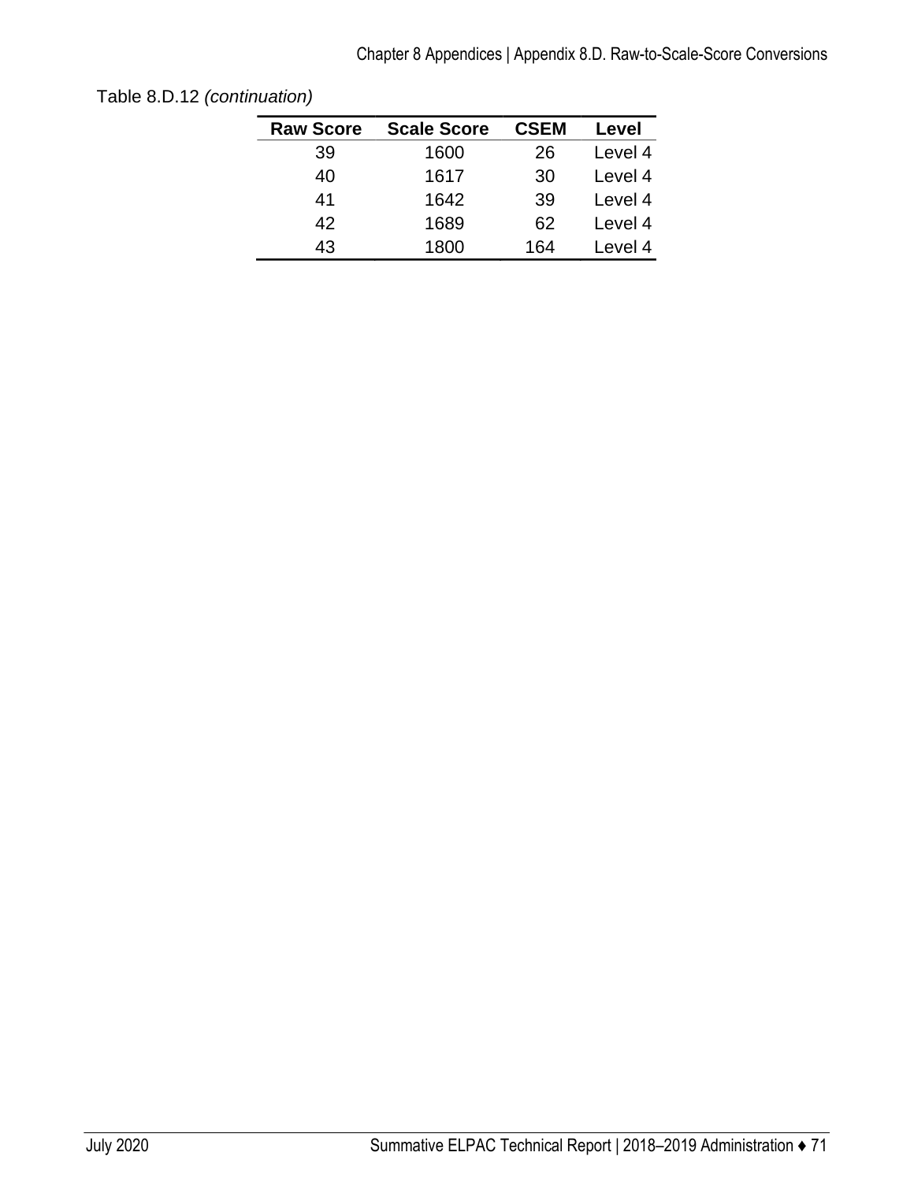Table 8.D.12 *(continuation)*

| Raw Score | Scale Score | CSEM | Level |
|---|---|---|---|
| 39 | 1600 | 26 | Level 4 |
| 40 | 1617 | 30 | Level 4 |
| 41 | 1642 | 39 | Level 4 |
| 42 | 1689 | 62 | Level 4 |
| 43 | 1800 | 164 | Level 4 |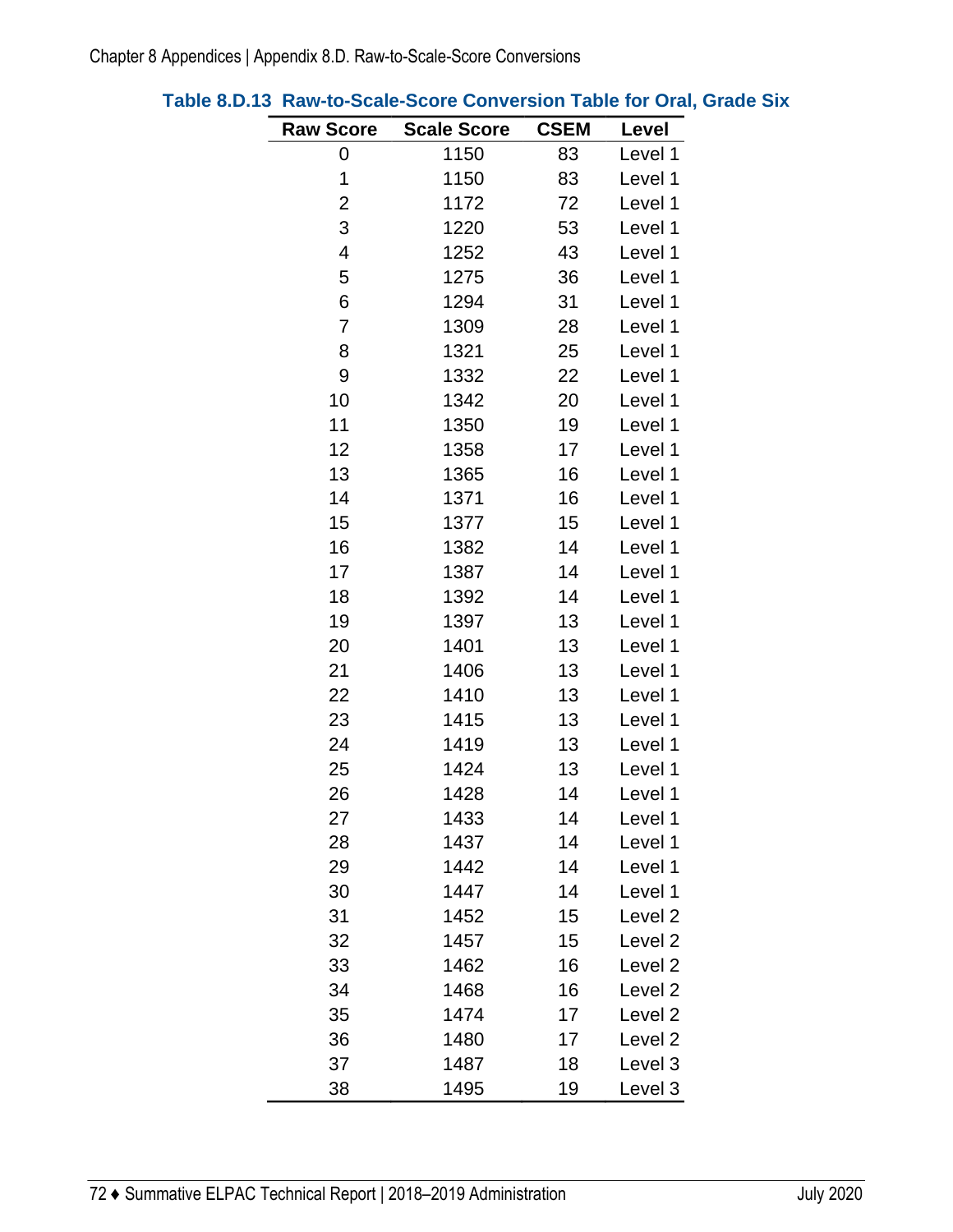**Table 8.D.13 Raw-to-Scale-Score Conversion Table for Oral, Grade Six**

| Raw Score | Scale Score | CSEM | Level |
|---|---|---|---|
| 0 | 1150 | 83 | Level 1 |
| 1 | 1150 | 83 | Level 1 |
| 2 | 1172 | 72 | Level 1 |
| 3 | 1220 | 53 | Level 1 |
| 4 | 1252 | 43 | Level 1 |
| 5 | 1275 | 36 | Level 1 |
| 6 | 1294 | 31 | Level 1 |
| 7 | 1309 | 28 | Level 1 |
| 8 | 1321 | 25 | Level 1 |
| 9 | 1332 | 22 | Level 1 |
| 10 | 1342 | 20 | Level 1 |
| 11 | 1350 | 19 | Level 1 |
| 12 | 1358 | 17 | Level 1 |
| 13 | 1365 | 16 | Level 1 |
| 14 | 1371 | 16 | Level 1 |
| 15 | 1377 | 15 | Level 1 |
| 16 | 1382 | 14 | Level 1 |
| 17 | 1387 | 14 | Level 1 |
| 18 | 1392 | 14 | Level 1 |
| 19 | 1397 | 13 | Level 1 |
| 20 | 1401 | 13 | Level 1 |
| 21 | 1406 | 13 | Level 1 |
| 22 | 1410 | 13 | Level 1 |
| 23 | 1415 | 13 | Level 1 |
| 24 | 1419 | 13 | Level 1 |
| 25 | 1424 | 13 | Level 1 |
| 26 | 1428 | 14 | Level 1 |
| 27 | 1433 | 14 | Level 1 |
| 28 | 1437 | 14 | Level 1 |
| 29 | 1442 | 14 | Level 1 |
| 30 | 1447 | 14 | Level 1 |
| 31 | 1452 | 15 | Level 2 |
| 32 | 1457 | 15 | Level 2 |
| 33 | 1462 | 16 | Level 2 |
| 34 | 1468 | 16 | Level 2 |
| 35 | 1474 | 17 | Level 2 |
| 36 | 1480 | 17 | Level 2 |
| 37 | 1487 | 18 | Level 3 |
| 38 | 1495 | 19 | Level 3 |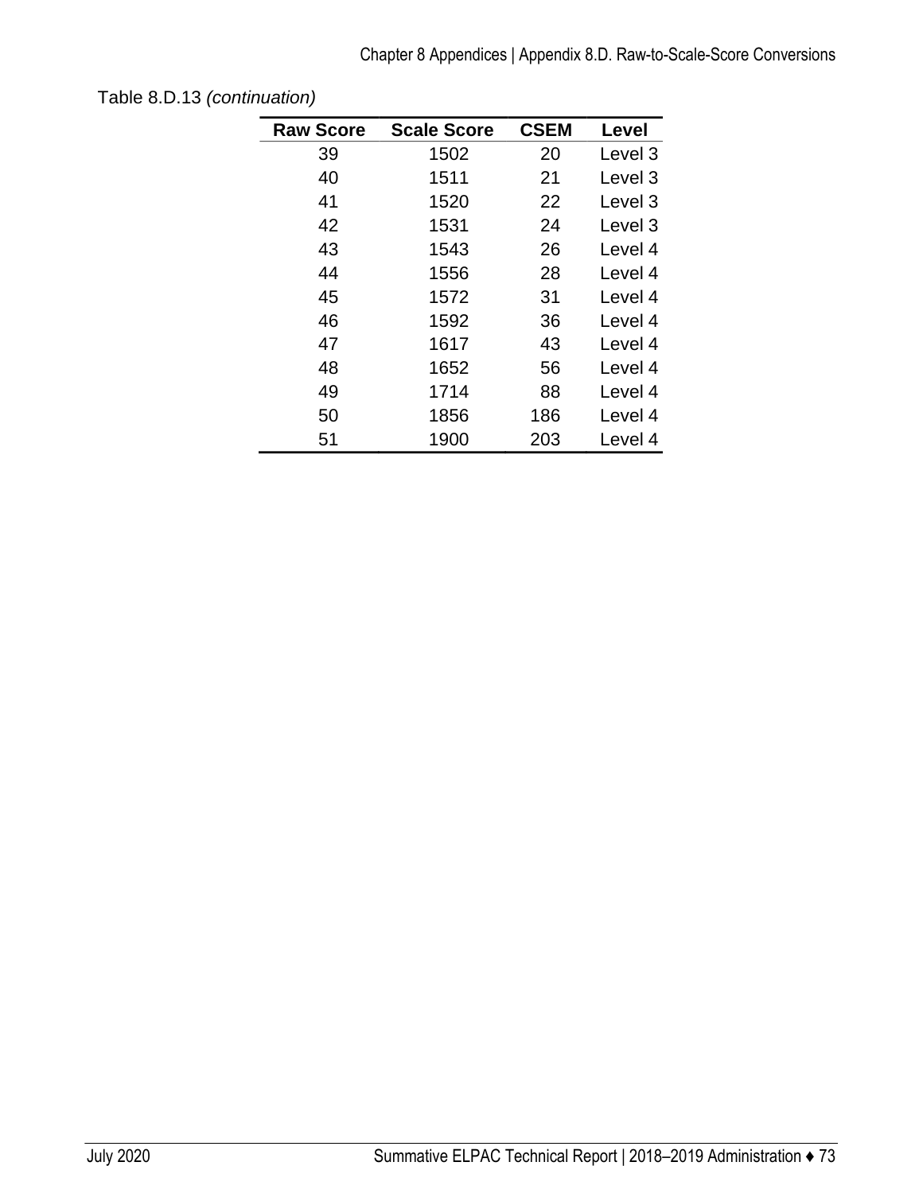Table 8.D.13 *(continuation)*

| Raw Score | Scale Score | CSEM | Level |
|---|---|---|---|
| 39 | 1502 | 20 | Level 3 |
| 40 | 1511 | 21 | Level 3 |
| 41 | 1520 | 22 | Level 3 |
| 42 | 1531 | 24 | Level 3 |
| 43 | 1543 | 26 | Level 4 |
| 44 | 1556 | 28 | Level 4 |
| 45 | 1572 | 31 | Level 4 |
| 46 | 1592 | 36 | Level 4 |
| 47 | 1617 | 43 | Level 4 |
| 48 | 1652 | 56 | Level 4 |
| 49 | 1714 | 88 | Level 4 |
| 50 | 1856 | 186 | Level 4 |
| 51 | 1900 | 203 | Level 4 |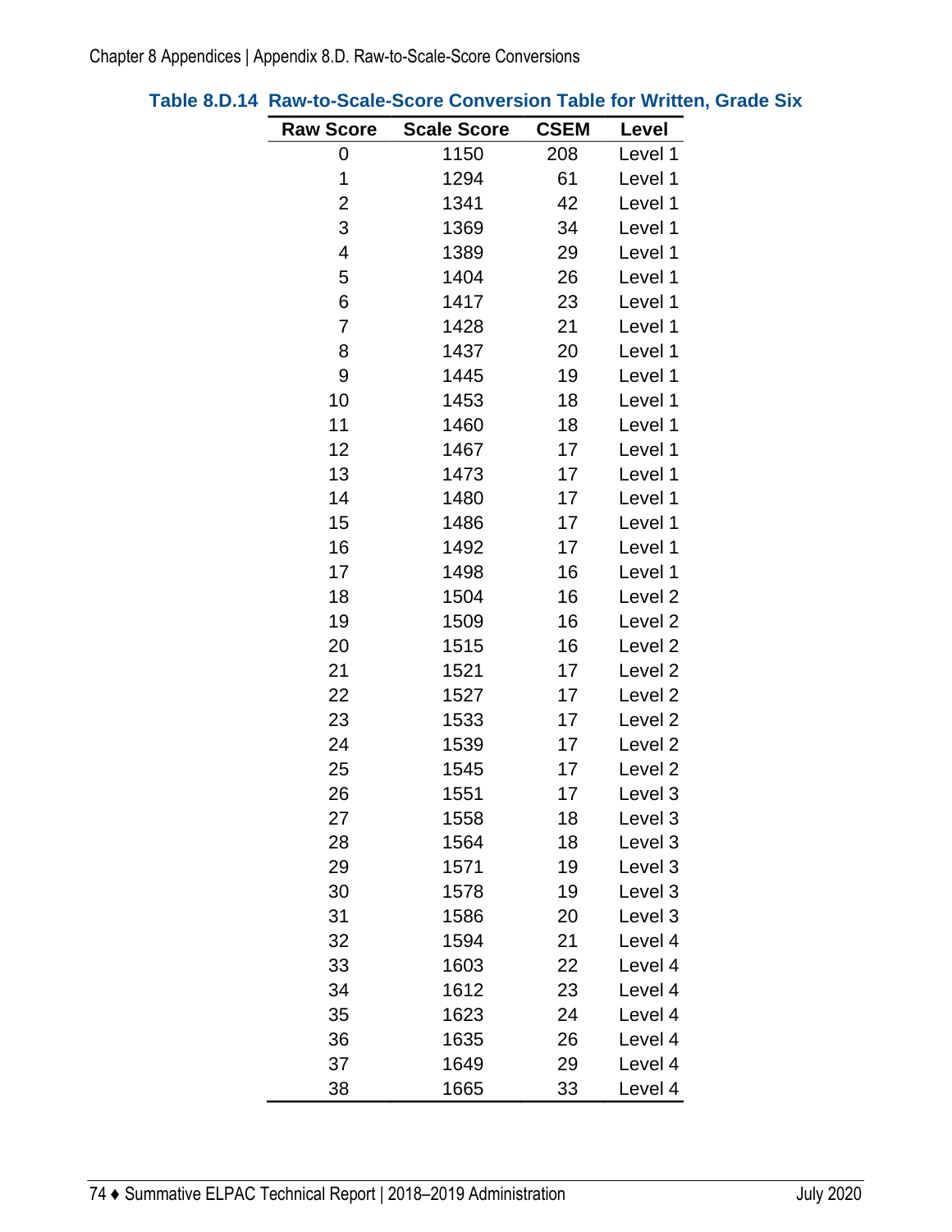**Table 8.D.14 Raw-to-Scale-Score Conversion Table for Written, Grade Six**

| Raw Score | Scale Score | CSEM | Level |
|---|---|---|---|
| 0 | 1150 | 208 | Level 1 |
| 1 | 1294 | 61 | Level 1 |
| 2 | 1341 | 42 | Level 1 |
| 3 | 1369 | 34 | Level 1 |
| 4 | 1389 | 29 | Level 1 |
| 5 | 1404 | 26 | Level 1 |
| 6 | 1417 | 23 | Level 1 |
| 7 | 1428 | 21 | Level 1 |
| 8 | 1437 | 20 | Level 1 |
| 9 | 1445 | 19 | Level 1 |
| 10 | 1453 | 18 | Level 1 |
| 11 | 1460 | 18 | Level 1 |
| 12 | 1467 | 17 | Level 1 |
| 13 | 1473 | 17 | Level 1 |
| 14 | 1480 | 17 | Level 1 |
| 15 | 1486 | 17 | Level 1 |
| 16 | 1492 | 17 | Level 1 |
| 17 | 1498 | 16 | Level 1 |
| 18 | 1504 | 16 | Level 2 |
| 19 | 1509 | 16 | Level 2 |
| 20 | 1515 | 16 | Level 2 |
| 21 | 1521 | 17 | Level 2 |
| 22 | 1527 | 17 | Level 2 |
| 23 | 1533 | 17 | Level 2 |
| 24 | 1539 | 17 | Level 2 |
| 25 | 1545 | 17 | Level 2 |
| 26 | 1551 | 17 | Level 3 |
| 27 | 1558 | 18 | Level 3 |
| 28 | 1564 | 18 | Level 3 |
| 29 | 1571 | 19 | Level 3 |
| 30 | 1578 | 19 | Level 3 |
| 31 | 1586 | 20 | Level 3 |
| 32 | 1594 | 21 | Level 4 |
| 33 | 1603 | 22 | Level 4 |
| 34 | 1612 | 23 | Level 4 |
| 35 | 1623 | 24 | Level 4 |
| 36 | 1635 | 26 | Level 4 |
| 37 | 1649 | 29 | Level 4 |
| 38 | 1665 | 33 | Level 4 |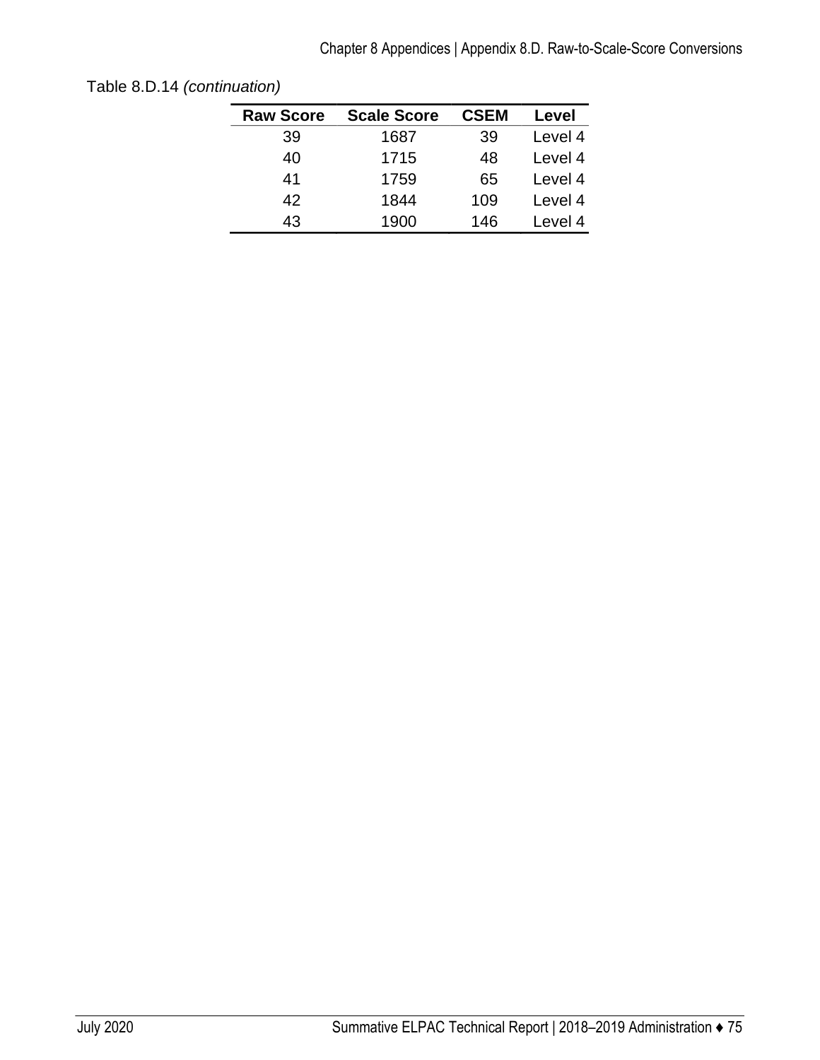Table 8.D.14 *(continuation)*

| Raw Score | Scale Score | CSEM | Level |
|---|---|---|---|
| 39 | 1687 | 39 | Level 4 |
| 40 | 1715 | 48 | Level 4 |
| 41 | 1759 | 65 | Level 4 |
| 42 | 1844 | 109 | Level 4 |
| 43 | 1900 | 146 | Level 4 |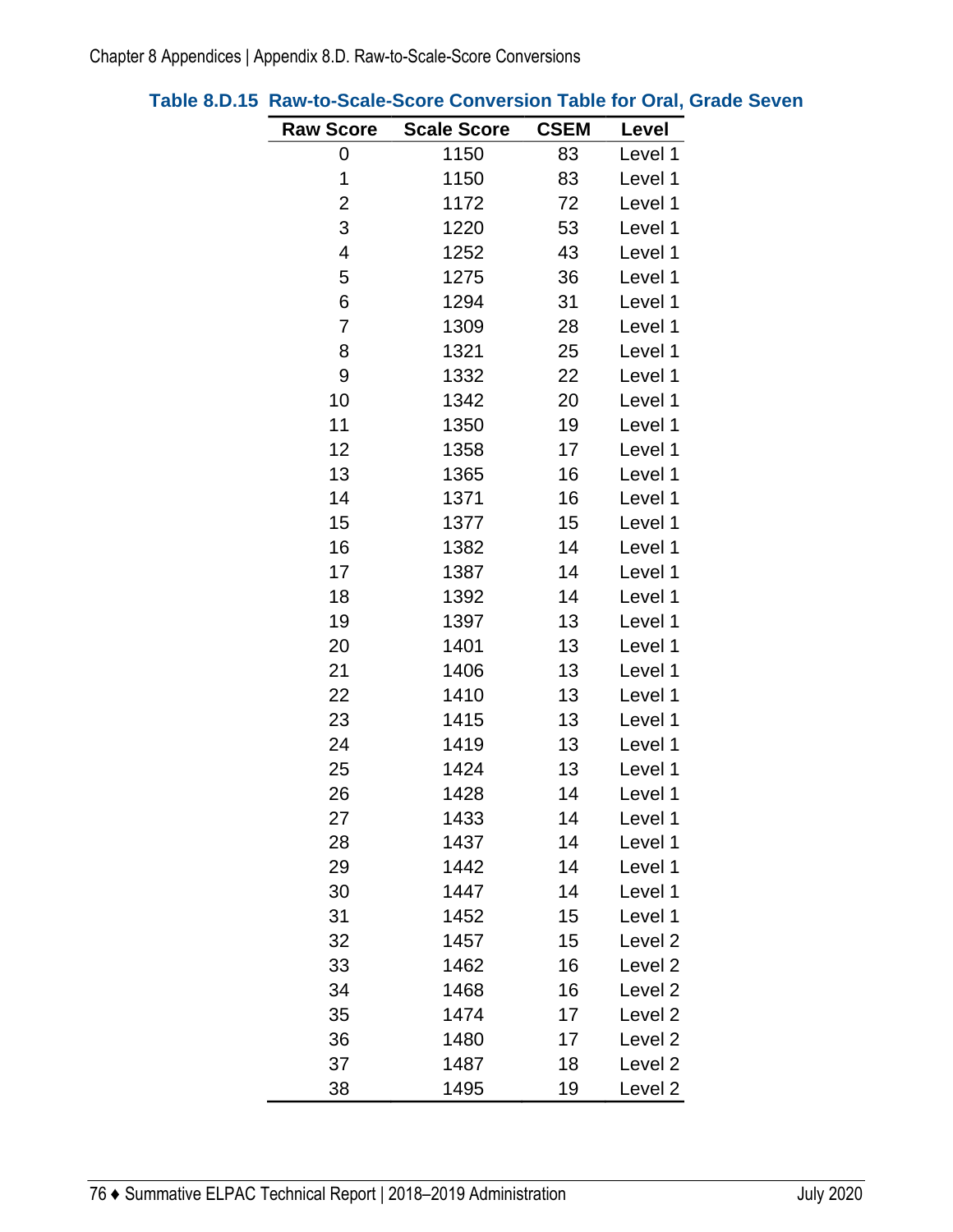**Table 8.D.15 Raw-to-Scale-Score Conversion Table for Oral, Grade Seven**

| Raw Score | Scale Score | CSEM | Level |
|---|---|---|---|
| 0 | 1150 | 83 | Level 1 |
| 1 | 1150 | 83 | Level 1 |
| 2 | 1172 | 72 | Level 1 |
| 3 | 1220 | 53 | Level 1 |
| 4 | 1252 | 43 | Level 1 |
| 5 | 1275 | 36 | Level 1 |
| 6 | 1294 | 31 | Level 1 |
| 7 | 1309 | 28 | Level 1 |
| 8 | 1321 | 25 | Level 1 |
| 9 | 1332 | 22 | Level 1 |
| 10 | 1342 | 20 | Level 1 |
| 11 | 1350 | 19 | Level 1 |
| 12 | 1358 | 17 | Level 1 |
| 13 | 1365 | 16 | Level 1 |
| 14 | 1371 | 16 | Level 1 |
| 15 | 1377 | 15 | Level 1 |
| 16 | 1382 | 14 | Level 1 |
| 17 | 1387 | 14 | Level 1 |
| 18 | 1392 | 14 | Level 1 |
| 19 | 1397 | 13 | Level 1 |
| 20 | 1401 | 13 | Level 1 |
| 21 | 1406 | 13 | Level 1 |
| 22 | 1410 | 13 | Level 1 |
| 23 | 1415 | 13 | Level 1 |
| 24 | 1419 | 13 | Level 1 |
| 25 | 1424 | 13 | Level 1 |
| 26 | 1428 | 14 | Level 1 |
| 27 | 1433 | 14 | Level 1 |
| 28 | 1437 | 14 | Level 1 |
| 29 | 1442 | 14 | Level 1 |
| 30 | 1447 | 14 | Level 1 |
| 31 | 1452 | 15 | Level 1 |
| 32 | 1457 | 15 | Level 2 |
| 33 | 1462 | 16 | Level 2 |
| 34 | 1468 | 16 | Level 2 |
| 35 | 1474 | 17 | Level 2 |
| 36 | 1480 | 17 | Level 2 |
| 37 | 1487 | 18 | Level 2 |
| 38 | 1495 | 19 | Level 2 |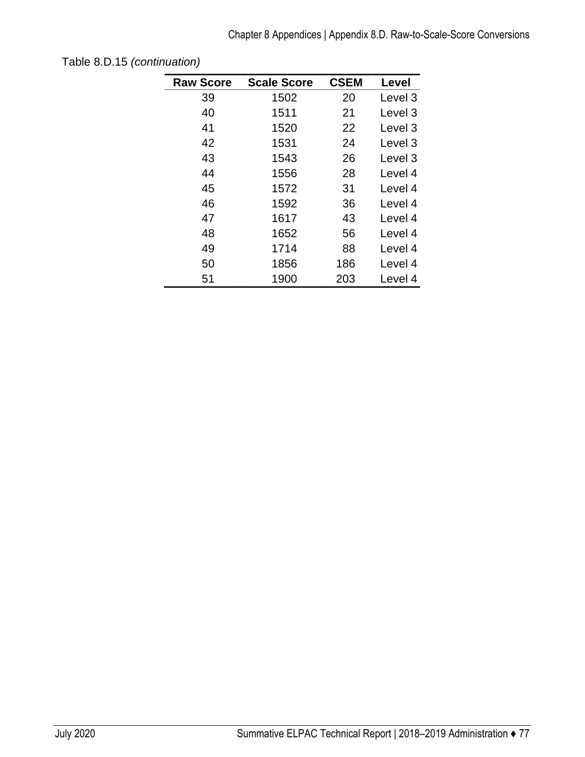Table 8.D.15 *(continuation)*

| Raw Score | Scale Score | CSEM | Level |
|---|---|---|---|
| 39 | 1502 | 20 | Level 3 |
| 40 | 1511 | 21 | Level 3 |
| 41 | 1520 | 22 | Level 3 |
| 42 | 1531 | 24 | Level 3 |
| 43 | 1543 | 26 | Level 3 |
| 44 | 1556 | 28 | Level 4 |
| 45 | 1572 | 31 | Level 4 |
| 46 | 1592 | 36 | Level 4 |
| 47 | 1617 | 43 | Level 4 |
| 48 | 1652 | 56 | Level 4 |
| 49 | 1714 | 88 | Level 4 |
| 50 | 1856 | 186 | Level 4 |
| 51 | 1900 | 203 | Level 4 |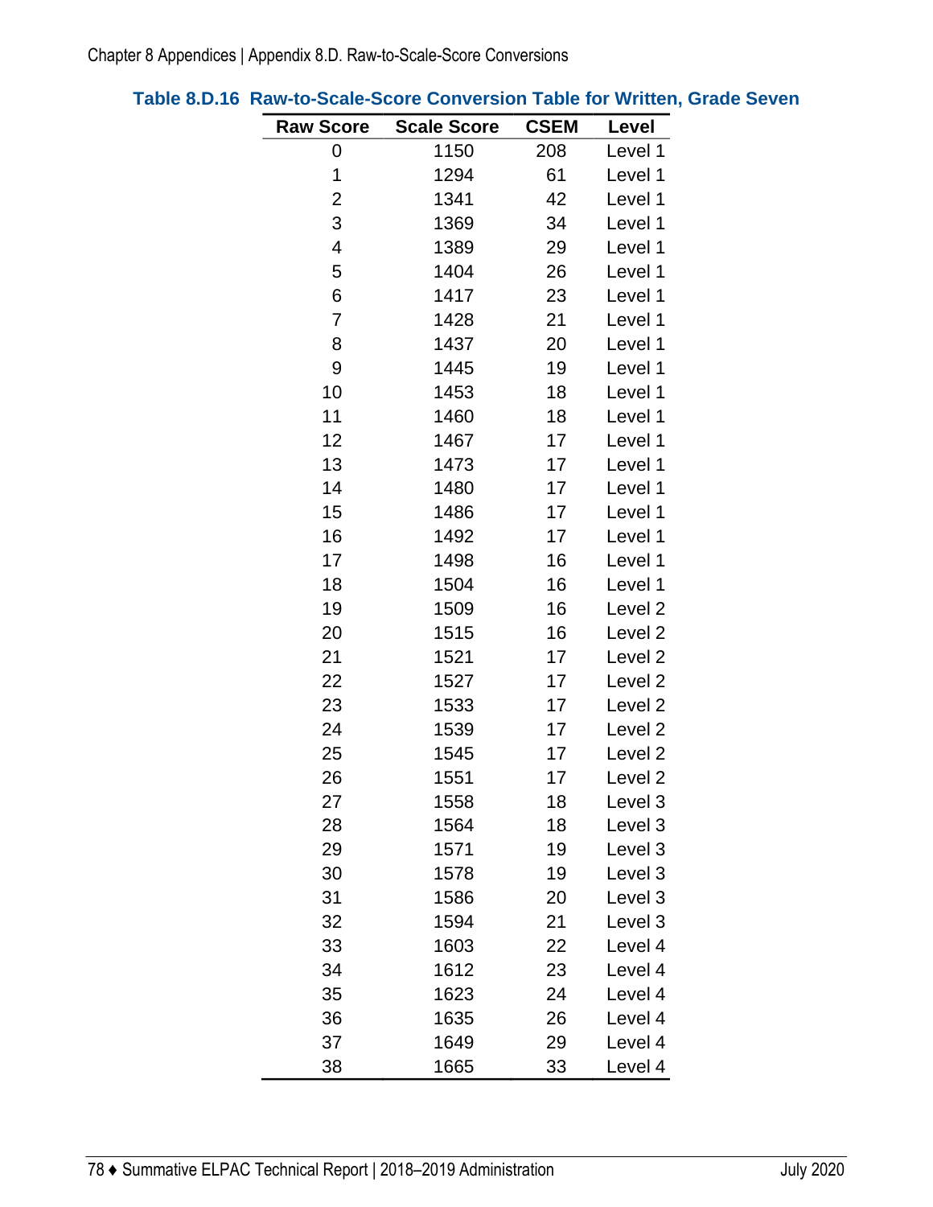**Table 8.D.16 Raw-to-Scale-Score Conversion Table for Written, Grade Seven**

| Raw Score | Scale Score | CSEM | Level |
|---|---|---|---|
| 0 | 1150 | 208 | Level 1 |
| 1 | 1294 | 61 | Level 1 |
| 2 | 1341 | 42 | Level 1 |
| 3 | 1369 | 34 | Level 1 |
| 4 | 1389 | 29 | Level 1 |
| 5 | 1404 | 26 | Level 1 |
| 6 | 1417 | 23 | Level 1 |
| 7 | 1428 | 21 | Level 1 |
| 8 | 1437 | 20 | Level 1 |
| 9 | 1445 | 19 | Level 1 |
| 10 | 1453 | 18 | Level 1 |
| 11 | 1460 | 18 | Level 1 |
| 12 | 1467 | 17 | Level 1 |
| 13 | 1473 | 17 | Level 1 |
| 14 | 1480 | 17 | Level 1 |
| 15 | 1486 | 17 | Level 1 |
| 16 | 1492 | 17 | Level 1 |
| 17 | 1498 | 16 | Level 1 |
| 18 | 1504 | 16 | Level 1 |
| 19 | 1509 | 16 | Level 2 |
| 20 | 1515 | 16 | Level 2 |
| 21 | 1521 | 17 | Level 2 |
| 22 | 1527 | 17 | Level 2 |
| 23 | 1533 | 17 | Level 2 |
| 24 | 1539 | 17 | Level 2 |
| 25 | 1545 | 17 | Level 2 |
| 26 | 1551 | 17 | Level 2 |
| 27 | 1558 | 18 | Level 3 |
| 28 | 1564 | 18 | Level 3 |
| 29 | 1571 | 19 | Level 3 |
| 30 | 1578 | 19 | Level 3 |
| 31 | 1586 | 20 | Level 3 |
| 32 | 1594 | 21 | Level 3 |
| 33 | 1603 | 22 | Level 4 |
| 34 | 1612 | 23 | Level 4 |
| 35 | 1623 | 24 | Level 4 |
| 36 | 1635 | 26 | Level 4 |
| 37 | 1649 | 29 | Level 4 |
| 38 | 1665 | 33 | Level 4 |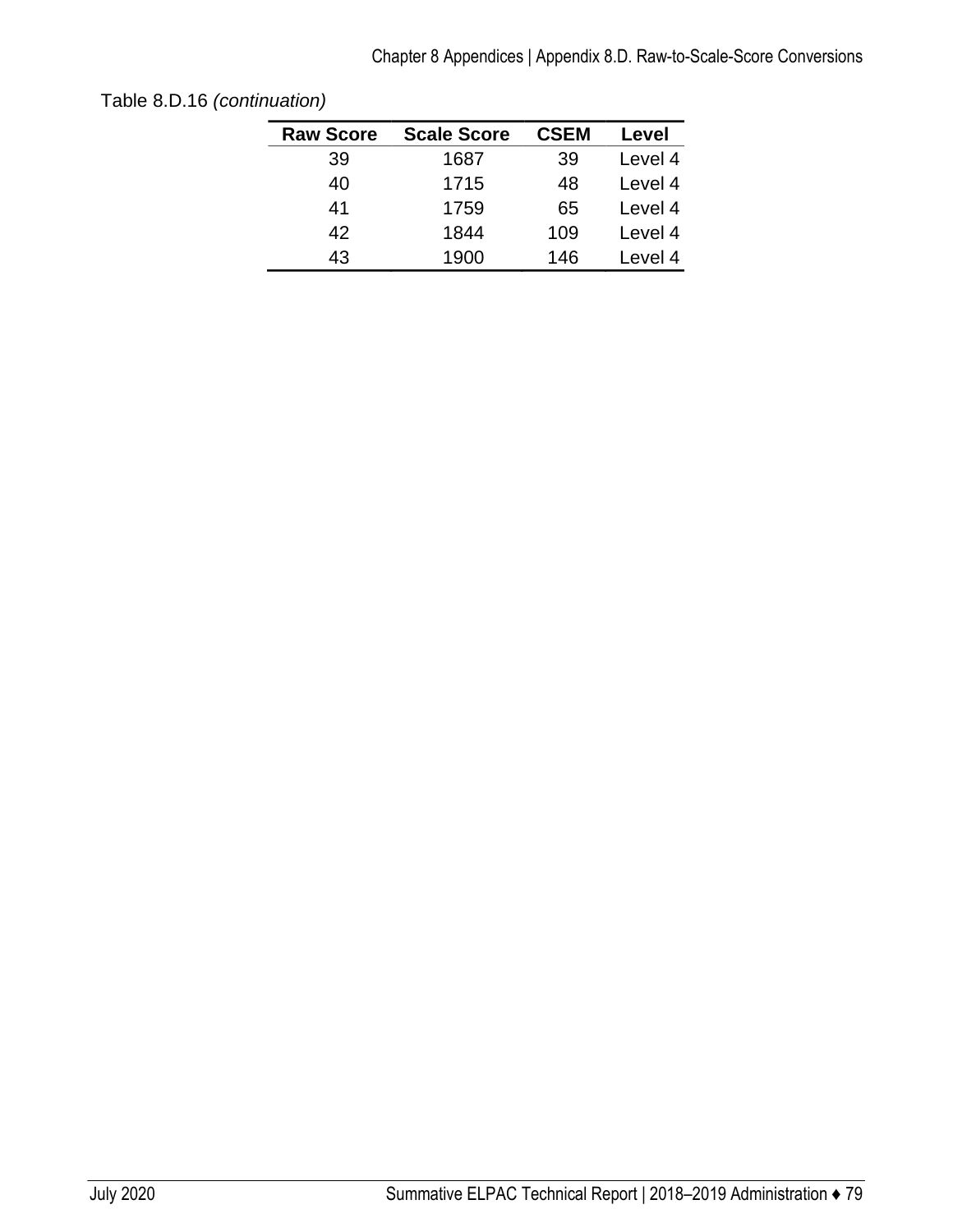Table 8.D.16 *(continuation)*

| Raw Score | Scale Score | CSEM | Level |
|---|---|---|---|
| 39 | 1687 | 39 | Level 4 |
| 40 | 1715 | 48 | Level 4 |
| 41 | 1759 | 65 | Level 4 |
| 42 | 1844 | 109 | Level 4 |
| 43 | 1900 | 146 | Level 4 |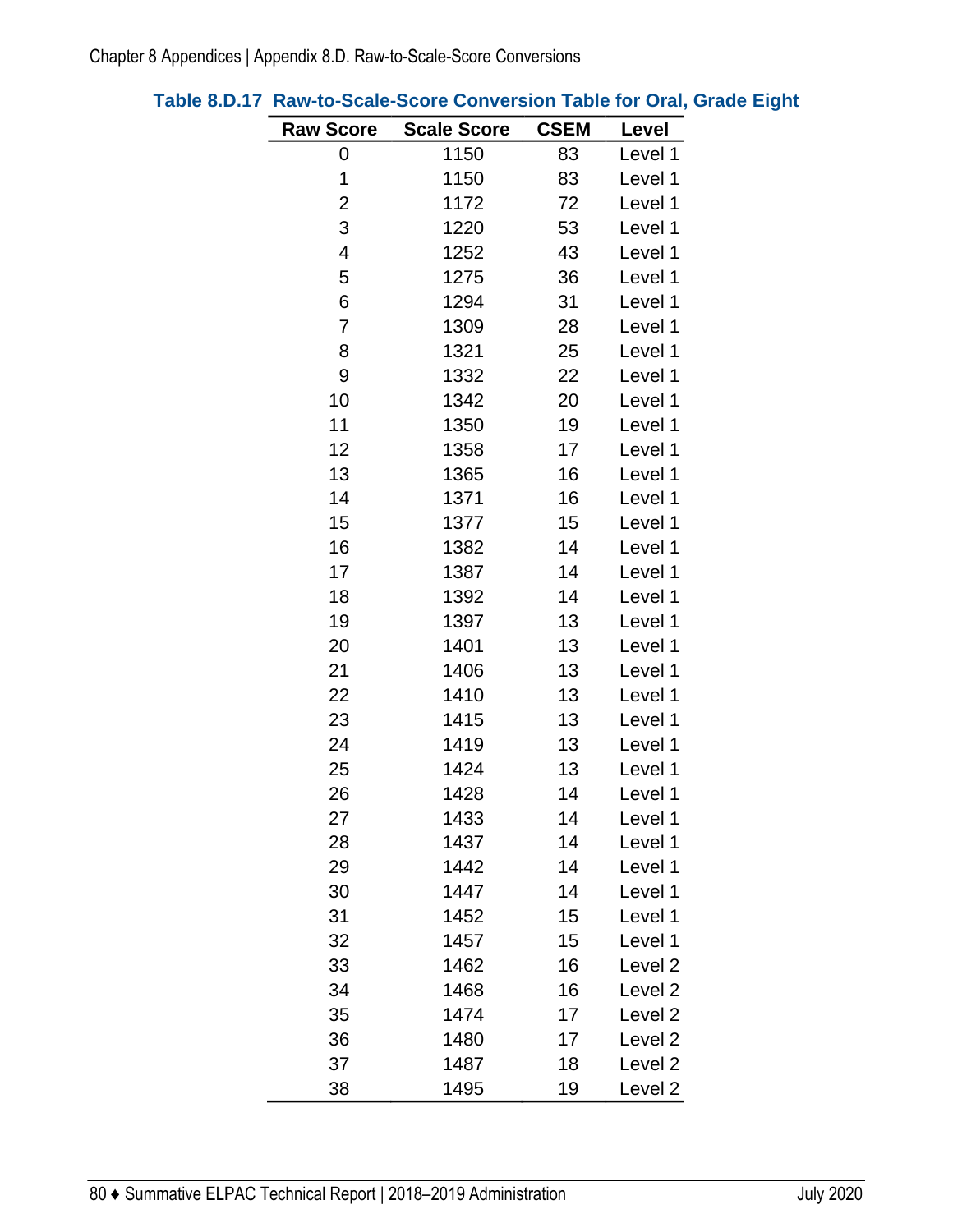**Table 8.D.17 Raw-to-Scale-Score Conversion Table for Oral, Grade Eight**

| Raw Score | Scale Score | CSEM | Level |
|---|---|---|---|
| 0 | 1150 | 83 | Level 1 |
| 1 | 1150 | 83 | Level 1 |
| 2 | 1172 | 72 | Level 1 |
| 3 | 1220 | 53 | Level 1 |
| 4 | 1252 | 43 | Level 1 |
| 5 | 1275 | 36 | Level 1 |
| 6 | 1294 | 31 | Level 1 |
| 7 | 1309 | 28 | Level 1 |
| 8 | 1321 | 25 | Level 1 |
| 9 | 1332 | 22 | Level 1 |
| 10 | 1342 | 20 | Level 1 |
| 11 | 1350 | 19 | Level 1 |
| 12 | 1358 | 17 | Level 1 |
| 13 | 1365 | 16 | Level 1 |
| 14 | 1371 | 16 | Level 1 |
| 15 | 1377 | 15 | Level 1 |
| 16 | 1382 | 14 | Level 1 |
| 17 | 1387 | 14 | Level 1 |
| 18 | 1392 | 14 | Level 1 |
| 19 | 1397 | 13 | Level 1 |
| 20 | 1401 | 13 | Level 1 |
| 21 | 1406 | 13 | Level 1 |
| 22 | 1410 | 13 | Level 1 |
| 23 | 1415 | 13 | Level 1 |
| 24 | 1419 | 13 | Level 1 |
| 25 | 1424 | 13 | Level 1 |
| 26 | 1428 | 14 | Level 1 |
| 27 | 1433 | 14 | Level 1 |
| 28 | 1437 | 14 | Level 1 |
| 29 | 1442 | 14 | Level 1 |
| 30 | 1447 | 14 | Level 1 |
| 31 | 1452 | 15 | Level 1 |
| 32 | 1457 | 15 | Level 1 |
| 33 | 1462 | 16 | Level 2 |
| 34 | 1468 | 16 | Level 2 |
| 35 | 1474 | 17 | Level 2 |
| 36 | 1480 | 17 | Level 2 |
| 37 | 1487 | 18 | Level 2 |
| 38 | 1495 | 19 | Level 2 |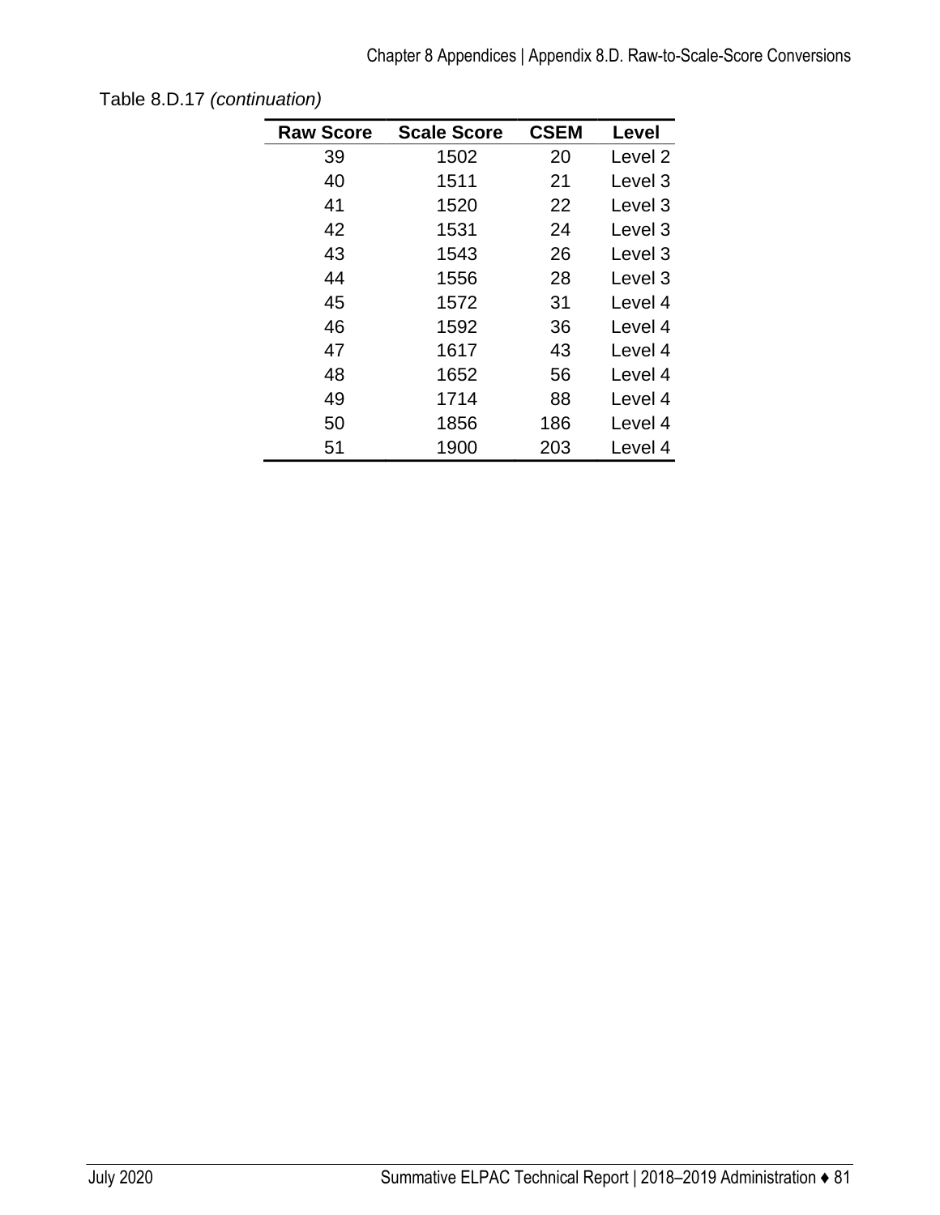Table 8.D.17 *(continuation)*

| Raw Score | Scale Score | CSEM | Level |
|---|---|---|---|
| 39 | 1502 | 20 | Level 2 |
| 40 | 1511 | 21 | Level 3 |
| 41 | 1520 | 22 | Level 3 |
| 42 | 1531 | 24 | Level 3 |
| 43 | 1543 | 26 | Level 3 |
| 44 | 1556 | 28 | Level 3 |
| 45 | 1572 | 31 | Level 4 |
| 46 | 1592 | 36 | Level 4 |
| 47 | 1617 | 43 | Level 4 |
| 48 | 1652 | 56 | Level 4 |
| 49 | 1714 | 88 | Level 4 |
| 50 | 1856 | 186 | Level 4 |
| 51 | 1900 | 203 | Level 4 |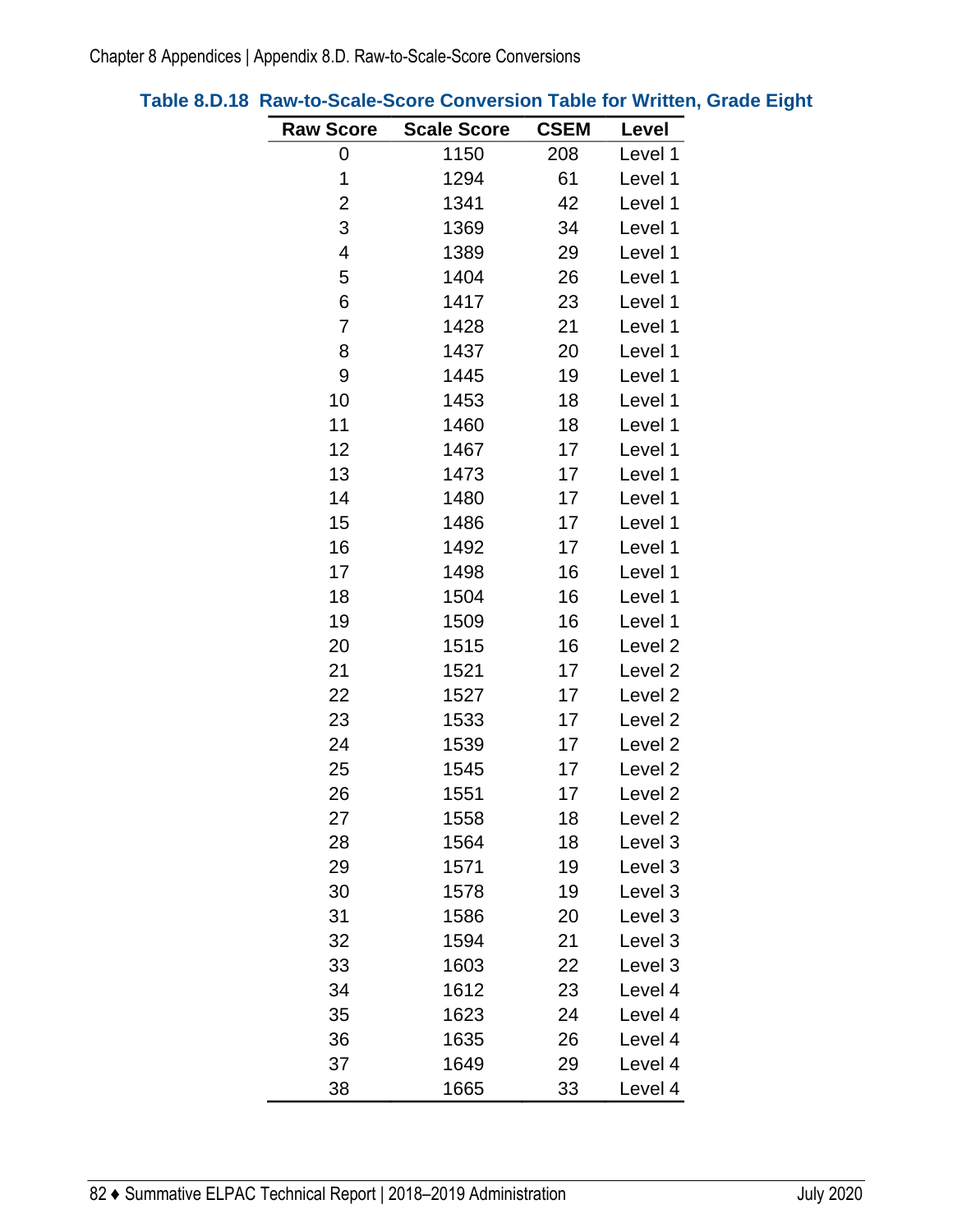**Table 8.D.18 Raw-to-Scale-Score Conversion Table for Written, Grade Eight**

| Raw Score | Scale Score | CSEM | Level |
|---|---|---|---|
| 0 | 1150 | 208 | Level 1 |
| 1 | 1294 | 61 | Level 1 |
| 2 | 1341 | 42 | Level 1 |
| 3 | 1369 | 34 | Level 1 |
| 4 | 1389 | 29 | Level 1 |
| 5 | 1404 | 26 | Level 1 |
| 6 | 1417 | 23 | Level 1 |
| 7 | 1428 | 21 | Level 1 |
| 8 | 1437 | 20 | Level 1 |
| 9 | 1445 | 19 | Level 1 |
| 10 | 1453 | 18 | Level 1 |
| 11 | 1460 | 18 | Level 1 |
| 12 | 1467 | 17 | Level 1 |
| 13 | 1473 | 17 | Level 1 |
| 14 | 1480 | 17 | Level 1 |
| 15 | 1486 | 17 | Level 1 |
| 16 | 1492 | 17 | Level 1 |
| 17 | 1498 | 16 | Level 1 |
| 18 | 1504 | 16 | Level 1 |
| 19 | 1509 | 16 | Level 1 |
| 20 | 1515 | 16 | Level 2 |
| 21 | 1521 | 17 | Level 2 |
| 22 | 1527 | 17 | Level 2 |
| 23 | 1533 | 17 | Level 2 |
| 24 | 1539 | 17 | Level 2 |
| 25 | 1545 | 17 | Level 2 |
| 26 | 1551 | 17 | Level 2 |
| 27 | 1558 | 18 | Level 2 |
| 28 | 1564 | 18 | Level 3 |
| 29 | 1571 | 19 | Level 3 |
| 30 | 1578 | 19 | Level 3 |
| 31 | 1586 | 20 | Level 3 |
| 32 | 1594 | 21 | Level 3 |
| 33 | 1603 | 22 | Level 3 |
| 34 | 1612 | 23 | Level 4 |
| 35 | 1623 | 24 | Level 4 |
| 36 | 1635 | 26 | Level 4 |
| 37 | 1649 | 29 | Level 4 |
| 38 | 1665 | 33 | Level 4 |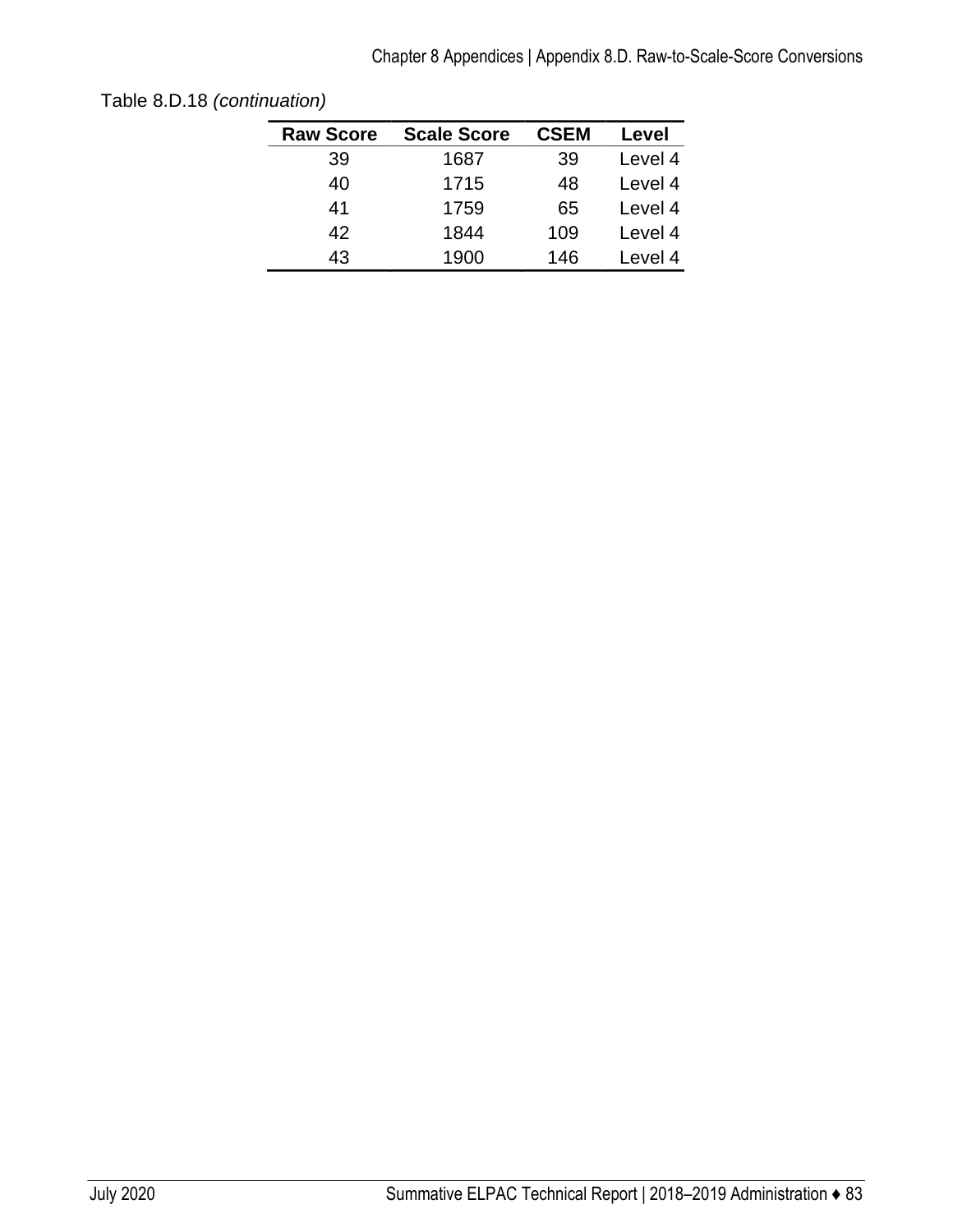Table 8.D.18 *(continuation)*

| Raw Score | Scale Score | CSEM | Level |
|---|---|---|---|
| 39 | 1687 | 39 | Level 4 |
| 40 | 1715 | 48 | Level 4 |
| 41 | 1759 | 65 | Level 4 |
| 42 | 1844 | 109 | Level 4 |
| 43 | 1900 | 146 | Level 4 |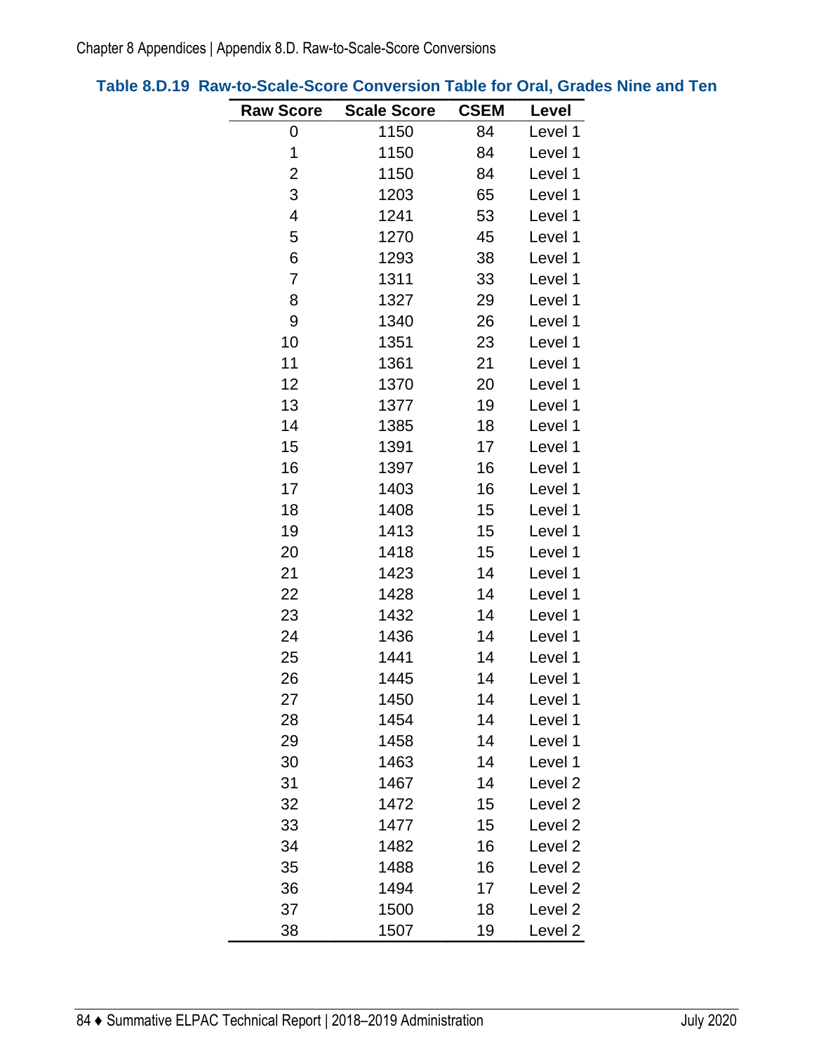**Table 8.D.19 Raw-to-Scale-Score Conversion Table for Oral, Grades Nine and Ten**

| Raw Score | Scale Score | CSEM | Level |
|---|---|---|---|
| 0 | 1150 | 84 | Level 1 |
| 1 | 1150 | 84 | Level 1 |
| 2 | 1150 | 84 | Level 1 |
| 3 | 1203 | 65 | Level 1 |
| 4 | 1241 | 53 | Level 1 |
| 5 | 1270 | 45 | Level 1 |
| 6 | 1293 | 38 | Level 1 |
| 7 | 1311 | 33 | Level 1 |
| 8 | 1327 | 29 | Level 1 |
| 9 | 1340 | 26 | Level 1 |
| 10 | 1351 | 23 | Level 1 |
| 11 | 1361 | 21 | Level 1 |
| 12 | 1370 | 20 | Level 1 |
| 13 | 1377 | 19 | Level 1 |
| 14 | 1385 | 18 | Level 1 |
| 15 | 1391 | 17 | Level 1 |
| 16 | 1397 | 16 | Level 1 |
| 17 | 1403 | 16 | Level 1 |
| 18 | 1408 | 15 | Level 1 |
| 19 | 1413 | 15 | Level 1 |
| 20 | 1418 | 15 | Level 1 |
| 21 | 1423 | 14 | Level 1 |
| 22 | 1428 | 14 | Level 1 |
| 23 | 1432 | 14 | Level 1 |
| 24 | 1436 | 14 | Level 1 |
| 25 | 1441 | 14 | Level 1 |
| 26 | 1445 | 14 | Level 1 |
| 27 | 1450 | 14 | Level 1 |
| 28 | 1454 | 14 | Level 1 |
| 29 | 1458 | 14 | Level 1 |
| 30 | 1463 | 14 | Level 1 |
| 31 | 1467 | 14 | Level 2 |
| 32 | 1472 | 15 | Level 2 |
| 33 | 1477 | 15 | Level 2 |
| 34 | 1482 | 16 | Level 2 |
| 35 | 1488 | 16 | Level 2 |
| 36 | 1494 | 17 | Level 2 |
| 37 | 1500 | 18 | Level 2 |
| 38 | 1507 | 19 | Level 2 |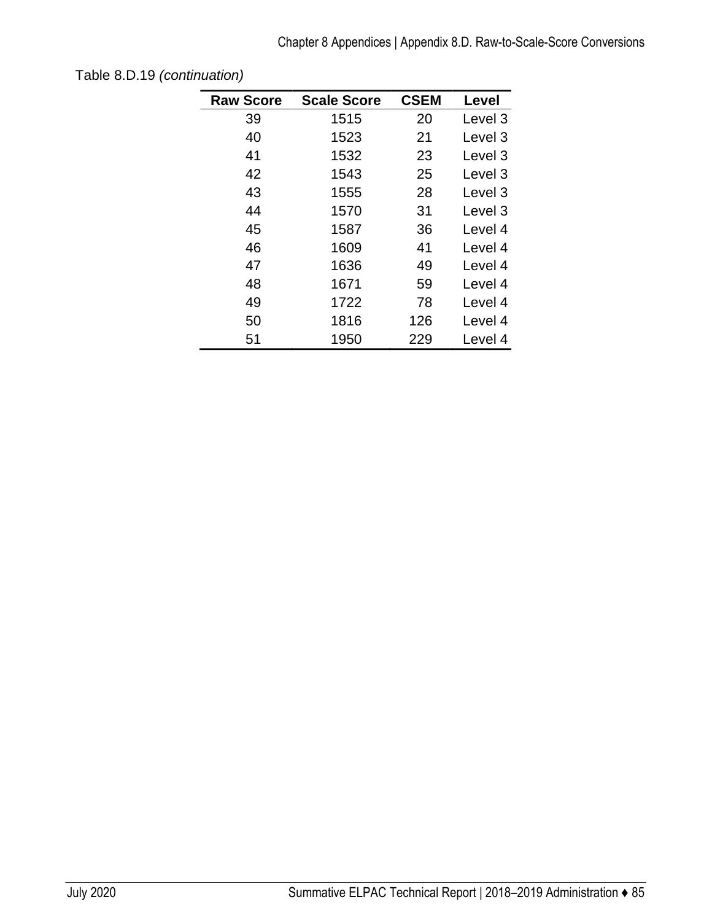Table 8.D.19 *(continuation)*

| Raw Score | Scale Score | CSEM | Level |
|---|---|---|---|
| 39 | 1515 | 20 | Level 3 |
| 40 | 1523 | 21 | Level 3 |
| 41 | 1532 | 23 | Level 3 |
| 42 | 1543 | 25 | Level 3 |
| 43 | 1555 | 28 | Level 3 |
| 44 | 1570 | 31 | Level 3 |
| 45 | 1587 | 36 | Level 4 |
| 46 | 1609 | 41 | Level 4 |
| 47 | 1636 | 49 | Level 4 |
| 48 | 1671 | 59 | Level 4 |
| 49 | 1722 | 78 | Level 4 |
| 50 | 1816 | 126 | Level 4 |
| 51 | 1950 | 229 | Level 4 |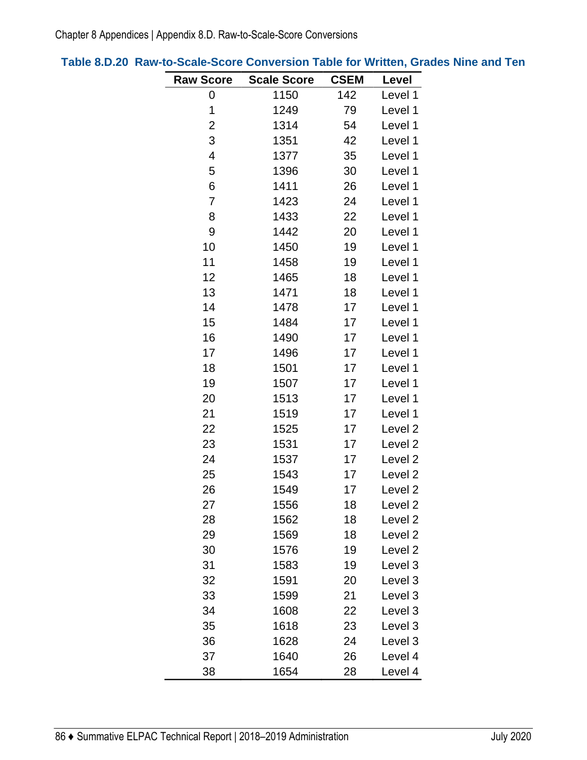### Table 8.D.20 Raw-to-Scale-Score Conversion Table for Written, Grades Nine and Ten

| Raw Score | Scale Score | CSEM | Level |
|---|---|---|---|
| 0 | 1150 | 142 | Level 1 |
| 1 | 1249 | 79 | Level 1 |
| 2 | 1314 | 54 | Level 1 |
| 3 | 1351 | 42 | Level 1 |
| 4 | 1377 | 35 | Level 1 |
| 5 | 1396 | 30 | Level 1 |
| 6 | 1411 | 26 | Level 1 |
| 7 | 1423 | 24 | Level 1 |
| 8 | 1433 | 22 | Level 1 |
| 9 | 1442 | 20 | Level 1 |
| 10 | 1450 | 19 | Level 1 |
| 11 | 1458 | 19 | Level 1 |
| 12 | 1465 | 18 | Level 1 |
| 13 | 1471 | 18 | Level 1 |
| 14 | 1478 | 17 | Level 1 |
| 15 | 1484 | 17 | Level 1 |
| 16 | 1490 | 17 | Level 1 |
| 17 | 1496 | 17 | Level 1 |
| 18 | 1501 | 17 | Level 1 |
| 19 | 1507 | 17 | Level 1 |
| 20 | 1513 | 17 | Level 1 |
| 21 | 1519 | 17 | Level 1 |
| 22 | 1525 | 17 | Level 2 |
| 23 | 1531 | 17 | Level 2 |
| 24 | 1537 | 17 | Level 2 |
| 25 | 1543 | 17 | Level 2 |
| 26 | 1549 | 17 | Level 2 |
| 27 | 1556 | 18 | Level 2 |
| 28 | 1562 | 18 | Level 2 |
| 29 | 1569 | 18 | Level 2 |
| 30 | 1576 | 19 | Level 2 |
| 31 | 1583 | 19 | Level 3 |
| 32 | 1591 | 20 | Level 3 |
| 33 | 1599 | 21 | Level 3 |
| 34 | 1608 | 22 | Level 3 |
| 35 | 1618 | 23 | Level 3 |
| 36 | 1628 | 24 | Level 3 |
| 37 | 1640 | 26 | Level 4 |
| 38 | 1654 | 28 | Level 4 |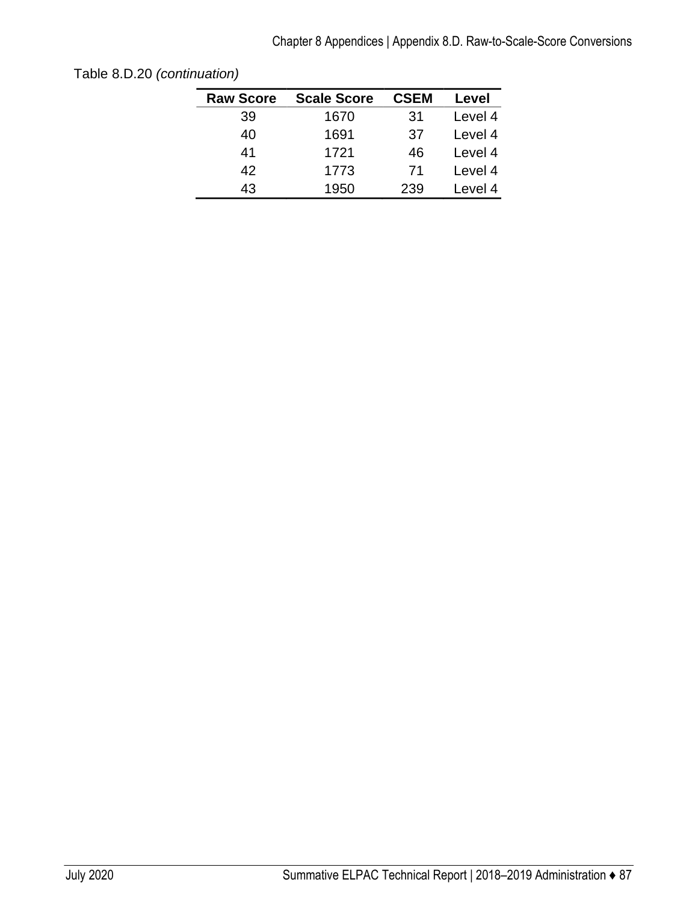Table 8.D.20 *(continuation)*

| Raw Score | Scale Score | CSEM | Level |
|---|---|---|---|
| 39 | 1670 | 31 | Level 4 |
| 40 | 1691 | 37 | Level 4 |
| 41 | 1721 | 46 | Level 4 |
| 42 | 1773 | 71 | Level 4 |
| 43 | 1950 | 239 | Level 4 |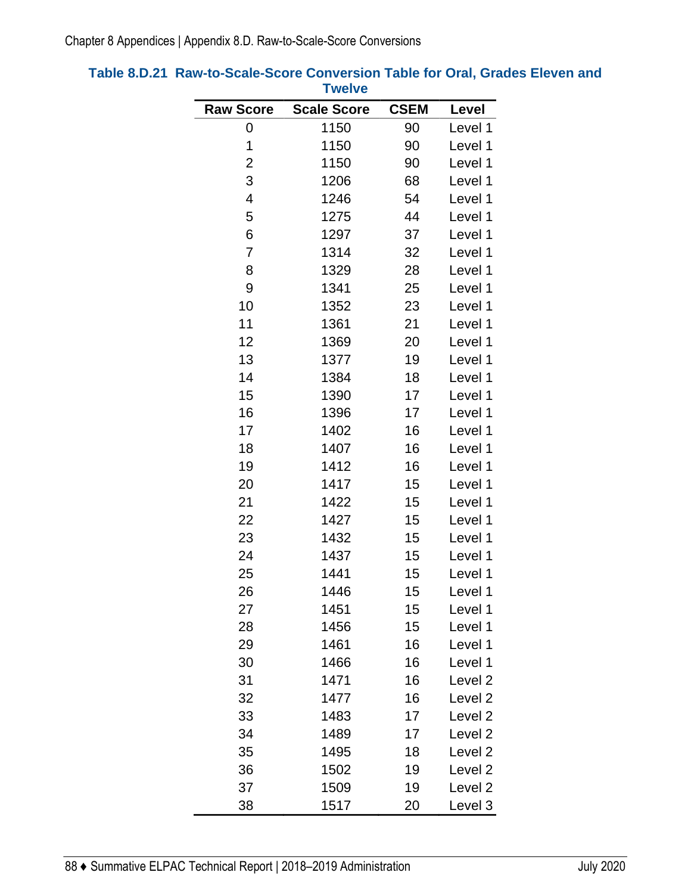**Table 8.D.21 Raw-to-Scale-Score Conversion Table for Oral, Grades Eleven and Twelve**

| Raw Score | Scale Score | CSEM | Level |
|---|---|---|---|
| 0 | 1150 | 90 | Level 1 |
| 1 | 1150 | 90 | Level 1 |
| 2 | 1150 | 90 | Level 1 |
| 3 | 1206 | 68 | Level 1 |
| 4 | 1246 | 54 | Level 1 |
| 5 | 1275 | 44 | Level 1 |
| 6 | 1297 | 37 | Level 1 |
| 7 | 1314 | 32 | Level 1 |
| 8 | 1329 | 28 | Level 1 |
| 9 | 1341 | 25 | Level 1 |
| 10 | 1352 | 23 | Level 1 |
| 11 | 1361 | 21 | Level 1 |
| 12 | 1369 | 20 | Level 1 |
| 13 | 1377 | 19 | Level 1 |
| 14 | 1384 | 18 | Level 1 |
| 15 | 1390 | 17 | Level 1 |
| 16 | 1396 | 17 | Level 1 |
| 17 | 1402 | 16 | Level 1 |
| 18 | 1407 | 16 | Level 1 |
| 19 | 1412 | 16 | Level 1 |
| 20 | 1417 | 15 | Level 1 |
| 21 | 1422 | 15 | Level 1 |
| 22 | 1427 | 15 | Level 1 |
| 23 | 1432 | 15 | Level 1 |
| 24 | 1437 | 15 | Level 1 |
| 25 | 1441 | 15 | Level 1 |
| 26 | 1446 | 15 | Level 1 |
| 27 | 1451 | 15 | Level 1 |
| 28 | 1456 | 15 | Level 1 |
| 29 | 1461 | 16 | Level 1 |
| 30 | 1466 | 16 | Level 1 |
| 31 | 1471 | 16 | Level 2 |
| 32 | 1477 | 16 | Level 2 |
| 33 | 1483 | 17 | Level 2 |
| 34 | 1489 | 17 | Level 2 |
| 35 | 1495 | 18 | Level 2 |
| 36 | 1502 | 19 | Level 2 |
| 37 | 1509 | 19 | Level 2 |
| 38 | 1517 | 20 | Level 3 |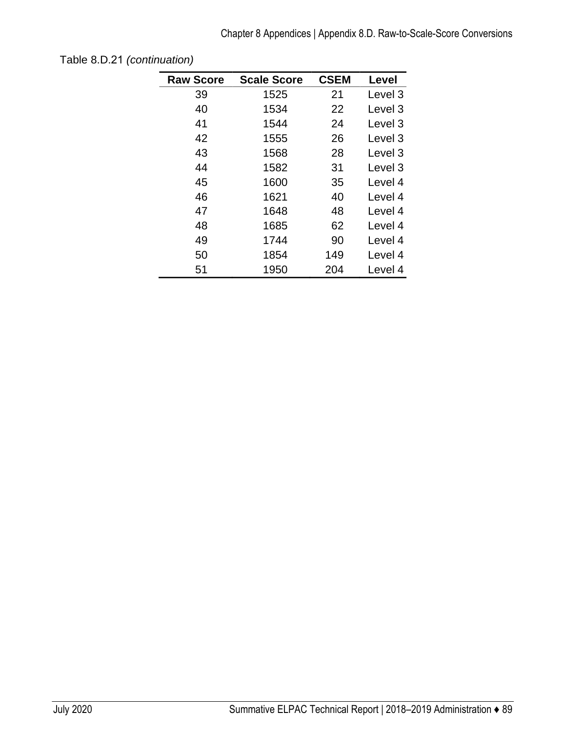Table 8.D.21 *(continuation)*

| Raw Score | Scale Score | CSEM | Level |
|---|---|---|---|
| 39 | 1525 | 21 | Level 3 |
| 40 | 1534 | 22 | Level 3 |
| 41 | 1544 | 24 | Level 3 |
| 42 | 1555 | 26 | Level 3 |
| 43 | 1568 | 28 | Level 3 |
| 44 | 1582 | 31 | Level 3 |
| 45 | 1600 | 35 | Level 4 |
| 46 | 1621 | 40 | Level 4 |
| 47 | 1648 | 48 | Level 4 |
| 48 | 1685 | 62 | Level 4 |
| 49 | 1744 | 90 | Level 4 |
| 50 | 1854 | 149 | Level 4 |
| 51 | 1950 | 204 | Level 4 |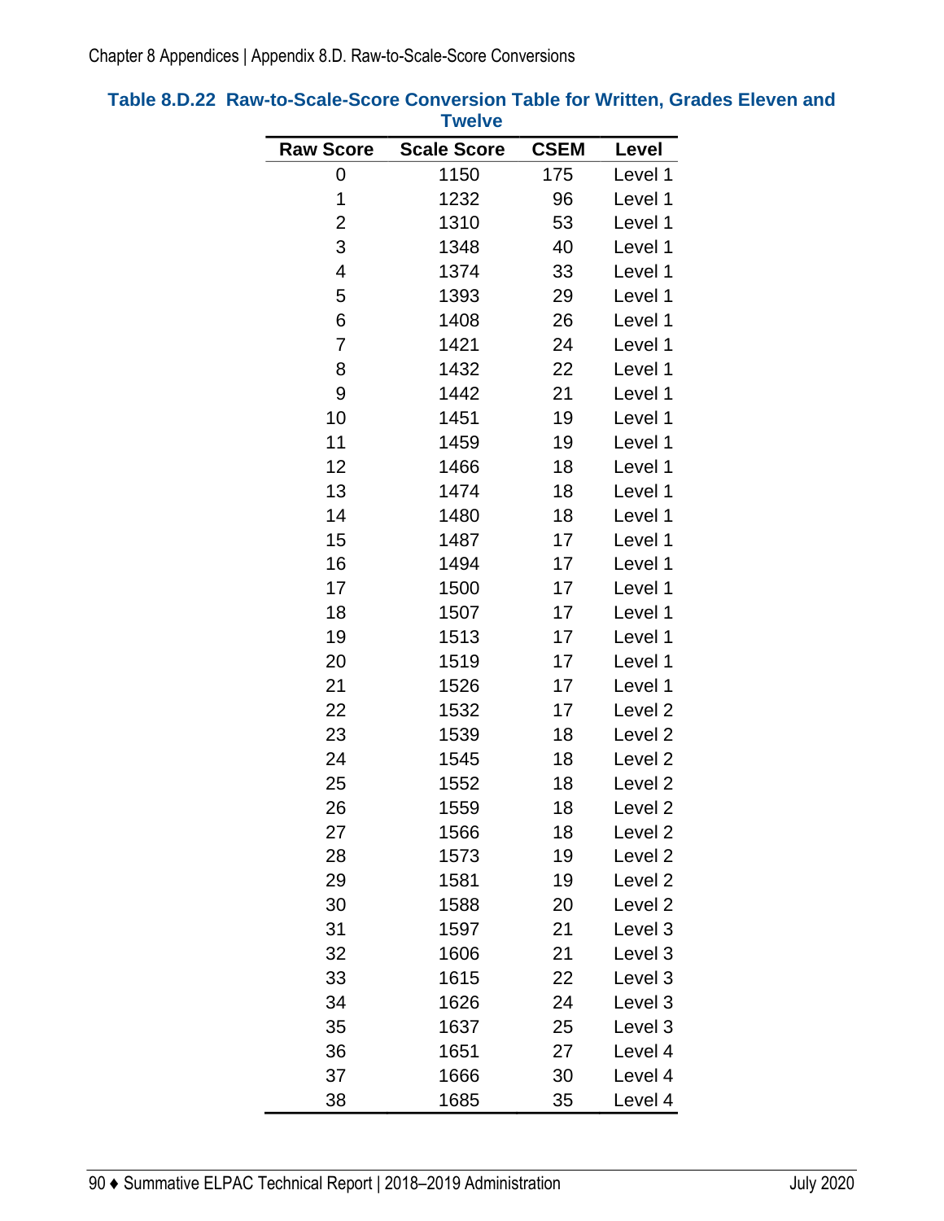**Table 8.D.22 Raw-to-Scale-Score Conversion Table for Written, Grades Eleven and Twelve**

| Raw Score | Scale Score | CSEM | Level |
|---|---|---|---|
| 0 | 1150 | 175 | Level 1 |
| 1 | 1232 | 96 | Level 1 |
| 2 | 1310 | 53 | Level 1 |
| 3 | 1348 | 40 | Level 1 |
| 4 | 1374 | 33 | Level 1 |
| 5 | 1393 | 29 | Level 1 |
| 6 | 1408 | 26 | Level 1 |
| 7 | 1421 | 24 | Level 1 |
| 8 | 1432 | 22 | Level 1 |
| 9 | 1442 | 21 | Level 1 |
| 10 | 1451 | 19 | Level 1 |
| 11 | 1459 | 19 | Level 1 |
| 12 | 1466 | 18 | Level 1 |
| 13 | 1474 | 18 | Level 1 |
| 14 | 1480 | 18 | Level 1 |
| 15 | 1487 | 17 | Level 1 |
| 16 | 1494 | 17 | Level 1 |
| 17 | 1500 | 17 | Level 1 |
| 18 | 1507 | 17 | Level 1 |
| 19 | 1513 | 17 | Level 1 |
| 20 | 1519 | 17 | Level 1 |
| 21 | 1526 | 17 | Level 1 |
| 22 | 1532 | 17 | Level 2 |
| 23 | 1539 | 18 | Level 2 |
| 24 | 1545 | 18 | Level 2 |
| 25 | 1552 | 18 | Level 2 |
| 26 | 1559 | 18 | Level 2 |
| 27 | 1566 | 18 | Level 2 |
| 28 | 1573 | 19 | Level 2 |
| 29 | 1581 | 19 | Level 2 |
| 30 | 1588 | 20 | Level 2 |
| 31 | 1597 | 21 | Level 3 |
| 32 | 1606 | 21 | Level 3 |
| 33 | 1615 | 22 | Level 3 |
| 34 | 1626 | 24 | Level 3 |
| 35 | 1637 | 25 | Level 3 |
| 36 | 1651 | 27 | Level 4 |
| 37 | 1666 | 30 | Level 4 |
| 38 | 1685 | 35 | Level 4 |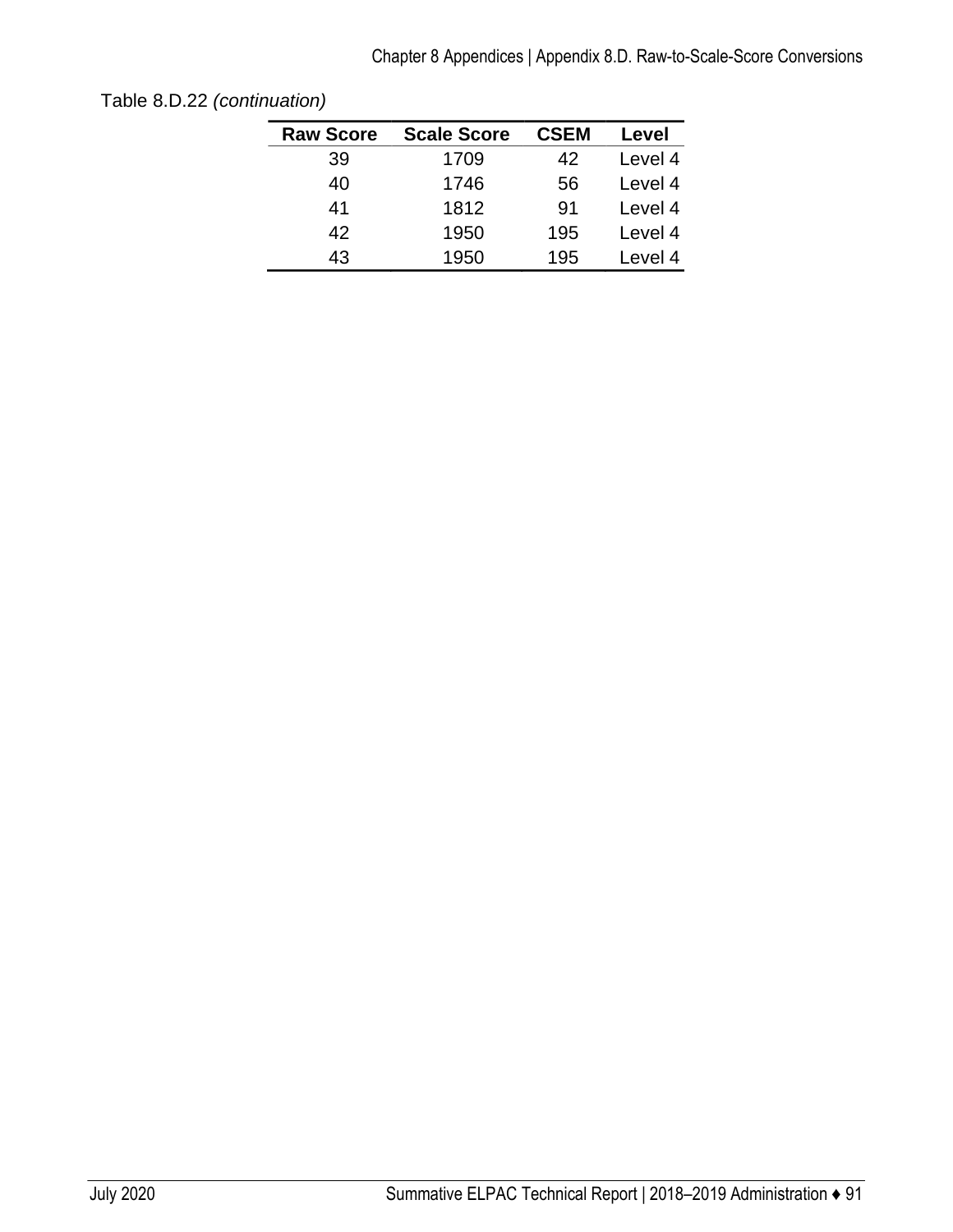Table 8.D.22 *(continuation)*

| Raw Score | Scale Score | CSEM | Level |
|---|---|---|---|
| 39 | 1709 | 42 | Level 4 |
| 40 | 1746 | 56 | Level 4 |
| 41 | 1812 | 91 | Level 4 |
| 42 | 1950 | 195 | Level 4 |
| 43 | 1950 | 195 | Level 4 |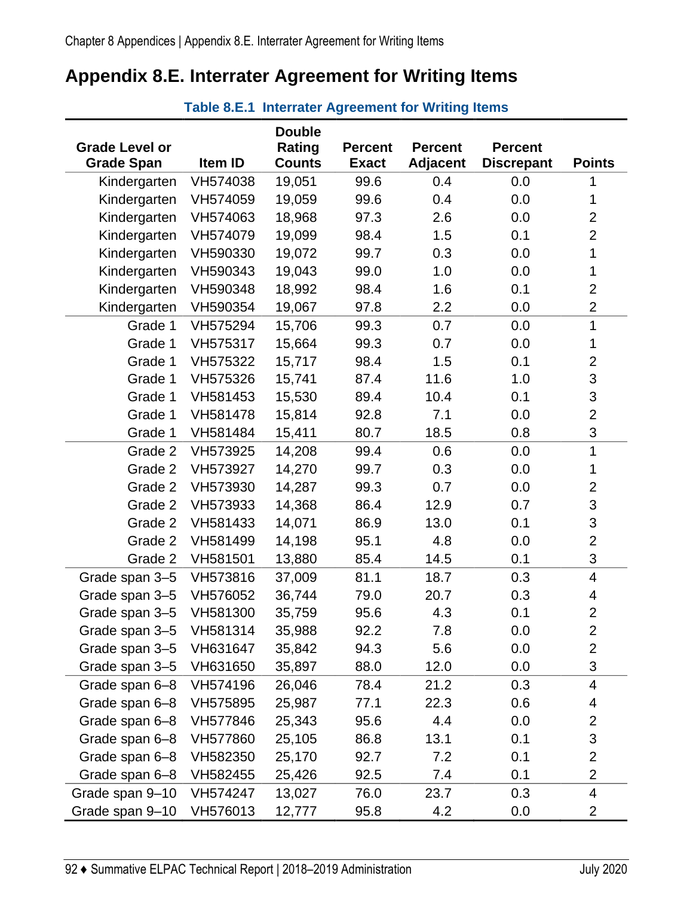# Appendix 8.E. Interrater Agreement for Writing Items

**Table 8.E.1 Interrater Agreement for Writing Items**

| Grade Level or Grade Span | Item ID | Double Rating Counts | Percent Exact | Percent Adjacent | Percent Discrepant | Points |
|---|---|---|---|---|---|---|
| Kindergarten | VH574038 | 19,051 | 99.6 | 0.4 | 0.0 | 1 |
| Kindergarten | VH574059 | 19,059 | 99.6 | 0.4 | 0.0 | 1 |
| Kindergarten | VH574063 | 18,968 | 97.3 | 2.6 | 0.0 | 2 |
| Kindergarten | VH574079 | 19,099 | 98.4 | 1.5 | 0.1 | 2 |
| Kindergarten | VH590330 | 19,072 | 99.7 | 0.3 | 0.0 | 1 |
| Kindergarten | VH590343 | 19,043 | 99.0 | 1.0 | 0.0 | 1 |
| Kindergarten | VH590348 | 18,992 | 98.4 | 1.6 | 0.1 | 2 |
| Kindergarten | VH590354 | 19,067 | 97.8 | 2.2 | 0.0 | 2 |
| Grade 1 | VH575294 | 15,706 | 99.3 | 0.7 | 0.0 | 1 |
| Grade 1 | VH575317 | 15,664 | 99.3 | 0.7 | 0.0 | 1 |
| Grade 1 | VH575322 | 15,717 | 98.4 | 1.5 | 0.1 | 2 |
| Grade 1 | VH575326 | 15,741 | 87.4 | 11.6 | 1.0 | 3 |
| Grade 1 | VH581453 | 15,530 | 89.4 | 10.4 | 0.1 | 3 |
| Grade 1 | VH581478 | 15,814 | 92.8 | 7.1 | 0.0 | 2 |
| Grade 1 | VH581484 | 15,411 | 80.7 | 18.5 | 0.8 | 3 |
| Grade 2 | VH573925 | 14,208 | 99.4 | 0.6 | 0.0 | 1 |
| Grade 2 | VH573927 | 14,270 | 99.7 | 0.3 | 0.0 | 1 |
| Grade 2 | VH573930 | 14,287 | 99.3 | 0.7 | 0.0 | 2 |
| Grade 2 | VH573933 | 14,368 | 86.4 | 12.9 | 0.7 | 3 |
| Grade 2 | VH581433 | 14,071 | 86.9 | 13.0 | 0.1 | 3 |
| Grade 2 | VH581499 | 14,198 | 95.1 | 4.8 | 0.0 | 2 |
| Grade 2 | VH581501 | 13,880 | 85.4 | 14.5 | 0.1 | 3 |
| Grade span 3–5 | VH573816 | 37,009 | 81.1 | 18.7 | 0.3 | 4 |
| Grade span 3–5 | VH576052 | 36,744 | 79.0 | 20.7 | 0.3 | 4 |
| Grade span 3–5 | VH581300 | 35,759 | 95.6 | 4.3 | 0.1 | 2 |
| Grade span 3–5 | VH581314 | 35,988 | 92.2 | 7.8 | 0.0 | 2 |
| Grade span 3–5 | VH631647 | 35,842 | 94.3 | 5.6 | 0.0 | 2 |
| Grade span 3–5 | VH631650 | 35,897 | 88.0 | 12.0 | 0.0 | 3 |
| Grade span 6–8 | VH574196 | 26,046 | 78.4 | 21.2 | 0.3 | 4 |
| Grade span 6–8 | VH575895 | 25,987 | 77.1 | 22.3 | 0.6 | 4 |
| Grade span 6–8 | VH577846 | 25,343 | 95.6 | 4.4 | 0.0 | 2 |
| Grade span 6–8 | VH577860 | 25,105 | 86.8 | 13.1 | 0.1 | 3 |
| Grade span 6–8 | VH582350 | 25,170 | 92.7 | 7.2 | 0.1 | 2 |
| Grade span 6–8 | VH582455 | 25,426 | 92.5 | 7.4 | 0.1 | 2 |
| Grade span 9–10 | VH574247 | 13,027 | 76.0 | 23.7 | 0.3 | 4 |
| Grade span 9–10 | VH576013 | 12,777 | 95.8 | 4.2 | 0.0 | 2 |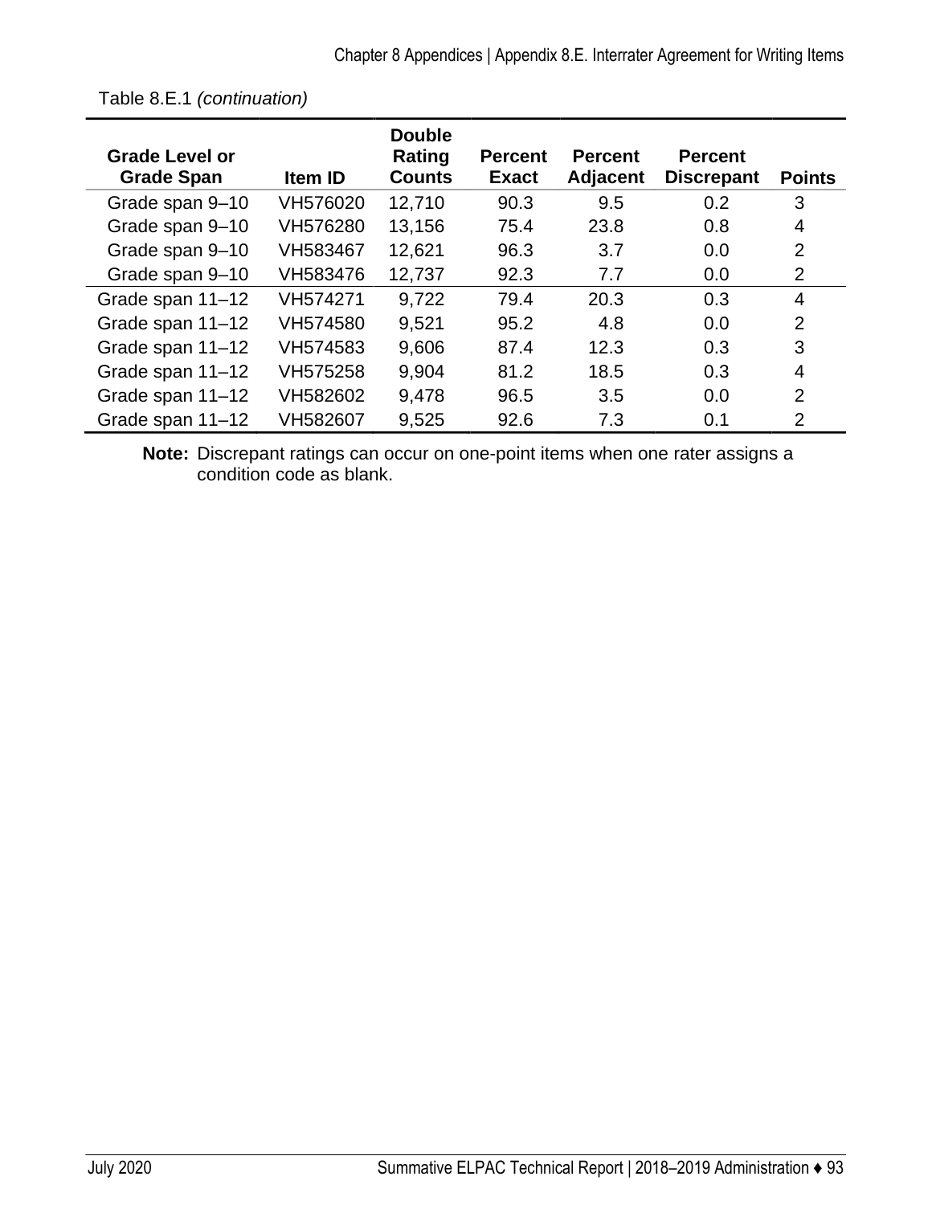Table 8.E.1 *(continuation)*

| Grade Level or Grade Span | Item ID | Double Rating Counts | Percent Exact | Percent Adjacent | Percent Discrepant | Points |
|---|---|---|---|---|---|---|
| Grade span 9–10 | VH576020 | 12,710 | 90.3 | 9.5 | 0.2 | 3 |
| Grade span 9–10 | VH576280 | 13,156 | 75.4 | 23.8 | 0.8 | 4 |
| Grade span 9–10 | VH583467 | 12,621 | 96.3 | 3.7 | 0.0 | 2 |
| Grade span 9–10 | VH583476 | 12,737 | 92.3 | 7.7 | 0.0 | 2 |
| Grade span 11–12 | VH574271 | 9,722 | 79.4 | 20.3 | 0.3 | 4 |
| Grade span 11–12 | VH574580 | 9,521 | 95.2 | 4.8 | 0.0 | 2 |
| Grade span 11–12 | VH574583 | 9,606 | 87.4 | 12.3 | 0.3 | 3 |
| Grade span 11–12 | VH575258 | 9,904 | 81.2 | 18.5 | 0.3 | 4 |
| Grade span 11–12 | VH582602 | 9,478 | 96.5 | 3.5 | 0.0 | 2 |
| Grade span 11–12 | VH582607 | 9,525 | 92.6 | 7.3 | 0.1 | 2 |

**Note:** Discrepant ratings can occur on one-point items when one rater assigns a condition code as blank.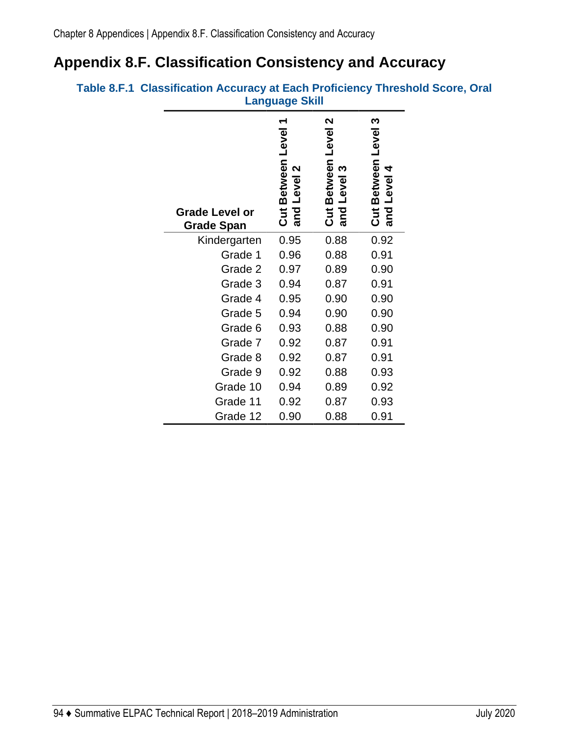# Appendix 8.F. Classification Consistency and Accuracy

**Table 8.F.1 Classification Accuracy at Each Proficiency Threshold Score, Oral Language Skill**

| Grade Level or Grade Span | Cut Between Level 1 and Level 2 | Cut Between Level 2 and Level 3 | Cut Between Level 3 and Level 4 |
|---|---|---|---|
| Kindergarten | 0.95 | 0.88 | 0.92 |
| Grade 1 | 0.96 | 0.88 | 0.91 |
| Grade 2 | 0.97 | 0.89 | 0.90 |
| Grade 3 | 0.94 | 0.87 | 0.91 |
| Grade 4 | 0.95 | 0.90 | 0.90 |
| Grade 5 | 0.94 | 0.90 | 0.90 |
| Grade 6 | 0.93 | 0.88 | 0.90 |
| Grade 7 | 0.92 | 0.87 | 0.91 |
| Grade 8 | 0.92 | 0.87 | 0.91 |
| Grade 9 | 0.92 | 0.88 | 0.93 |
| Grade 10 | 0.94 | 0.89 | 0.92 |
| Grade 11 | 0.92 | 0.87 | 0.93 |
| Grade 12 | 0.90 | 0.88 | 0.91 |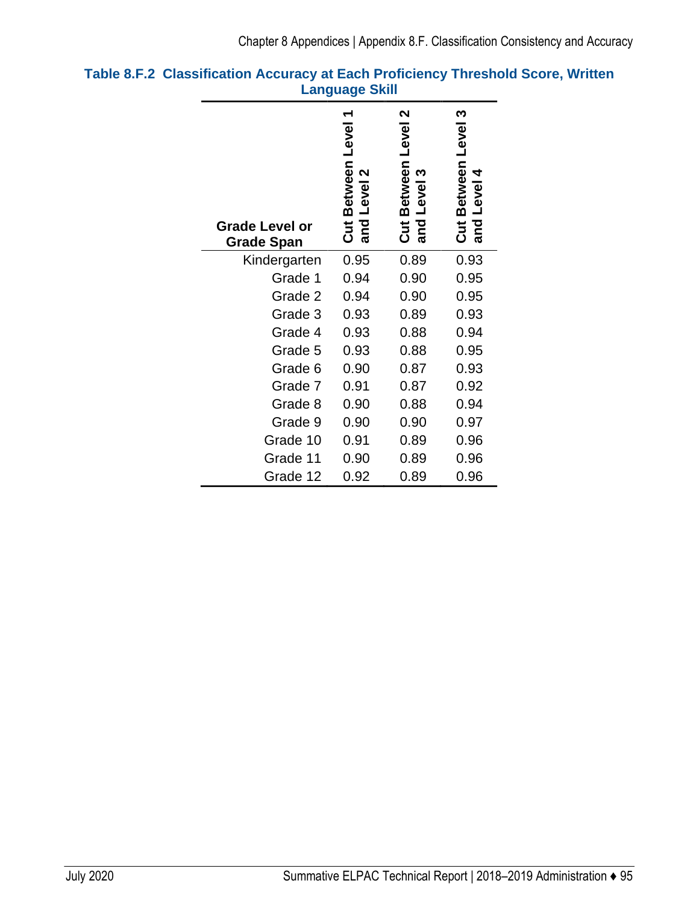**Table 8.F.2 Classification Accuracy at Each Proficiency Threshold Score, Written Language Skill**

| Grade Level or Grade Span | Cut Between Level 1 and Level 2 | Cut Between Level 2 and Level 3 | Cut Between Level 3 and Level 4 |
|---|---|---|---|
| Kindergarten | 0.95 | 0.89 | 0.93 |
| Grade 1 | 0.94 | 0.90 | 0.95 |
| Grade 2 | 0.94 | 0.90 | 0.95 |
| Grade 3 | 0.93 | 0.89 | 0.93 |
| Grade 4 | 0.93 | 0.88 | 0.94 |
| Grade 5 | 0.93 | 0.88 | 0.95 |
| Grade 6 | 0.90 | 0.87 | 0.93 |
| Grade 7 | 0.91 | 0.87 | 0.92 |
| Grade 8 | 0.90 | 0.88 | 0.94 |
| Grade 9 | 0.90 | 0.90 | 0.97 |
| Grade 10 | 0.91 | 0.89 | 0.96 |
| Grade 11 | 0.90 | 0.89 | 0.96 |
| Grade 12 | 0.92 | 0.89 | 0.96 |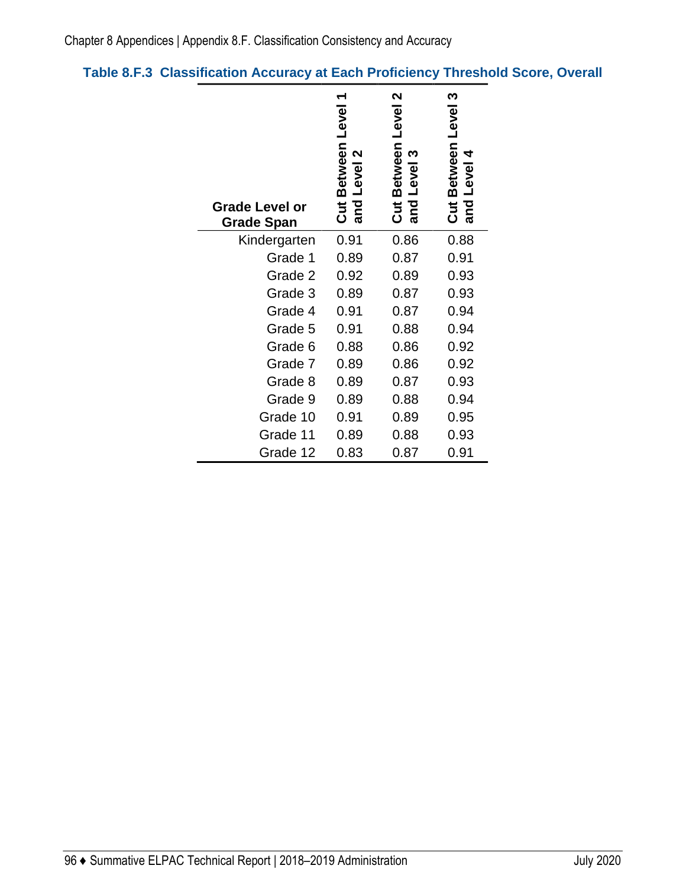**Table 8.F.3 Classification Accuracy at Each Proficiency Threshold Score, Overall**

| Grade Level or Grade Span | Cut Between Level 1 and Level 2 | Cut Between Level 2 and Level 3 | Cut Between Level 3 and Level 4 |
|---|---|---|---|
| Kindergarten | 0.91 | 0.86 | 0.88 |
| Grade 1 | 0.89 | 0.87 | 0.91 |
| Grade 2 | 0.92 | 0.89 | 0.93 |
| Grade 3 | 0.89 | 0.87 | 0.93 |
| Grade 4 | 0.91 | 0.87 | 0.94 |
| Grade 5 | 0.91 | 0.88 | 0.94 |
| Grade 6 | 0.88 | 0.86 | 0.92 |
| Grade 7 | 0.89 | 0.86 | 0.92 |
| Grade 8 | 0.89 | 0.87 | 0.93 |
| Grade 9 | 0.89 | 0.88 | 0.94 |
| Grade 10 | 0.91 | 0.89 | 0.95 |
| Grade 11 | 0.89 | 0.88 | 0.93 |
| Grade 12 | 0.83 | 0.87 | 0.91 |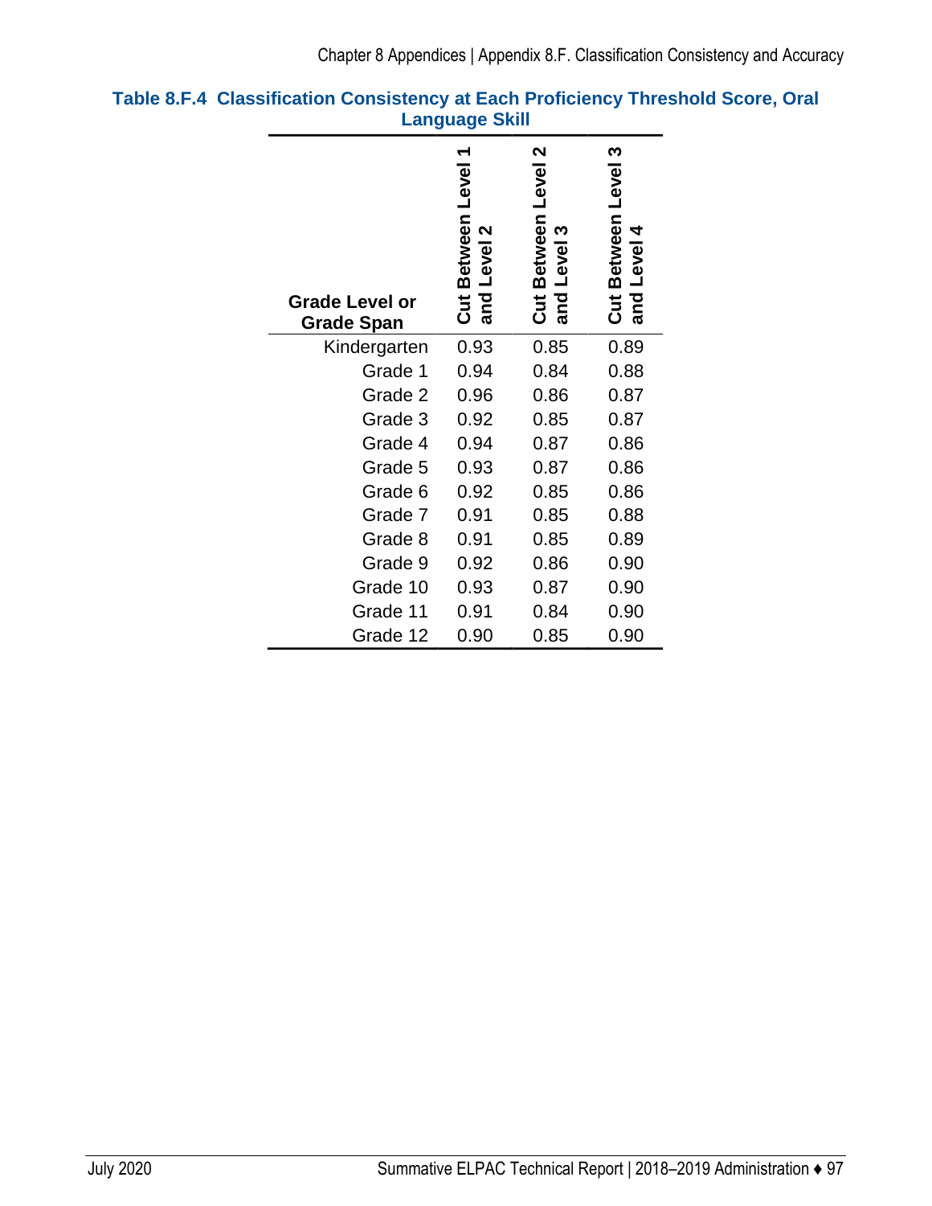**Table 8.F.4 Classification Consistency at Each Proficiency Threshold Score, Oral Language Skill**

| Grade Level or Grade Span | Cut Between Level 1 and Level 2 | Cut Between Level 2 and Level 3 | Cut Between Level 3 and Level 4 |
|---|---|---|---|
| Kindergarten | 0.93 | 0.85 | 0.89 |
| Grade 1 | 0.94 | 0.84 | 0.88 |
| Grade 2 | 0.96 | 0.86 | 0.87 |
| Grade 3 | 0.92 | 0.85 | 0.87 |
| Grade 4 | 0.94 | 0.87 | 0.86 |
| Grade 5 | 0.93 | 0.87 | 0.86 |
| Grade 6 | 0.92 | 0.85 | 0.86 |
| Grade 7 | 0.91 | 0.85 | 0.88 |
| Grade 8 | 0.91 | 0.85 | 0.89 |
| Grade 9 | 0.92 | 0.86 | 0.90 |
| Grade 10 | 0.93 | 0.87 | 0.90 |
| Grade 11 | 0.91 | 0.84 | 0.90 |
| Grade 12 | 0.90 | 0.85 | 0.90 |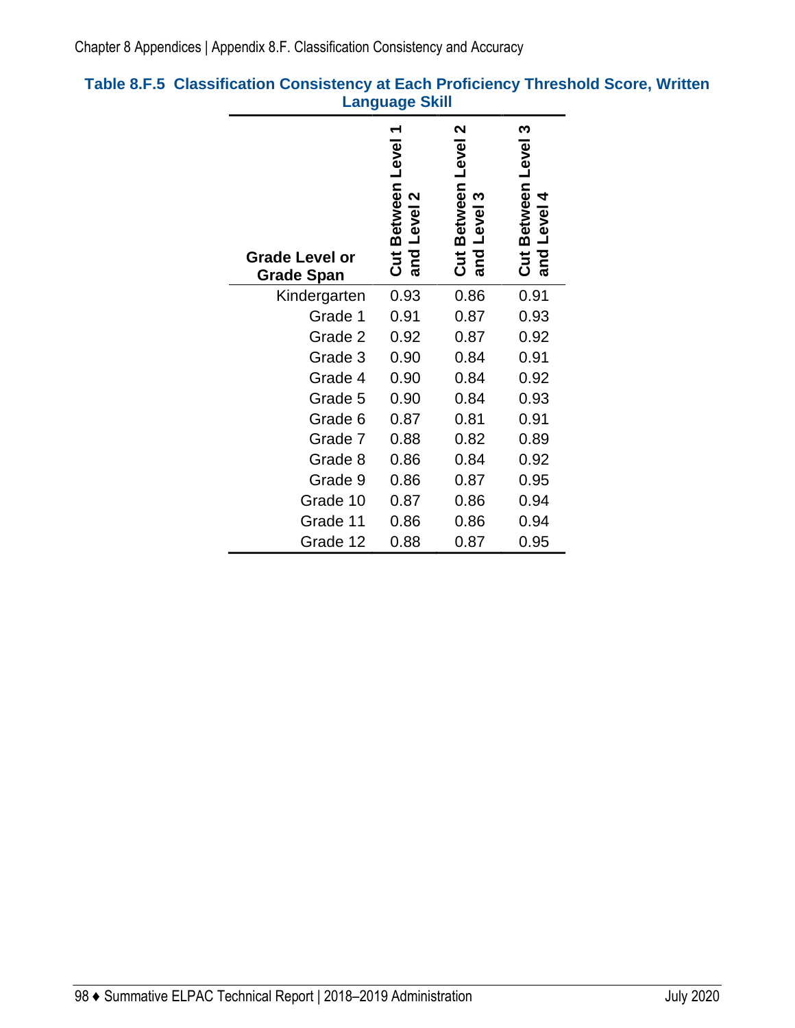**Table 8.F.5 Classification Consistency at Each Proficiency Threshold Score, Written Language Skill**

| Grade Level or Grade Span | Cut Between Level 1 and Level 2 | Cut Between Level 2 and Level 3 | Cut Between Level 3 and Level 4 |
|---|---|---|---|
| Kindergarten | 0.93 | 0.86 | 0.91 |
| Grade 1 | 0.91 | 0.87 | 0.93 |
| Grade 2 | 0.92 | 0.87 | 0.92 |
| Grade 3 | 0.90 | 0.84 | 0.91 |
| Grade 4 | 0.90 | 0.84 | 0.92 |
| Grade 5 | 0.90 | 0.84 | 0.93 |
| Grade 6 | 0.87 | 0.81 | 0.91 |
| Grade 7 | 0.88 | 0.82 | 0.89 |
| Grade 8 | 0.86 | 0.84 | 0.92 |
| Grade 9 | 0.86 | 0.87 | 0.95 |
| Grade 10 | 0.87 | 0.86 | 0.94 |
| Grade 11 | 0.86 | 0.86 | 0.94 |
| Grade 12 | 0.88 | 0.87 | 0.95 |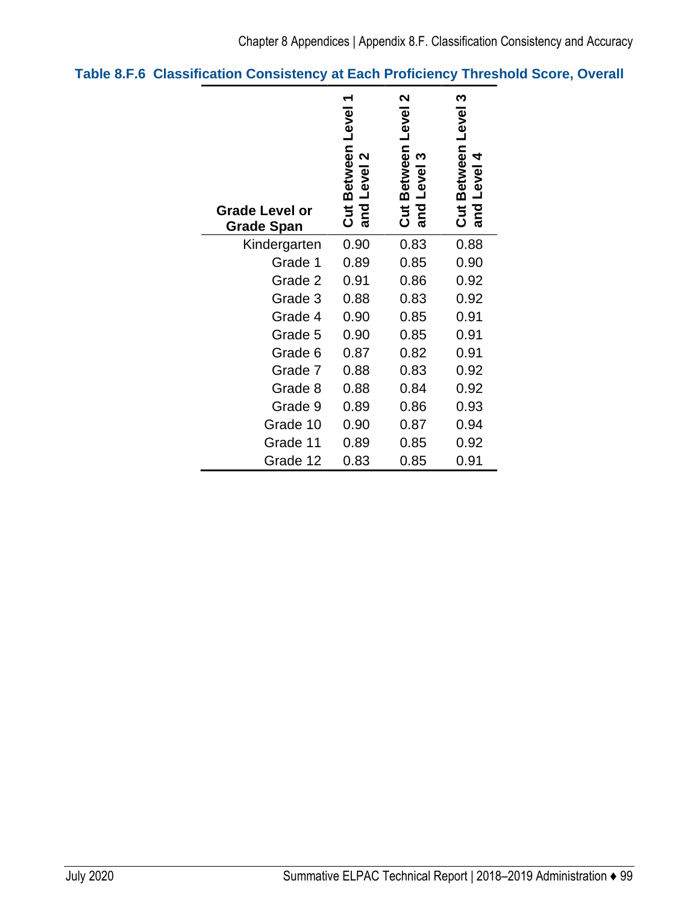### Table 8.F.6 Classification Consistency at Each Proficiency Threshold Score, Overall

| Grade Level or Grade Span | Cut Between Level 1 and Level 2 | Cut Between Level 2 and Level 3 | Cut Between Level 3 and Level 4 |
|---|---|---|---|
| Kindergarten | 0.90 | 0.83 | 0.88 |
| Grade 1 | 0.89 | 0.85 | 0.90 |
| Grade 2 | 0.91 | 0.86 | 0.92 |
| Grade 3 | 0.88 | 0.83 | 0.92 |
| Grade 4 | 0.90 | 0.85 | 0.91 |
| Grade 5 | 0.90 | 0.85 | 0.91 |
| Grade 6 | 0.87 | 0.82 | 0.91 |
| Grade 7 | 0.88 | 0.83 | 0.92 |
| Grade 8 | 0.88 | 0.84 | 0.92 |
| Grade 9 | 0.89 | 0.86 | 0.93 |
| Grade 10 | 0.90 | 0.87 | 0.94 |
| Grade 11 | 0.89 | 0.85 | 0.92 |
| Grade 12 | 0.83 | 0.85 | 0.91 |